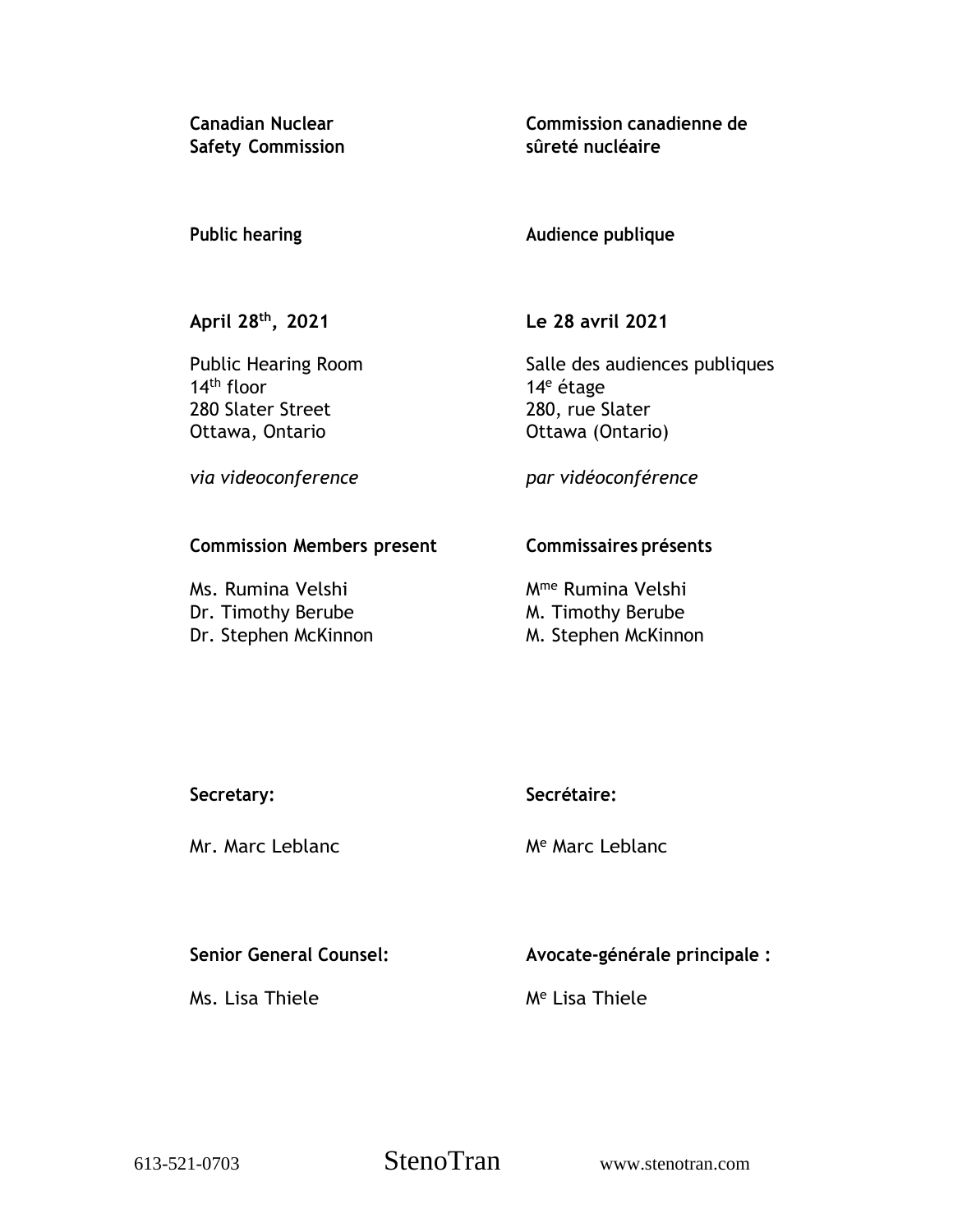**Canadian Nuclear Safety Commission**

**Commission canadienne de sûreté nucléaire**

**Public hearing**

**Audience publique**

**April 28th, 2021**

**Le 28 avril 2021**

Public Hearing Room
14th floor
280 Slater Street
Ottawa, Ontario

Salle des audiences publiques
14e étage
280, rue Slater
Ottawa (Ontario)

*via videoconference*

*par vidéoconférence*

**Commission Members present**

Ms. Rumina Velshi
Dr. Timothy Berube
Dr. Stephen McKinnon

**Commissaires présents**

Mme Rumina Velshi
M. Timothy Berube
M. Stephen McKinnon

**Secretary:**

Mr. Marc Leblanc

**Secrétaire:**

Me Marc Leblanc

**Senior General Counsel:**

Ms. Lisa Thiele

**Avocate-générale principale :**

Me Lisa Thiele

613-521-0703 StenoTran www.stenotran.com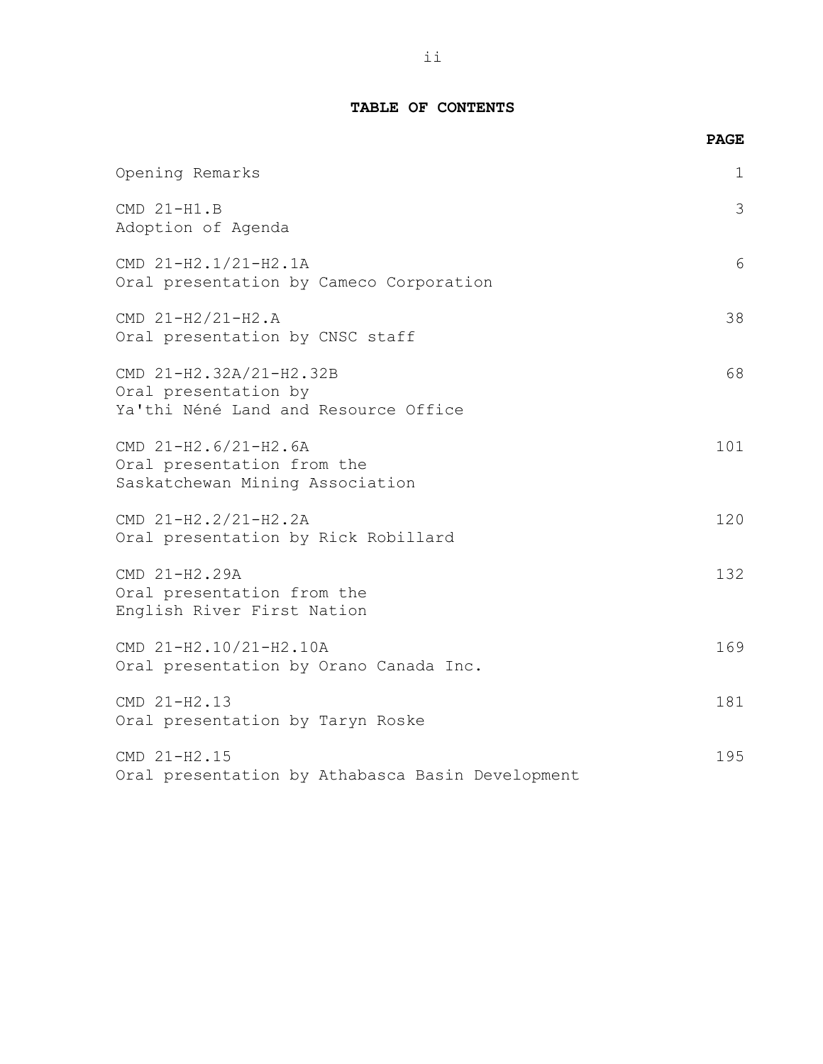# TABLE OF CONTENTS

| | PAGE |
|---|---|
| Opening Remarks | 1 |
| CMD 21-H1.B<br>Adoption of Agenda | 3 |
| CMD 21-H2.1/21-H2.1A<br>Oral presentation by Cameco Corporation | 6 |
| CMD 21-H2/21-H2.A<br>Oral presentation by CNSC staff | 38 |
| CMD 21-H2.32A/21-H2.32B<br>Oral presentation by<br>Ya'thi Néné Land and Resource Office | 68 |
| CMD 21-H2.6/21-H2.6A<br>Oral presentation from the<br>Saskatchewan Mining Association | 101 |
| CMD 21-H2.2/21-H2.2A<br>Oral presentation by Rick Robillard | 120 |
| CMD 21-H2.29A<br>Oral presentation from the<br>English River First Nation | 132 |
| CMD 21-H2.10/21-H2.10A<br>Oral presentation by Orano Canada Inc. | 169 |
| CMD 21-H2.13<br>Oral presentation by Taryn Roske | 181 |
| CMD 21-H2.15<br>Oral presentation by Athabasca Basin Development | 195 |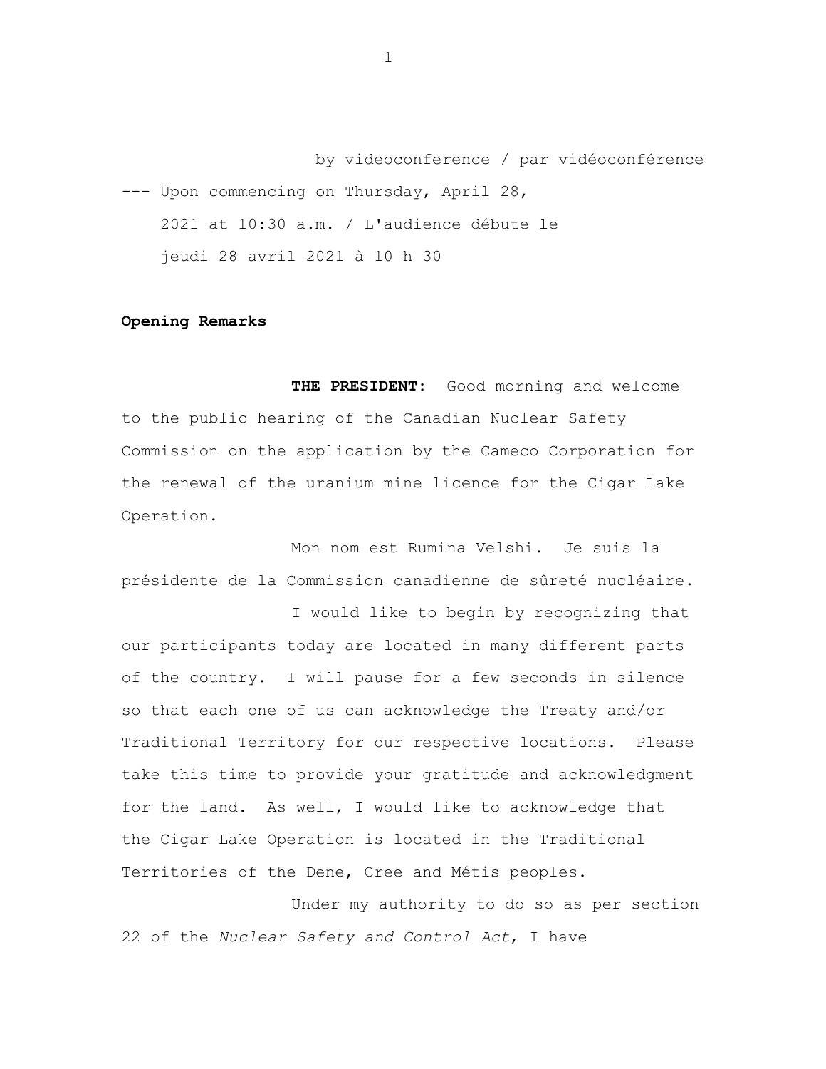by videoconference / par vidéoconférence

--- Upon commencing on Thursday, April 28, 2021 at 10:30 a.m. / L'audience débute le jeudi 28 avril 2021 à 10 h 30

**Opening Remarks**

**THE PRESIDENT:** Good morning and welcome to the public hearing of the Canadian Nuclear Safety Commission on the application by the Cameco Corporation for the renewal of the uranium mine licence for the Cigar Lake Operation.

Mon nom est Rumina Velshi. Je suis la présidente de la Commission canadienne de sûreté nucléaire.

I would like to begin by recognizing that our participants today are located in many different parts of the country. I will pause for a few seconds in silence so that each one of us can acknowledge the Treaty and/or Traditional Territory for our respective locations. Please take this time to provide your gratitude and acknowledgment for the land. As well, I would like to acknowledge that the Cigar Lake Operation is located in the Traditional Territories of the Dene, Cree and Métis peoples.

Under my authority to do so as per section 22 of the *Nuclear Safety and Control Act*, I have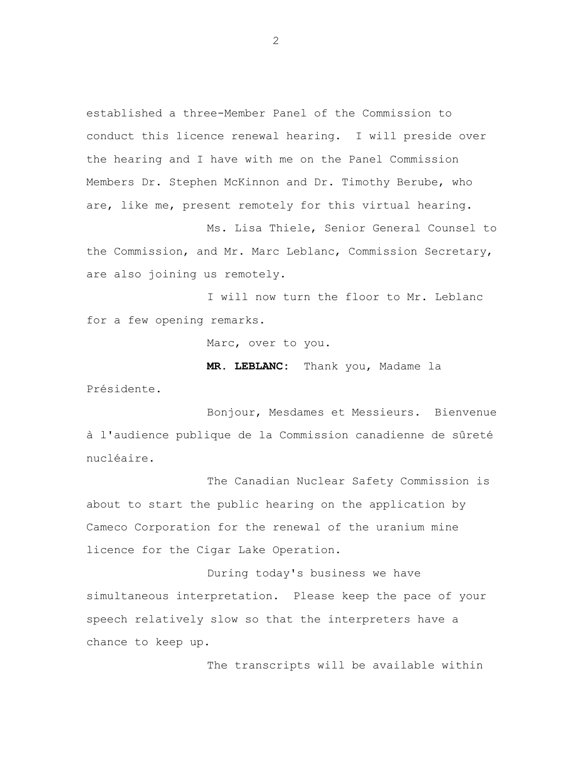established a three-Member Panel of the Commission to conduct this licence renewal hearing. I will preside over the hearing and I have with me on the Panel Commission Members Dr. Stephen McKinnon and Dr. Timothy Berube, who are, like me, present remotely for this virtual hearing.

Ms. Lisa Thiele, Senior General Counsel to the Commission, and Mr. Marc Leblanc, Commission Secretary, are also joining us remotely.

I will now turn the floor to Mr. Leblanc for a few opening remarks.

Marc, over to you.

**MR. LEBLANC:** Thank you, Madame la Présidente.

Bonjour, Mesdames et Messieurs. Bienvenue à l'audience publique de la Commission canadienne de sûreté nucléaire.

The Canadian Nuclear Safety Commission is about to start the public hearing on the application by Cameco Corporation for the renewal of the uranium mine licence for the Cigar Lake Operation.

During today's business we have simultaneous interpretation. Please keep the pace of your speech relatively slow so that the interpreters have a chance to keep up.

The transcripts will be available within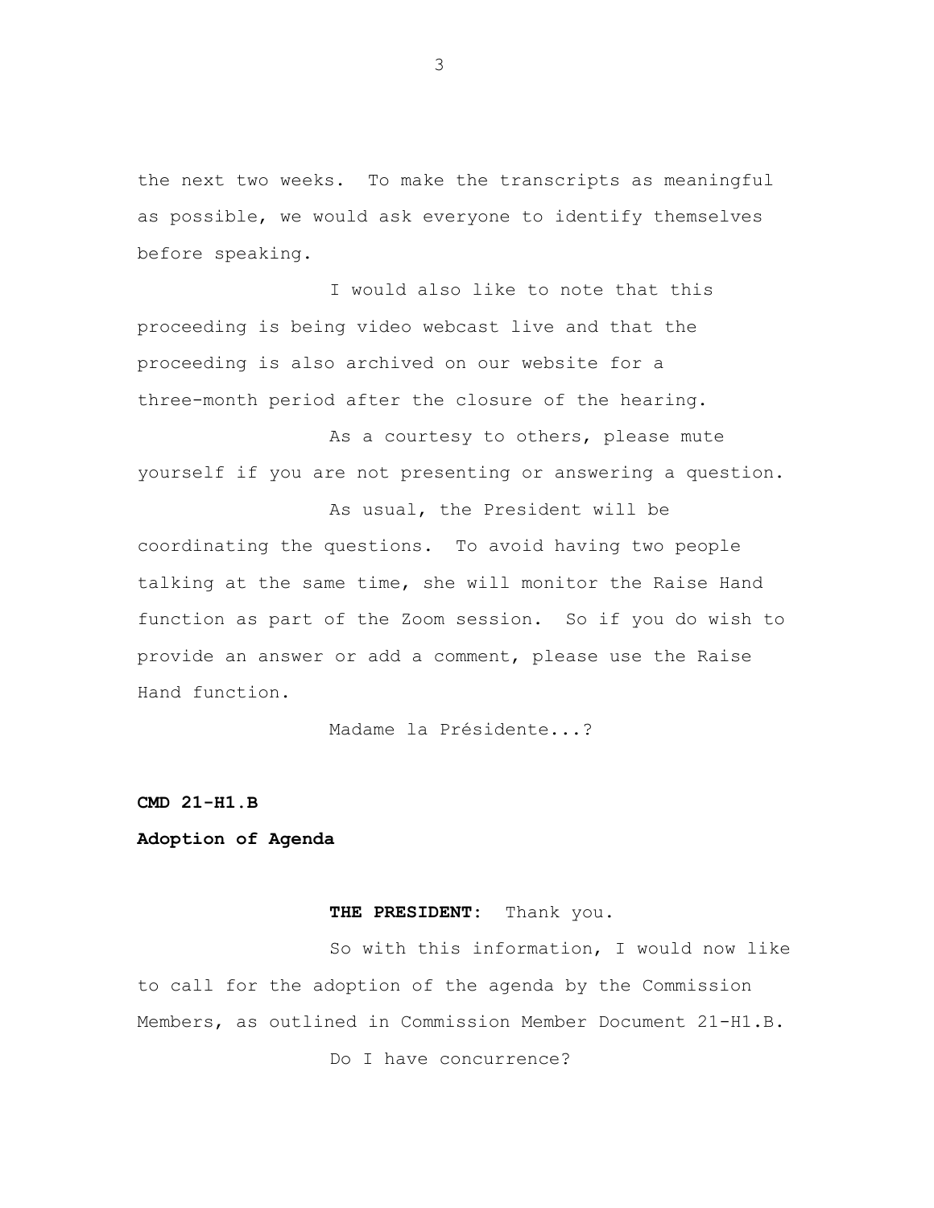the next two weeks. To make the transcripts as meaningful as possible, we would ask everyone to identify themselves before speaking.

I would also like to note that this proceeding is being video webcast live and that the proceeding is also archived on our website for a three-month period after the closure of the hearing.

As a courtesy to others, please mute yourself if you are not presenting or answering a question.

As usual, the President will be coordinating the questions. To avoid having two people talking at the same time, she will monitor the Raise Hand function as part of the Zoom session. So if you do wish to provide an answer or add a comment, please use the Raise Hand function.

Madame la Présidente...?

**CMD 21-H1.B**

**Adoption of Agenda**

**THE PRESIDENT:** Thank you.

So with this information, I would now like to call for the adoption of the agenda by the Commission Members, as outlined in Commission Member Document 21-H1.B.

Do I have concurrence?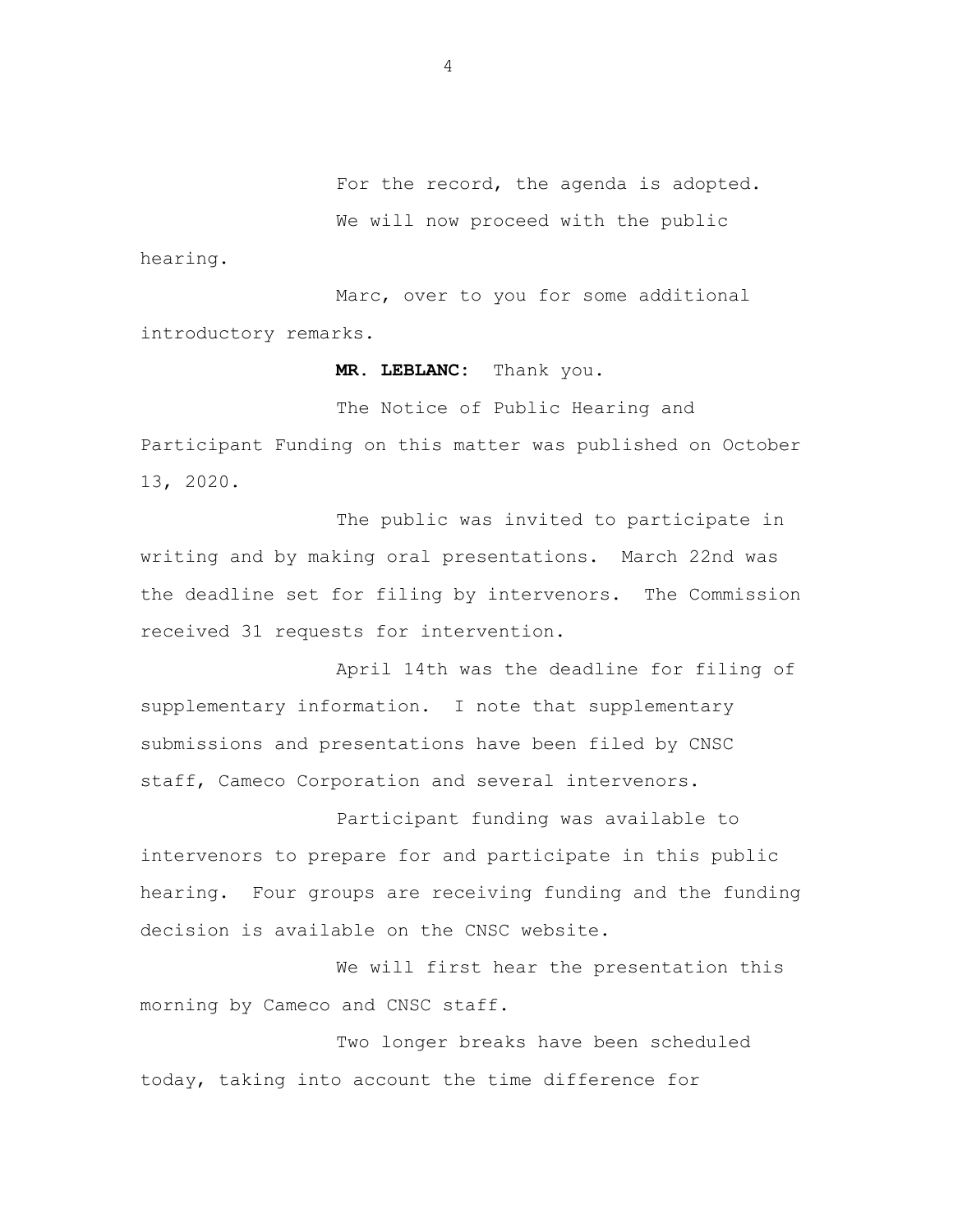For the record, the agenda is adopted.

We will now proceed with the public hearing.

Marc, over to you for some additional introductory remarks.

**MR. LEBLANC:** Thank you.

The Notice of Public Hearing and Participant Funding on this matter was published on October 13, 2020.

The public was invited to participate in writing and by making oral presentations. March 22nd was the deadline set for filing by intervenors. The Commission received 31 requests for intervention.

April 14th was the deadline for filing of supplementary information. I note that supplementary submissions and presentations have been filed by CNSC staff, Cameco Corporation and several intervenors.

Participant funding was available to intervenors to prepare for and participate in this public hearing. Four groups are receiving funding and the funding decision is available on the CNSC website.

We will first hear the presentation this morning by Cameco and CNSC staff.

Two longer breaks have been scheduled today, taking into account the time difference for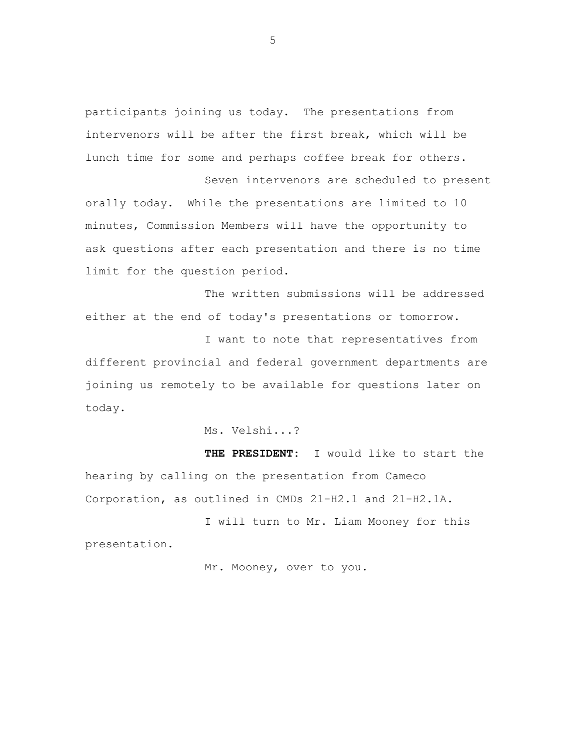participants joining us today. The presentations from intervenors will be after the first break, which will be lunch time for some and perhaps coffee break for others.

Seven intervenors are scheduled to present orally today. While the presentations are limited to 10 minutes, Commission Members will have the opportunity to ask questions after each presentation and there is no time limit for the question period.

The written submissions will be addressed either at the end of today's presentations or tomorrow.

I want to note that representatives from different provincial and federal government departments are joining us remotely to be available for questions later on today.

Ms. Velshi...?

**THE PRESIDENT:** I would like to start the hearing by calling on the presentation from Cameco Corporation, as outlined in CMDs 21-H2.1 and 21-H2.1A.

I will turn to Mr. Liam Mooney for this presentation.

Mr. Mooney, over to you.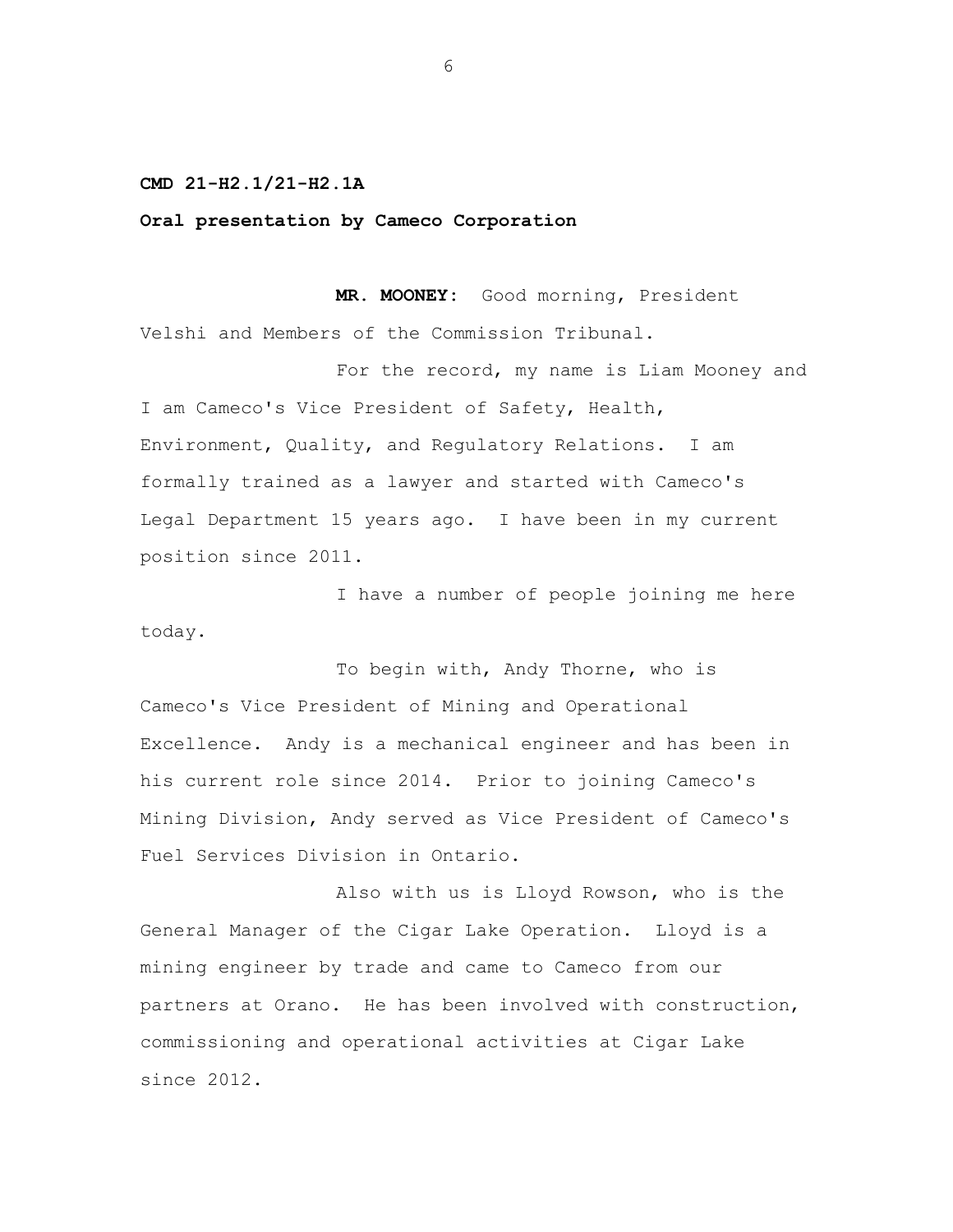**CMD 21-H2.1/21-H2.1A**

**Oral presentation by Cameco Corporation**

**MR. MOONEY:** Good morning, President Velshi and Members of the Commission Tribunal.

For the record, my name is Liam Mooney and I am Cameco's Vice President of Safety, Health, Environment, Quality, and Regulatory Relations. I am formally trained as a lawyer and started with Cameco's Legal Department 15 years ago. I have been in my current position since 2011.

I have a number of people joining me here today.

To begin with, Andy Thorne, who is Cameco's Vice President of Mining and Operational Excellence. Andy is a mechanical engineer and has been in his current role since 2014. Prior to joining Cameco's Mining Division, Andy served as Vice President of Cameco's Fuel Services Division in Ontario.

Also with us is Lloyd Rowson, who is the General Manager of the Cigar Lake Operation. Lloyd is a mining engineer by trade and came to Cameco from our partners at Orano. He has been involved with construction, commissioning and operational activities at Cigar Lake since 2012.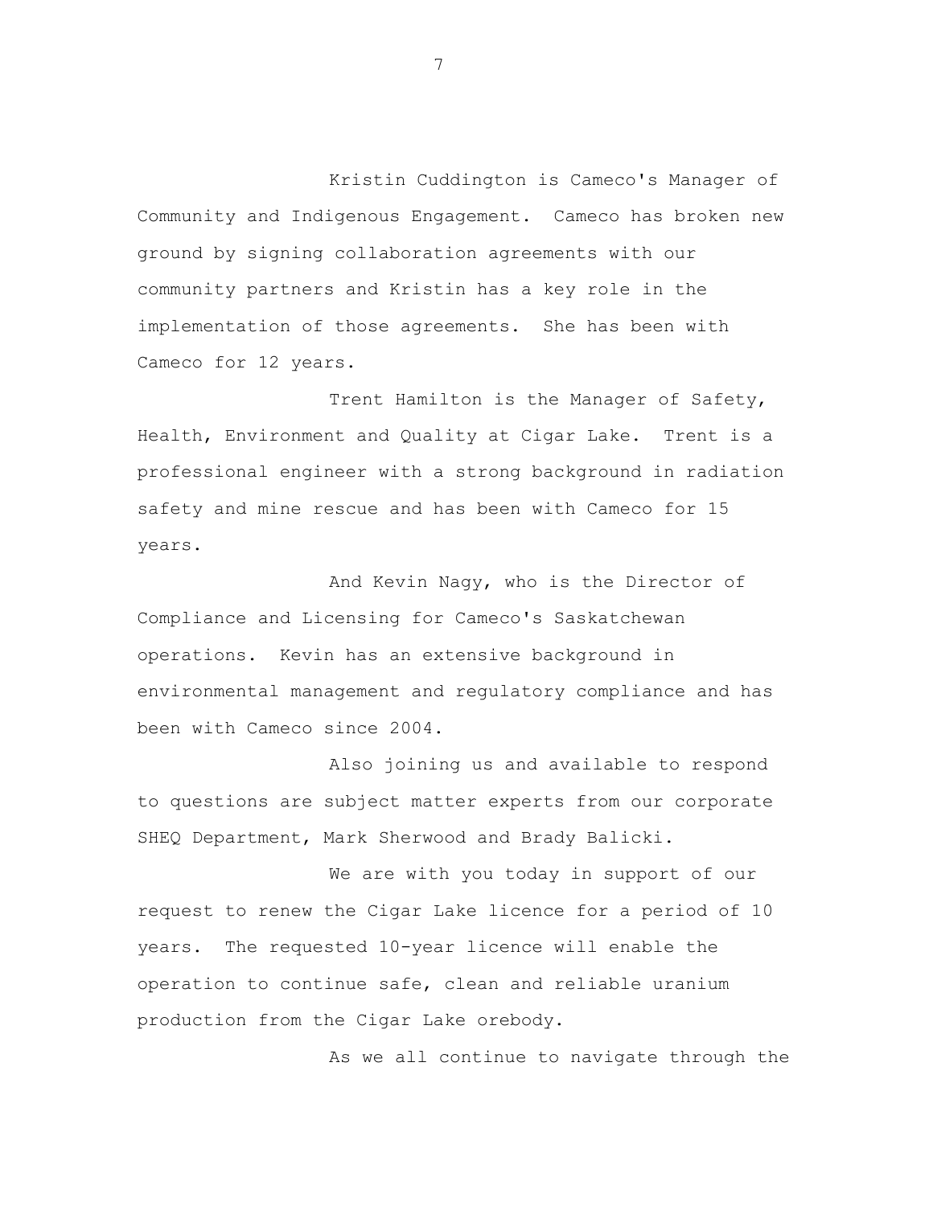Kristin Cuddington is Cameco's Manager of Community and Indigenous Engagement. Cameco has broken new ground by signing collaboration agreements with our community partners and Kristin has a key role in the implementation of those agreements. She has been with Cameco for 12 years.

Trent Hamilton is the Manager of Safety, Health, Environment and Quality at Cigar Lake. Trent is a professional engineer with a strong background in radiation safety and mine rescue and has been with Cameco for 15 years.

And Kevin Nagy, who is the Director of Compliance and Licensing for Cameco's Saskatchewan operations. Kevin has an extensive background in environmental management and regulatory compliance and has been with Cameco since 2004.

Also joining us and available to respond to questions are subject matter experts from our corporate SHEQ Department, Mark Sherwood and Brady Balicki.

We are with you today in support of our request to renew the Cigar Lake licence for a period of 10 years. The requested 10-year licence will enable the operation to continue safe, clean and reliable uranium production from the Cigar Lake orebody.

As we all continue to navigate through the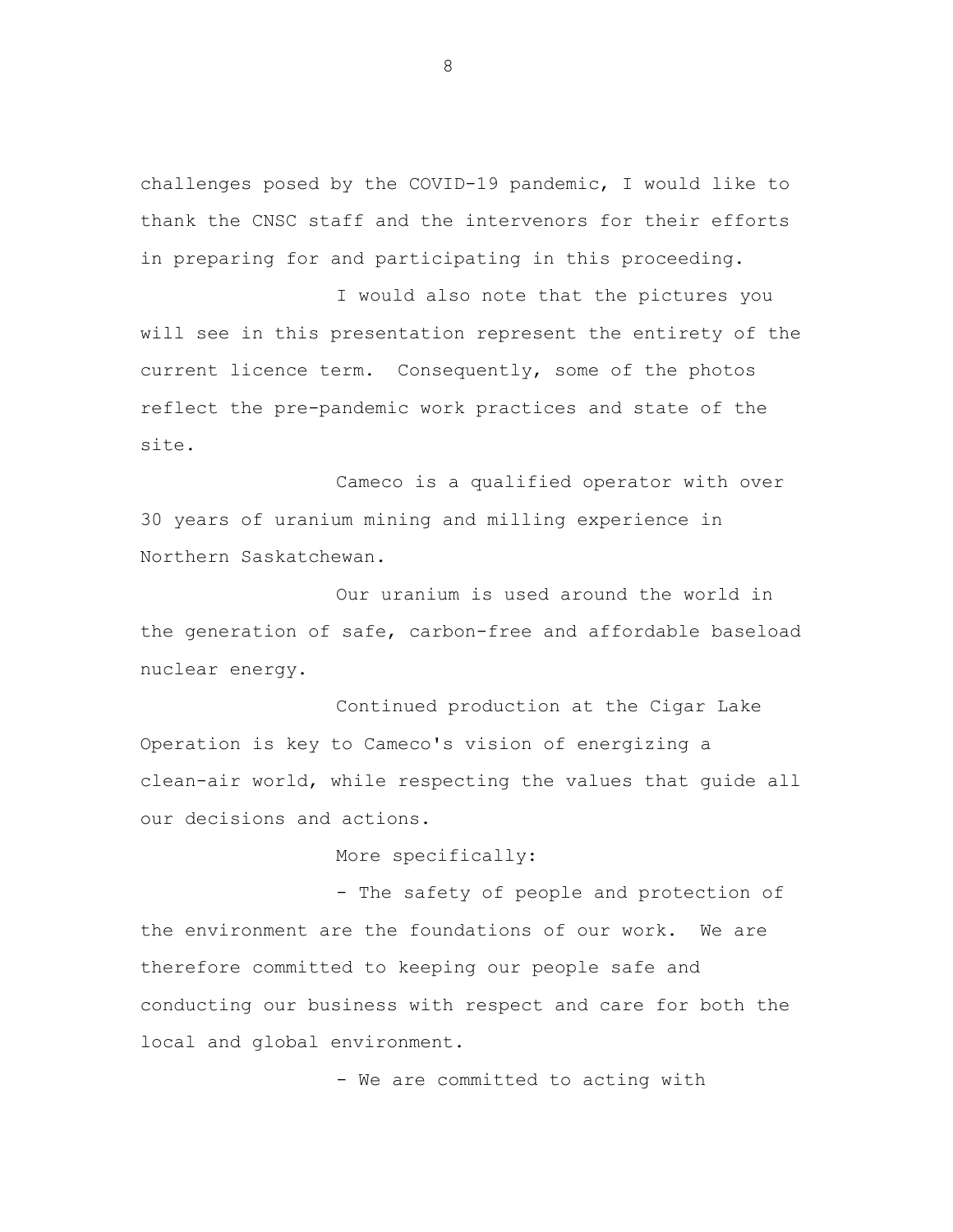challenges posed by the COVID-19 pandemic, I would like to thank the CNSC staff and the intervenors for their efforts in preparing for and participating in this proceeding.

I would also note that the pictures you will see in this presentation represent the entirety of the current licence term. Consequently, some of the photos reflect the pre-pandemic work practices and state of the site.

Cameco is a qualified operator with over 30 years of uranium mining and milling experience in Northern Saskatchewan.

Our uranium is used around the world in the generation of safe, carbon-free and affordable baseload nuclear energy.

Continued production at the Cigar Lake Operation is key to Cameco's vision of energizing a clean-air world, while respecting the values that guide all our decisions and actions.

More specifically:

- The safety of people and protection of the environment are the foundations of our work. We are therefore committed to keeping our people safe and conducting our business with respect and care for both the local and global environment.

- We are committed to acting with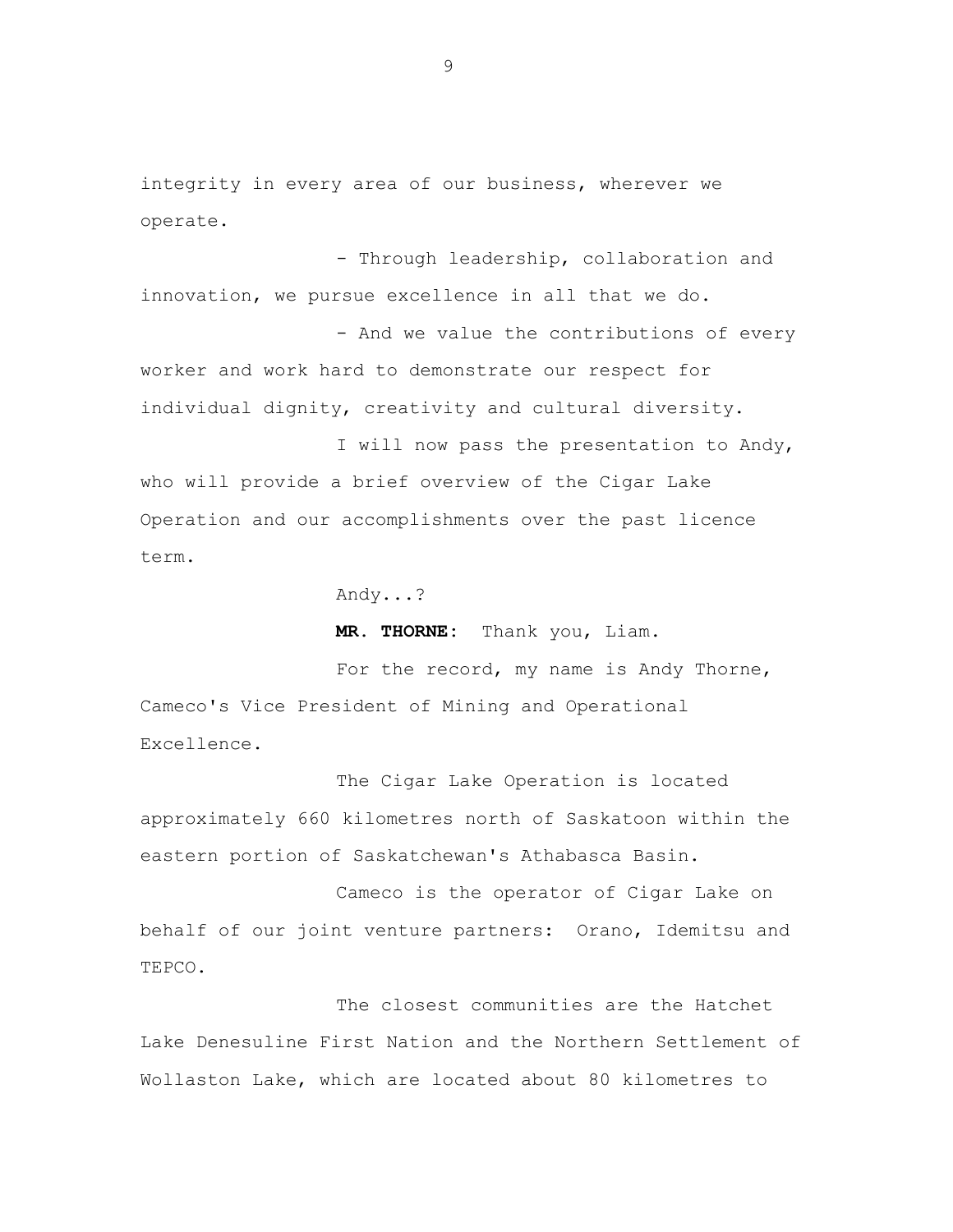integrity in every area of our business, wherever we operate.

- Through leadership, collaboration and innovation, we pursue excellence in all that we do.

- And we value the contributions of every worker and work hard to demonstrate our respect for individual dignity, creativity and cultural diversity.

I will now pass the presentation to Andy, who will provide a brief overview of the Cigar Lake Operation and our accomplishments over the past licence term.

Andy...?

**MR. THORNE:** Thank you, Liam.

For the record, my name is Andy Thorne, Cameco's Vice President of Mining and Operational Excellence.

The Cigar Lake Operation is located approximately 660 kilometres north of Saskatoon within the eastern portion of Saskatchewan's Athabasca Basin.

Cameco is the operator of Cigar Lake on behalf of our joint venture partners: Orano, Idemitsu and TEPCO.

The closest communities are the Hatchet Lake Denesuline First Nation and the Northern Settlement of Wollaston Lake, which are located about 80 kilometres to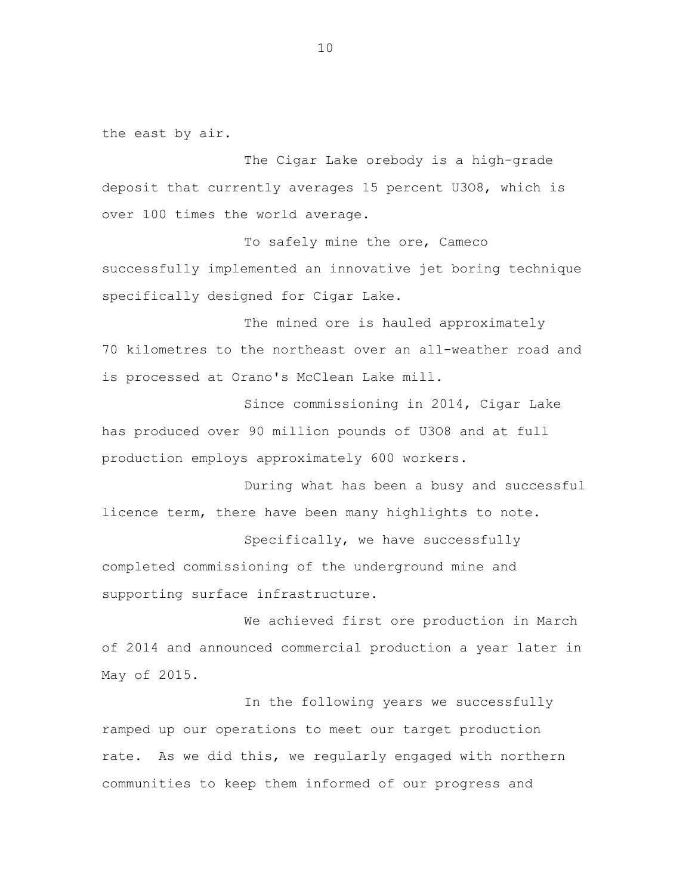the east by air.

The Cigar Lake orebody is a high-grade deposit that currently averages 15 percent $U_3O_8$, which is over 100 times the world average.

To safely mine the ore, Cameco successfully implemented an innovative jet boring technique specifically designed for Cigar Lake.

The mined ore is hauled approximately 70 kilometres to the northeast over an all-weather road and is processed at Orano's McClean Lake mill.

Since commissioning in 2014, Cigar Lake has produced over 90 million pounds of $U_3O_8$ and at full production employs approximately 600 workers.

During what has been a busy and successful licence term, there have been many highlights to note.

Specifically, we have successfully completed commissioning of the underground mine and supporting surface infrastructure.

We achieved first ore production in March of 2014 and announced commercial production a year later in May of 2015.

In the following years we successfully ramped up our operations to meet our target production rate. As we did this, we regularly engaged with northern communities to keep them informed of our progress and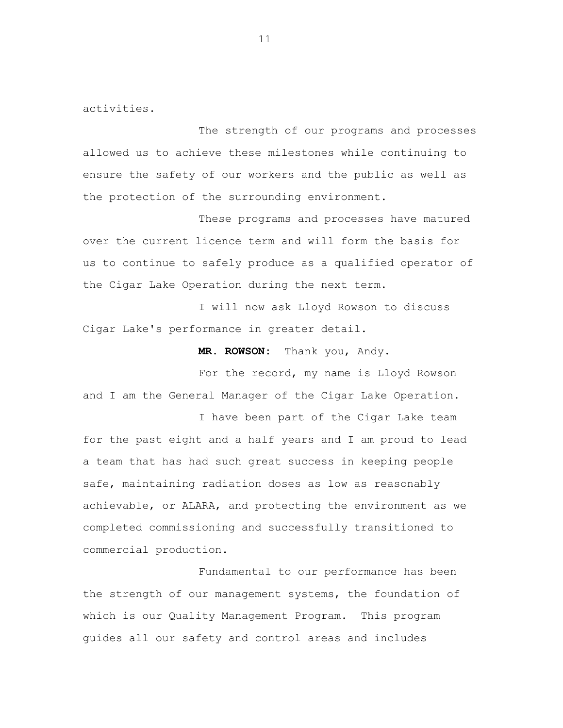activities.

The strength of our programs and processes allowed us to achieve these milestones while continuing to ensure the safety of our workers and the public as well as the protection of the surrounding environment.

These programs and processes have matured over the current licence term and will form the basis for us to continue to safely produce as a qualified operator of the Cigar Lake Operation during the next term.

I will now ask Lloyd Rowson to discuss Cigar Lake's performance in greater detail.

**MR. ROWSON:** Thank you, Andy.

For the record, my name is Lloyd Rowson and I am the General Manager of the Cigar Lake Operation.

I have been part of the Cigar Lake team for the past eight and a half years and I am proud to lead a team that has had such great success in keeping people safe, maintaining radiation doses as low as reasonably achievable, or ALARA, and protecting the environment as we completed commissioning and successfully transitioned to commercial production.

Fundamental to our performance has been the strength of our management systems, the foundation of which is our Quality Management Program. This program guides all our safety and control areas and includes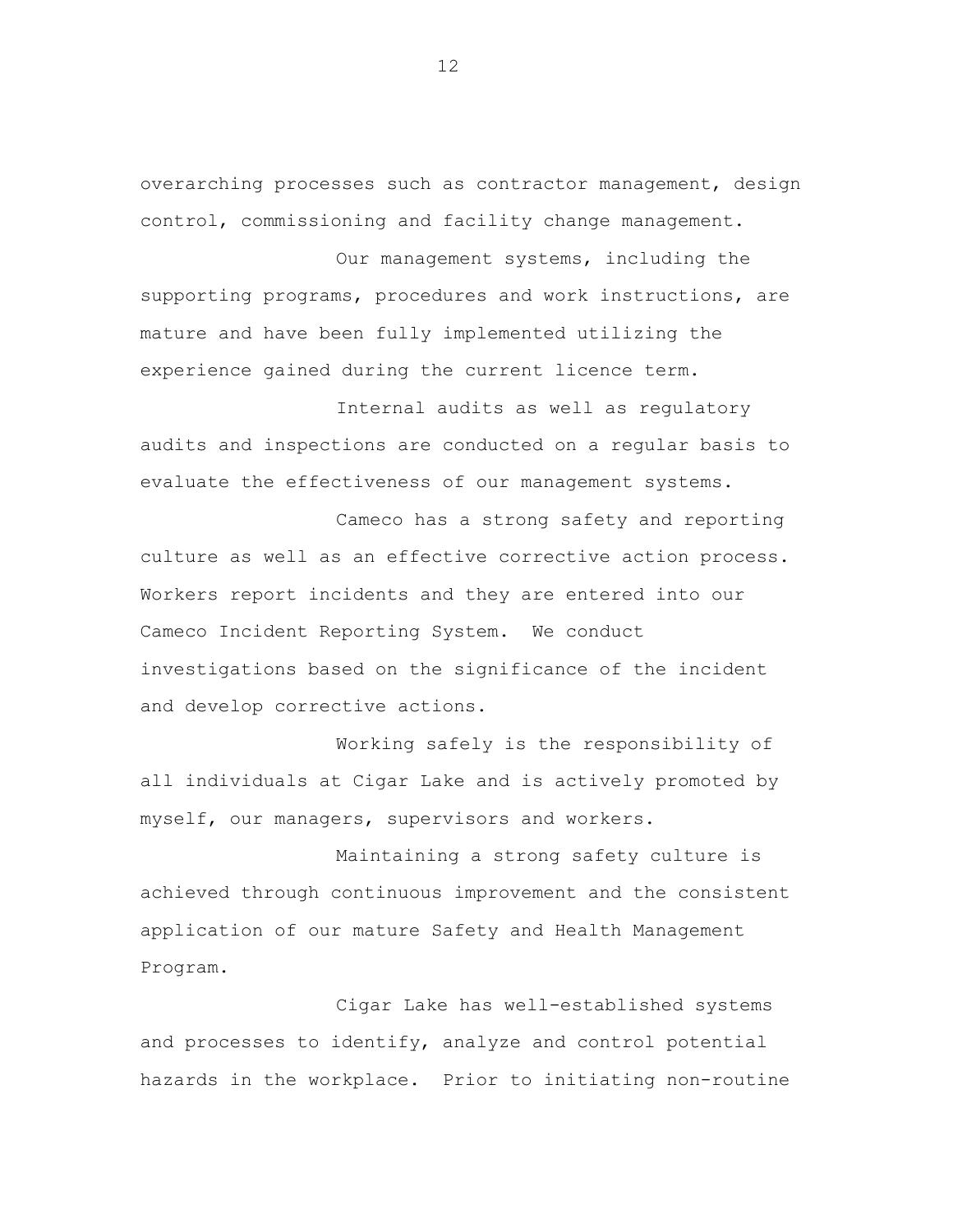overarching processes such as contractor management, design control, commissioning and facility change management.

Our management systems, including the supporting programs, procedures and work instructions, are mature and have been fully implemented utilizing the experience gained during the current licence term.

Internal audits as well as regulatory audits and inspections are conducted on a regular basis to evaluate the effectiveness of our management systems.

Cameco has a strong safety and reporting culture as well as an effective corrective action process. Workers report incidents and they are entered into our Cameco Incident Reporting System. We conduct investigations based on the significance of the incident and develop corrective actions.

Working safely is the responsibility of all individuals at Cigar Lake and is actively promoted by myself, our managers, supervisors and workers.

Maintaining a strong safety culture is achieved through continuous improvement and the consistent application of our mature Safety and Health Management Program.

Cigar Lake has well-established systems and processes to identify, analyze and control potential hazards in the workplace. Prior to initiating non-routine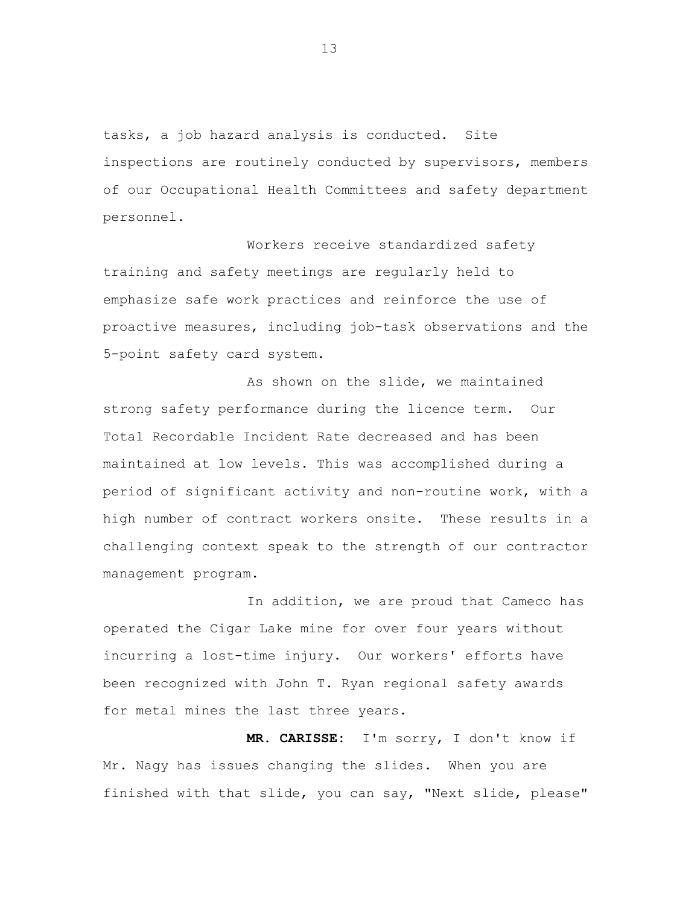tasks, a job hazard analysis is conducted. Site inspections are routinely conducted by supervisors, members of our Occupational Health Committees and safety department personnel.

Workers receive standardized safety training and safety meetings are regularly held to emphasize safe work practices and reinforce the use of proactive measures, including job-task observations and the 5-point safety card system.

As shown on the slide, we maintained strong safety performance during the licence term. Our Total Recordable Incident Rate decreased and has been maintained at low levels. This was accomplished during a period of significant activity and non-routine work, with a high number of contract workers onsite. These results in a challenging context speak to the strength of our contractor management program.

In addition, we are proud that Cameco has operated the Cigar Lake mine for over four years without incurring a lost-time injury. Our workers' efforts have been recognized with John T. Ryan regional safety awards for metal mines the last three years.

**MR. CARISSE:** I'm sorry, I don't know if Mr. Nagy has issues changing the slides. When you are finished with that slide, you can say, "Next slide, please"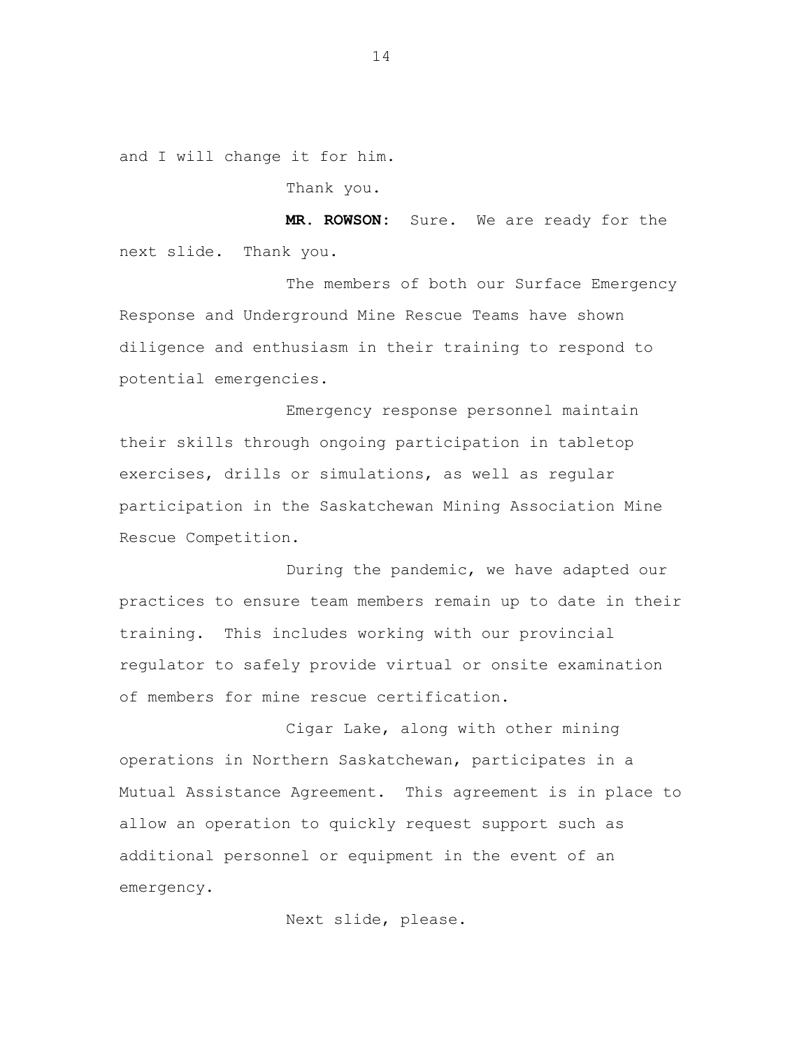and I will change it for him.

Thank you.

**MR. ROWSON:** Sure. We are ready for the next slide. Thank you.

The members of both our Surface Emergency Response and Underground Mine Rescue Teams have shown diligence and enthusiasm in their training to respond to potential emergencies.

Emergency response personnel maintain their skills through ongoing participation in tabletop exercises, drills or simulations, as well as regular participation in the Saskatchewan Mining Association Mine Rescue Competition.

During the pandemic, we have adapted our practices to ensure team members remain up to date in their training. This includes working with our provincial regulator to safely provide virtual or onsite examination of members for mine rescue certification.

Cigar Lake, along with other mining operations in Northern Saskatchewan, participates in a Mutual Assistance Agreement. This agreement is in place to allow an operation to quickly request support such as additional personnel or equipment in the event of an emergency.

Next slide, please.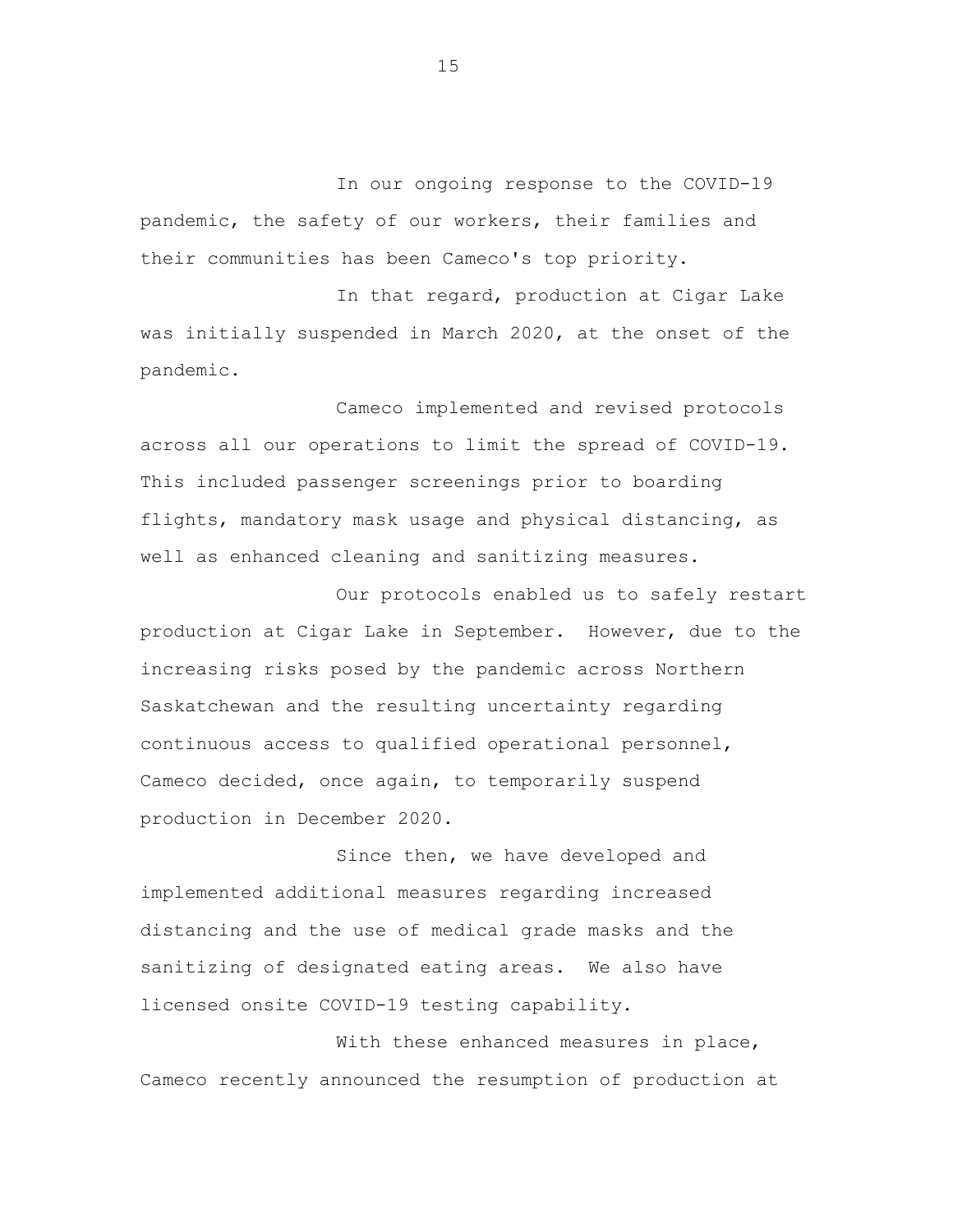In our ongoing response to the COVID-19 pandemic, the safety of our workers, their families and their communities has been Cameco's top priority.

In that regard, production at Cigar Lake was initially suspended in March 2020, at the onset of the pandemic.

Cameco implemented and revised protocols across all our operations to limit the spread of COVID-19. This included passenger screenings prior to boarding flights, mandatory mask usage and physical distancing, as well as enhanced cleaning and sanitizing measures.

Our protocols enabled us to safely restart production at Cigar Lake in September. However, due to the increasing risks posed by the pandemic across Northern Saskatchewan and the resulting uncertainty regarding continuous access to qualified operational personnel, Cameco decided, once again, to temporarily suspend production in December 2020.

Since then, we have developed and implemented additional measures regarding increased distancing and the use of medical grade masks and the sanitizing of designated eating areas. We also have licensed onsite COVID-19 testing capability.

With these enhanced measures in place, Cameco recently announced the resumption of production at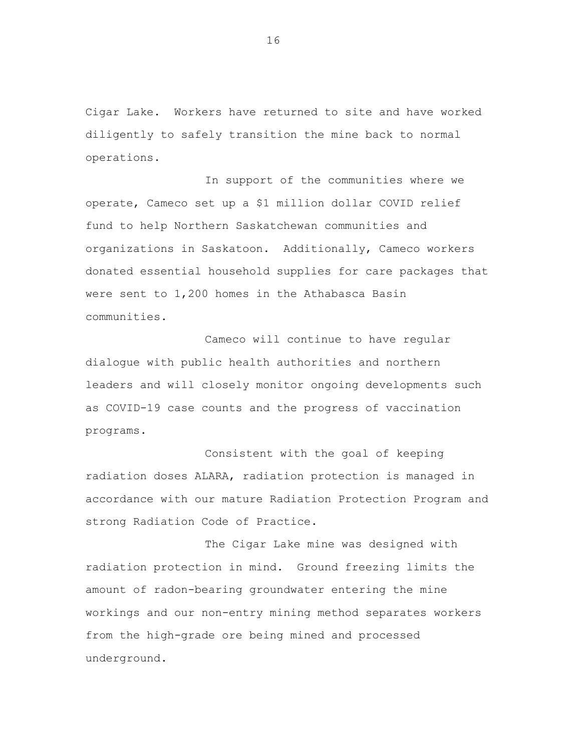Cigar Lake. Workers have returned to site and have worked diligently to safely transition the mine back to normal operations.

In support of the communities where we operate, Cameco set up a $1 million dollar COVID relief fund to help Northern Saskatchewan communities and organizations in Saskatoon. Additionally, Cameco workers donated essential household supplies for care packages that were sent to 1,200 homes in the Athabasca Basin communities.

Cameco will continue to have regular dialogue with public health authorities and northern leaders and will closely monitor ongoing developments such as COVID-19 case counts and the progress of vaccination programs.

Consistent with the goal of keeping radiation doses ALARA, radiation protection is managed in accordance with our mature Radiation Protection Program and strong Radiation Code of Practice.

The Cigar Lake mine was designed with radiation protection in mind. Ground freezing limits the amount of radon-bearing groundwater entering the mine workings and our non-entry mining method separates workers from the high-grade ore being mined and processed underground.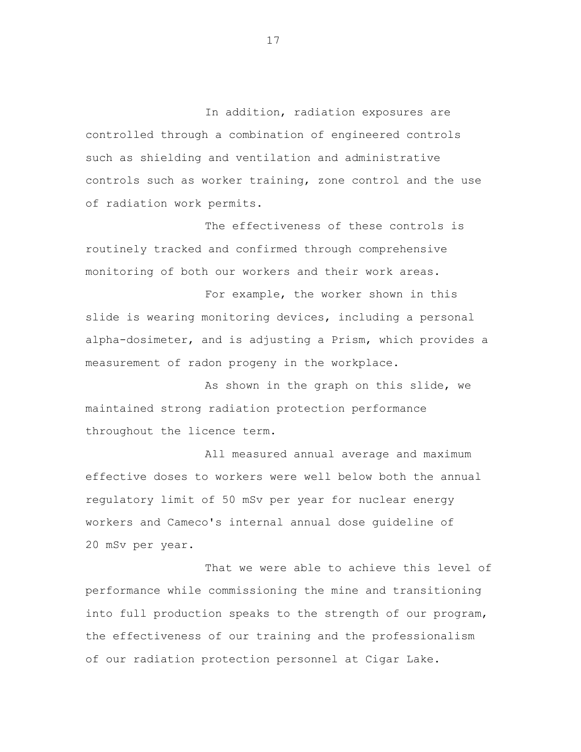In addition, radiation exposures are controlled through a combination of engineered controls such as shielding and ventilation and administrative controls such as worker training, zone control and the use of radiation work permits.

The effectiveness of these controls is routinely tracked and confirmed through comprehensive monitoring of both our workers and their work areas.

For example, the worker shown in this slide is wearing monitoring devices, including a personal alpha-dosimeter, and is adjusting a Prism, which provides a measurement of radon progeny in the workplace.

As shown in the graph on this slide, we maintained strong radiation protection performance throughout the licence term.

All measured annual average and maximum effective doses to workers were well below both the annual regulatory limit of 50 mSv per year for nuclear energy workers and Cameco's internal annual dose guideline of 20 mSv per year.

That we were able to achieve this level of performance while commissioning the mine and transitioning into full production speaks to the strength of our program, the effectiveness of our training and the professionalism of our radiation protection personnel at Cigar Lake.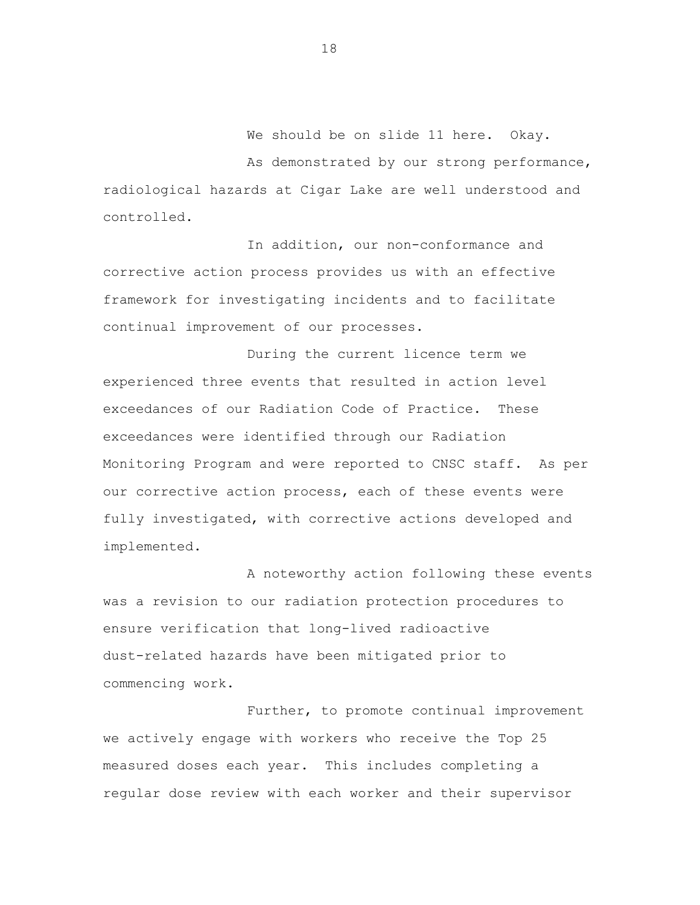We should be on slide 11 here. Okay.

As demonstrated by our strong performance, radiological hazards at Cigar Lake are well understood and controlled.

In addition, our non-conformance and corrective action process provides us with an effective framework for investigating incidents and to facilitate continual improvement of our processes.

During the current licence term we experienced three events that resulted in action level exceedances of our Radiation Code of Practice. These exceedances were identified through our Radiation Monitoring Program and were reported to CNSC staff. As per our corrective action process, each of these events were fully investigated, with corrective actions developed and implemented.

A noteworthy action following these events was a revision to our radiation protection procedures to ensure verification that long-lived radioactive dust-related hazards have been mitigated prior to commencing work.

Further, to promote continual improvement we actively engage with workers who receive the Top 25 measured doses each year. This includes completing a regular dose review with each worker and their supervisor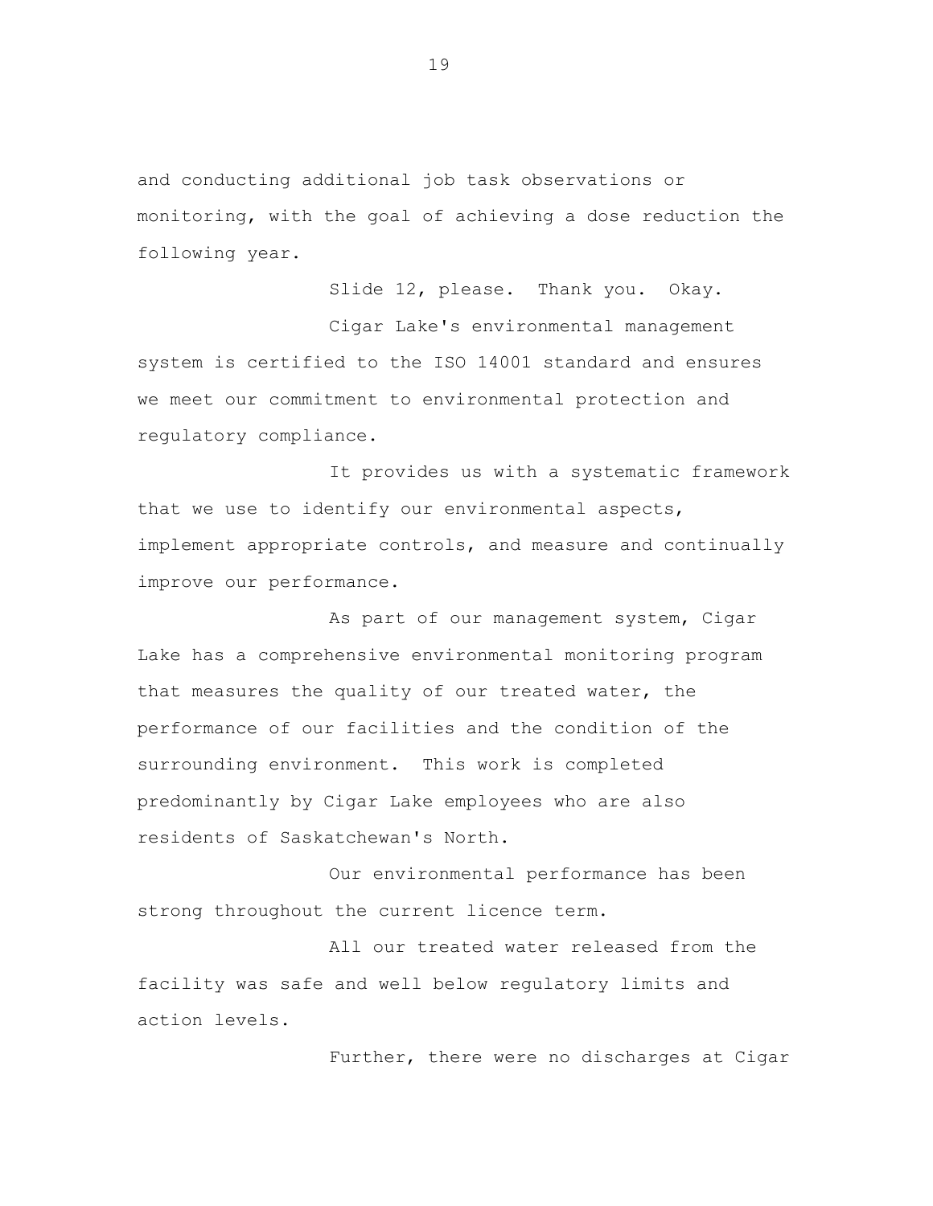and conducting additional job task observations or monitoring, with the goal of achieving a dose reduction the following year.

Slide 12, please. Thank you. Okay.

Cigar Lake's environmental management system is certified to the ISO 14001 standard and ensures we meet our commitment to environmental protection and regulatory compliance.

It provides us with a systematic framework that we use to identify our environmental aspects, implement appropriate controls, and measure and continually improve our performance.

As part of our management system, Cigar Lake has a comprehensive environmental monitoring program that measures the quality of our treated water, the performance of our facilities and the condition of the surrounding environment. This work is completed predominantly by Cigar Lake employees who are also residents of Saskatchewan's North.

Our environmental performance has been strong throughout the current licence term.

All our treated water released from the facility was safe and well below regulatory limits and action levels.

Further, there were no discharges at Cigar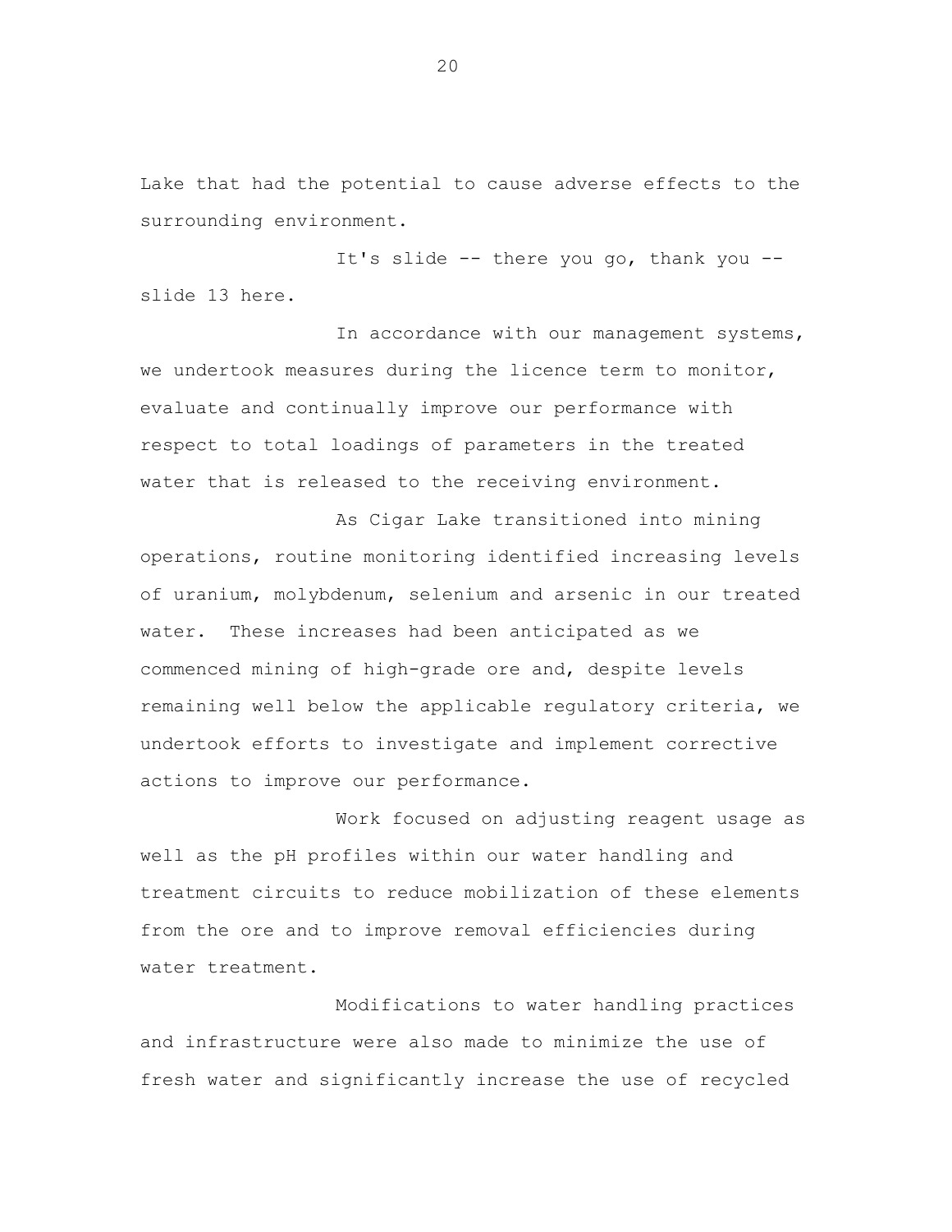Lake that had the potential to cause adverse effects to the surrounding environment.

It's slide -- there you go, thank you -- slide 13 here.

In accordance with our management systems, we undertook measures during the licence term to monitor, evaluate and continually improve our performance with respect to total loadings of parameters in the treated water that is released to the receiving environment.

As Cigar Lake transitioned into mining operations, routine monitoring identified increasing levels of uranium, molybdenum, selenium and arsenic in our treated water. These increases had been anticipated as we commenced mining of high-grade ore and, despite levels remaining well below the applicable regulatory criteria, we undertook efforts to investigate and implement corrective actions to improve our performance.

Work focused on adjusting reagent usage as well as the pH profiles within our water handling and treatment circuits to reduce mobilization of these elements from the ore and to improve removal efficiencies during water treatment.

Modifications to water handling practices and infrastructure were also made to minimize the use of fresh water and significantly increase the use of recycled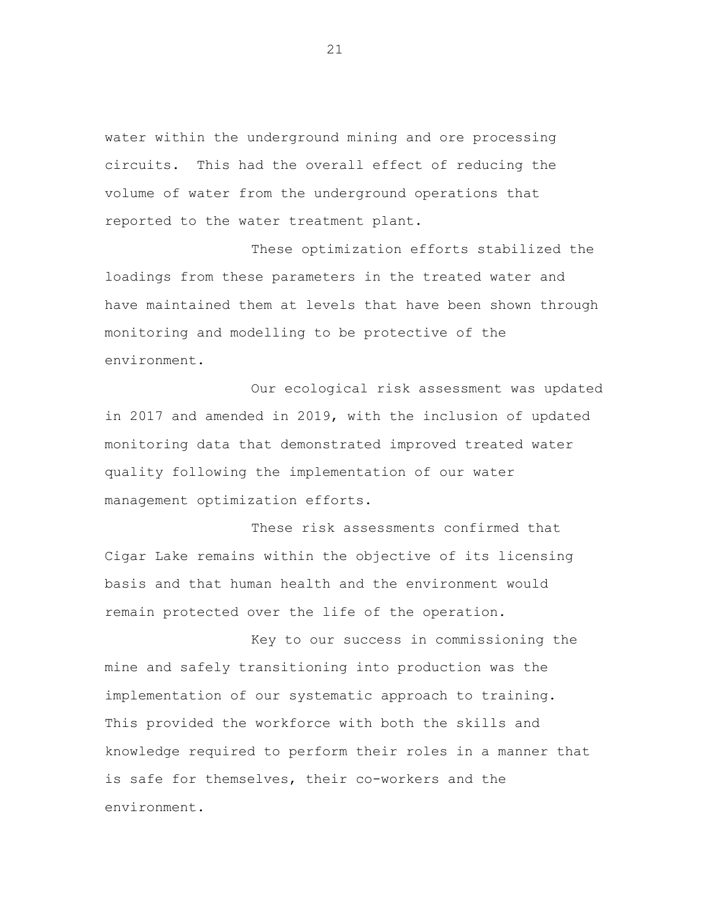water within the underground mining and ore processing circuits. This had the overall effect of reducing the volume of water from the underground operations that reported to the water treatment plant.

These optimization efforts stabilized the loadings from these parameters in the treated water and have maintained them at levels that have been shown through monitoring and modelling to be protective of the environment.

Our ecological risk assessment was updated in 2017 and amended in 2019, with the inclusion of updated monitoring data that demonstrated improved treated water quality following the implementation of our water management optimization efforts.

These risk assessments confirmed that Cigar Lake remains within the objective of its licensing basis and that human health and the environment would remain protected over the life of the operation.

Key to our success in commissioning the mine and safely transitioning into production was the implementation of our systematic approach to training. This provided the workforce with both the skills and knowledge required to perform their roles in a manner that is safe for themselves, their co-workers and the environment.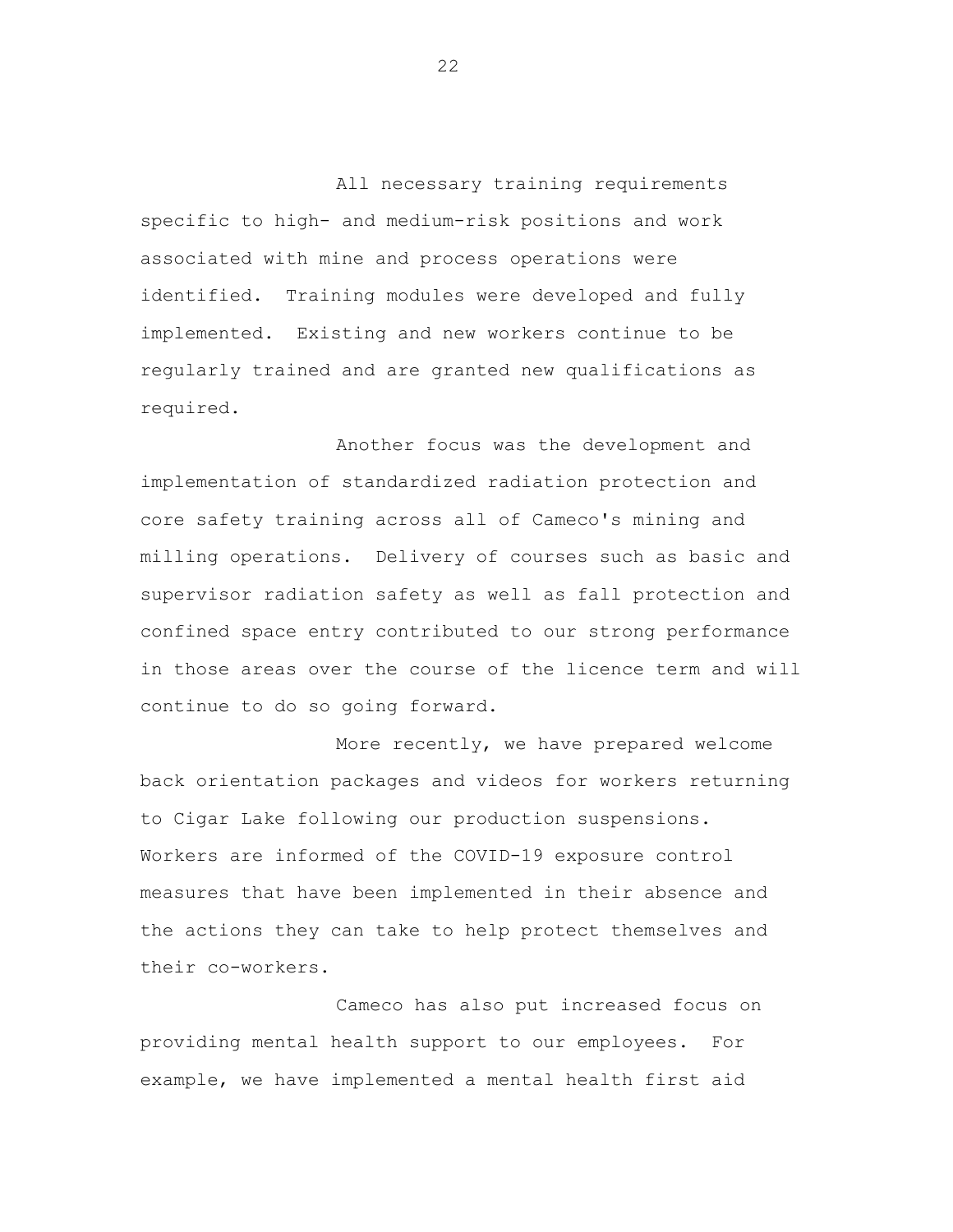All necessary training requirements specific to high- and medium-risk positions and work associated with mine and process operations were identified. Training modules were developed and fully implemented. Existing and new workers continue to be regularly trained and are granted new qualifications as required.

Another focus was the development and implementation of standardized radiation protection and core safety training across all of Cameco's mining and milling operations. Delivery of courses such as basic and supervisor radiation safety as well as fall protection and confined space entry contributed to our strong performance in those areas over the course of the licence term and will continue to do so going forward.

More recently, we have prepared welcome back orientation packages and videos for workers returning to Cigar Lake following our production suspensions. Workers are informed of the COVID-19 exposure control measures that have been implemented in their absence and the actions they can take to help protect themselves and their co-workers.

Cameco has also put increased focus on providing mental health support to our employees. For example, we have implemented a mental health first aid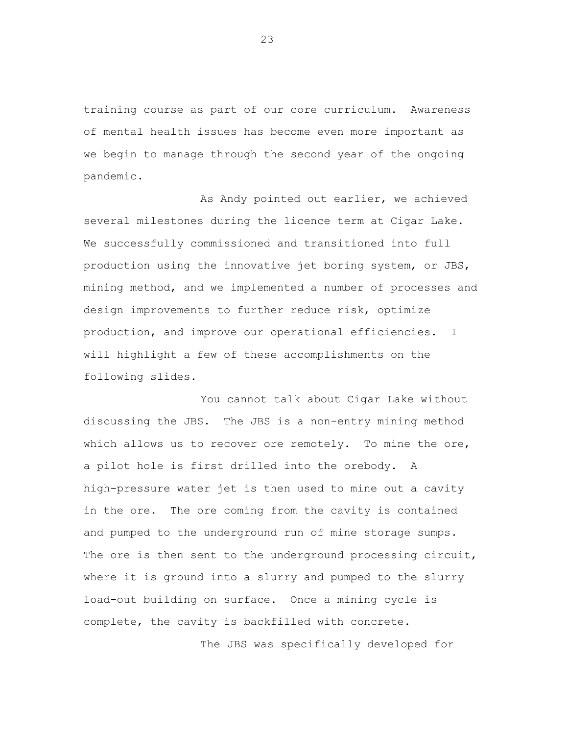training course as part of our core curriculum. Awareness of mental health issues has become even more important as we begin to manage through the second year of the ongoing pandemic.

As Andy pointed out earlier, we achieved several milestones during the licence term at Cigar Lake. We successfully commissioned and transitioned into full production using the innovative jet boring system, or JBS, mining method, and we implemented a number of processes and design improvements to further reduce risk, optimize production, and improve our operational efficiencies. I will highlight a few of these accomplishments on the following slides.

You cannot talk about Cigar Lake without discussing the JBS. The JBS is a non-entry mining method which allows us to recover ore remotely. To mine the ore, a pilot hole is first drilled into the orebody. A high-pressure water jet is then used to mine out a cavity in the ore. The ore coming from the cavity is contained and pumped to the underground run of mine storage sumps. The ore is then sent to the underground processing circuit, where it is ground into a slurry and pumped to the slurry load-out building on surface. Once a mining cycle is complete, the cavity is backfilled with concrete.

The JBS was specifically developed for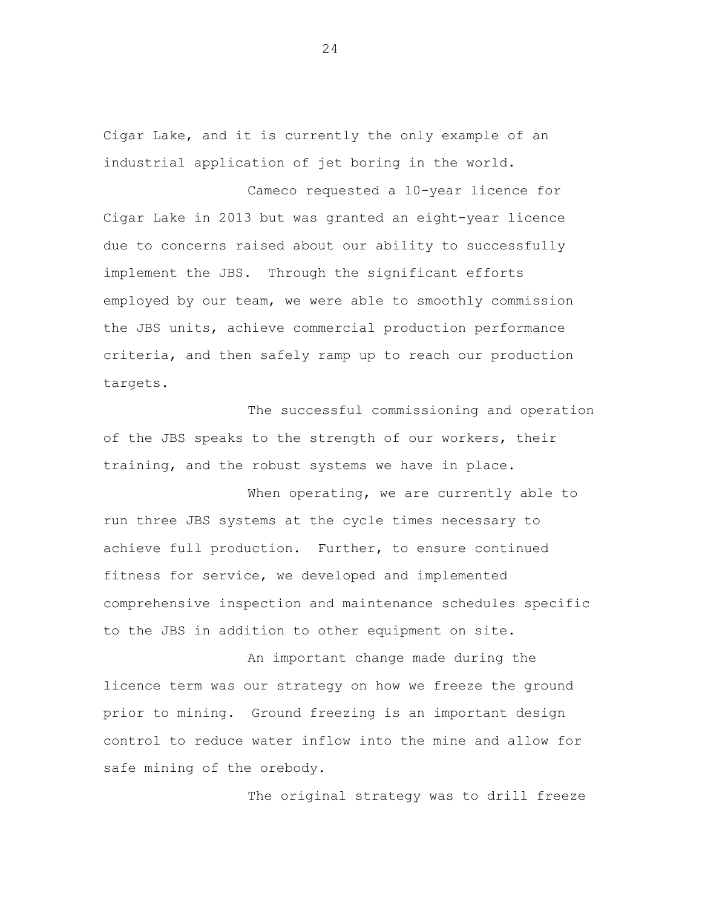Cigar Lake, and it is currently the only example of an industrial application of jet boring in the world.

Cameco requested a 10-year licence for Cigar Lake in 2013 but was granted an eight-year licence due to concerns raised about our ability to successfully implement the JBS. Through the significant efforts employed by our team, we were able to smoothly commission the JBS units, achieve commercial production performance criteria, and then safely ramp up to reach our production targets.

The successful commissioning and operation of the JBS speaks to the strength of our workers, their training, and the robust systems we have in place.

When operating, we are currently able to run three JBS systems at the cycle times necessary to achieve full production. Further, to ensure continued fitness for service, we developed and implemented comprehensive inspection and maintenance schedules specific to the JBS in addition to other equipment on site.

An important change made during the licence term was our strategy on how we freeze the ground prior to mining. Ground freezing is an important design control to reduce water inflow into the mine and allow for safe mining of the orebody.

The original strategy was to drill freeze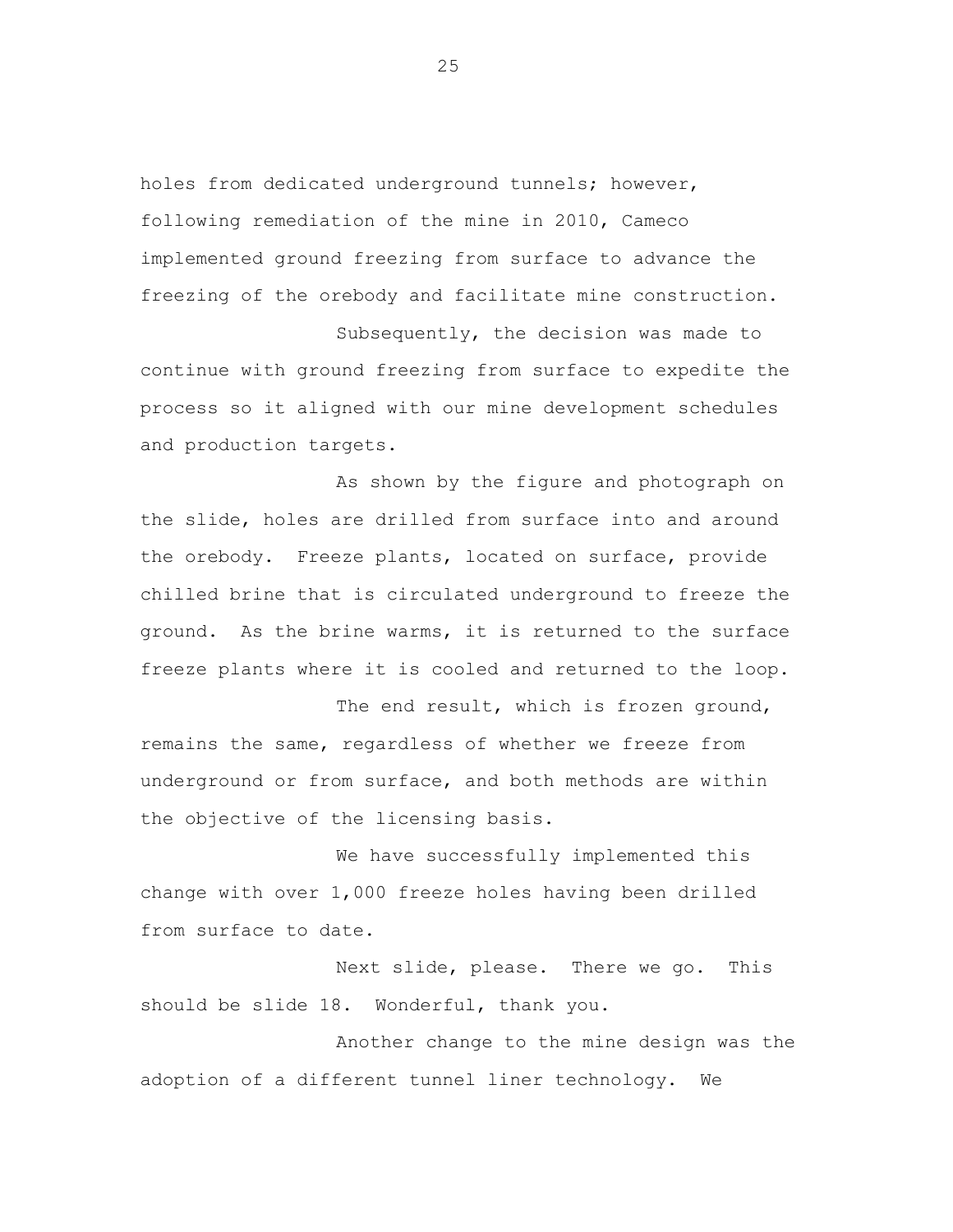holes from dedicated underground tunnels; however, following remediation of the mine in 2010, Cameco implemented ground freezing from surface to advance the freezing of the orebody and facilitate mine construction.

Subsequently, the decision was made to continue with ground freezing from surface to expedite the process so it aligned with our mine development schedules and production targets.

As shown by the figure and photograph on the slide, holes are drilled from surface into and around the orebody. Freeze plants, located on surface, provide chilled brine that is circulated underground to freeze the ground. As the brine warms, it is returned to the surface freeze plants where it is cooled and returned to the loop.

The end result, which is frozen ground, remains the same, regardless of whether we freeze from underground or from surface, and both methods are within the objective of the licensing basis.

We have successfully implemented this change with over 1,000 freeze holes having been drilled from surface to date.

Next slide, please. There we go. This should be slide 18. Wonderful, thank you.

Another change to the mine design was the adoption of a different tunnel liner technology. We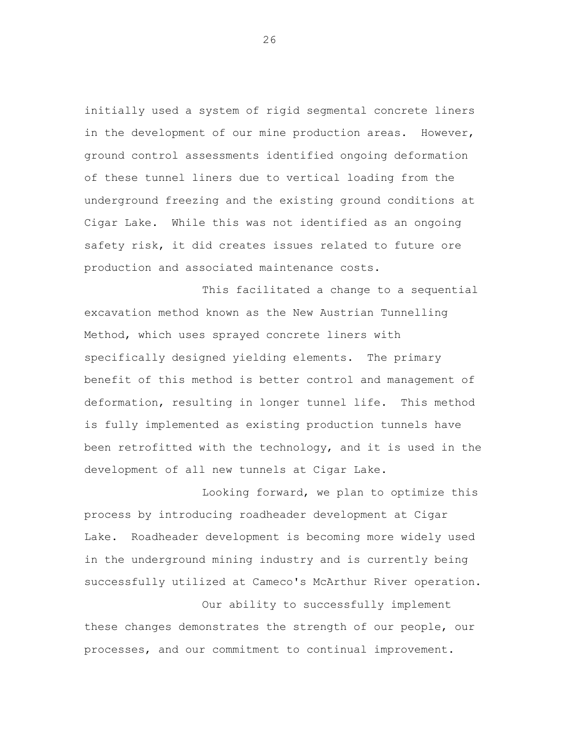initially used a system of rigid segmental concrete liners in the development of our mine production areas. However, ground control assessments identified ongoing deformation of these tunnel liners due to vertical loading from the underground freezing and the existing ground conditions at Cigar Lake. While this was not identified as an ongoing safety risk, it did creates issues related to future ore production and associated maintenance costs.

This facilitated a change to a sequential excavation method known as the New Austrian Tunnelling Method, which uses sprayed concrete liners with specifically designed yielding elements. The primary benefit of this method is better control and management of deformation, resulting in longer tunnel life. This method is fully implemented as existing production tunnels have been retrofitted with the technology, and it is used in the development of all new tunnels at Cigar Lake.

Looking forward, we plan to optimize this process by introducing roadheader development at Cigar Lake. Roadheader development is becoming more widely used in the underground mining industry and is currently being successfully utilized at Cameco's McArthur River operation.

Our ability to successfully implement these changes demonstrates the strength of our people, our processes, and our commitment to continual improvement.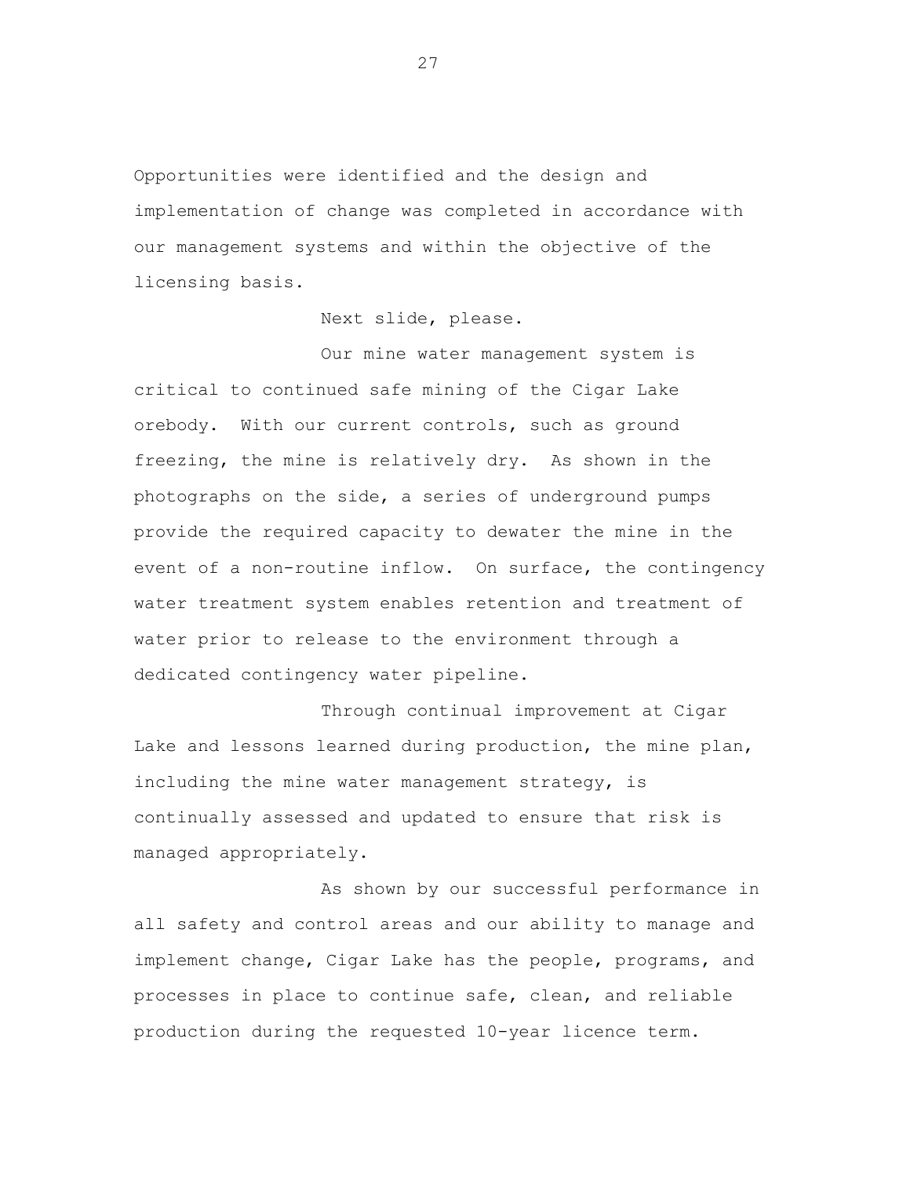Opportunities were identified and the design and implementation of change was completed in accordance with our management systems and within the objective of the licensing basis.

Next slide, please.

Our mine water management system is critical to continued safe mining of the Cigar Lake orebody. With our current controls, such as ground freezing, the mine is relatively dry. As shown in the photographs on the side, a series of underground pumps provide the required capacity to dewater the mine in the event of a non-routine inflow. On surface, the contingency water treatment system enables retention and treatment of water prior to release to the environment through a dedicated contingency water pipeline.

Through continual improvement at Cigar Lake and lessons learned during production, the mine plan, including the mine water management strategy, is continually assessed and updated to ensure that risk is managed appropriately.

As shown by our successful performance in all safety and control areas and our ability to manage and implement change, Cigar Lake has the people, programs, and processes in place to continue safe, clean, and reliable production during the requested 10-year licence term.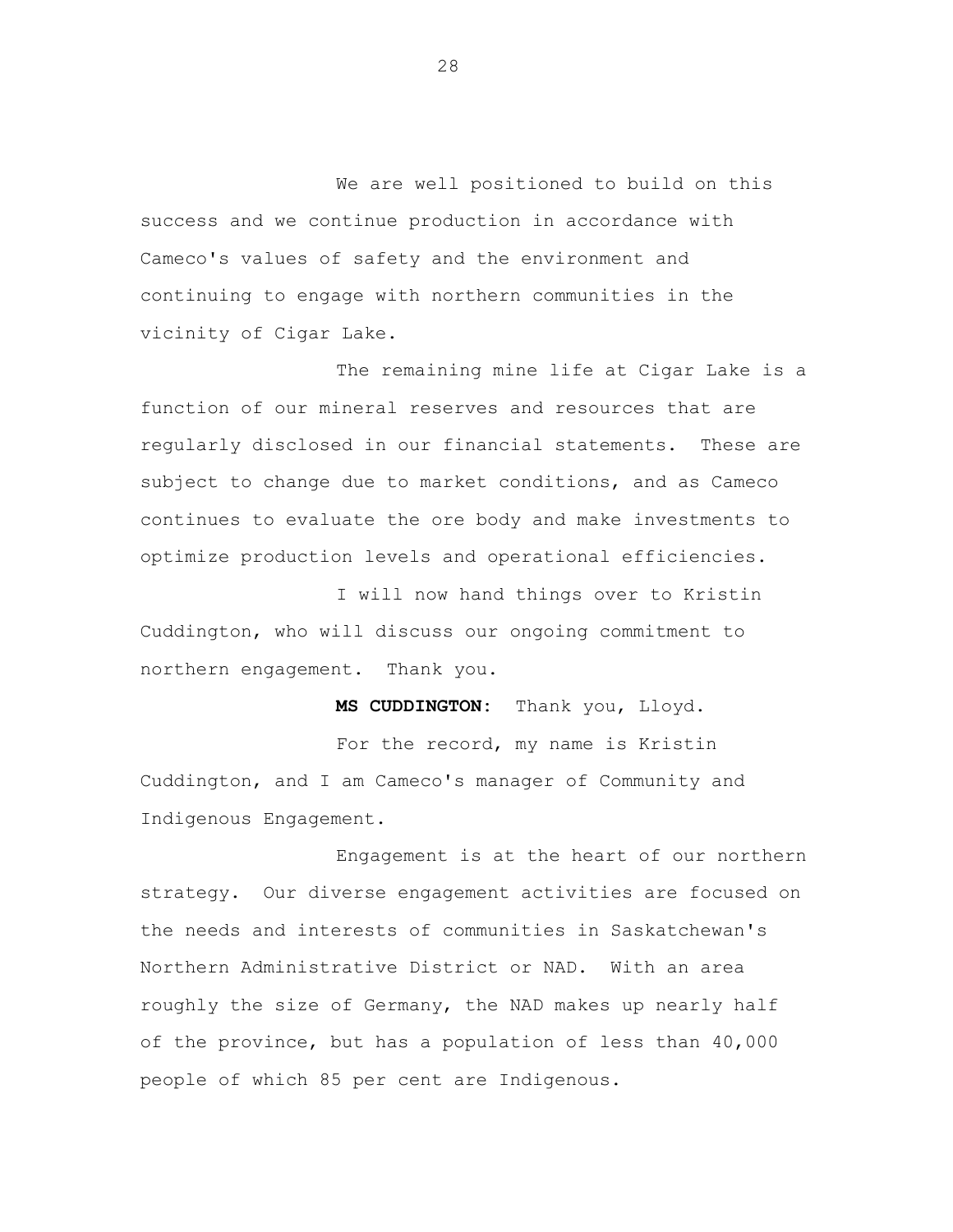We are well positioned to build on this success and we continue production in accordance with Cameco's values of safety and the environment and continuing to engage with northern communities in the vicinity of Cigar Lake.

The remaining mine life at Cigar Lake is a function of our mineral reserves and resources that are regularly disclosed in our financial statements. These are subject to change due to market conditions, and as Cameco continues to evaluate the ore body and make investments to optimize production levels and operational efficiencies.

I will now hand things over to Kristin Cuddington, who will discuss our ongoing commitment to northern engagement. Thank you.

**MS CUDDINGTON:** Thank you, Lloyd.

For the record, my name is Kristin Cuddington, and I am Cameco's manager of Community and Indigenous Engagement.

Engagement is at the heart of our northern strategy. Our diverse engagement activities are focused on the needs and interests of communities in Saskatchewan's Northern Administrative District or NAD. With an area roughly the size of Germany, the NAD makes up nearly half of the province, but has a population of less than 40,000 people of which 85 per cent are Indigenous.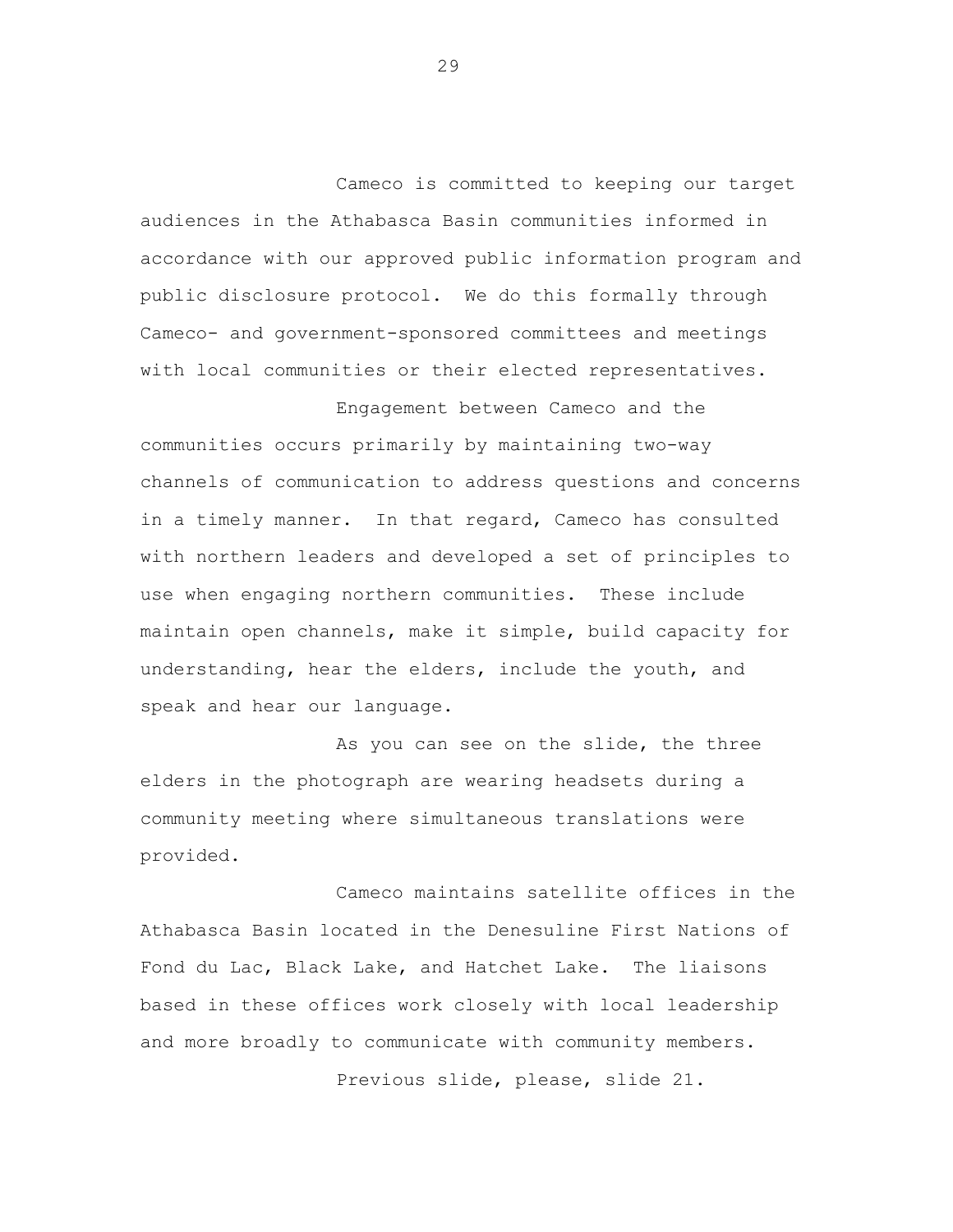Cameco is committed to keeping our target audiences in the Athabasca Basin communities informed in accordance with our approved public information program and public disclosure protocol. We do this formally through Cameco- and government-sponsored committees and meetings with local communities or their elected representatives.

Engagement between Cameco and the communities occurs primarily by maintaining two-way channels of communication to address questions and concerns in a timely manner. In that regard, Cameco has consulted with northern leaders and developed a set of principles to use when engaging northern communities. These include maintain open channels, make it simple, build capacity for understanding, hear the elders, include the youth, and speak and hear our language.

As you can see on the slide, the three elders in the photograph are wearing headsets during a community meeting where simultaneous translations were provided.

Cameco maintains satellite offices in the Athabasca Basin located in the Denesuline First Nations of Fond du Lac, Black Lake, and Hatchet Lake. The liaisons based in these offices work closely with local leadership and more broadly to communicate with community members.

Previous slide, please, slide 21.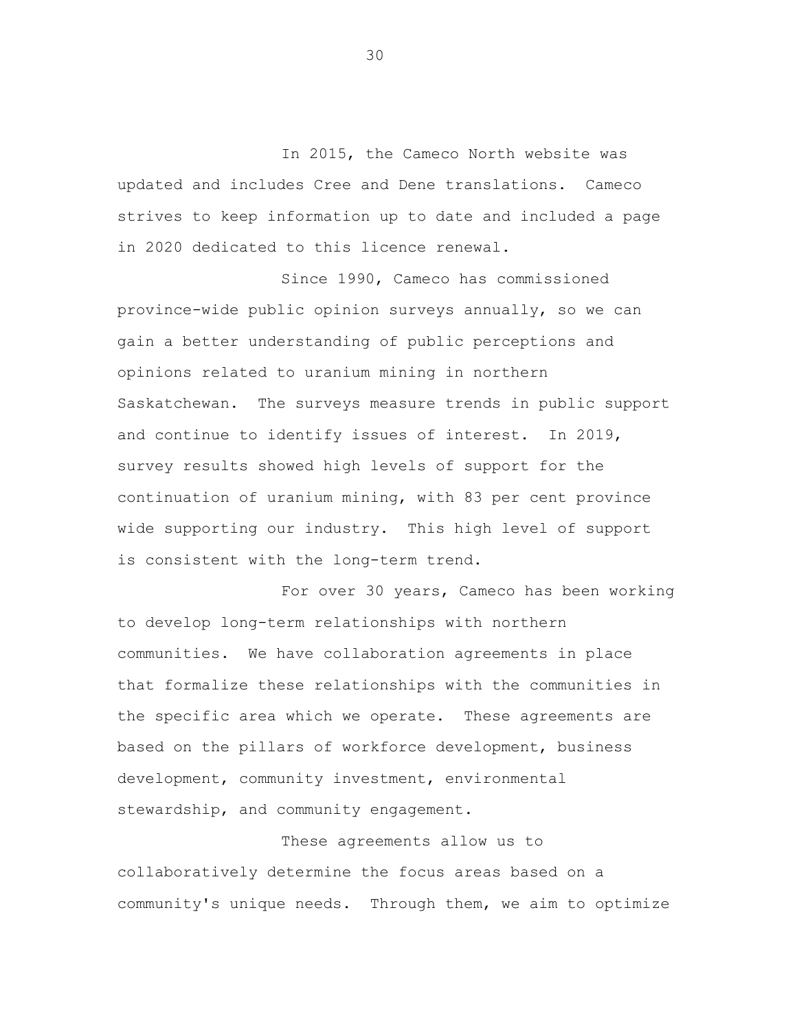In 2015, the Cameco North website was updated and includes Cree and Dene translations. Cameco strives to keep information up to date and included a page in 2020 dedicated to this licence renewal.

Since 1990, Cameco has commissioned province-wide public opinion surveys annually, so we can gain a better understanding of public perceptions and opinions related to uranium mining in northern Saskatchewan. The surveys measure trends in public support and continue to identify issues of interest. In 2019, survey results showed high levels of support for the continuation of uranium mining, with 83 per cent province wide supporting our industry. This high level of support is consistent with the long-term trend.

For over 30 years, Cameco has been working to develop long-term relationships with northern communities. We have collaboration agreements in place that formalize these relationships with the communities in the specific area which we operate. These agreements are based on the pillars of workforce development, business development, community investment, environmental stewardship, and community engagement.

These agreements allow us to collaboratively determine the focus areas based on a community's unique needs. Through them, we aim to optimize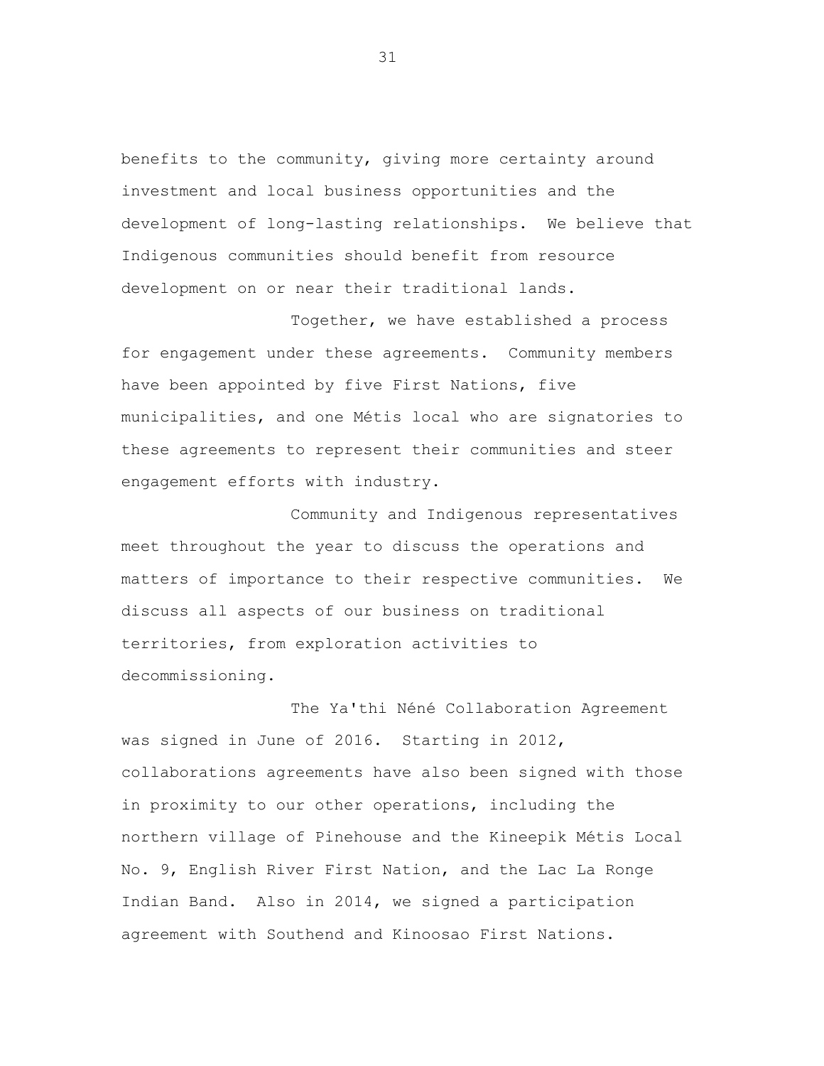benefits to the community, giving more certainty around investment and local business opportunities and the development of long-lasting relationships. We believe that Indigenous communities should benefit from resource development on or near their traditional lands.

Together, we have established a process for engagement under these agreements. Community members have been appointed by five First Nations, five municipalities, and one Métis local who are signatories to these agreements to represent their communities and steer engagement efforts with industry.

Community and Indigenous representatives meet throughout the year to discuss the operations and matters of importance to their respective communities. We discuss all aspects of our business on traditional territories, from exploration activities to decommissioning.

The Ya'thi Néné Collaboration Agreement was signed in June of 2016. Starting in 2012, collaborations agreements have also been signed with those in proximity to our other operations, including the northern village of Pinehouse and the Kineepik Métis Local No. 9, English River First Nation, and the Lac La Ronge Indian Band. Also in 2014, we signed a participation agreement with Southend and Kinoosao First Nations.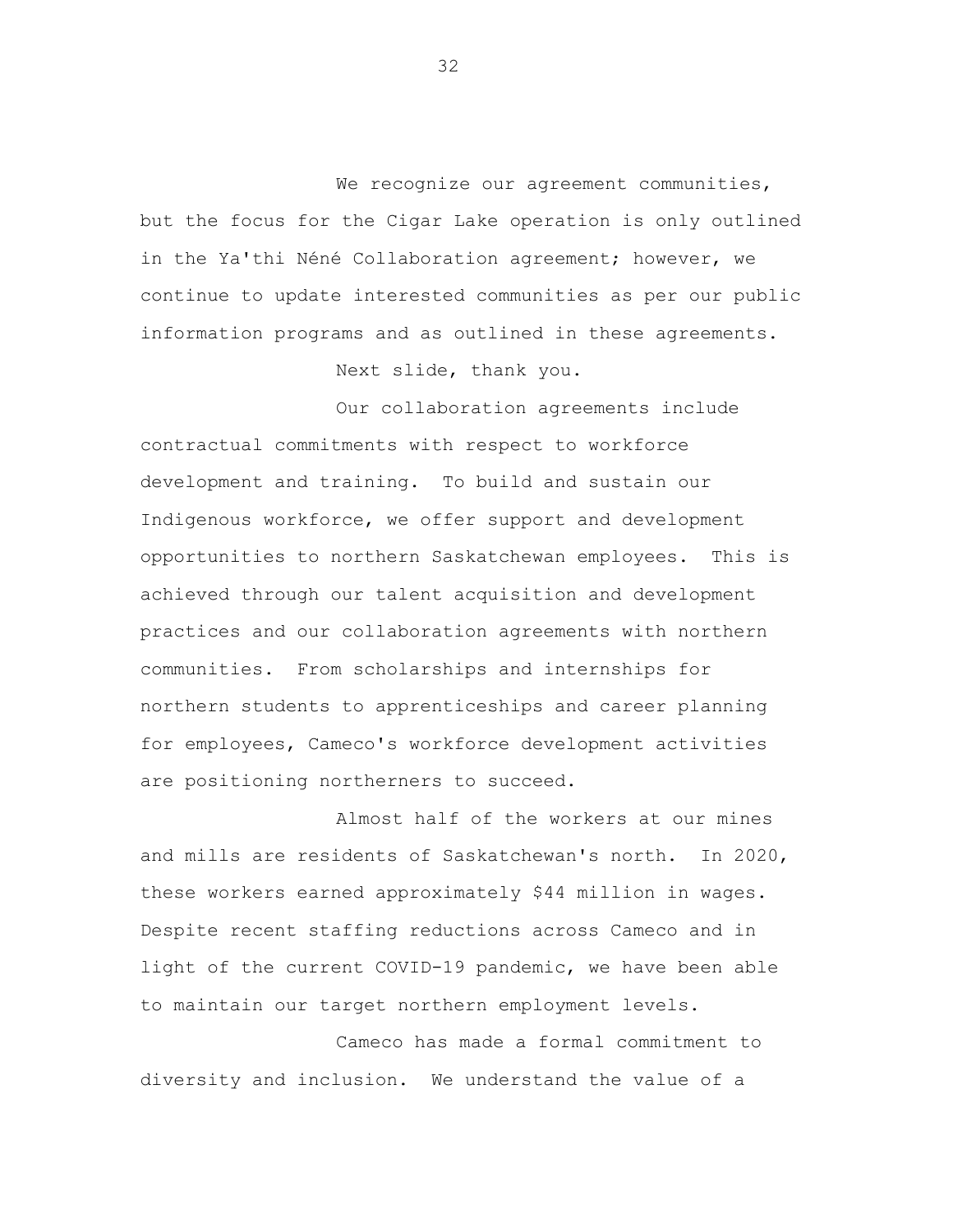We recognize our agreement communities, but the focus for the Cigar Lake operation is only outlined in the Ya'thi Néné Collaboration agreement; however, we continue to update interested communities as per our public information programs and as outlined in these agreements.

Next slide, thank you.

Our collaboration agreements include contractual commitments with respect to workforce development and training. To build and sustain our Indigenous workforce, we offer support and development opportunities to northern Saskatchewan employees. This is achieved through our talent acquisition and development practices and our collaboration agreements with northern communities. From scholarships and internships for northern students to apprenticeships and career planning for employees, Cameco's workforce development activities are positioning northerners to succeed.

Almost half of the workers at our mines and mills are residents of Saskatchewan's north. In 2020, these workers earned approximately $44 million in wages. Despite recent staffing reductions across Cameco and in light of the current COVID-19 pandemic, we have been able to maintain our target northern employment levels.

Cameco has made a formal commitment to diversity and inclusion. We understand the value of a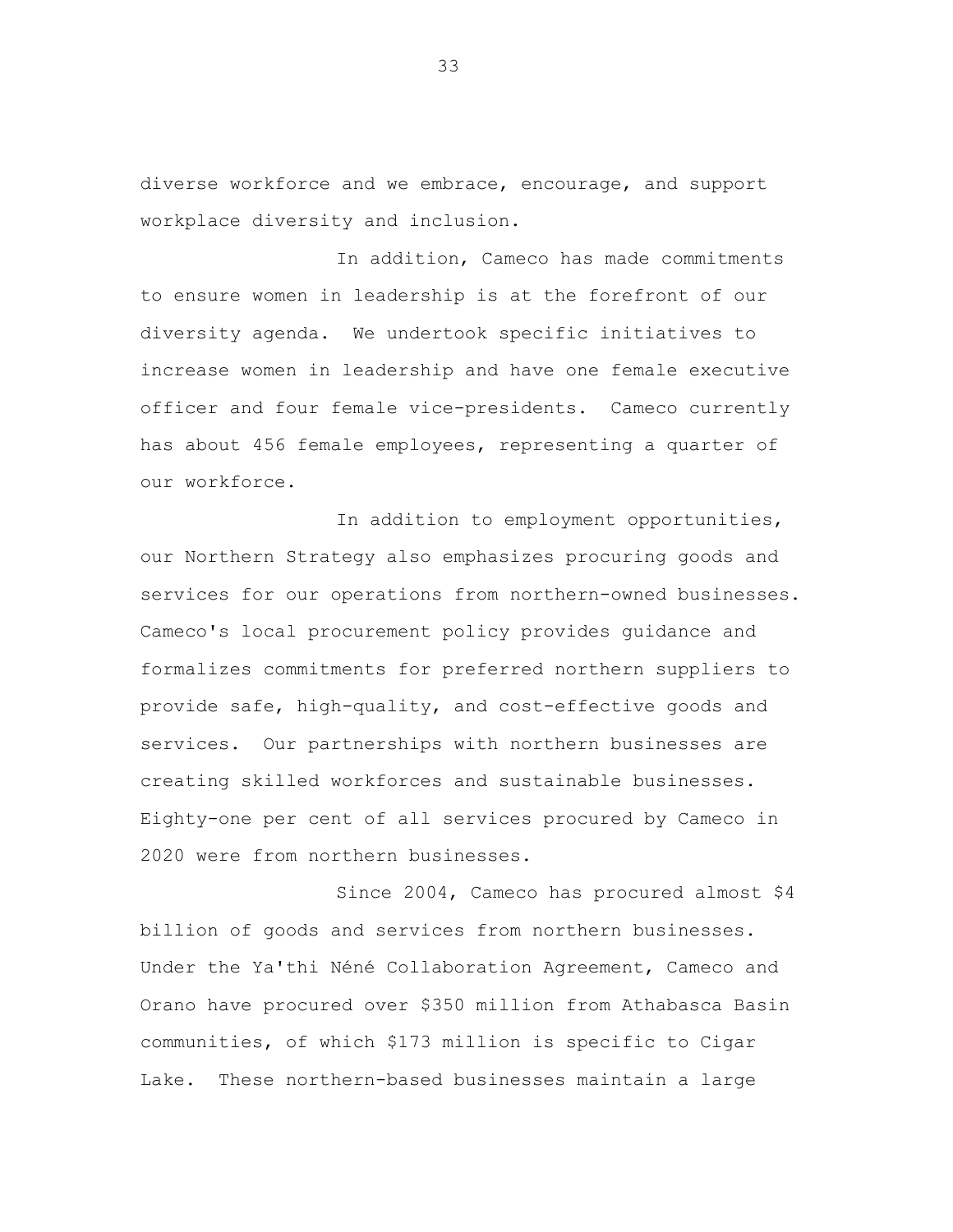diverse workforce and we embrace, encourage, and support workplace diversity and inclusion.

In addition, Cameco has made commitments to ensure women in leadership is at the forefront of our diversity agenda. We undertook specific initiatives to increase women in leadership and have one female executive officer and four female vice-presidents. Cameco currently has about 456 female employees, representing a quarter of our workforce.

In addition to employment opportunities, our Northern Strategy also emphasizes procuring goods and services for our operations from northern-owned businesses. Cameco's local procurement policy provides guidance and formalizes commitments for preferred northern suppliers to provide safe, high-quality, and cost-effective goods and services. Our partnerships with northern businesses are creating skilled workforces and sustainable businesses. Eighty-one per cent of all services procured by Cameco in 2020 were from northern businesses.

Since 2004, Cameco has procured almost $4 billion of goods and services from northern businesses. Under the Ya'thi Néné Collaboration Agreement, Cameco and Orano have procured over $350 million from Athabasca Basin communities, of which $173 million is specific to Cigar Lake. These northern-based businesses maintain a large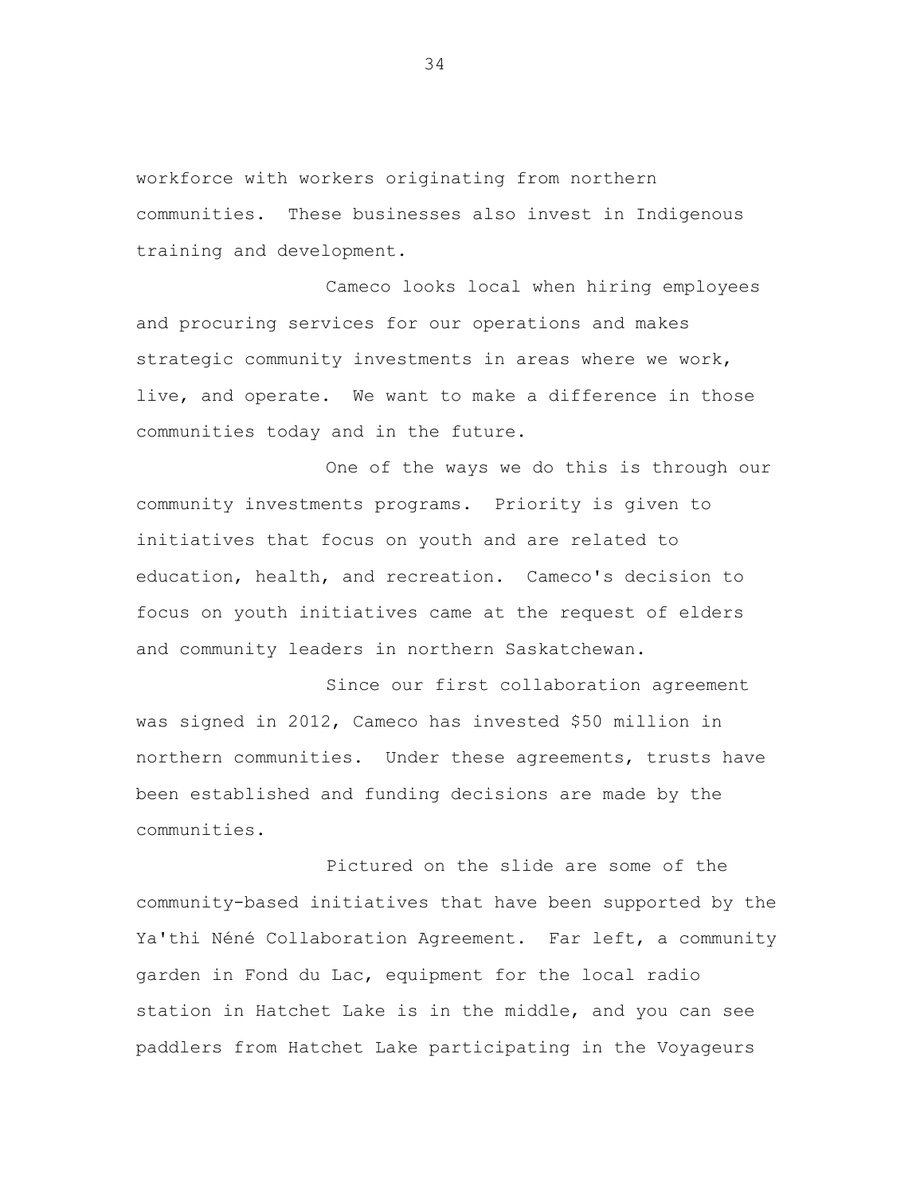workforce with workers originating from northern communities. These businesses also invest in Indigenous training and development.

Cameco looks local when hiring employees and procuring services for our operations and makes strategic community investments in areas where we work, live, and operate. We want to make a difference in those communities today and in the future.

One of the ways we do this is through our community investments programs. Priority is given to initiatives that focus on youth and are related to education, health, and recreation. Cameco's decision to focus on youth initiatives came at the request of elders and community leaders in northern Saskatchewan.

Since our first collaboration agreement was signed in 2012, Cameco has invested $50 million in northern communities. Under these agreements, trusts have been established and funding decisions are made by the communities.

Pictured on the slide are some of the community-based initiatives that have been supported by the Ya'thi Néné Collaboration Agreement. Far left, a community garden in Fond du Lac, equipment for the local radio station in Hatchet Lake is in the middle, and you can see paddlers from Hatchet Lake participating in the Voyageurs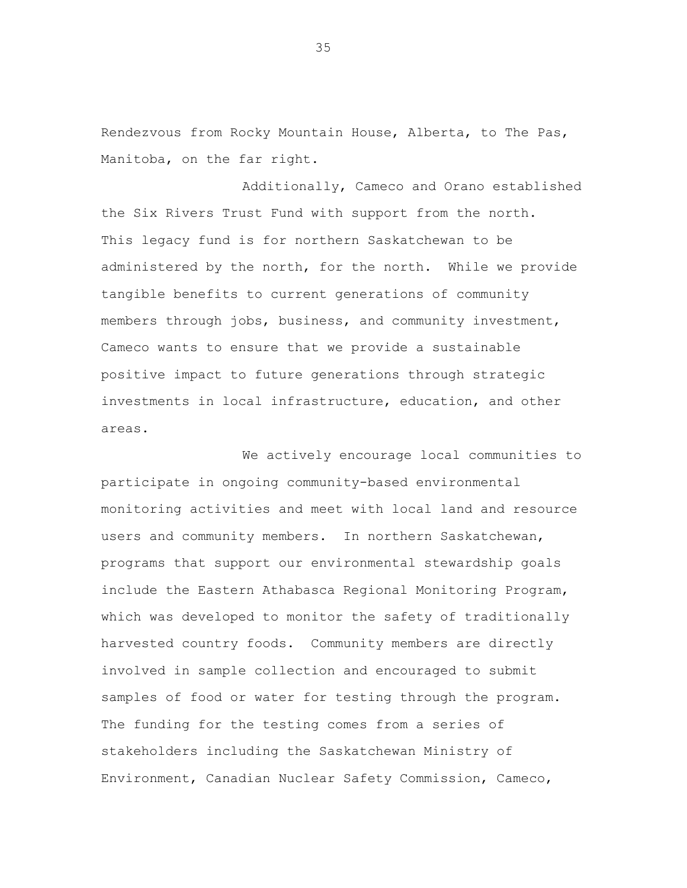Rendezvous from Rocky Mountain House, Alberta, to The Pas, Manitoba, on the far right.

Additionally, Cameco and Orano established the Six Rivers Trust Fund with support from the north. This legacy fund is for northern Saskatchewan to be administered by the north, for the north. While we provide tangible benefits to current generations of community members through jobs, business, and community investment, Cameco wants to ensure that we provide a sustainable positive impact to future generations through strategic investments in local infrastructure, education, and other areas.

We actively encourage local communities to participate in ongoing community-based environmental monitoring activities and meet with local land and resource users and community members. In northern Saskatchewan, programs that support our environmental stewardship goals include the Eastern Athabasca Regional Monitoring Program, which was developed to monitor the safety of traditionally harvested country foods. Community members are directly involved in sample collection and encouraged to submit samples of food or water for testing through the program. The funding for the testing comes from a series of stakeholders including the Saskatchewan Ministry of Environment, Canadian Nuclear Safety Commission, Cameco,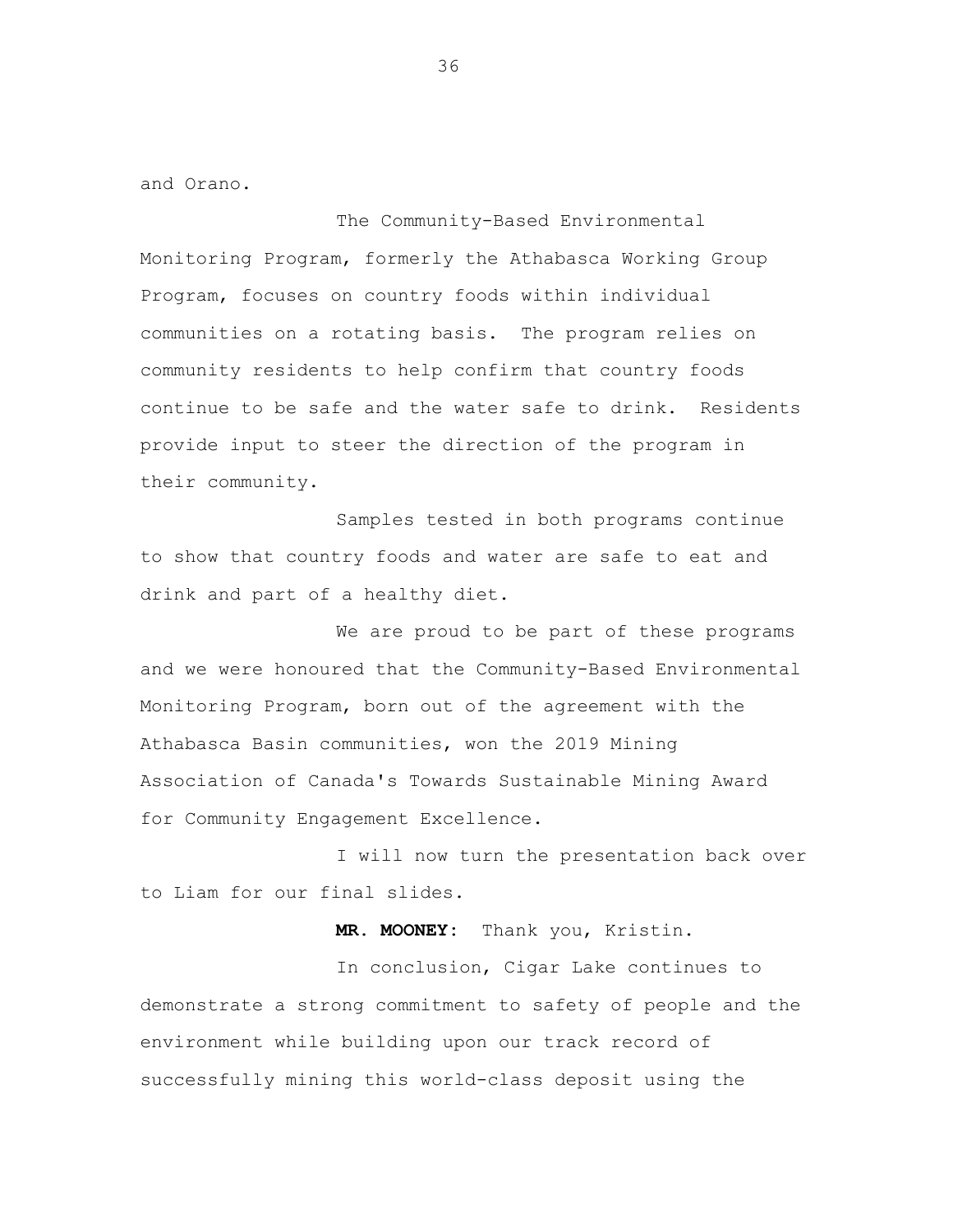and Orano.

The Community-Based Environmental Monitoring Program, formerly the Athabasca Working Group Program, focuses on country foods within individual communities on a rotating basis. The program relies on community residents to help confirm that country foods continue to be safe and the water safe to drink. Residents provide input to steer the direction of the program in their community.

Samples tested in both programs continue to show that country foods and water are safe to eat and drink and part of a healthy diet.

We are proud to be part of these programs and we were honoured that the Community-Based Environmental Monitoring Program, born out of the agreement with the Athabasca Basin communities, won the 2019 Mining Association of Canada's Towards Sustainable Mining Award for Community Engagement Excellence.

I will now turn the presentation back over to Liam for our final slides.

**MR. MOONEY:** Thank you, Kristin.

In conclusion, Cigar Lake continues to demonstrate a strong commitment to safety of people and the environment while building upon our track record of successfully mining this world-class deposit using the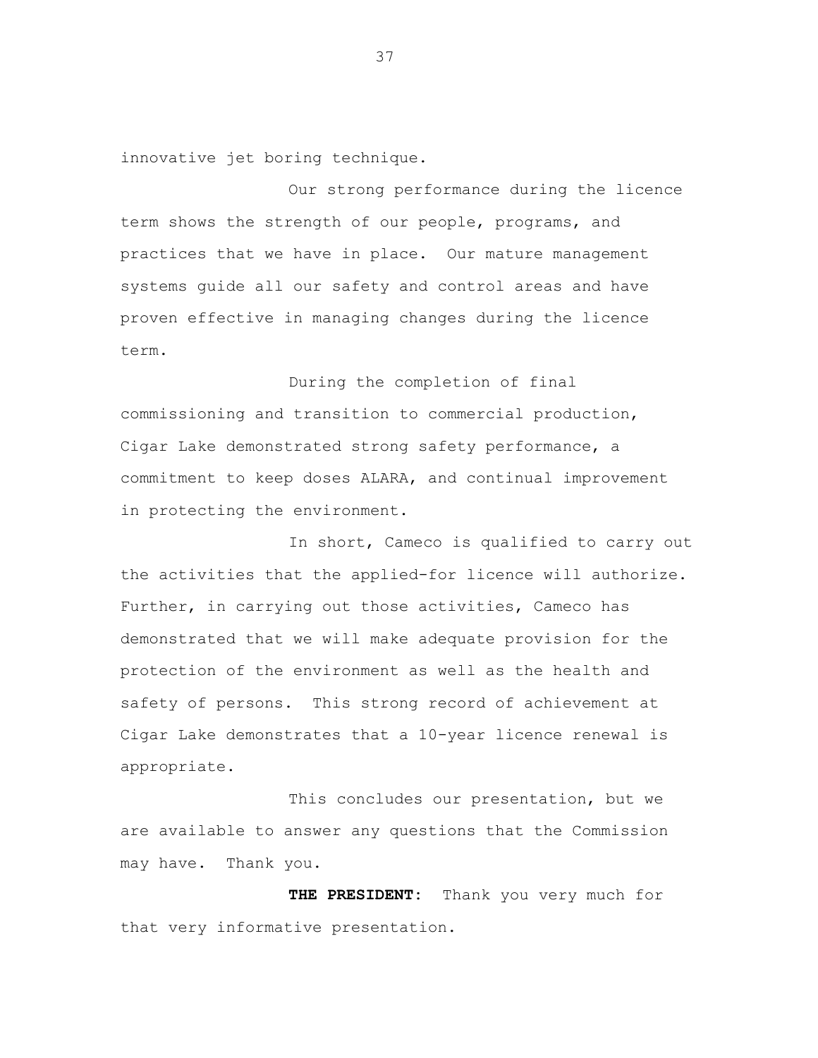innovative jet boring technique.

Our strong performance during the licence term shows the strength of our people, programs, and practices that we have in place. Our mature management systems guide all our safety and control areas and have proven effective in managing changes during the licence term.

During the completion of final commissioning and transition to commercial production, Cigar Lake demonstrated strong safety performance, a commitment to keep doses ALARA, and continual improvement in protecting the environment.

In short, Cameco is qualified to carry out the activities that the applied-for licence will authorize. Further, in carrying out those activities, Cameco has demonstrated that we will make adequate provision for the protection of the environment as well as the health and safety of persons. This strong record of achievement at Cigar Lake demonstrates that a 10-year licence renewal is appropriate.

This concludes our presentation, but we are available to answer any questions that the Commission may have. Thank you.

**THE PRESIDENT:** Thank you very much for that very informative presentation.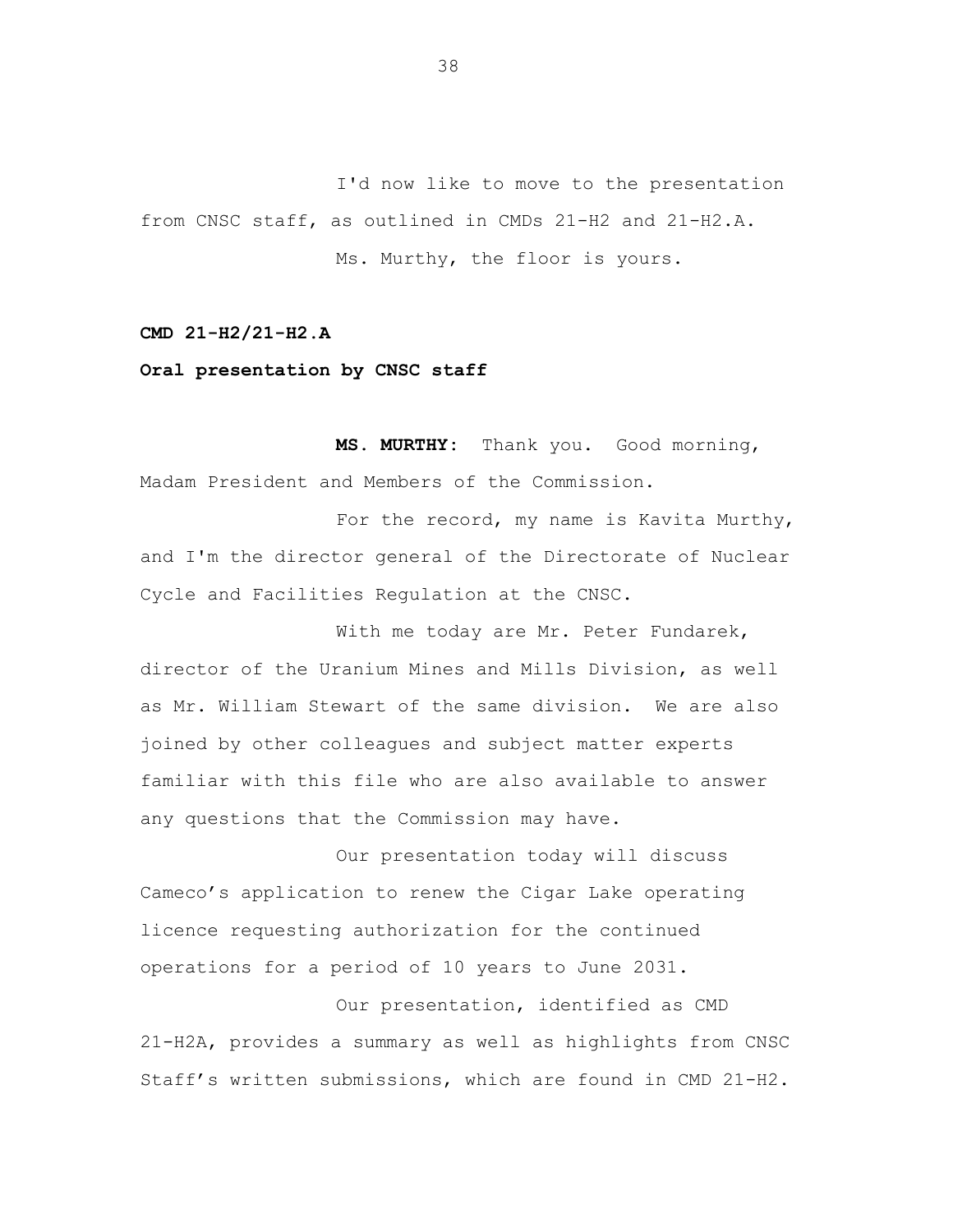I'd now like to move to the presentation from CNSC staff, as outlined in CMDs 21-H2 and 21-H2.A.

Ms. Murthy, the floor is yours.

**CMD 21-H2/21-H2.A**

**Oral presentation by CNSC staff**

**MS. MURTHY:** Thank you. Good morning, Madam President and Members of the Commission.

For the record, my name is Kavita Murthy, and I'm the director general of the Directorate of Nuclear Cycle and Facilities Regulation at the CNSC.

With me today are Mr. Peter Fundarek, director of the Uranium Mines and Mills Division, as well as Mr. William Stewart of the same division. We are also joined by other colleagues and subject matter experts familiar with this file who are also available to answer any questions that the Commission may have.

Our presentation today will discuss Cameco's application to renew the Cigar Lake operating licence requesting authorization for the continued operations for a period of 10 years to June 2031.

Our presentation, identified as CMD 21-H2A, provides a summary as well as highlights from CNSC Staff's written submissions, which are found in CMD 21-H2.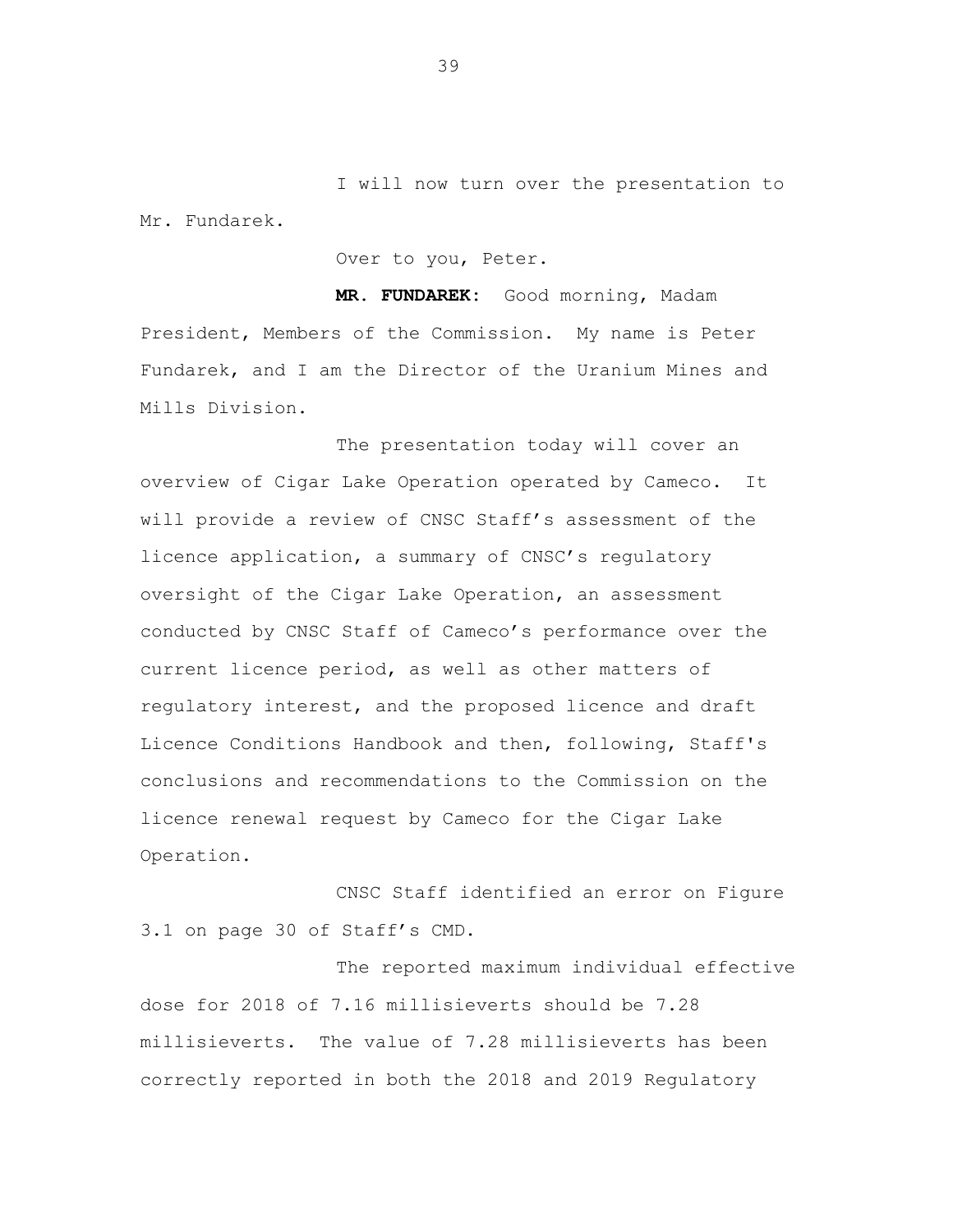I will now turn over the presentation to Mr. Fundarek.

Over to you, Peter.

**MR. FUNDAREK:** Good morning, Madam President, Members of the Commission. My name is Peter Fundarek, and I am the Director of the Uranium Mines and Mills Division.

The presentation today will cover an overview of Cigar Lake Operation operated by Cameco. It will provide a review of CNSC Staff’s assessment of the licence application, a summary of CNSC’s regulatory oversight of the Cigar Lake Operation, an assessment conducted by CNSC Staff of Cameco’s performance over the current licence period, as well as other matters of regulatory interest, and the proposed licence and draft Licence Conditions Handbook and then, following, Staff's conclusions and recommendations to the Commission on the licence renewal request by Cameco for the Cigar Lake Operation.

CNSC Staff identified an error on Figure 3.1 on page 30 of Staff’s CMD.

The reported maximum individual effective dose for 2018 of 7.16 millisieverts should be 7.28 millisieverts. The value of 7.28 millisieverts has been correctly reported in both the 2018 and 2019 Regulatory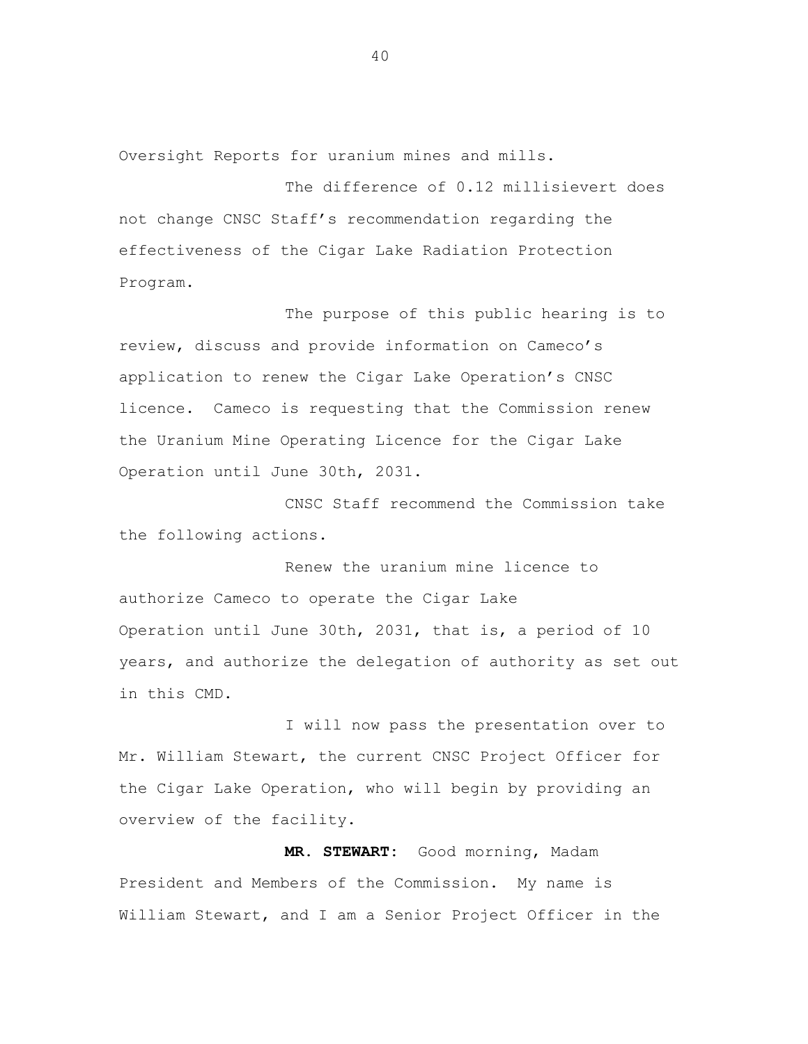Oversight Reports for uranium mines and mills.

The difference of 0.12 millisievert does not change CNSC Staff's recommendation regarding the effectiveness of the Cigar Lake Radiation Protection Program.

The purpose of this public hearing is to review, discuss and provide information on Cameco's application to renew the Cigar Lake Operation's CNSC licence. Cameco is requesting that the Commission renew the Uranium Mine Operating Licence for the Cigar Lake Operation until June 30th, 2031.

CNSC Staff recommend the Commission take the following actions.

Renew the uranium mine licence to authorize Cameco to operate the Cigar Lake Operation until June 30th, 2031, that is, a period of 10 years, and authorize the delegation of authority as set out in this CMD.

I will now pass the presentation over to Mr. William Stewart, the current CNSC Project Officer for the Cigar Lake Operation, who will begin by providing an overview of the facility.

**MR. STEWART:** Good morning, Madam President and Members of the Commission. My name is William Stewart, and I am a Senior Project Officer in the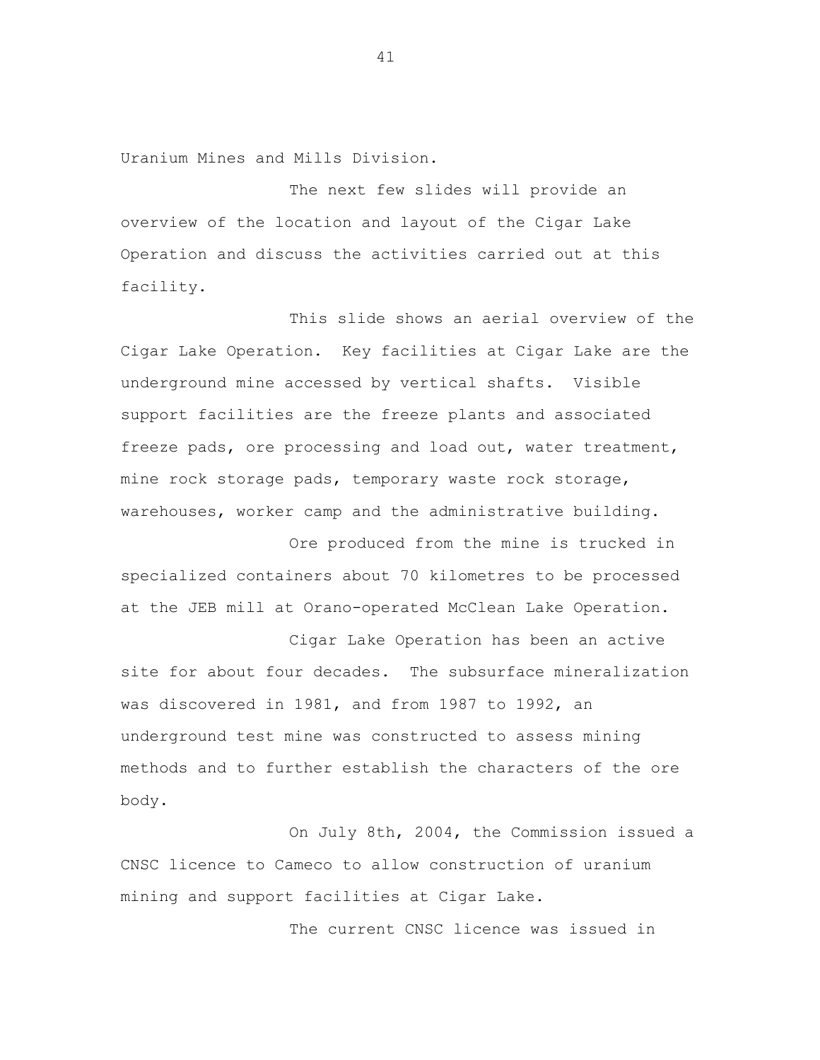Uranium Mines and Mills Division.

The next few slides will provide an overview of the location and layout of the Cigar Lake Operation and discuss the activities carried out at this facility.

This slide shows an aerial overview of the Cigar Lake Operation. Key facilities at Cigar Lake are the underground mine accessed by vertical shafts. Visible support facilities are the freeze plants and associated freeze pads, ore processing and load out, water treatment, mine rock storage pads, temporary waste rock storage, warehouses, worker camp and the administrative building.

Ore produced from the mine is trucked in specialized containers about 70 kilometres to be processed at the JEB mill at Orano-operated McClean Lake Operation.

Cigar Lake Operation has been an active site for about four decades. The subsurface mineralization was discovered in 1981, and from 1987 to 1992, an underground test mine was constructed to assess mining methods and to further establish the characters of the ore body.

On July 8th, 2004, the Commission issued a CNSC licence to Cameco to allow construction of uranium mining and support facilities at Cigar Lake.

The current CNSC licence was issued in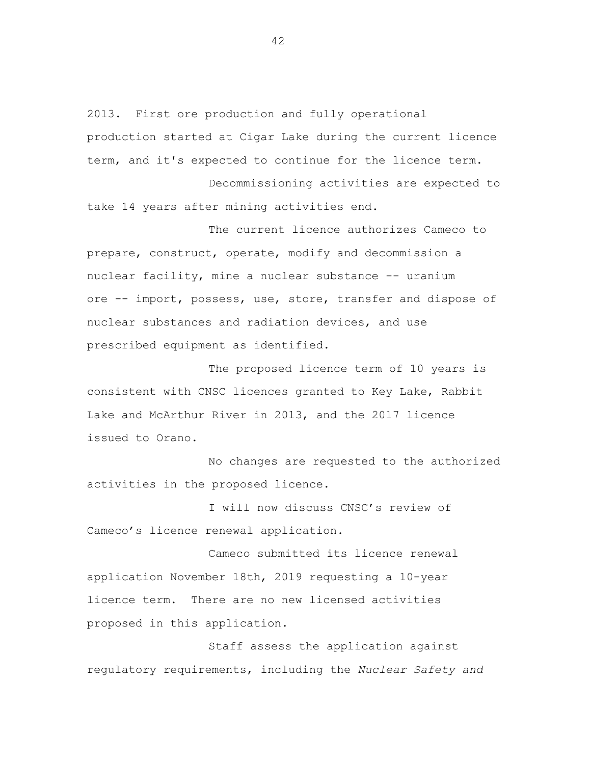2013. First ore production and fully operational production started at Cigar Lake during the current licence term, and it's expected to continue for the licence term.

Decommissioning activities are expected to take 14 years after mining activities end.

The current licence authorizes Cameco to prepare, construct, operate, modify and decommission a nuclear facility, mine a nuclear substance -- uranium ore -- import, possess, use, store, transfer and dispose of nuclear substances and radiation devices, and use prescribed equipment as identified.

The proposed licence term of 10 years is consistent with CNSC licences granted to Key Lake, Rabbit Lake and McArthur River in 2013, and the 2017 licence issued to Orano.

No changes are requested to the authorized activities in the proposed licence.

I will now discuss CNSC's review of Cameco's licence renewal application.

Cameco submitted its licence renewal application November 18th, 2019 requesting a 10-year licence term. There are no new licensed activities proposed in this application.

Staff assess the application against regulatory requirements, including the *Nuclear Safety and*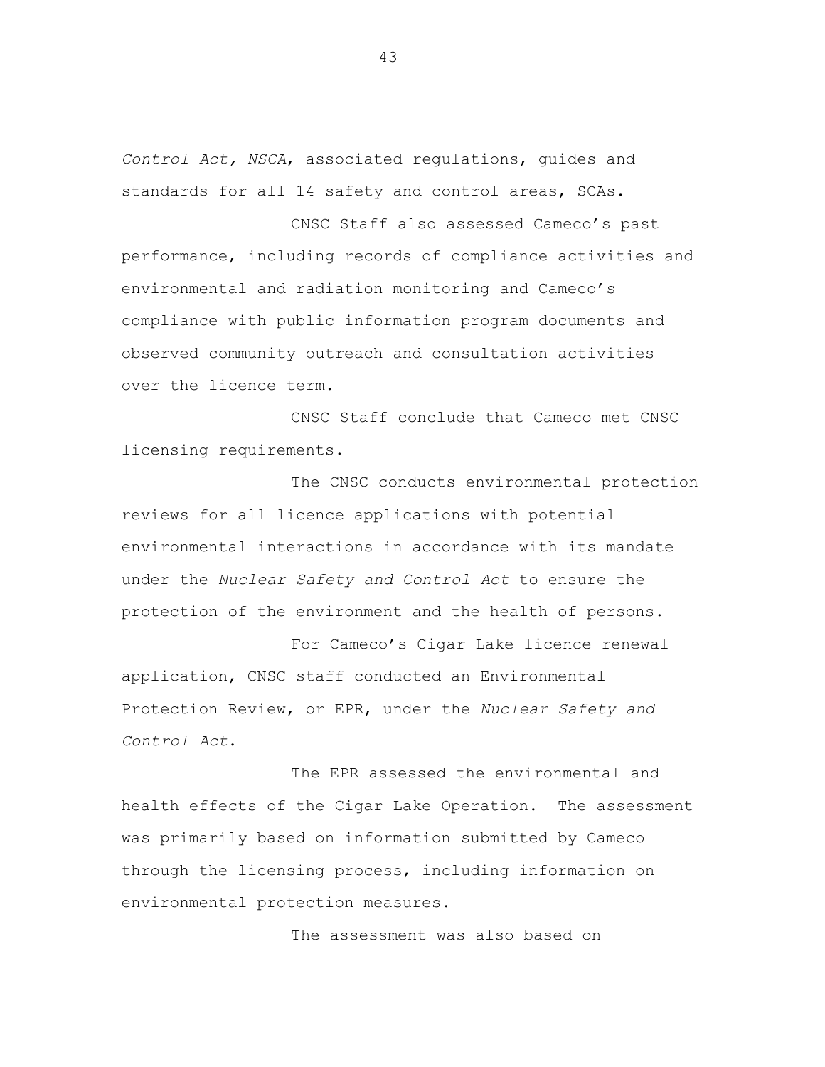*Control Act, NSCA*, associated regulations, guides and standards for all 14 safety and control areas, SCAs.

CNSC Staff also assessed Cameco's past performance, including records of compliance activities and environmental and radiation monitoring and Cameco's compliance with public information program documents and observed community outreach and consultation activities over the licence term.

CNSC Staff conclude that Cameco met CNSC licensing requirements.

The CNSC conducts environmental protection reviews for all licence applications with potential environmental interactions in accordance with its mandate under the *Nuclear Safety and Control Act* to ensure the protection of the environment and the health of persons.

For Cameco's Cigar Lake licence renewal application, CNSC staff conducted an Environmental Protection Review, or EPR, under the *Nuclear Safety and Control Act*.

The EPR assessed the environmental and health effects of the Cigar Lake Operation. The assessment was primarily based on information submitted by Cameco through the licensing process, including information on environmental protection measures.

The assessment was also based on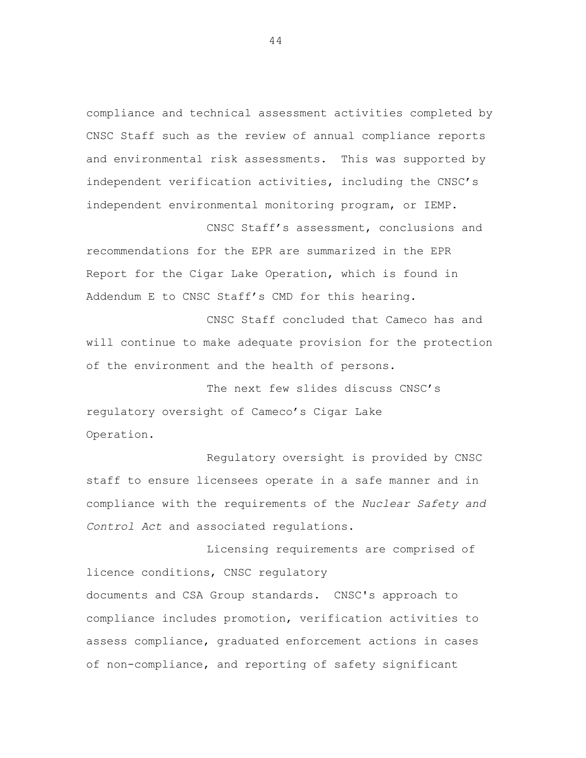compliance and technical assessment activities completed by CNSC Staff such as the review of annual compliance reports and environmental risk assessments. This was supported by independent verification activities, including the CNSC's independent environmental monitoring program, or IEMP.

CNSC Staff's assessment, conclusions and recommendations for the EPR are summarized in the EPR Report for the Cigar Lake Operation, which is found in Addendum E to CNSC Staff's CMD for this hearing.

CNSC Staff concluded that Cameco has and will continue to make adequate provision for the protection of the environment and the health of persons.

The next few slides discuss CNSC's regulatory oversight of Cameco's Cigar Lake Operation.

Regulatory oversight is provided by CNSC staff to ensure licensees operate in a safe manner and in compliance with the requirements of the *Nuclear Safety and Control Act* and associated regulations.

Licensing requirements are comprised of licence conditions, CNSC regulatory documents and CSA Group standards. CNSC's approach to compliance includes promotion, verification activities to assess compliance, graduated enforcement actions in cases of non-compliance, and reporting of safety significant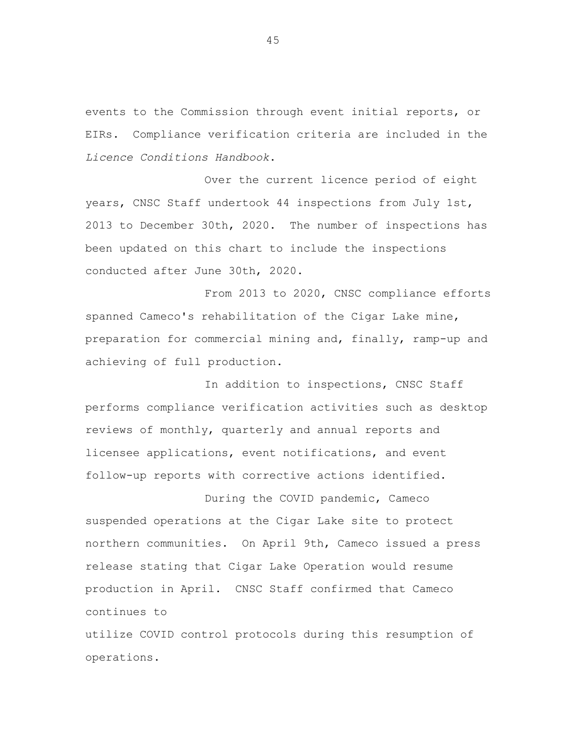events to the Commission through event initial reports, or EIRs. Compliance verification criteria are included in the *Licence Conditions Handbook*.

Over the current licence period of eight years, CNSC Staff undertook 44 inspections from July 1st, 2013 to December 30th, 2020. The number of inspections has been updated on this chart to include the inspections conducted after June 30th, 2020.

From 2013 to 2020, CNSC compliance efforts spanned Cameco's rehabilitation of the Cigar Lake mine, preparation for commercial mining and, finally, ramp-up and achieving of full production.

In addition to inspections, CNSC Staff performs compliance verification activities such as desktop reviews of monthly, quarterly and annual reports and licensee applications, event notifications, and event follow-up reports with corrective actions identified.

During the COVID pandemic, Cameco suspended operations at the Cigar Lake site to protect northern communities. On April 9th, Cameco issued a press release stating that Cigar Lake Operation would resume production in April. CNSC Staff confirmed that Cameco continues to utilize COVID control protocols during this resumption of operations.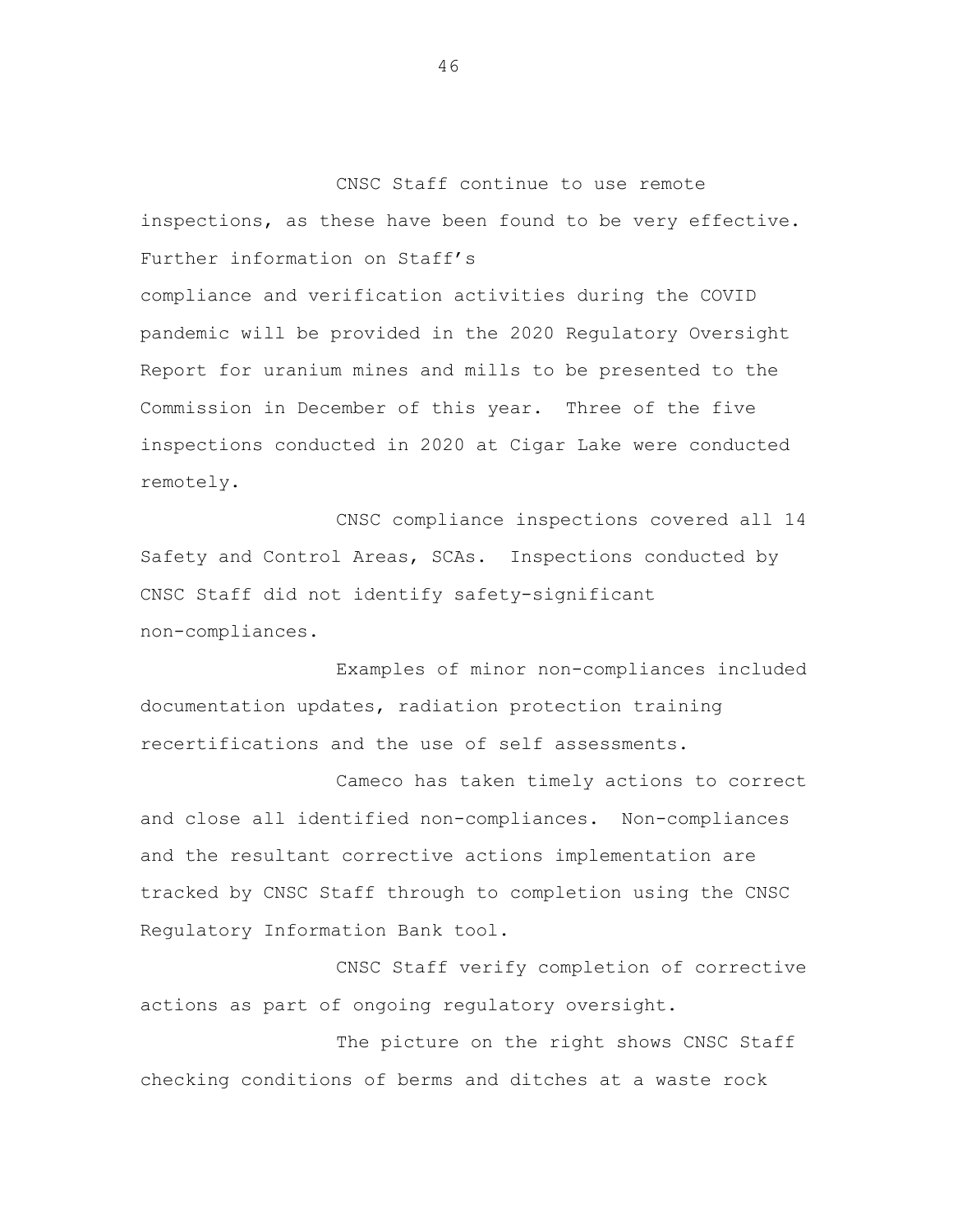CNSC Staff continue to use remote inspections, as these have been found to be very effective. Further information on Staff's compliance and verification activities during the COVID pandemic will be provided in the 2020 Regulatory Oversight Report for uranium mines and mills to be presented to the Commission in December of this year. Three of the five inspections conducted in 2020 at Cigar Lake were conducted remotely.

CNSC compliance inspections covered all 14 Safety and Control Areas, SCAs. Inspections conducted by CNSC Staff did not identify safety-significant non-compliances.

Examples of minor non-compliances included documentation updates, radiation protection training recertifications and the use of self assessments.

Cameco has taken timely actions to correct and close all identified non-compliances. Non-compliances and the resultant corrective actions implementation are tracked by CNSC Staff through to completion using the CNSC Regulatory Information Bank tool.

CNSC Staff verify completion of corrective actions as part of ongoing regulatory oversight.

The picture on the right shows CNSC Staff checking conditions of berms and ditches at a waste rock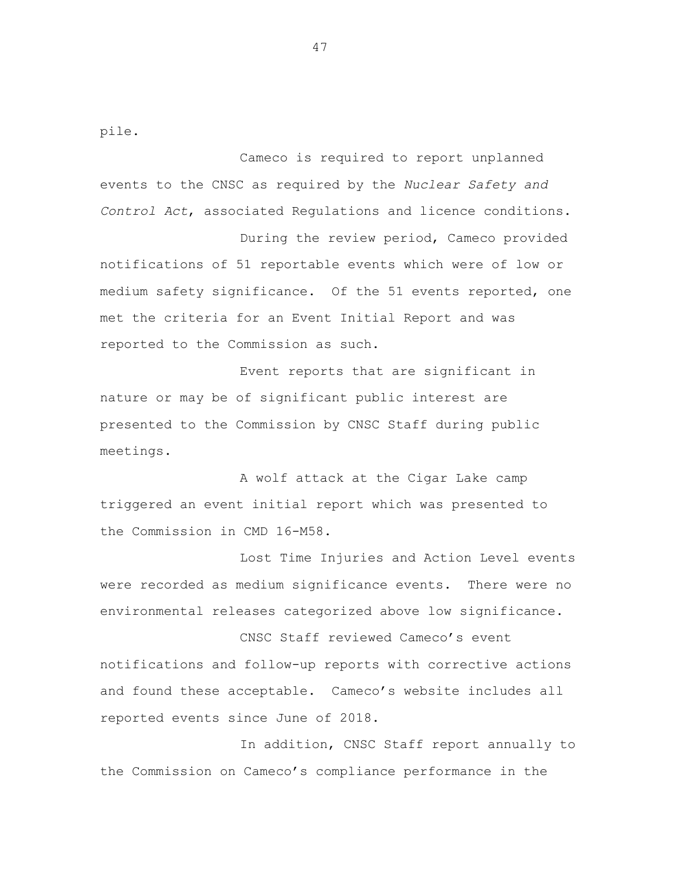pile.

Cameco is required to report unplanned events to the CNSC as required by the *Nuclear Safety and Control Act*, associated Regulations and licence conditions.

During the review period, Cameco provided notifications of 51 reportable events which were of low or medium safety significance. Of the 51 events reported, one met the criteria for an Event Initial Report and was reported to the Commission as such.

Event reports that are significant in nature or may be of significant public interest are presented to the Commission by CNSC Staff during public meetings.

A wolf attack at the Cigar Lake camp triggered an event initial report which was presented to the Commission in CMD 16-M58.

Lost Time Injuries and Action Level events were recorded as medium significance events. There were no environmental releases categorized above low significance.

CNSC Staff reviewed Cameco's event notifications and follow-up reports with corrective actions and found these acceptable. Cameco's website includes all reported events since June of 2018.

In addition, CNSC Staff report annually to the Commission on Cameco's compliance performance in the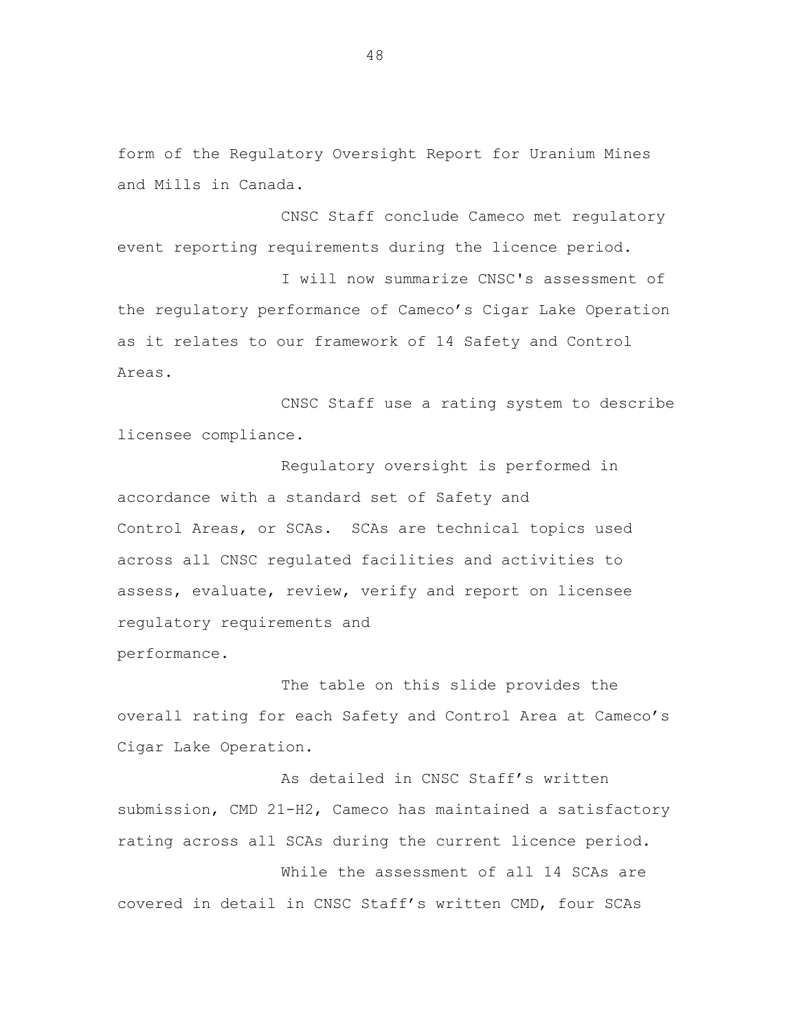form of the Regulatory Oversight Report for Uranium Mines and Mills in Canada.

CNSC Staff conclude Cameco met regulatory event reporting requirements during the licence period.

I will now summarize CNSC's assessment of the regulatory performance of Cameco's Cigar Lake Operation as it relates to our framework of 14 Safety and Control Areas.

CNSC Staff use a rating system to describe licensee compliance.

Regulatory oversight is performed in accordance with a standard set of Safety and Control Areas, or SCAs. SCAs are technical topics used across all CNSC regulated facilities and activities to assess, evaluate, review, verify and report on licensee regulatory requirements and performance.

The table on this slide provides the overall rating for each Safety and Control Area at Cameco's Cigar Lake Operation.

As detailed in CNSC Staff's written submission, CMD 21-H2, Cameco has maintained a satisfactory rating across all SCAs during the current licence period.

While the assessment of all 14 SCAs are covered in detail in CNSC Staff's written CMD, four SCAs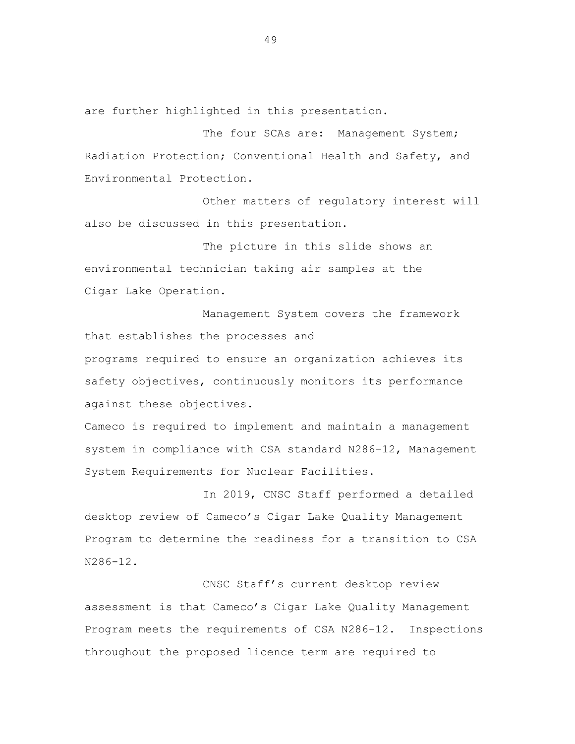are further highlighted in this presentation.

The four SCAs are: Management System; Radiation Protection; Conventional Health and Safety, and Environmental Protection.

Other matters of regulatory interest will also be discussed in this presentation.

The picture in this slide shows an environmental technician taking air samples at the Cigar Lake Operation.

Management System covers the framework that establishes the processes and programs required to ensure an organization achieves its safety objectives, continuously monitors its performance against these objectives.

Cameco is required to implement and maintain a management system in compliance with CSA standard N286-12, Management System Requirements for Nuclear Facilities.

In 2019, CNSC Staff performed a detailed desktop review of Cameco's Cigar Lake Quality Management Program to determine the readiness for a transition to CSA N286-12.

CNSC Staff's current desktop review assessment is that Cameco's Cigar Lake Quality Management Program meets the requirements of CSA N286-12. Inspections throughout the proposed licence term are required to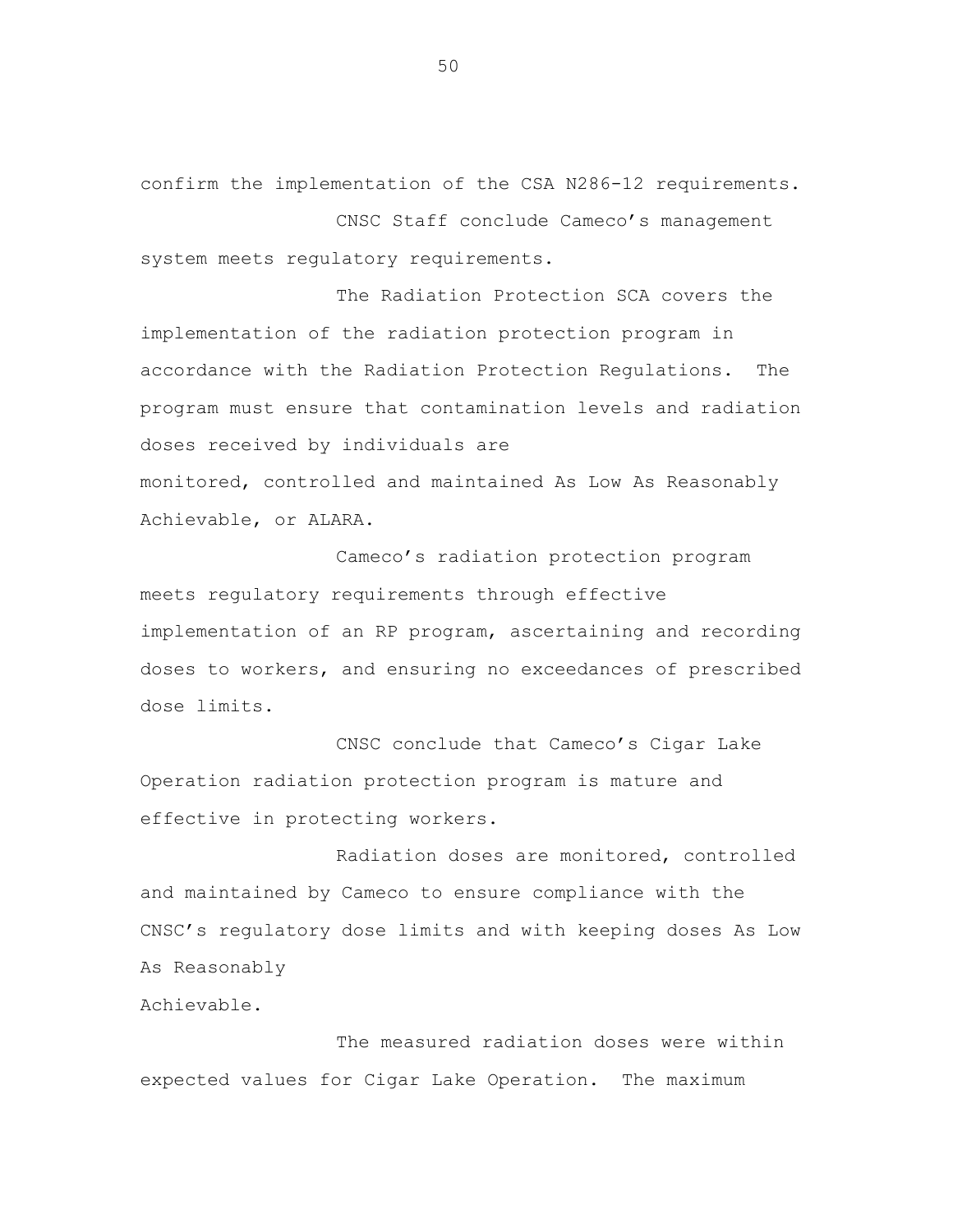confirm the implementation of the CSA N286-12 requirements.

CNSC Staff conclude Cameco's management system meets regulatory requirements.

The Radiation Protection SCA covers the implementation of the radiation protection program in accordance with the Radiation Protection Regulations. The program must ensure that contamination levels and radiation doses received by individuals are monitored, controlled and maintained As Low As Reasonably Achievable, or ALARA.

Cameco's radiation protection program meets regulatory requirements through effective implementation of an RP program, ascertaining and recording doses to workers, and ensuring no exceedances of prescribed dose limits.

CNSC conclude that Cameco's Cigar Lake Operation radiation protection program is mature and effective in protecting workers.

Radiation doses are monitored, controlled and maintained by Cameco to ensure compliance with the CNSC's regulatory dose limits and with keeping doses As Low As Reasonably Achievable.

The measured radiation doses were within expected values for Cigar Lake Operation. The maximum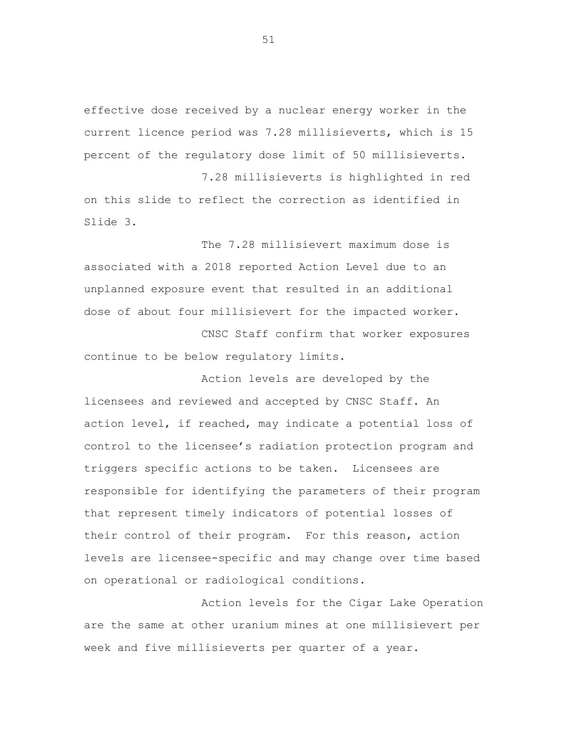effective dose received by a nuclear energy worker in the current licence period was 7.28 millisieverts, which is 15 percent of the regulatory dose limit of 50 millisieverts.

7.28 millisieverts is highlighted in red on this slide to reflect the correction as identified in Slide 3.

The 7.28 millisievert maximum dose is associated with a 2018 reported Action Level due to an unplanned exposure event that resulted in an additional dose of about four millisievert for the impacted worker.

CNSC Staff confirm that worker exposures continue to be below regulatory limits.

Action levels are developed by the licensees and reviewed and accepted by CNSC Staff. An action level, if reached, may indicate a potential loss of control to the licensee's radiation protection program and triggers specific actions to be taken. Licensees are responsible for identifying the parameters of their program that represent timely indicators of potential losses of their control of their program. For this reason, action levels are licensee-specific and may change over time based on operational or radiological conditions.

Action levels for the Cigar Lake Operation are the same at other uranium mines at one millisievert per week and five millisieverts per quarter of a year.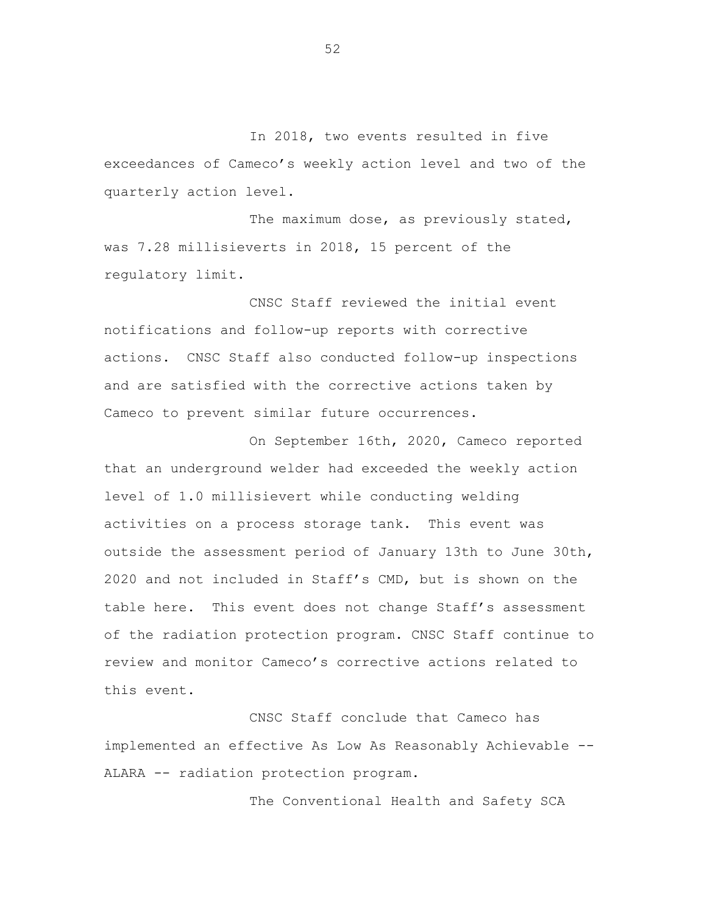In 2018, two events resulted in five exceedances of Cameco's weekly action level and two of the quarterly action level.

The maximum dose, as previously stated, was 7.28 millisieverts in 2018, 15 percent of the regulatory limit.

CNSC Staff reviewed the initial event notifications and follow-up reports with corrective actions. CNSC Staff also conducted follow-up inspections and are satisfied with the corrective actions taken by Cameco to prevent similar future occurrences.

On September 16th, 2020, Cameco reported that an underground welder had exceeded the weekly action level of 1.0 millisievert while conducting welding activities on a process storage tank. This event was outside the assessment period of January 13th to June 30th, 2020 and not included in Staff's CMD, but is shown on the table here. This event does not change Staff's assessment of the radiation protection program. CNSC Staff continue to review and monitor Cameco's corrective actions related to this event.

CNSC Staff conclude that Cameco has implemented an effective As Low As Reasonably Achievable -- ALARA -- radiation protection program.

The Conventional Health and Safety SCA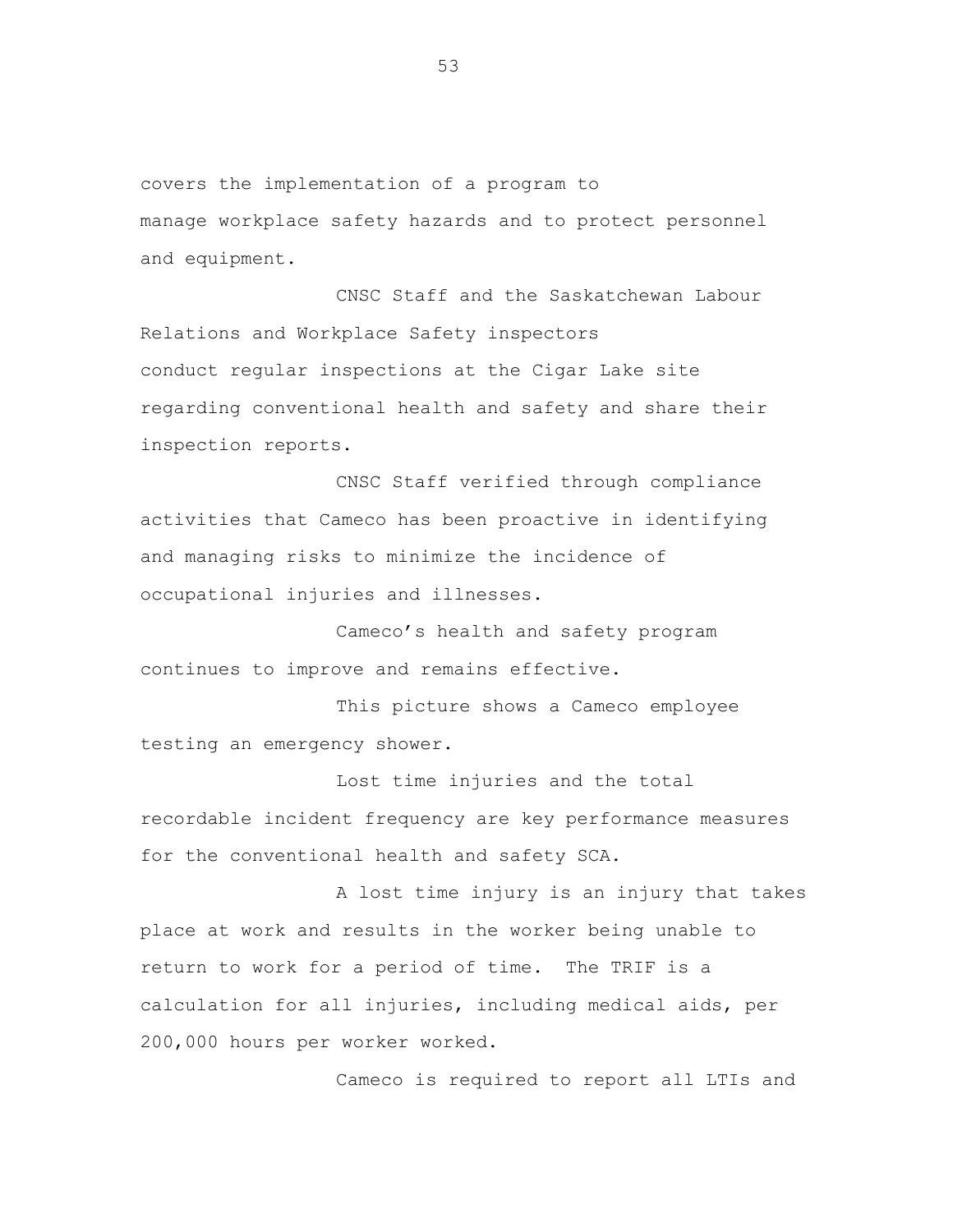covers the implementation of a program to manage workplace safety hazards and to protect personnel and equipment.

CNSC Staff and the Saskatchewan Labour Relations and Workplace Safety inspectors conduct regular inspections at the Cigar Lake site regarding conventional health and safety and share their inspection reports.

CNSC Staff verified through compliance activities that Cameco has been proactive in identifying and managing risks to minimize the incidence of occupational injuries and illnesses.

Cameco's health and safety program continues to improve and remains effective.

This picture shows a Cameco employee testing an emergency shower.

Lost time injuries and the total recordable incident frequency are key performance measures for the conventional health and safety SCA.

A lost time injury is an injury that takes place at work and results in the worker being unable to return to work for a period of time. The TRIF is a calculation for all injuries, including medical aids, per 200,000 hours per worker worked.

Cameco is required to report all LTIs and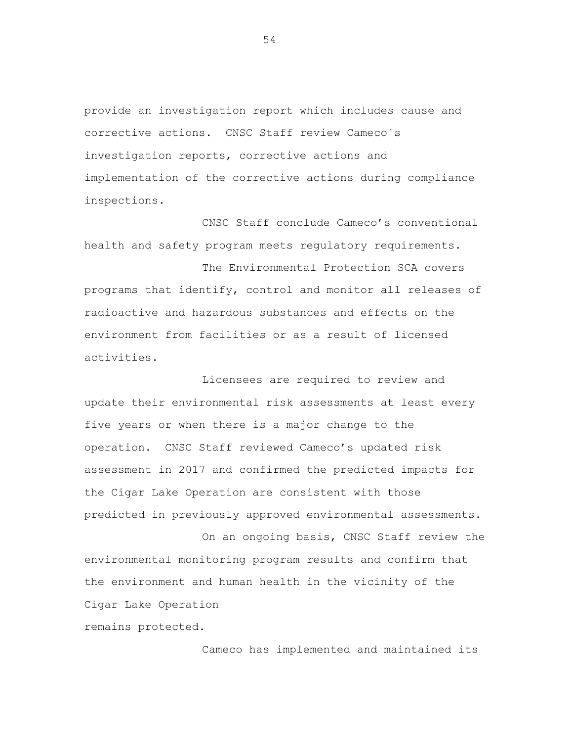provide an investigation report which includes cause and corrective actions. CNSC Staff review Cameco`s investigation reports, corrective actions and implementation of the corrective actions during compliance inspections.

CNSC Staff conclude Cameco's conventional health and safety program meets regulatory requirements.

The Environmental Protection SCA covers programs that identify, control and monitor all releases of radioactive and hazardous substances and effects on the environment from facilities or as a result of licensed activities.

Licensees are required to review and update their environmental risk assessments at least every five years or when there is a major change to the operation. CNSC Staff reviewed Cameco's updated risk assessment in 2017 and confirmed the predicted impacts for the Cigar Lake Operation are consistent with those predicted in previously approved environmental assessments.

On an ongoing basis, CNSC Staff review the environmental monitoring program results and confirm that the environment and human health in the vicinity of the Cigar Lake Operation remains protected.

Cameco has implemented and maintained its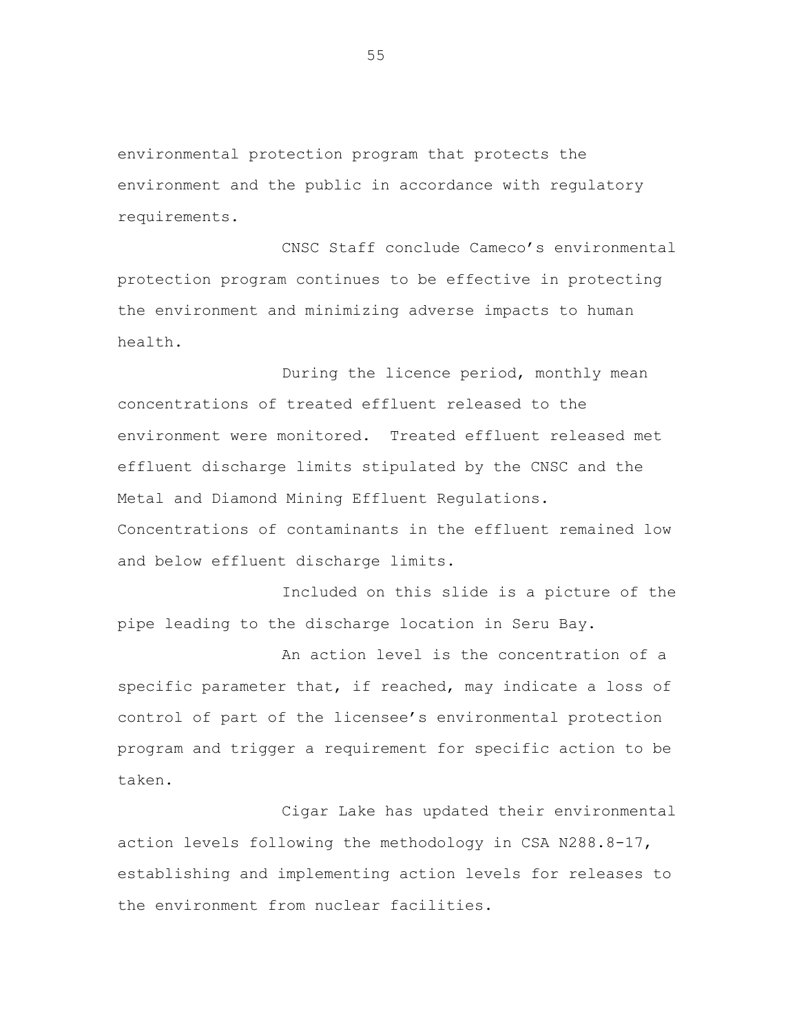environmental protection program that protects the environment and the public in accordance with regulatory requirements.

CNSC Staff conclude Cameco's environmental protection program continues to be effective in protecting the environment and minimizing adverse impacts to human health.

During the licence period, monthly mean concentrations of treated effluent released to the environment were monitored. Treated effluent released met effluent discharge limits stipulated by the CNSC and the Metal and Diamond Mining Effluent Regulations. Concentrations of contaminants in the effluent remained low and below effluent discharge limits.

Included on this slide is a picture of the pipe leading to the discharge location in Seru Bay.

An action level is the concentration of a specific parameter that, if reached, may indicate a loss of control of part of the licensee's environmental protection program and trigger a requirement for specific action to be taken.

Cigar Lake has updated their environmental action levels following the methodology in CSA N288.8-17, establishing and implementing action levels for releases to the environment from nuclear facilities.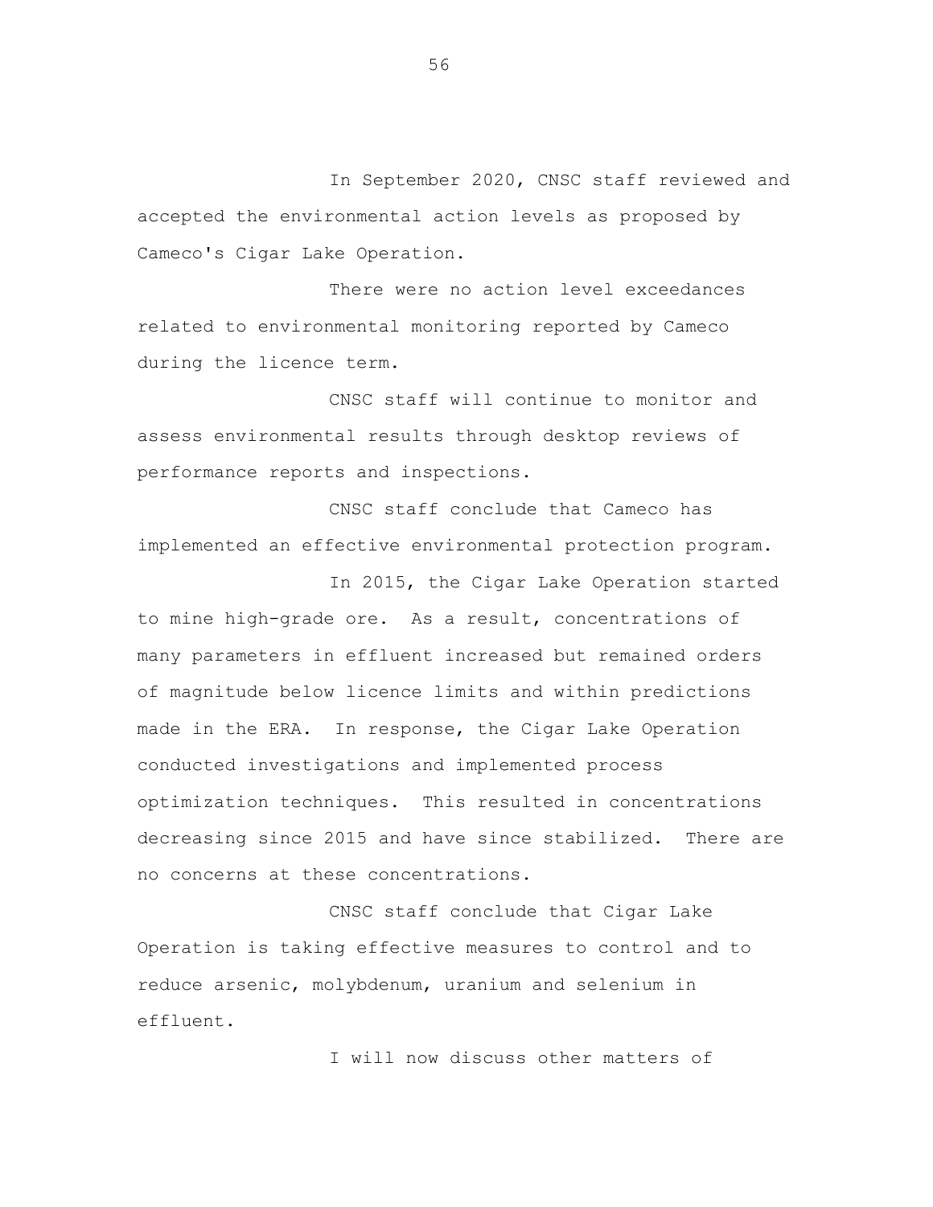In September 2020, CNSC staff reviewed and accepted the environmental action levels as proposed by Cameco's Cigar Lake Operation.

There were no action level exceedances related to environmental monitoring reported by Cameco during the licence term.

CNSC staff will continue to monitor and assess environmental results through desktop reviews of performance reports and inspections.

CNSC staff conclude that Cameco has implemented an effective environmental protection program.

In 2015, the Cigar Lake Operation started to mine high-grade ore. As a result, concentrations of many parameters in effluent increased but remained orders of magnitude below licence limits and within predictions made in the ERA. In response, the Cigar Lake Operation conducted investigations and implemented process optimization techniques. This resulted in concentrations decreasing since 2015 and have since stabilized. There are no concerns at these concentrations.

CNSC staff conclude that Cigar Lake Operation is taking effective measures to control and to reduce arsenic, molybdenum, uranium and selenium in effluent.

I will now discuss other matters of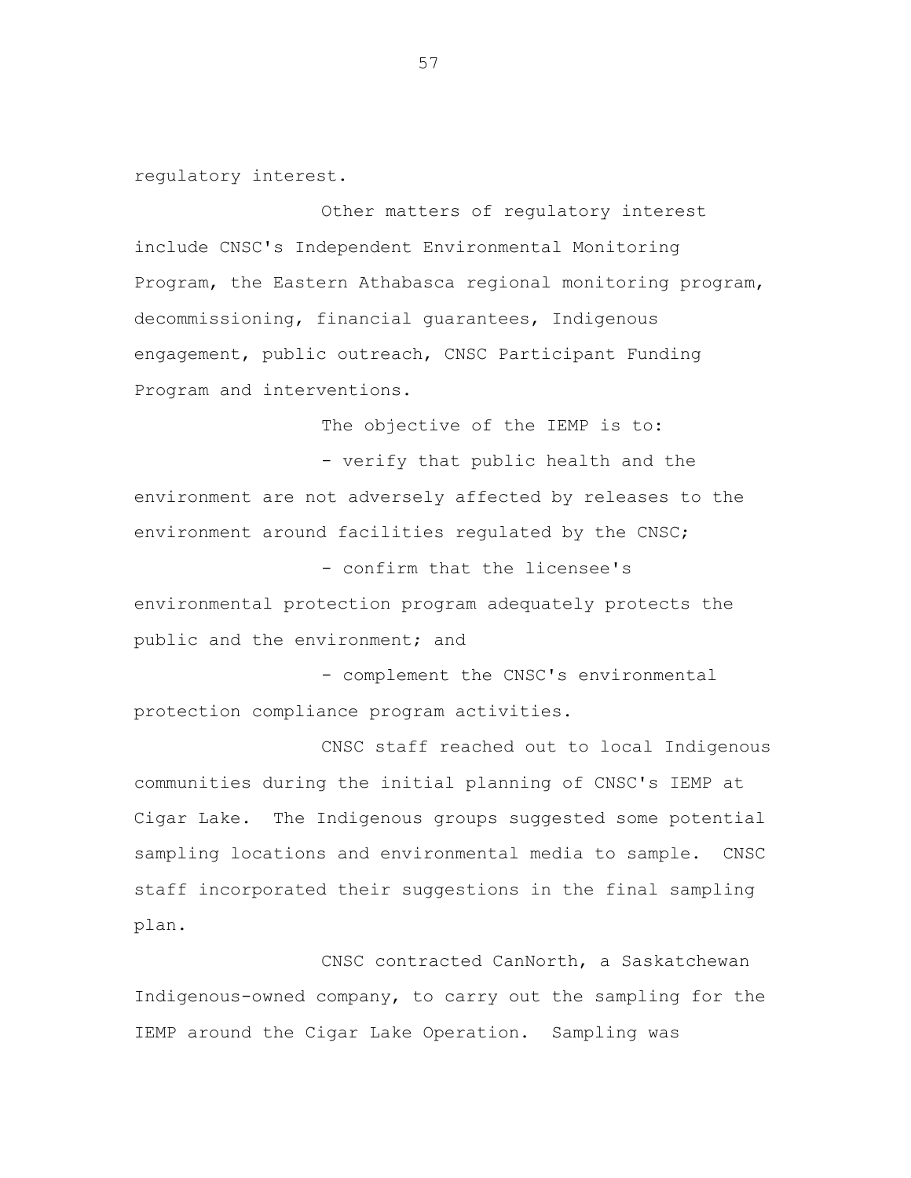regulatory interest.

Other matters of regulatory interest include CNSC's Independent Environmental Monitoring Program, the Eastern Athabasca regional monitoring program, decommissioning, financial guarantees, Indigenous engagement, public outreach, CNSC Participant Funding Program and interventions.

The objective of the IEMP is to:

- verify that public health and the environment are not adversely affected by releases to the environment around facilities regulated by the CNSC;
- confirm that the licensee's environmental protection program adequately protects the public and the environment; and
- complement the CNSC's environmental protection compliance program activities.

CNSC staff reached out to local Indigenous communities during the initial planning of CNSC's IEMP at Cigar Lake. The Indigenous groups suggested some potential sampling locations and environmental media to sample. CNSC staff incorporated their suggestions in the final sampling plan.

CNSC contracted CanNorth, a Saskatchewan Indigenous-owned company, to carry out the sampling for the IEMP around the Cigar Lake Operation. Sampling was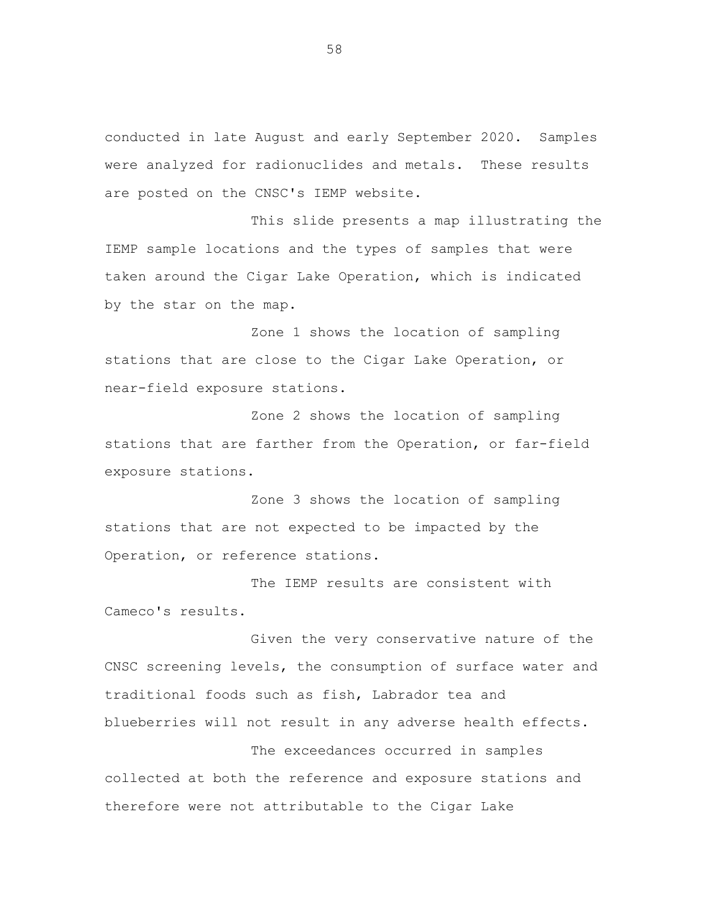conducted in late August and early September 2020. Samples were analyzed for radionuclides and metals. These results are posted on the CNSC's IEMP website.

This slide presents a map illustrating the IEMP sample locations and the types of samples that were taken around the Cigar Lake Operation, which is indicated by the star on the map.

Zone 1 shows the location of sampling stations that are close to the Cigar Lake Operation, or near-field exposure stations.

Zone 2 shows the location of sampling stations that are farther from the Operation, or far-field exposure stations.

Zone 3 shows the location of sampling stations that are not expected to be impacted by the Operation, or reference stations.

The IEMP results are consistent with Cameco's results.

Given the very conservative nature of the CNSC screening levels, the consumption of surface water and traditional foods such as fish, Labrador tea and blueberries will not result in any adverse health effects.

The exceedances occurred in samples collected at both the reference and exposure stations and therefore were not attributable to the Cigar Lake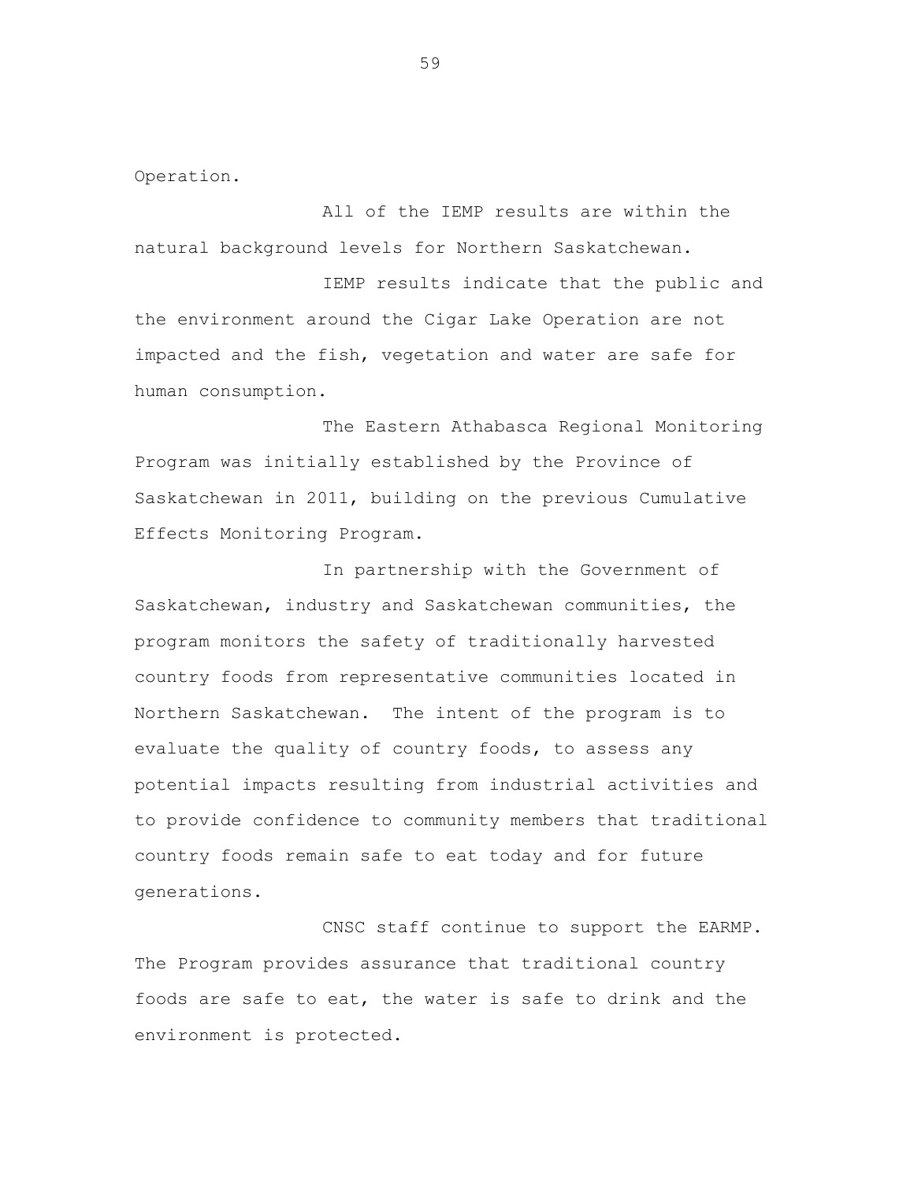Operation.

All of the IEMP results are within the natural background levels for Northern Saskatchewan.

IEMP results indicate that the public and the environment around the Cigar Lake Operation are not impacted and the fish, vegetation and water are safe for human consumption.

The Eastern Athabasca Regional Monitoring Program was initially established by the Province of Saskatchewan in 2011, building on the previous Cumulative Effects Monitoring Program.

In partnership with the Government of Saskatchewan, industry and Saskatchewan communities, the program monitors the safety of traditionally harvested country foods from representative communities located in Northern Saskatchewan. The intent of the program is to evaluate the quality of country foods, to assess any potential impacts resulting from industrial activities and to provide confidence to community members that traditional country foods remain safe to eat today and for future generations.

CNSC staff continue to support the EARMP. The Program provides assurance that traditional country foods are safe to eat, the water is safe to drink and the environment is protected.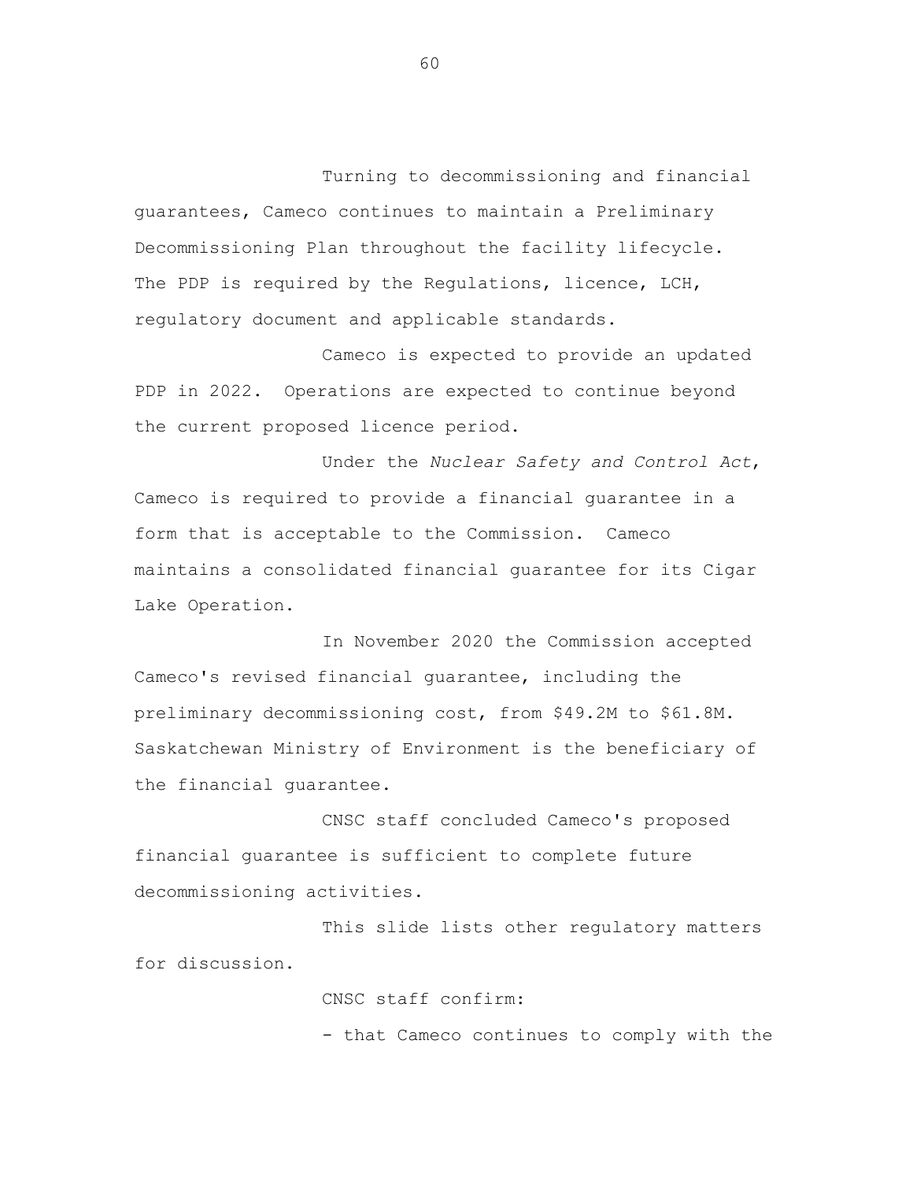Turning to decommissioning and financial guarantees, Cameco continues to maintain a Preliminary Decommissioning Plan throughout the facility lifecycle. The PDP is required by the Regulations, licence, LCH, regulatory document and applicable standards.

Cameco is expected to provide an updated PDP in 2022. Operations are expected to continue beyond the current proposed licence period.

Under the *Nuclear Safety and Control Act*, Cameco is required to provide a financial guarantee in a form that is acceptable to the Commission. Cameco maintains a consolidated financial guarantee for its Cigar Lake Operation.

In November 2020 the Commission accepted Cameco's revised financial guarantee, including the preliminary decommissioning cost, from $49.2M to $61.8M. Saskatchewan Ministry of Environment is the beneficiary of the financial guarantee.

CNSC staff concluded Cameco's proposed financial guarantee is sufficient to complete future decommissioning activities.

This slide lists other regulatory matters for discussion.

CNSC staff confirm:

- that Cameco continues to comply with the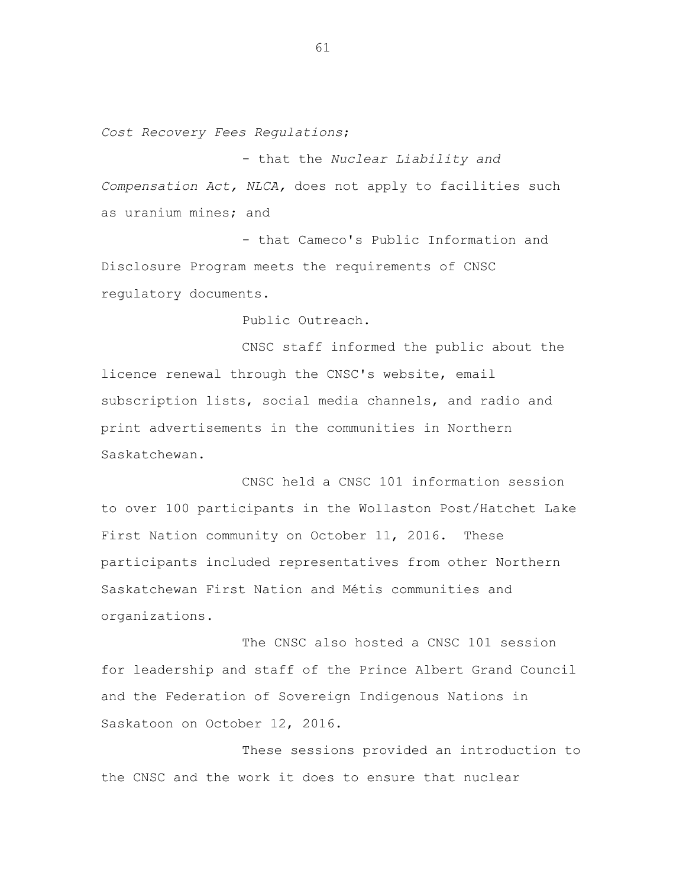*Cost Recovery Fees Regulations*;

- that the *Nuclear Liability and Compensation Act, NLCA,* does not apply to facilities such as uranium mines; and

- that Cameco's Public Information and Disclosure Program meets the requirements of CNSC regulatory documents.

Public Outreach.

CNSC staff informed the public about the licence renewal through the CNSC's website, email subscription lists, social media channels, and radio and print advertisements in the communities in Northern Saskatchewan.

CNSC held a CNSC 101 information session to over 100 participants in the Wollaston Post/Hatchet Lake First Nation community on October 11, 2016. These participants included representatives from other Northern Saskatchewan First Nation and Métis communities and organizations.

The CNSC also hosted a CNSC 101 session for leadership and staff of the Prince Albert Grand Council and the Federation of Sovereign Indigenous Nations in Saskatoon on October 12, 2016.

These sessions provided an introduction to the CNSC and the work it does to ensure that nuclear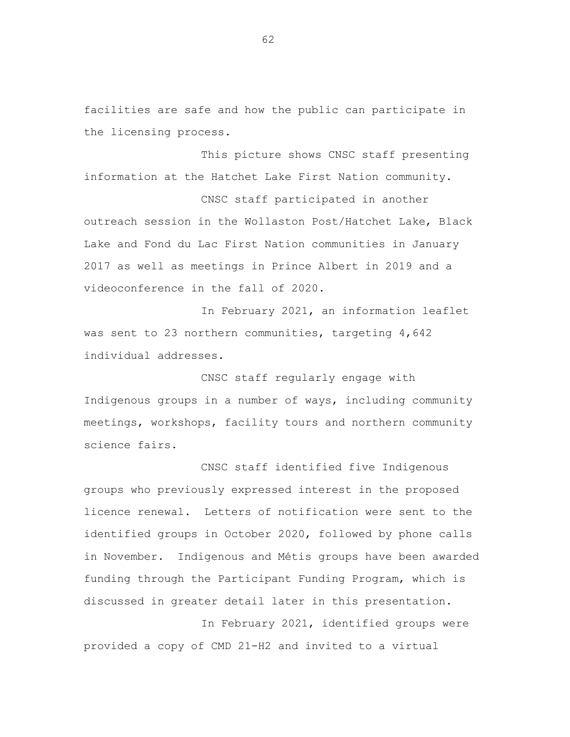facilities are safe and how the public can participate in the licensing process.

This picture shows CNSC staff presenting information at the Hatchet Lake First Nation community.

CNSC staff participated in another outreach session in the Wollaston Post/Hatchet Lake, Black Lake and Fond du Lac First Nation communities in January 2017 as well as meetings in Prince Albert in 2019 and a videoconference in the fall of 2020.

In February 2021, an information leaflet was sent to 23 northern communities, targeting 4,642 individual addresses.

CNSC staff regularly engage with Indigenous groups in a number of ways, including community meetings, workshops, facility tours and northern community science fairs.

CNSC staff identified five Indigenous groups who previously expressed interest in the proposed licence renewal. Letters of notification were sent to the identified groups in October 2020, followed by phone calls in November. Indigenous and Métis groups have been awarded funding through the Participant Funding Program, which is discussed in greater detail later in this presentation.

In February 2021, identified groups were provided a copy of CMD 21-H2 and invited to a virtual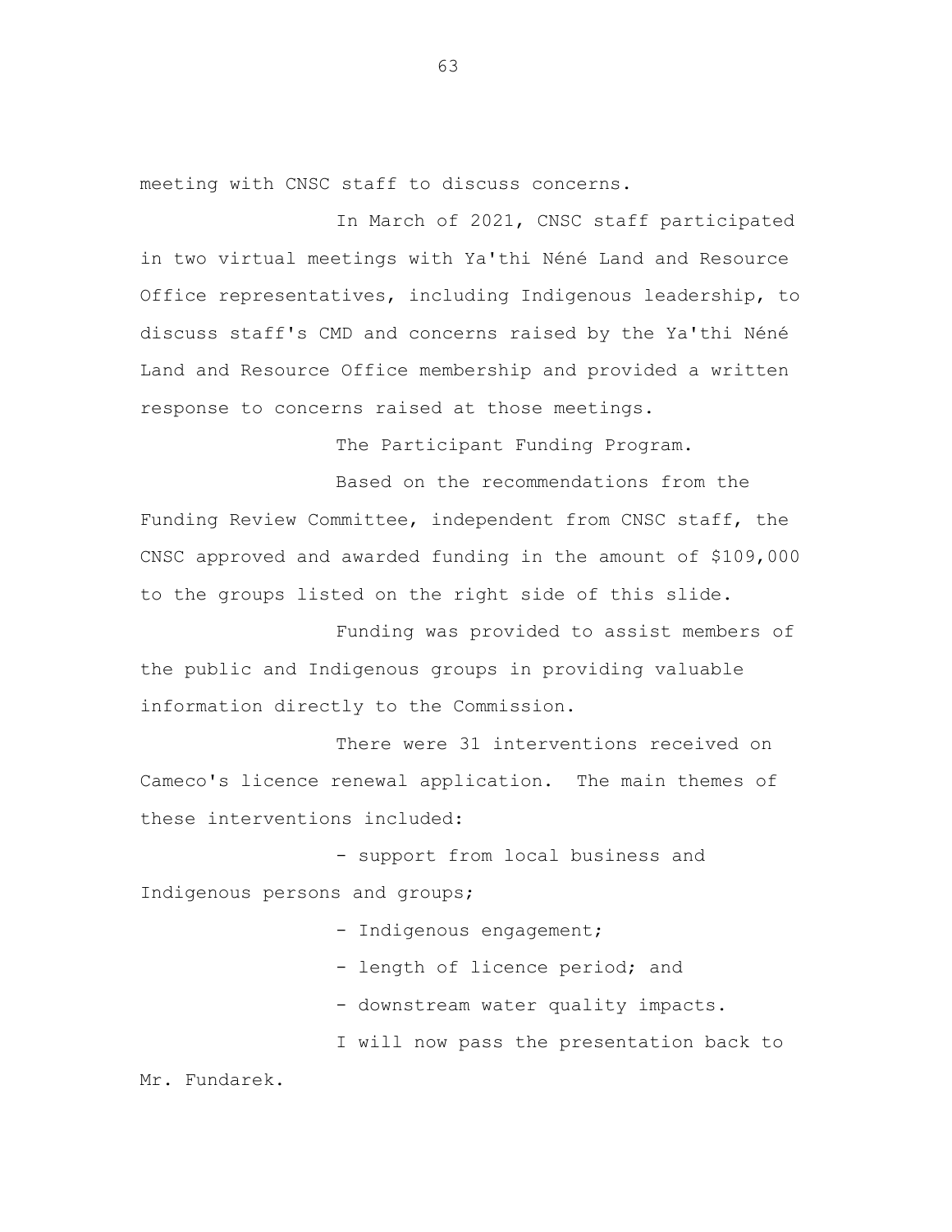meeting with CNSC staff to discuss concerns.

In March of 2021, CNSC staff participated in two virtual meetings with Ya'thi Néné Land and Resource Office representatives, including Indigenous leadership, to discuss staff's CMD and concerns raised by the Ya'thi Néné Land and Resource Office membership and provided a written response to concerns raised at those meetings.

The Participant Funding Program.

Based on the recommendations from the Funding Review Committee, independent from CNSC staff, the CNSC approved and awarded funding in the amount of $109,000 to the groups listed on the right side of this slide.

Funding was provided to assist members of the public and Indigenous groups in providing valuable information directly to the Commission.

There were 31 interventions received on Cameco's licence renewal application. The main themes of these interventions included:

- support from local business and Indigenous persons and groups;
- Indigenous engagement;
- length of licence period; and
- downstream water quality impacts.

I will now pass the presentation back to Mr. Fundarek.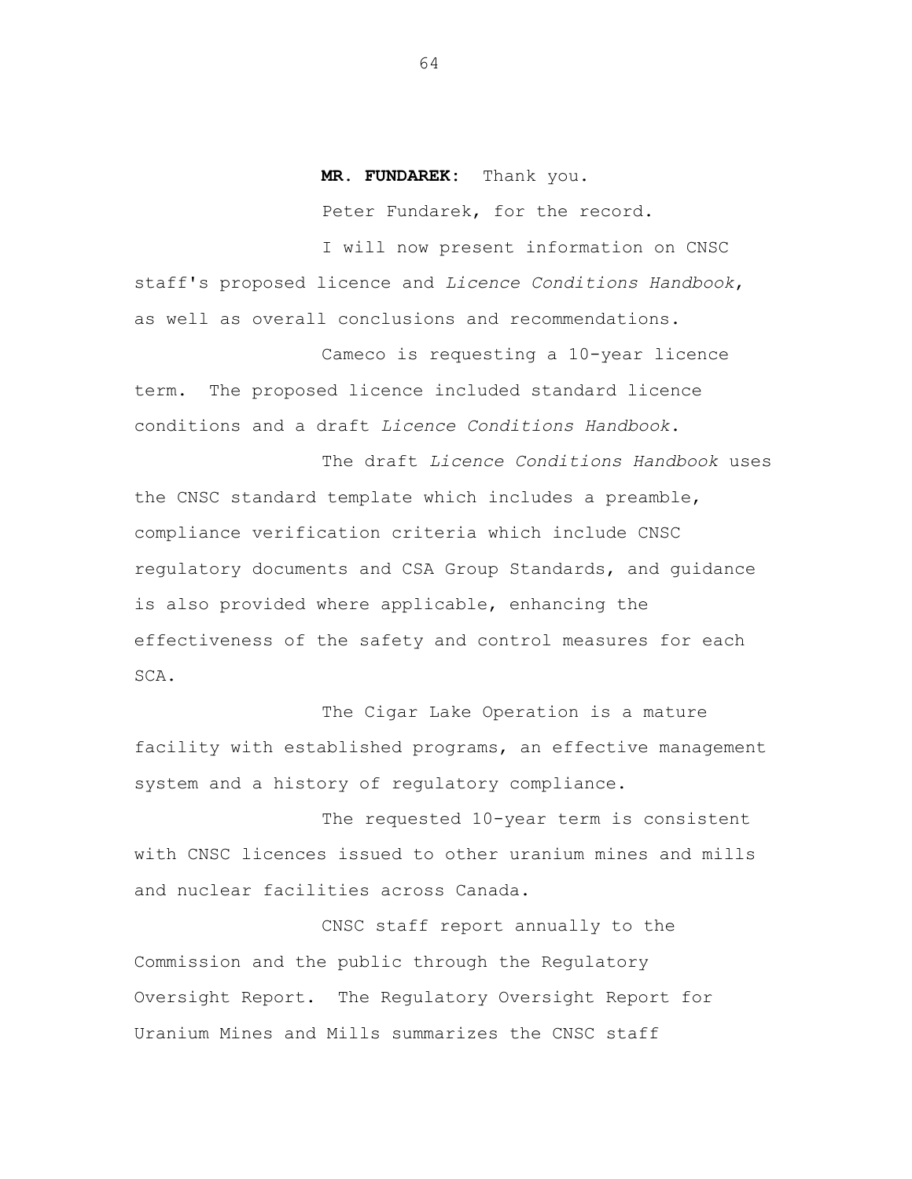**MR. FUNDAREK:** Thank you.

Peter Fundarek, for the record.

I will now present information on CNSC staff's proposed licence and *Licence Conditions Handbook*, as well as overall conclusions and recommendations.

Cameco is requesting a 10-year licence term. The proposed licence included standard licence conditions and a draft *Licence Conditions Handbook*.

The draft *Licence Conditions Handbook* uses the CNSC standard template which includes a preamble, compliance verification criteria which include CNSC regulatory documents and CSA Group Standards, and guidance is also provided where applicable, enhancing the effectiveness of the safety and control measures for each SCA.

The Cigar Lake Operation is a mature facility with established programs, an effective management system and a history of regulatory compliance.

The requested 10-year term is consistent with CNSC licences issued to other uranium mines and mills and nuclear facilities across Canada.

CNSC staff report annually to the Commission and the public through the Regulatory Oversight Report. The Regulatory Oversight Report for Uranium Mines and Mills summarizes the CNSC staff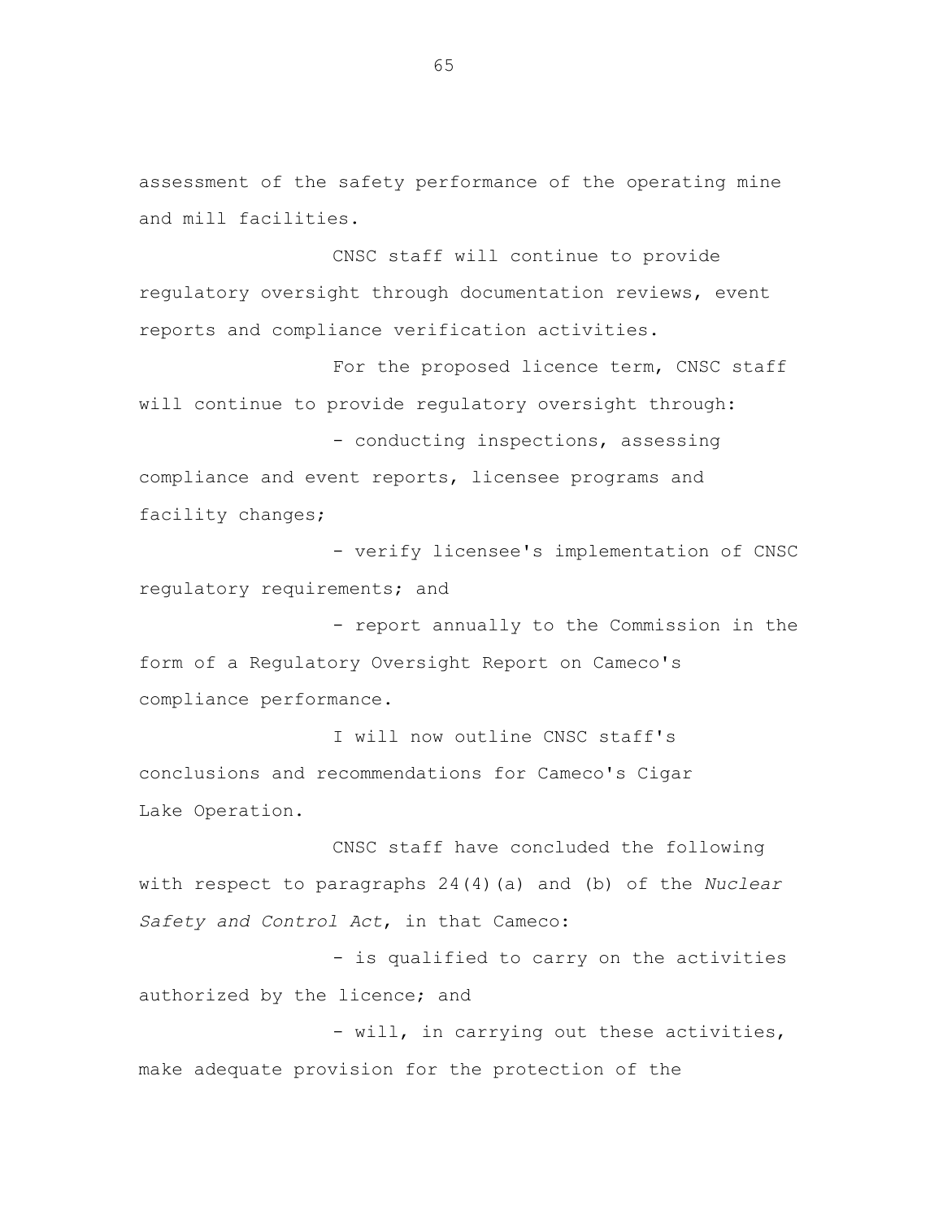assessment of the safety performance of the operating mine and mill facilities.

CNSC staff will continue to provide regulatory oversight through documentation reviews, event reports and compliance verification activities.

For the proposed licence term, CNSC staff will continue to provide regulatory oversight through:

- conducting inspections, assessing compliance and event reports, licensee programs and facility changes;

- verify licensee's implementation of CNSC regulatory requirements; and

- report annually to the Commission in the form of a Regulatory Oversight Report on Cameco's compliance performance.

I will now outline CNSC staff's conclusions and recommendations for Cameco's Cigar Lake Operation.

CNSC staff have concluded the following with respect to paragraphs 24(4)(a) and (b) of the *Nuclear Safety and Control Act*, in that Cameco:

- is qualified to carry on the activities authorized by the licence; and

- will, in carrying out these activities, make adequate provision for the protection of the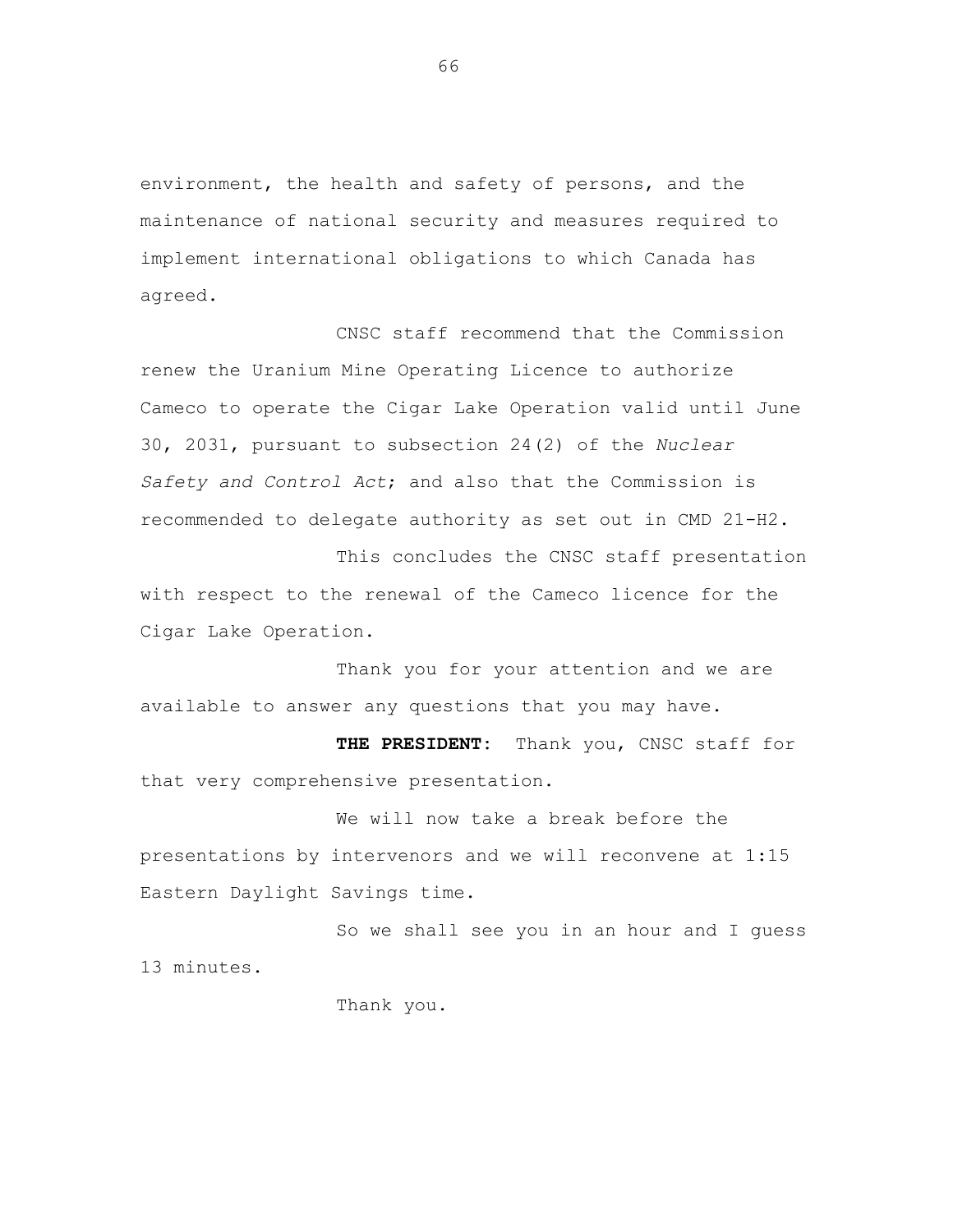environment, the health and safety of persons, and the maintenance of national security and measures required to implement international obligations to which Canada has agreed.

CNSC staff recommend that the Commission renew the Uranium Mine Operating Licence to authorize Cameco to operate the Cigar Lake Operation valid until June 30, 2031, pursuant to subsection 24(2) of the *Nuclear Safety and Control Act*; and also that the Commission is recommended to delegate authority as set out in CMD 21-H2.

This concludes the CNSC staff presentation with respect to the renewal of the Cameco licence for the Cigar Lake Operation.

Thank you for your attention and we are available to answer any questions that you may have.

**THE PRESIDENT:** Thank you, CNSC staff for that very comprehensive presentation.

We will now take a break before the presentations by intervenors and we will reconvene at 1:15 Eastern Daylight Savings time.

So we shall see you in an hour and I guess 13 minutes.

Thank you.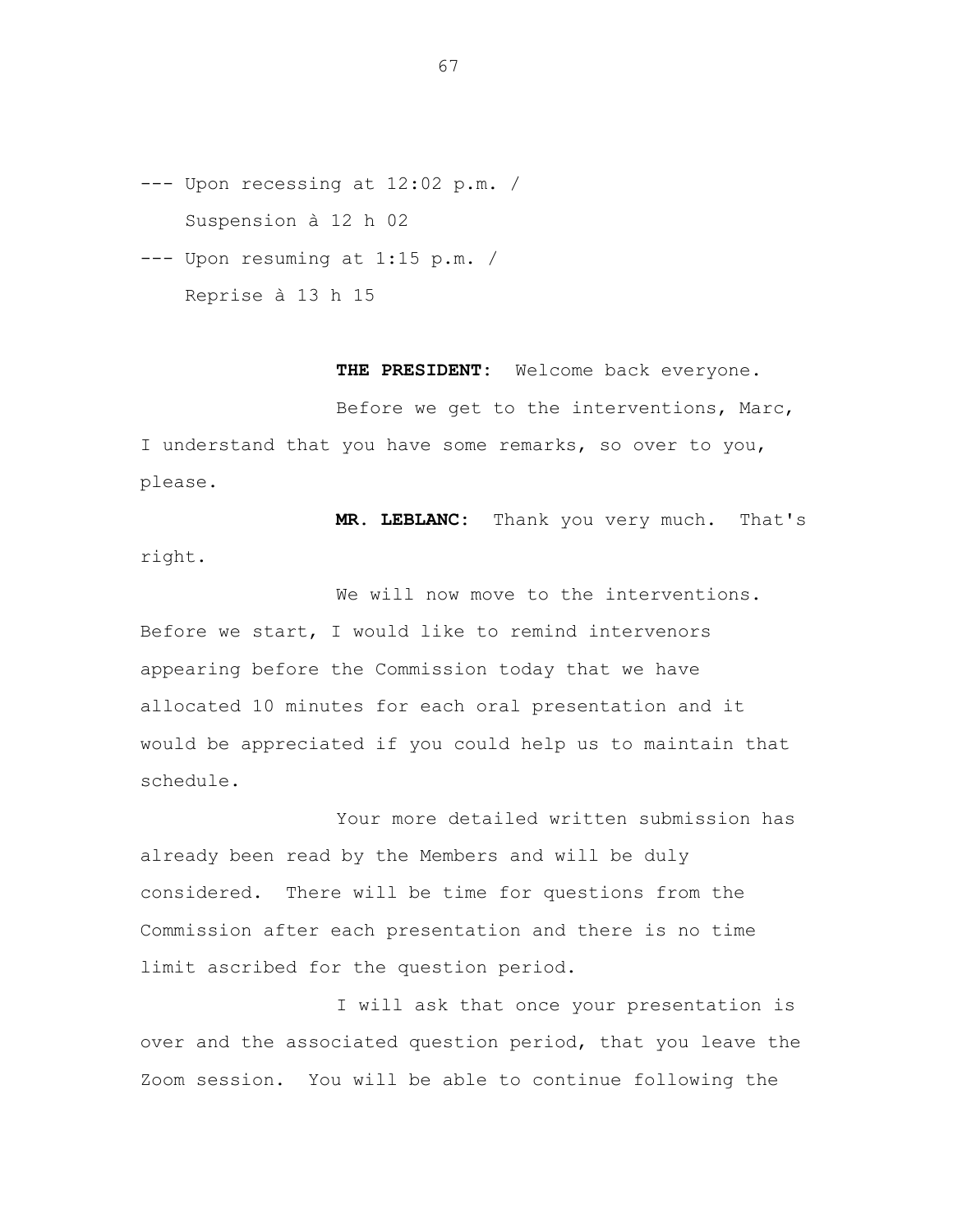--- Upon recessing at 12:02 p.m. /

Suspension à 12 h 02

--- Upon resuming at 1:15 p.m. /

Reprise à 13 h 15

**THE PRESIDENT:** Welcome back everyone.

Before we get to the interventions, Marc, I understand that you have some remarks, so over to you, please.

**MR. LEBLANC:** Thank you very much. That's right.

We will now move to the interventions. Before we start, I would like to remind intervenors appearing before the Commission today that we have allocated 10 minutes for each oral presentation and it would be appreciated if you could help us to maintain that schedule.

Your more detailed written submission has already been read by the Members and will be duly considered. There will be time for questions from the Commission after each presentation and there is no time limit ascribed for the question period.

I will ask that once your presentation is over and the associated question period, that you leave the Zoom session. You will be able to continue following the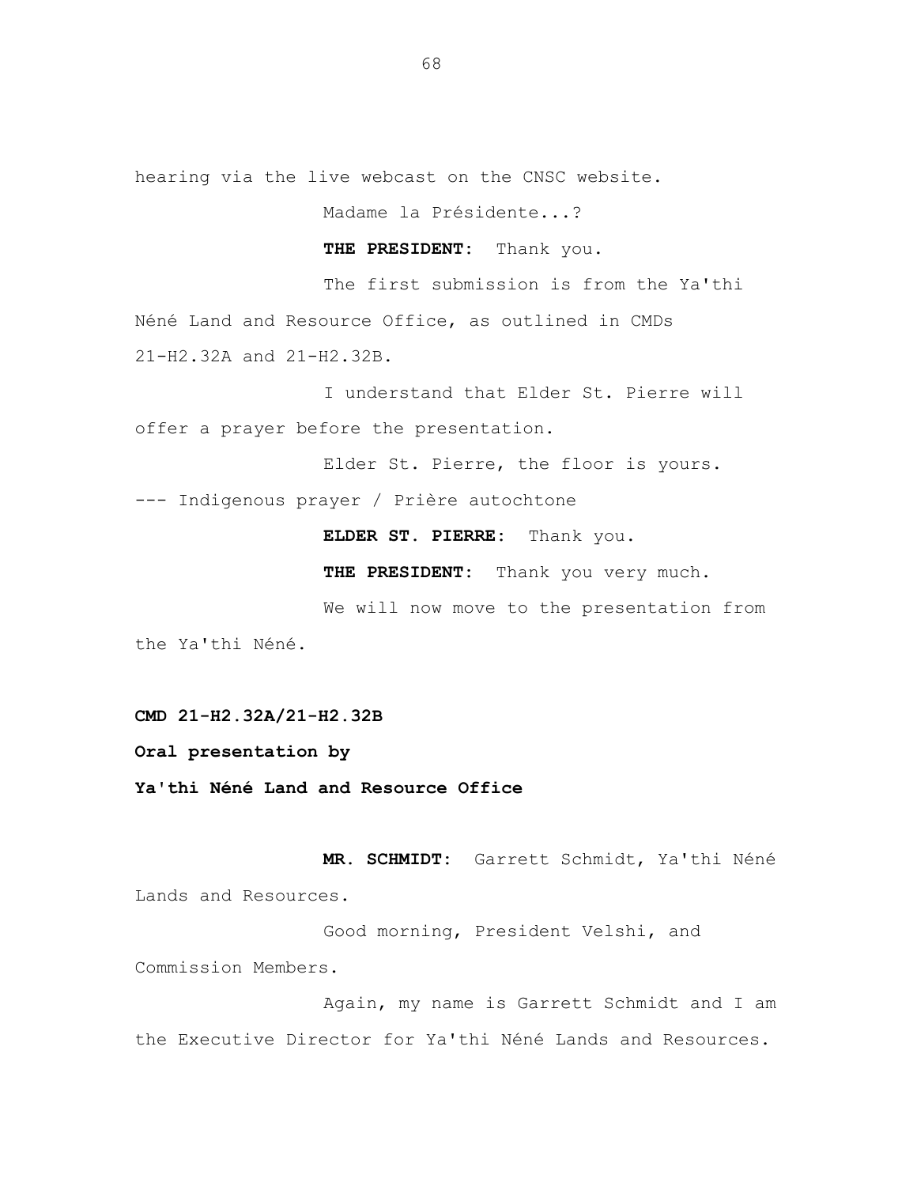hearing via the live webcast on the CNSC website.

Madame la Présidente...?

**THE PRESIDENT:** Thank you.

The first submission is from the Ya'thi Néné Land and Resource Office, as outlined in CMDs 21-H2.32A and 21-H2.32B.

I understand that Elder St. Pierre will offer a prayer before the presentation.

Elder St. Pierre, the floor is yours.

--- Indigenous prayer / Prière autochtone

**ELDER ST. PIERRE:** Thank you.

**THE PRESIDENT:** Thank you very much.

We will now move to the presentation from the Ya'thi Néné.

**CMD 21-H2.32A/21-H2.32B**

**Oral presentation by**

**Ya'thi Néné Land and Resource Office**

**MR. SCHMIDT:** Garrett Schmidt, Ya'thi Néné Lands and Resources.

Good morning, President Velshi, and Commission Members.

Again, my name is Garrett Schmidt and I am the Executive Director for Ya'thi Néné Lands and Resources.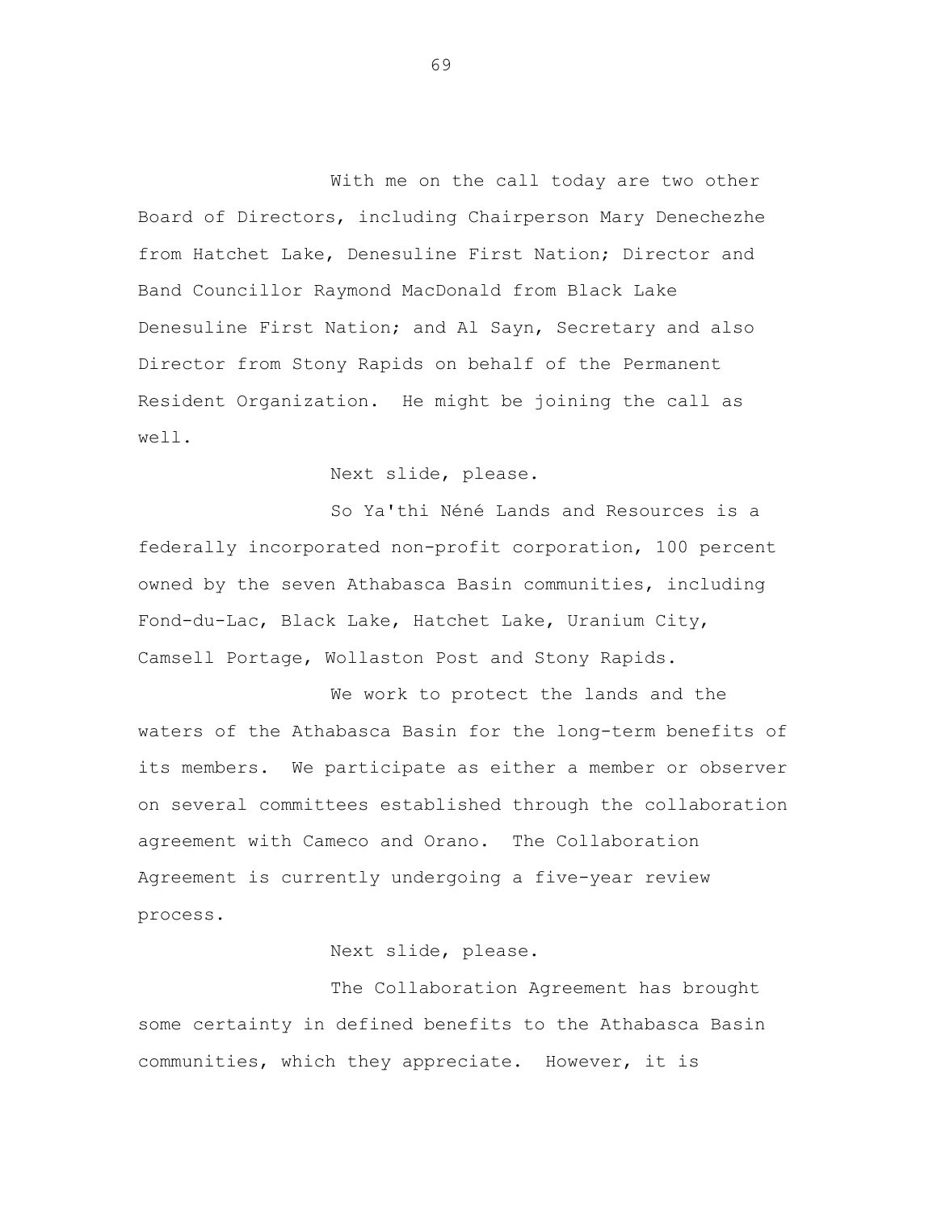With me on the call today are two other Board of Directors, including Chairperson Mary Denechezhe from Hatchet Lake, Denesuline First Nation; Director and Band Councillor Raymond MacDonald from Black Lake Denesuline First Nation; and Al Sayn, Secretary and also Director from Stony Rapids on behalf of the Permanent Resident Organization. He might be joining the call as well.

Next slide, please.

So Ya'thi Néné Lands and Resources is a federally incorporated non-profit corporation, 100 percent owned by the seven Athabasca Basin communities, including Fond-du-Lac, Black Lake, Hatchet Lake, Uranium City, Camsell Portage, Wollaston Post and Stony Rapids.

We work to protect the lands and the waters of the Athabasca Basin for the long-term benefits of its members. We participate as either a member or observer on several committees established through the collaboration agreement with Cameco and Orano. The Collaboration Agreement is currently undergoing a five-year review process.

Next slide, please.

The Collaboration Agreement has brought some certainty in defined benefits to the Athabasca Basin communities, which they appreciate. However, it is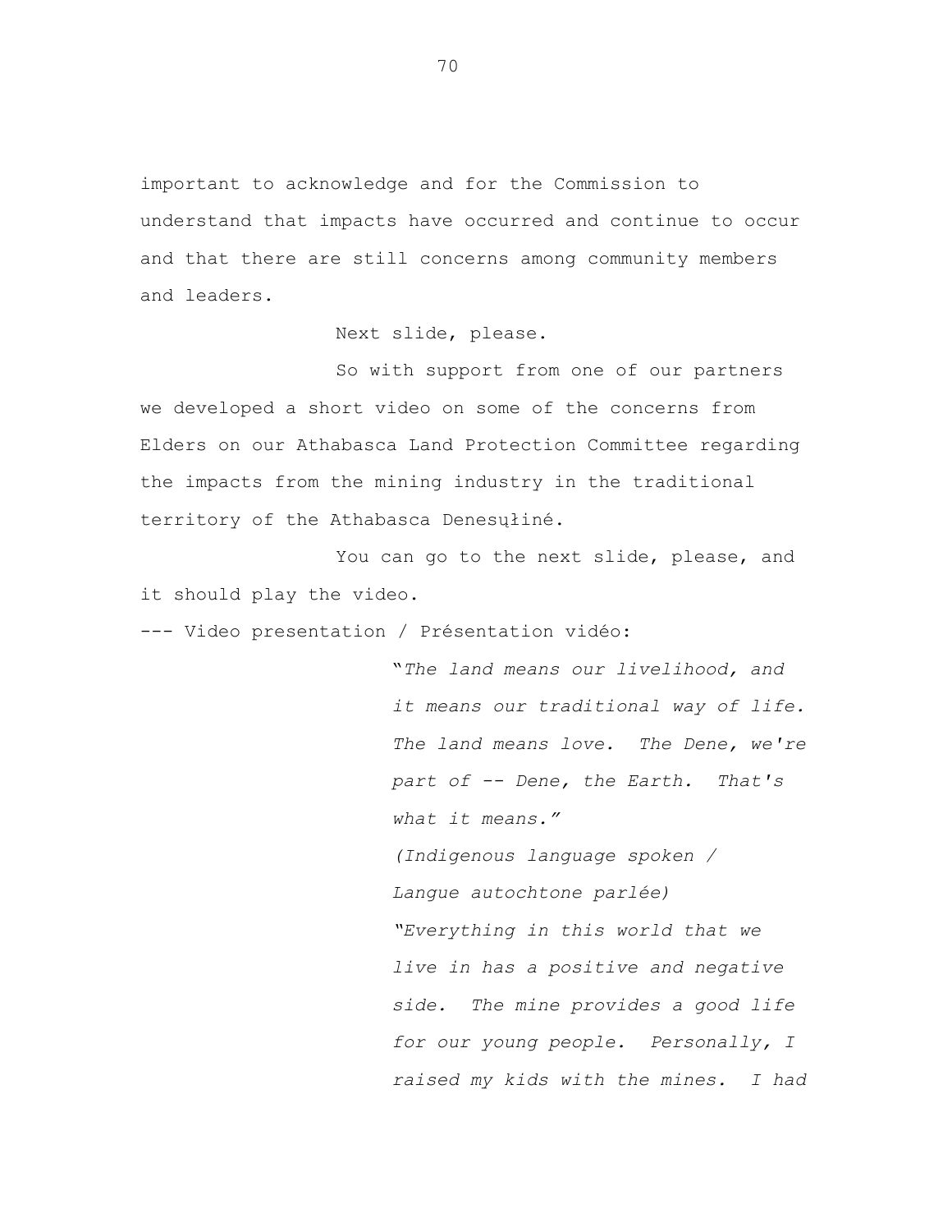important to acknowledge and for the Commission to understand that impacts have occurred and continue to occur and that there are still concerns among community members and leaders.

Next slide, please.

So with support from one of our partners we developed a short video on some of the concerns from Elders on our Athabasca Land Protection Committee regarding the impacts from the mining industry in the traditional territory of the Athabasca Denesųłiné.

You can go to the next slide, please, and it should play the video.

--- Video presentation / Présentation vidéo:

> "*The land means our livelihood, and it means our traditional way of life. The land means love. The Dene, we're part of -- Dene, the Earth. That's what it means.*"
>
> *(Indigenous language spoken / Langue autochtone parlée)*
>
> "*Everything in this world that we live in has a positive and negative side. The mine provides a good life for our young people. Personally, I raised my kids with the mines. I had*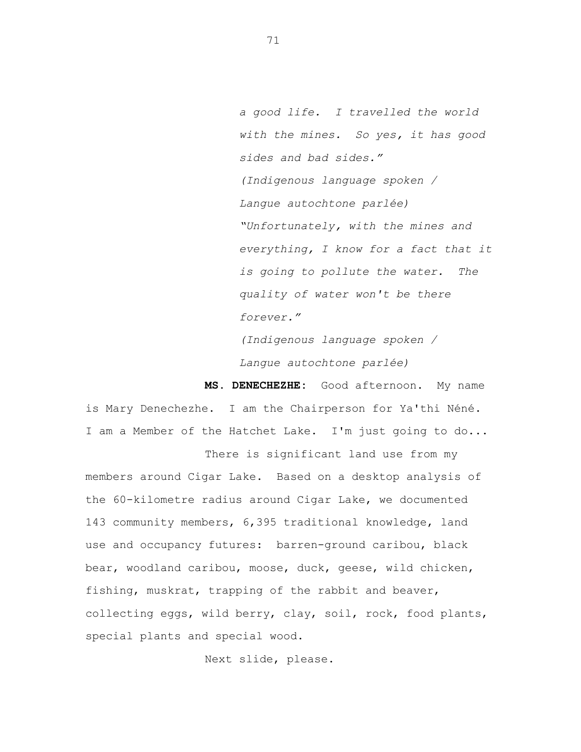*a good life. I travelled the world with the mines. So yes, it has good sides and bad sides."*

*(Indigenous language spoken / Langue autochtone parlée)*

*"Unfortunately, with the mines and everything, I know for a fact that it is going to pollute the water. The quality of water won't be there forever."*

*(Indigenous language spoken / Langue autochtone parlée)*

**MS. DENECHEZHE:** Good afternoon. My name is Mary Denechezhe. I am the Chairperson for Ya'thi Néné. I am a Member of the Hatchet Lake. I'm just going to do...

There is significant land use from my members around Cigar Lake. Based on a desktop analysis of the 60-kilometre radius around Cigar Lake, we documented 143 community members, 6,395 traditional knowledge, land use and occupancy futures: barren-ground caribou, black bear, woodland caribou, moose, duck, geese, wild chicken, fishing, muskrat, trapping of the rabbit and beaver, collecting eggs, wild berry, clay, soil, rock, food plants, special plants and special wood.

Next slide, please.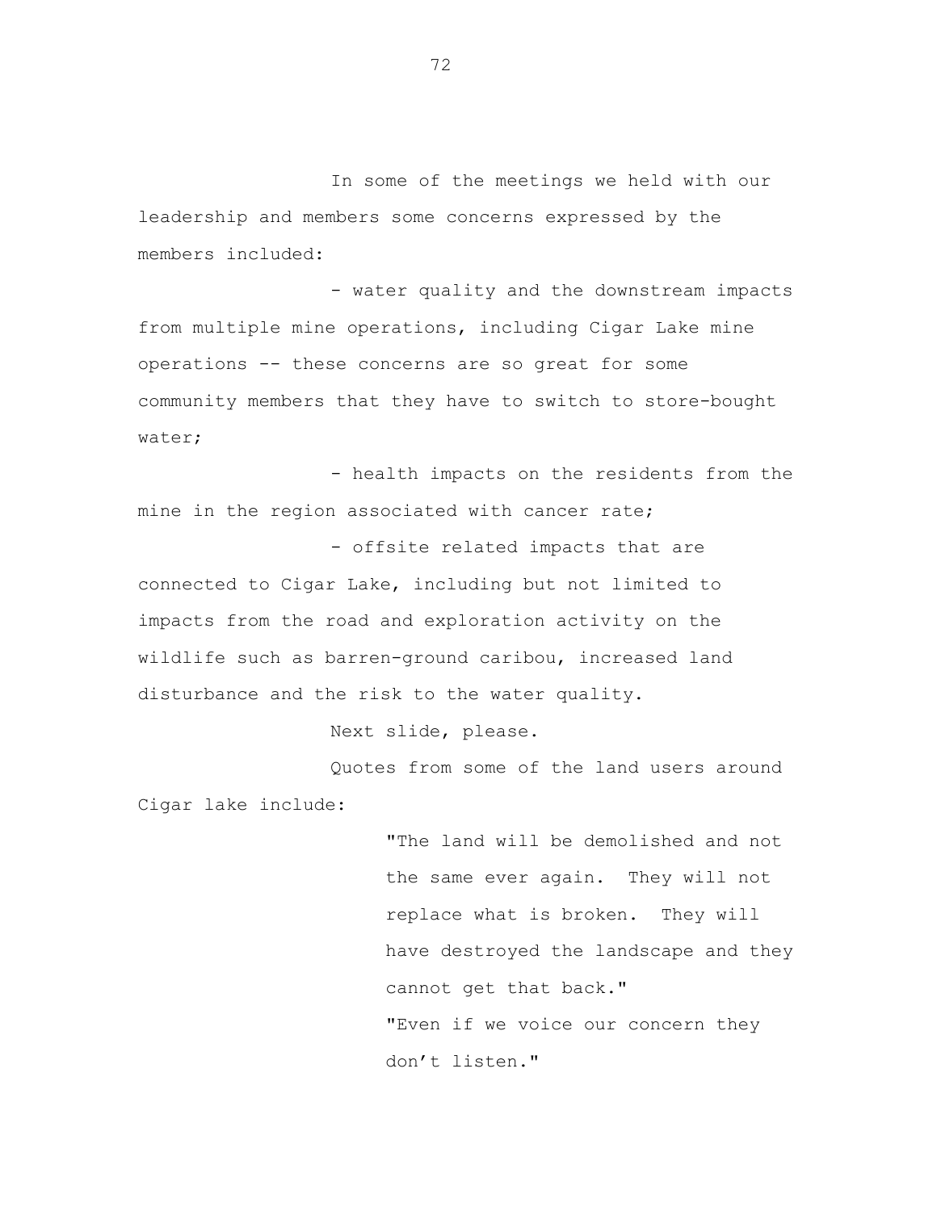In some of the meetings we held with our leadership and members some concerns expressed by the members included:

- water quality and the downstream impacts from multiple mine operations, including Cigar Lake mine operations -- these concerns are so great for some community members that they have to switch to store-bought water;

- health impacts on the residents from the mine in the region associated with cancer rate;

- offsite related impacts that are connected to Cigar Lake, including but not limited to impacts from the road and exploration activity on the wildlife such as barren-ground caribou, increased land disturbance and the risk to the water quality.

Next slide, please.

Quotes from some of the land users around Cigar lake include:

> "The land will be demolished and not the same ever again. They will not replace what is broken. They will have destroyed the landscape and they cannot get that back."
>
> "Even if we voice our concern they don't listen."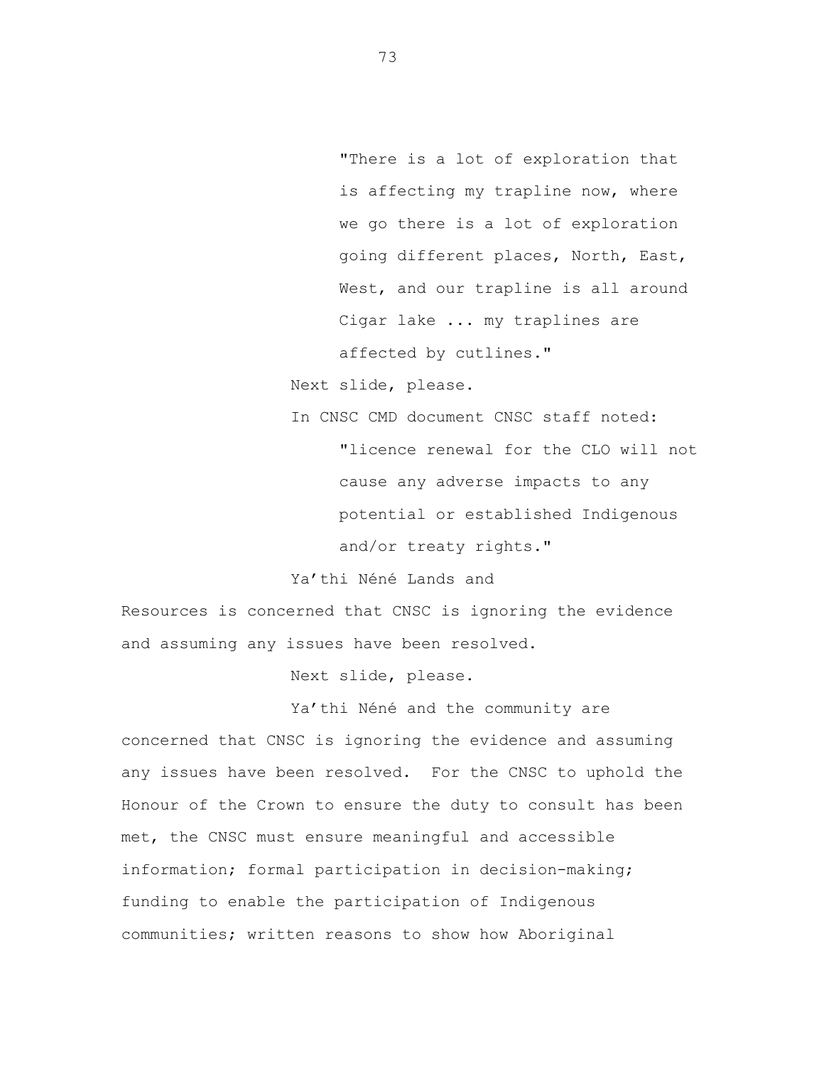> "There is a lot of exploration that is affecting my trapline now, where we go there is a lot of exploration going different places, North, East, West, and our trapline is all around Cigar lake ... my traplines are affected by cutlines."

Next slide, please.

In CNSC CMD document CNSC staff noted:

> "licence renewal for the CLO will not cause any adverse impacts to any potential or established Indigenous and/or treaty rights."

Ya'thi Néné Lands and Resources is concerned that CNSC is ignoring the evidence and assuming any issues have been resolved.

Next slide, please.

Ya'thi Néné and the community are concerned that CNSC is ignoring the evidence and assuming any issues have been resolved. For the CNSC to uphold the Honour of the Crown to ensure the duty to consult has been met, the CNSC must ensure meaningful and accessible information; formal participation in decision-making; funding to enable the participation of Indigenous communities; written reasons to show how Aboriginal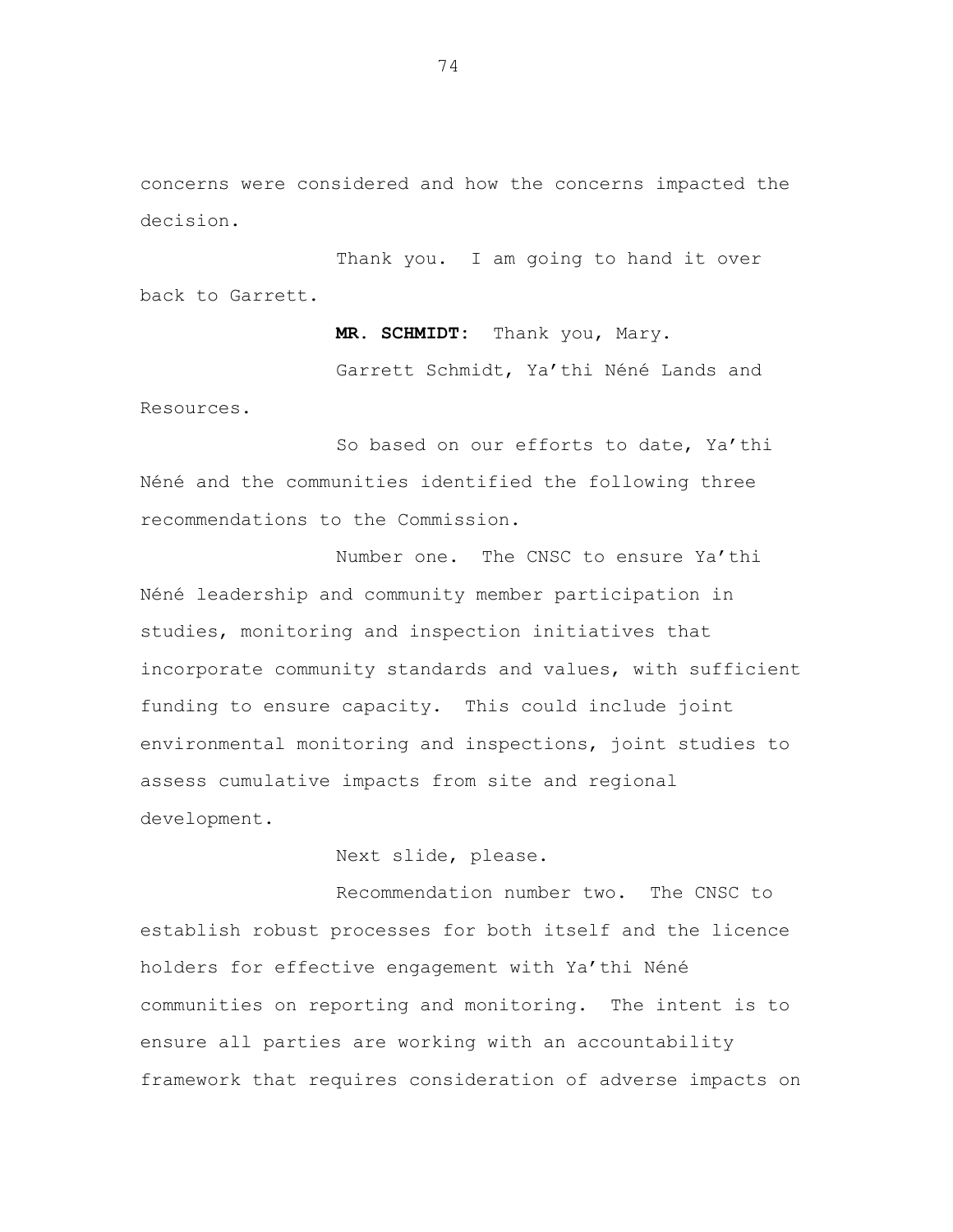concerns were considered and how the concerns impacted the decision.

Thank you. I am going to hand it over back to Garrett.

**MR. SCHMIDT:** Thank you, Mary.

Garrett Schmidt, Ya'thi Néné Lands and Resources.

So based on our efforts to date, Ya'thi Néné and the communities identified the following three recommendations to the Commission.

Number one. The CNSC to ensure Ya'thi Néné leadership and community member participation in studies, monitoring and inspection initiatives that incorporate community standards and values, with sufficient funding to ensure capacity. This could include joint environmental monitoring and inspections, joint studies to assess cumulative impacts from site and regional development.

Next slide, please.

Recommendation number two. The CNSC to establish robust processes for both itself and the licence holders for effective engagement with Ya'thi Néné communities on reporting and monitoring. The intent is to ensure all parties are working with an accountability framework that requires consideration of adverse impacts on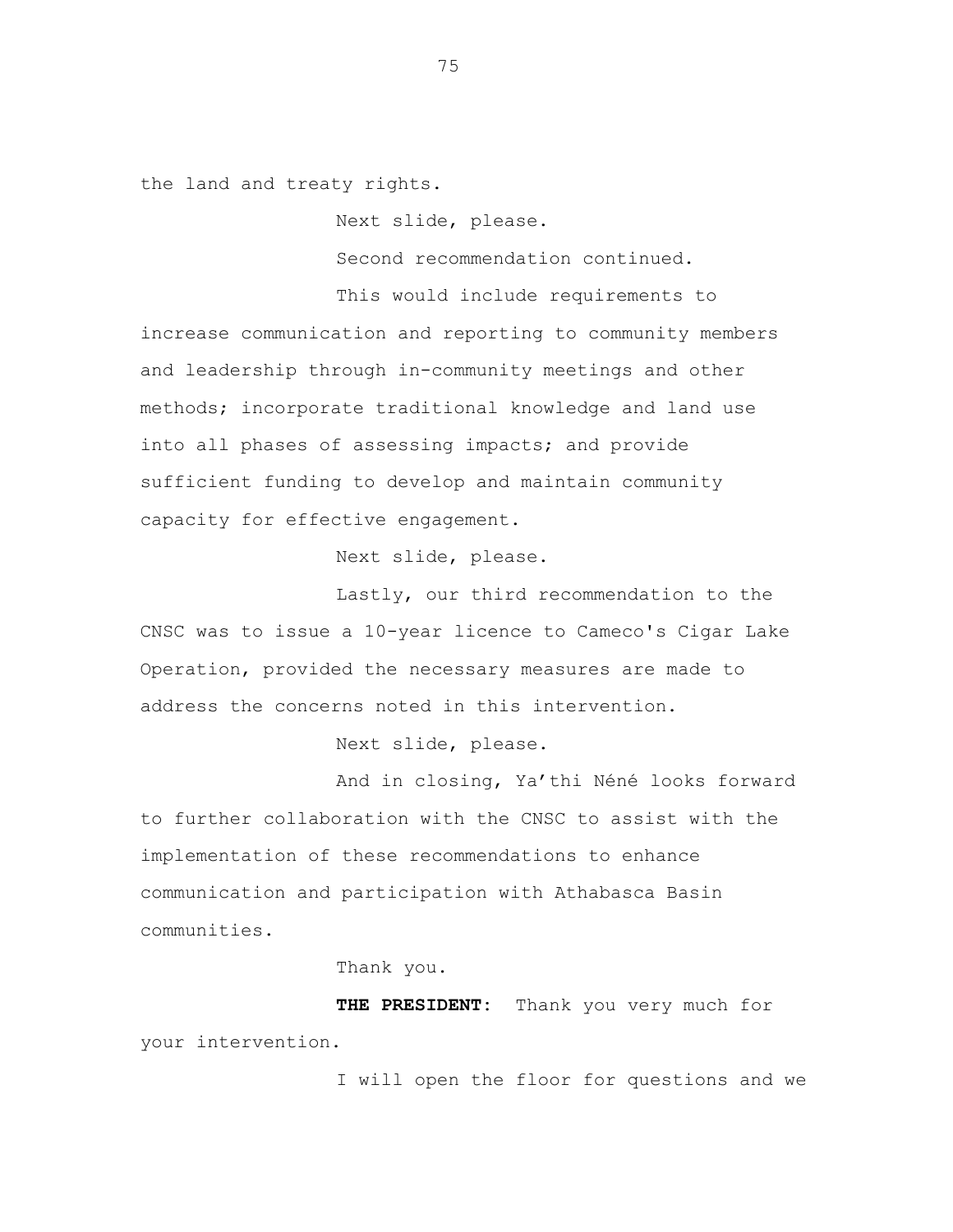the land and treaty rights.

Next slide, please.

Second recommendation continued.

This would include requirements to increase communication and reporting to community members and leadership through in-community meetings and other methods; incorporate traditional knowledge and land use into all phases of assessing impacts; and provide sufficient funding to develop and maintain community capacity for effective engagement.

Next slide, please.

Lastly, our third recommendation to the CNSC was to issue a 10-year licence to Cameco's Cigar Lake Operation, provided the necessary measures are made to address the concerns noted in this intervention.

Next slide, please.

And in closing, Ya'thi Néné looks forward to further collaboration with the CNSC to assist with the implementation of these recommendations to enhance communication and participation with Athabasca Basin communities.

Thank you.

**THE PRESIDENT:** Thank you very much for your intervention.

I will open the floor for questions and we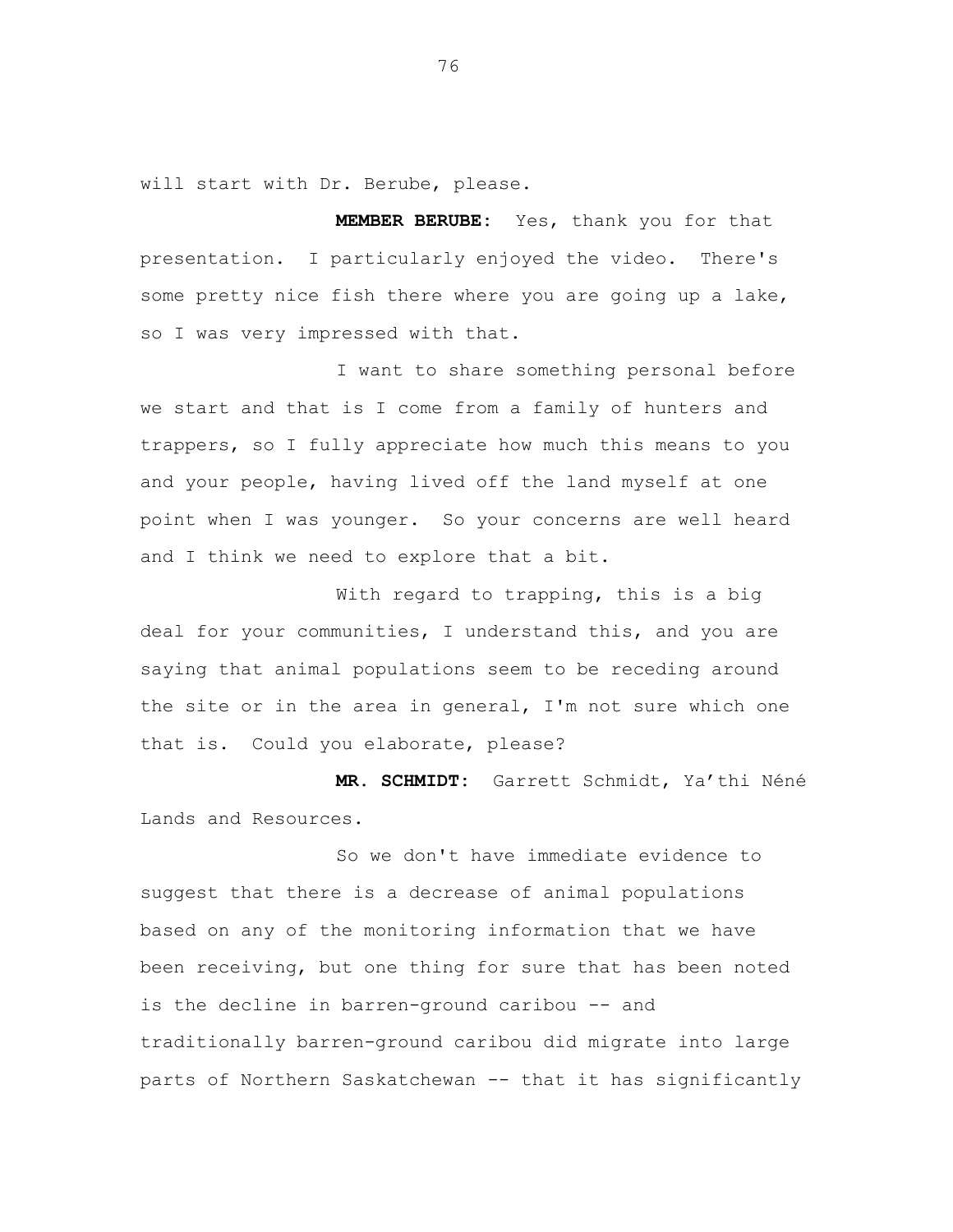will start with Dr. Berube, please.

**MEMBER BERUBE:** Yes, thank you for that presentation. I particularly enjoyed the video. There's some pretty nice fish there where you are going up a lake, so I was very impressed with that.

I want to share something personal before we start and that is I come from a family of hunters and trappers, so I fully appreciate how much this means to you and your people, having lived off the land myself at one point when I was younger. So your concerns are well heard and I think we need to explore that a bit.

With regard to trapping, this is a big deal for your communities, I understand this, and you are saying that animal populations seem to be receding around the site or in the area in general, I'm not sure which one that is. Could you elaborate, please?

**MR. SCHMIDT:** Garrett Schmidt, Ya'thi Néné Lands and Resources.

So we don't have immediate evidence to suggest that there is a decrease of animal populations based on any of the monitoring information that we have been receiving, but one thing for sure that has been noted is the decline in barren-ground caribou -- and traditionally barren-ground caribou did migrate into large parts of Northern Saskatchewan -- that it has significantly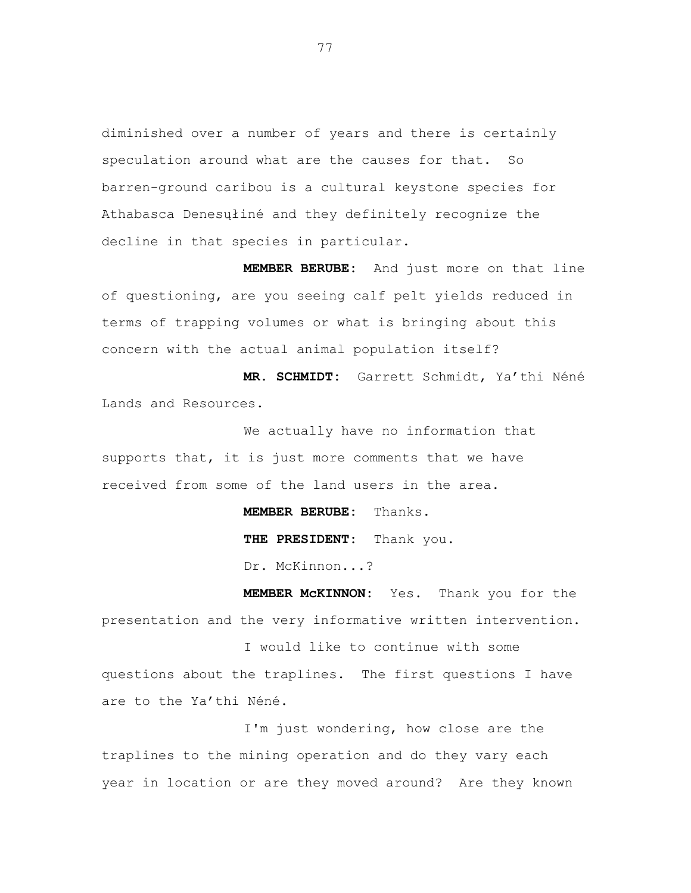diminished over a number of years and there is certainly speculation around what are the causes for that. So barren-ground caribou is a cultural keystone species for Athabasca Denesųłiné and they definitely recognize the decline in that species in particular.

**MEMBER BERUBE:** And just more on that line of questioning, are you seeing calf pelt yields reduced in terms of trapping volumes or what is bringing about this concern with the actual animal population itself?

**MR. SCHMIDT:** Garrett Schmidt, Ya'thi Néné Lands and Resources.

We actually have no information that supports that, it is just more comments that we have received from some of the land users in the area.

**MEMBER BERUBE:** Thanks.

**THE PRESIDENT:** Thank you.

Dr. McKinnon...?

**MEMBER McKINNON:** Yes. Thank you for the presentation and the very informative written intervention.

I would like to continue with some questions about the traplines. The first questions I have are to the Ya'thi Néné.

I'm just wondering, how close are the traplines to the mining operation and do they vary each year in location or are they moved around? Are they known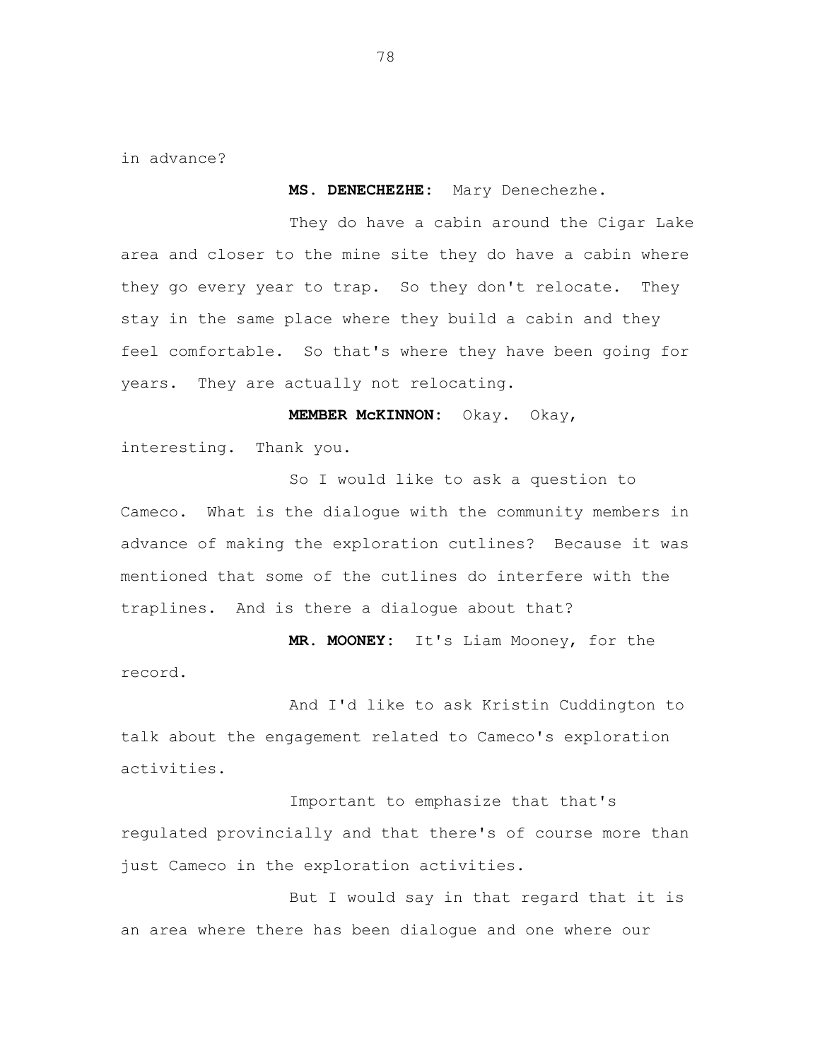in advance?

**MS. DENECHEZHE:** Mary Denechezhe.

They do have a cabin around the Cigar Lake area and closer to the mine site they do have a cabin where they go every year to trap. So they don't relocate. They stay in the same place where they build a cabin and they feel comfortable. So that's where they have been going for years. They are actually not relocating.

**MEMBER McKINNON:** Okay. Okay, interesting. Thank you.

So I would like to ask a question to Cameco. What is the dialogue with the community members in advance of making the exploration cutlines? Because it was mentioned that some of the cutlines do interfere with the traplines. And is there a dialogue about that?

**MR. MOONEY:** It's Liam Mooney, for the record.

And I'd like to ask Kristin Cuddington to talk about the engagement related to Cameco's exploration activities.

Important to emphasize that that's regulated provincially and that there's of course more than just Cameco in the exploration activities.

But I would say in that regard that it is an area where there has been dialogue and one where our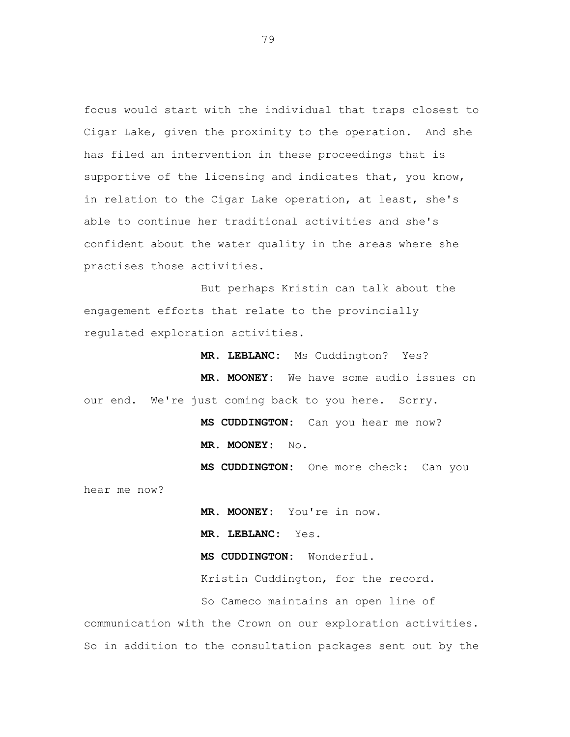focus would start with the individual that traps closest to Cigar Lake, given the proximity to the operation. And she has filed an intervention in these proceedings that is supportive of the licensing and indicates that, you know, in relation to the Cigar Lake operation, at least, she's able to continue her traditional activities and she's confident about the water quality in the areas where she practises those activities.

But perhaps Kristin can talk about the engagement efforts that relate to the provincially regulated exploration activities.

**MR. LEBLANC:** Ms Cuddington? Yes?

**MR. MOONEY:** We have some audio issues on our end. We're just coming back to you here. Sorry.

**MS CUDDINGTON:** Can you hear me now?

**MR. MOONEY:** No.

**MS CUDDINGTON:** One more check: Can you hear me now?

**MR. MOONEY:** You're in now.

**MR. LEBLANC:** Yes.

**MS CUDDINGTON:** Wonderful.

Kristin Cuddington, for the record.

So Cameco maintains an open line of communication with the Crown on our exploration activities. So in addition to the consultation packages sent out by the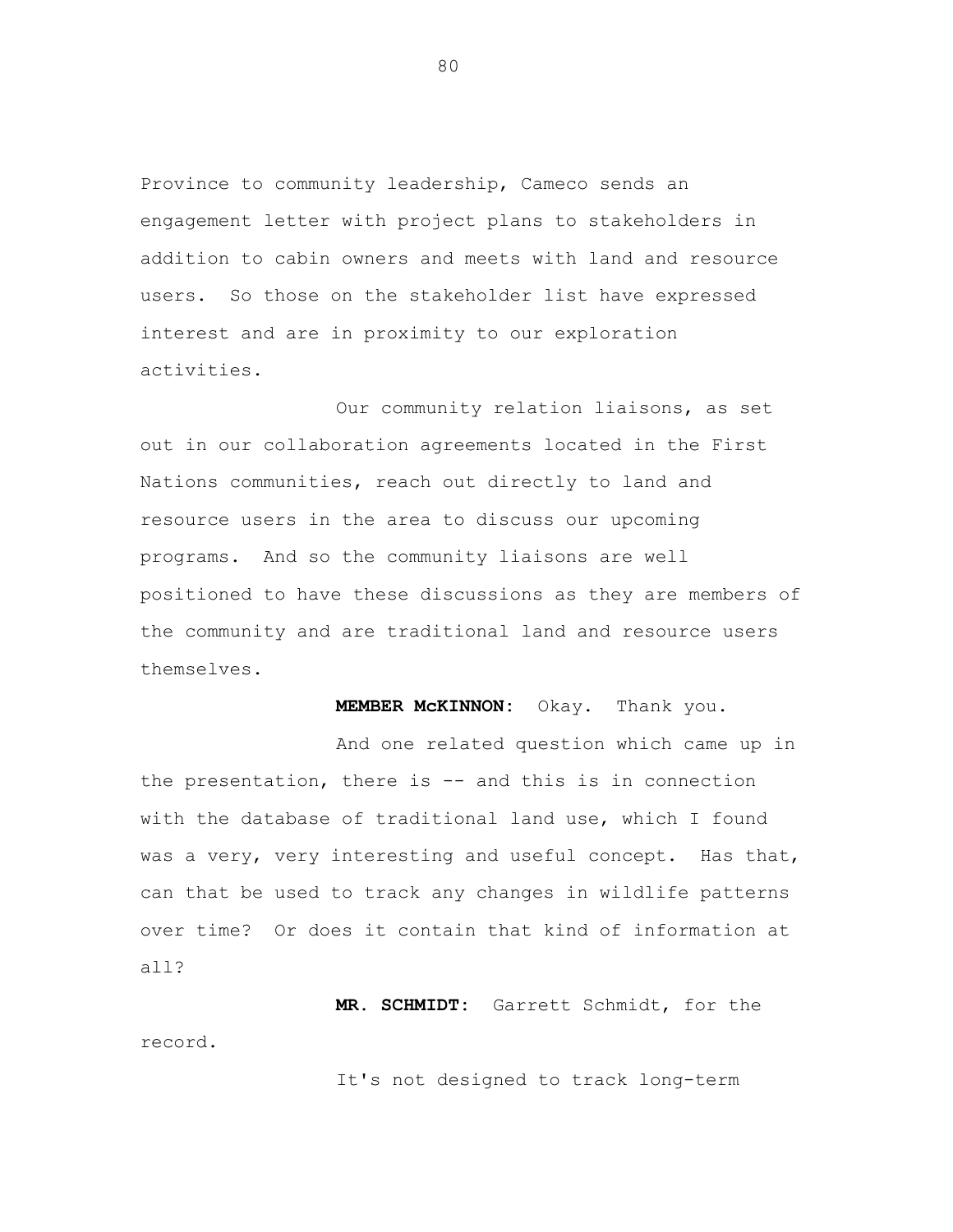Province to community leadership, Cameco sends an engagement letter with project plans to stakeholders in addition to cabin owners and meets with land and resource users. So those on the stakeholder list have expressed interest and are in proximity to our exploration activities.

Our community relation liaisons, as set out in our collaboration agreements located in the First Nations communities, reach out directly to land and resource users in the area to discuss our upcoming programs. And so the community liaisons are well positioned to have these discussions as they are members of the community and are traditional land and resource users themselves.

**MEMBER McKINNON:** Okay. Thank you.

And one related question which came up in the presentation, there is -- and this is in connection with the database of traditional land use, which I found was a very, very interesting and useful concept. Has that, can that be used to track any changes in wildlife patterns over time? Or does it contain that kind of information at all?

**MR. SCHMIDT:** Garrett Schmidt, for the record.

It's not designed to track long-term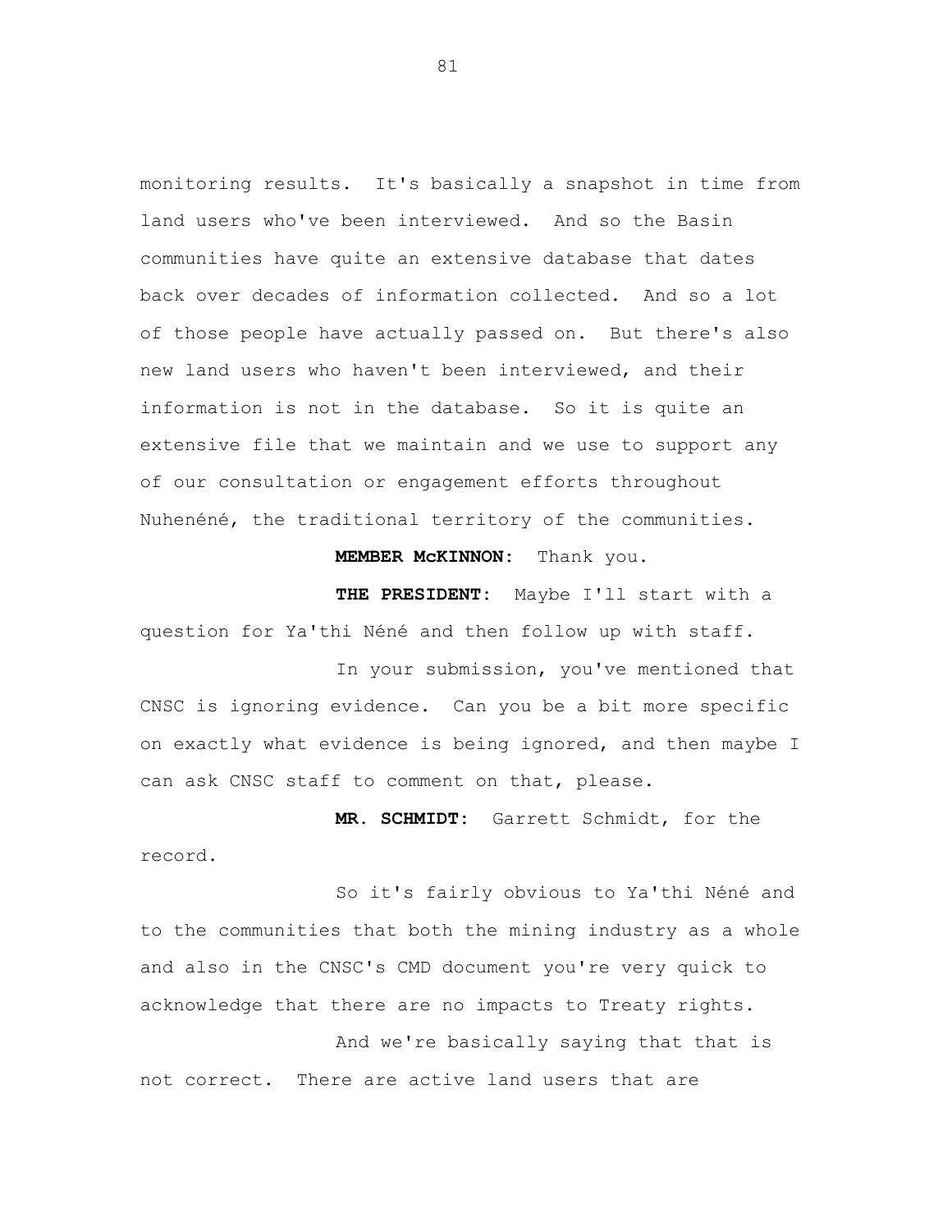monitoring results. It's basically a snapshot in time from land users who've been interviewed. And so the Basin communities have quite an extensive database that dates back over decades of information collected. And so a lot of those people have actually passed on. But there's also new land users who haven't been interviewed, and their information is not in the database. So it is quite an extensive file that we maintain and we use to support any of our consultation or engagement efforts throughout Nuhenéné, the traditional territory of the communities.

**MEMBER McKINNON:** Thank you.

**THE PRESIDENT:** Maybe I'll start with a question for Ya'thi Néné and then follow up with staff.

In your submission, you've mentioned that CNSC is ignoring evidence. Can you be a bit more specific on exactly what evidence is being ignored, and then maybe I can ask CNSC staff to comment on that, please.

**MR. SCHMIDT:** Garrett Schmidt, for the record.

So it's fairly obvious to Ya'thi Néné and to the communities that both the mining industry as a whole and also in the CNSC's CMD document you're very quick to acknowledge that there are no impacts to Treaty rights.

And we're basically saying that that is not correct. There are active land users that are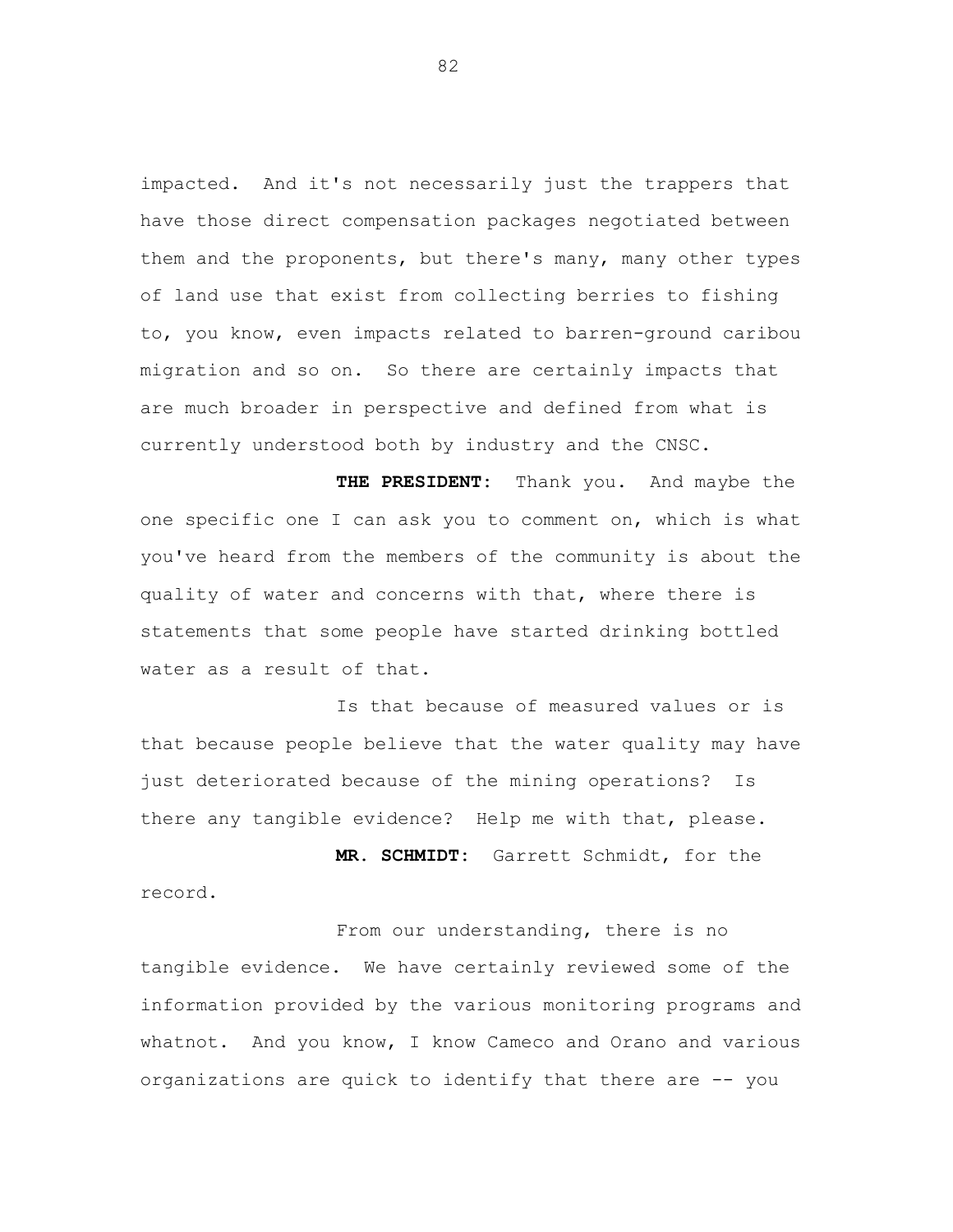impacted. And it's not necessarily just the trappers that have those direct compensation packages negotiated between them and the proponents, but there's many, many other types of land use that exist from collecting berries to fishing to, you know, even impacts related to barren-ground caribou migration and so on. So there are certainly impacts that are much broader in perspective and defined from what is currently understood both by industry and the CNSC.

**THE PRESIDENT:** Thank you. And maybe the one specific one I can ask you to comment on, which is what you've heard from the members of the community is about the quality of water and concerns with that, where there is statements that some people have started drinking bottled water as a result of that.

Is that because of measured values or is that because people believe that the water quality may have just deteriorated because of the mining operations? Is there any tangible evidence? Help me with that, please.

**MR. SCHMIDT:** Garrett Schmidt, for the record.

From our understanding, there is no tangible evidence. We have certainly reviewed some of the information provided by the various monitoring programs and whatnot. And you know, I know Cameco and Orano and various organizations are quick to identify that there are -- you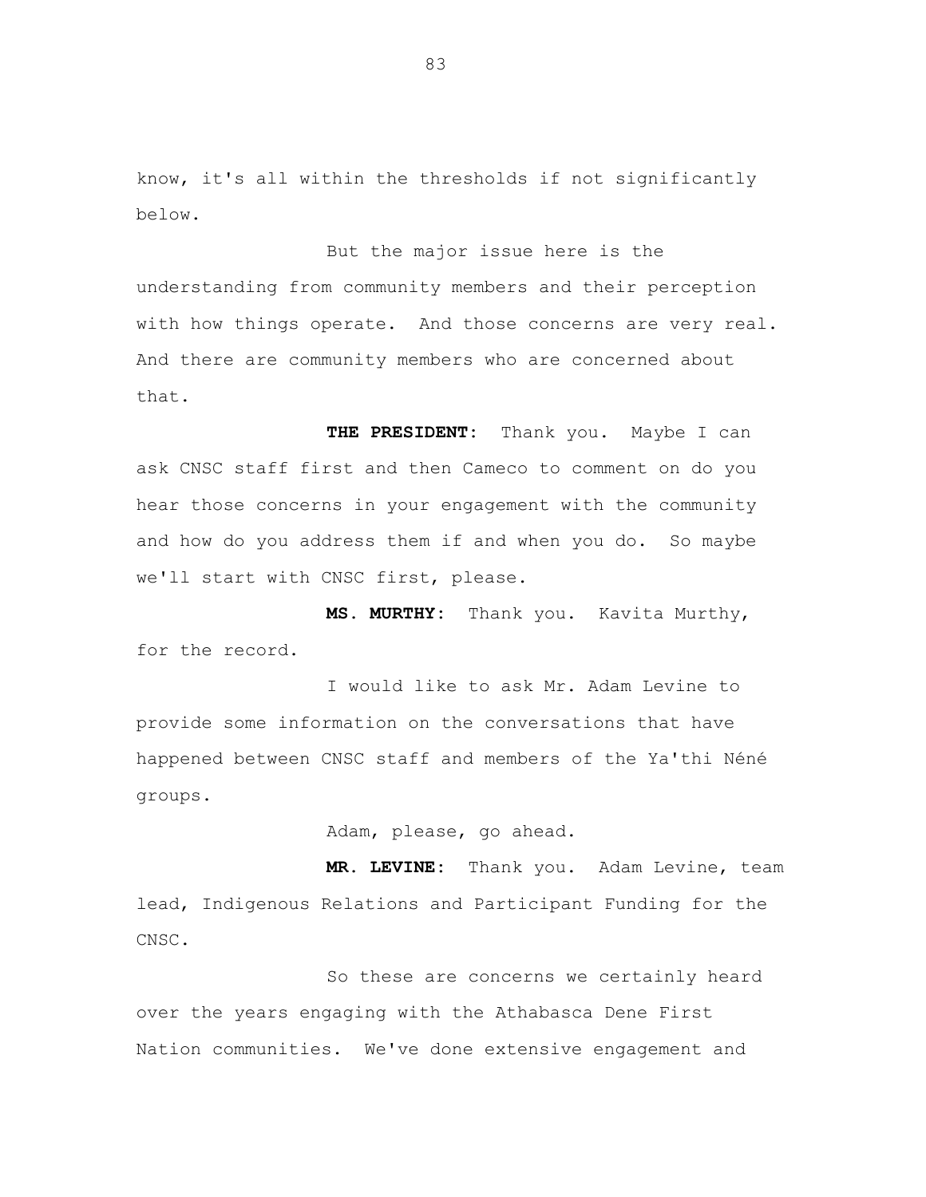know, it's all within the thresholds if not significantly below.

But the major issue here is the understanding from community members and their perception with how things operate. And those concerns are very real. And there are community members who are concerned about that.

**THE PRESIDENT:** Thank you. Maybe I can ask CNSC staff first and then Cameco to comment on do you hear those concerns in your engagement with the community and how do you address them if and when you do. So maybe we'll start with CNSC first, please.

**MS. MURTHY:** Thank you. Kavita Murthy, for the record.

I would like to ask Mr. Adam Levine to provide some information on the conversations that have happened between CNSC staff and members of the Ya'thi Néné groups.

Adam, please, go ahead.

**MR. LEVINE:** Thank you. Adam Levine, team lead, Indigenous Relations and Participant Funding for the CNSC.

So these are concerns we certainly heard over the years engaging with the Athabasca Dene First Nation communities. We've done extensive engagement and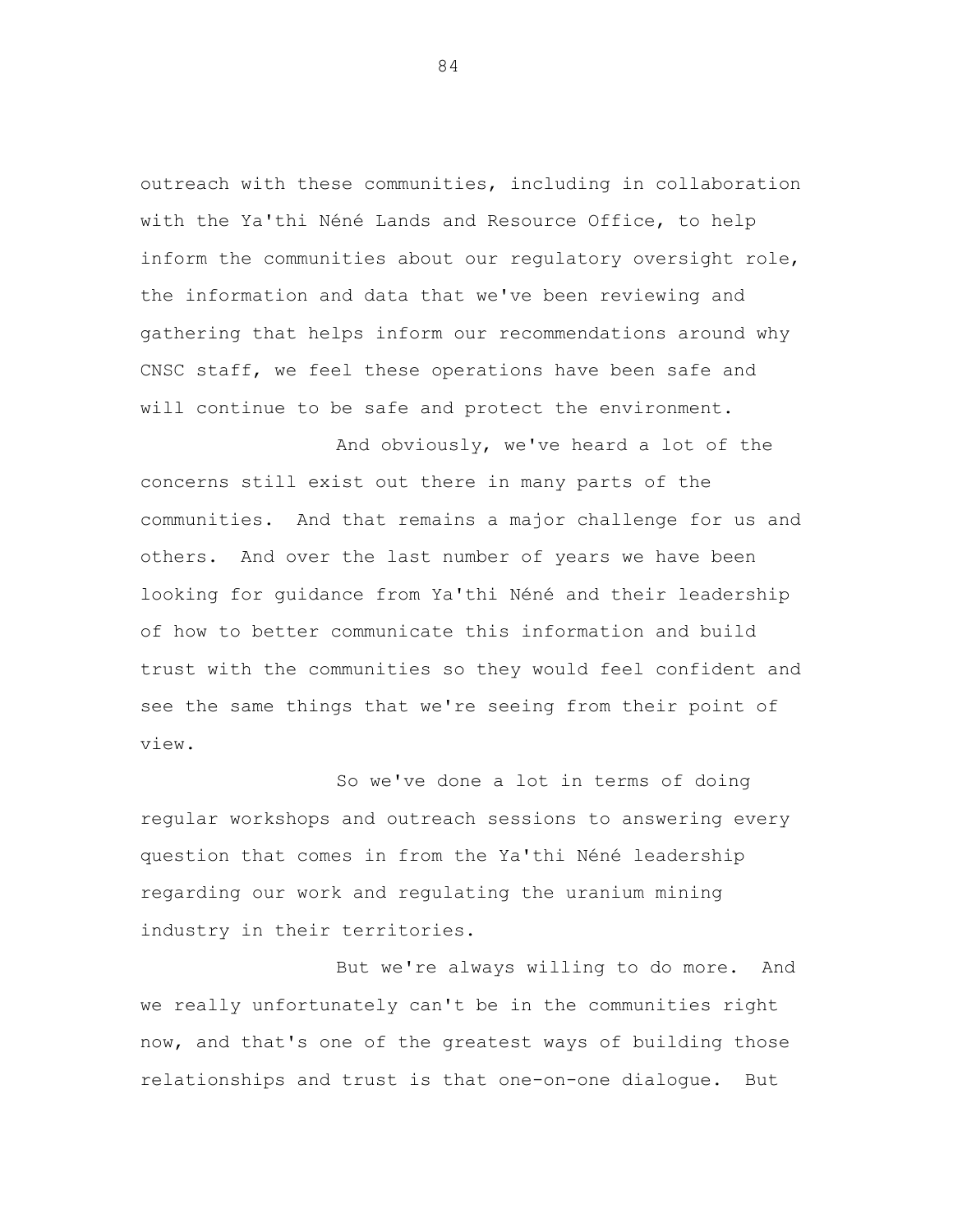outreach with these communities, including in collaboration with the Ya'thi Néné Lands and Resource Office, to help inform the communities about our regulatory oversight role, the information and data that we've been reviewing and gathering that helps inform our recommendations around why CNSC staff, we feel these operations have been safe and will continue to be safe and protect the environment.

And obviously, we've heard a lot of the concerns still exist out there in many parts of the communities. And that remains a major challenge for us and others. And over the last number of years we have been looking for guidance from Ya'thi Néné and their leadership of how to better communicate this information and build trust with the communities so they would feel confident and see the same things that we're seeing from their point of view.

So we've done a lot in terms of doing regular workshops and outreach sessions to answering every question that comes in from the Ya'thi Néné leadership regarding our work and regulating the uranium mining industry in their territories.

But we're always willing to do more. And we really unfortunately can't be in the communities right now, and that's one of the greatest ways of building those relationships and trust is that one-on-one dialogue. But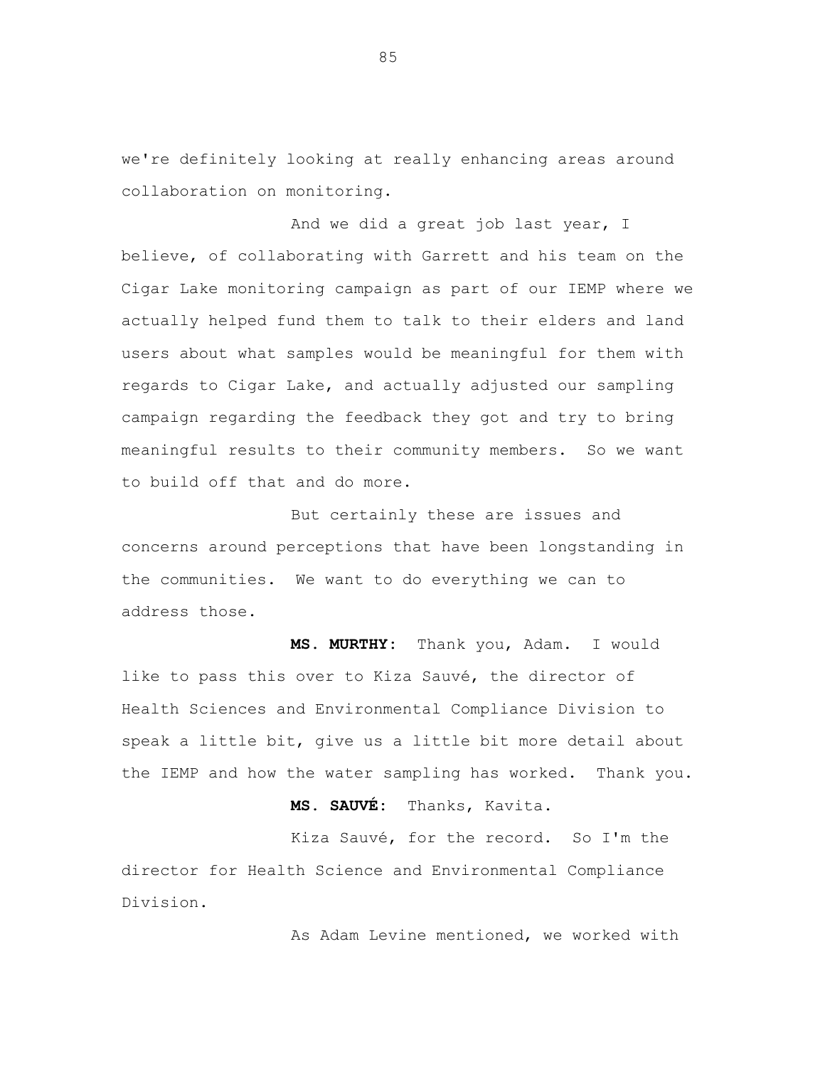we're definitely looking at really enhancing areas around collaboration on monitoring.

And we did a great job last year, I believe, of collaborating with Garrett and his team on the Cigar Lake monitoring campaign as part of our IEMP where we actually helped fund them to talk to their elders and land users about what samples would be meaningful for them with regards to Cigar Lake, and actually adjusted our sampling campaign regarding the feedback they got and try to bring meaningful results to their community members. So we want to build off that and do more.

But certainly these are issues and concerns around perceptions that have been longstanding in the communities. We want to do everything we can to address those.

**MS. MURTHY:** Thank you, Adam. I would like to pass this over to Kiza Sauvé, the director of Health Sciences and Environmental Compliance Division to speak a little bit, give us a little bit more detail about the IEMP and how the water sampling has worked. Thank you.

**MS. SAUVÉ:** Thanks, Kavita.

Kiza Sauvé, for the record. So I'm the director for Health Science and Environmental Compliance Division.

As Adam Levine mentioned, we worked with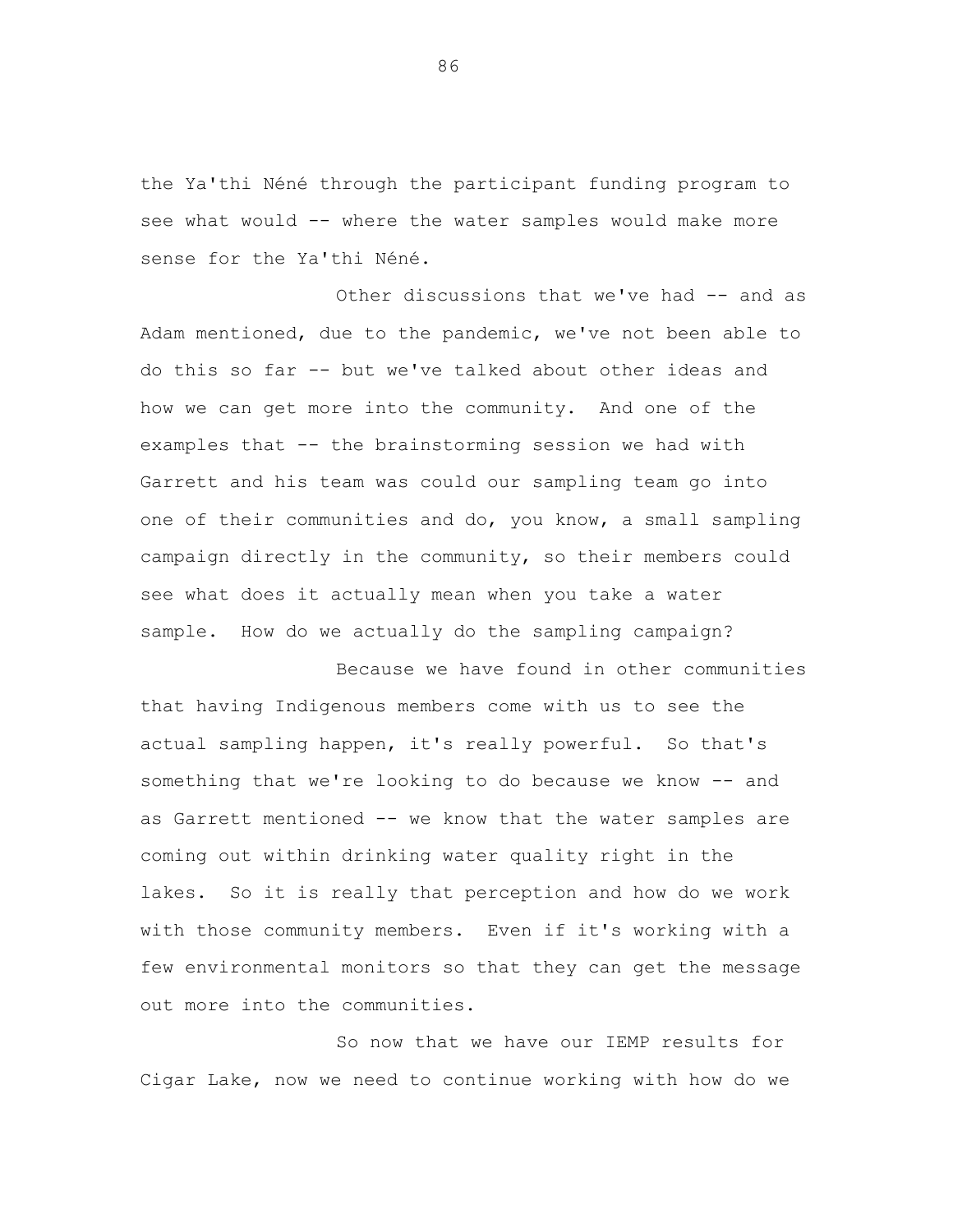the Ya'thi Néné through the participant funding program to see what would -- where the water samples would make more sense for the Ya'thi Néné.

Other discussions that we've had -- and as Adam mentioned, due to the pandemic, we've not been able to do this so far -- but we've talked about other ideas and how we can get more into the community. And one of the examples that -- the brainstorming session we had with Garrett and his team was could our sampling team go into one of their communities and do, you know, a small sampling campaign directly in the community, so their members could see what does it actually mean when you take a water sample. How do we actually do the sampling campaign?

Because we have found in other communities that having Indigenous members come with us to see the actual sampling happen, it's really powerful. So that's something that we're looking to do because we know -- and as Garrett mentioned -- we know that the water samples are coming out within drinking water quality right in the lakes. So it is really that perception and how do we work with those community members. Even if it's working with a few environmental monitors so that they can get the message out more into the communities.

So now that we have our IEMP results for Cigar Lake, now we need to continue working with how do we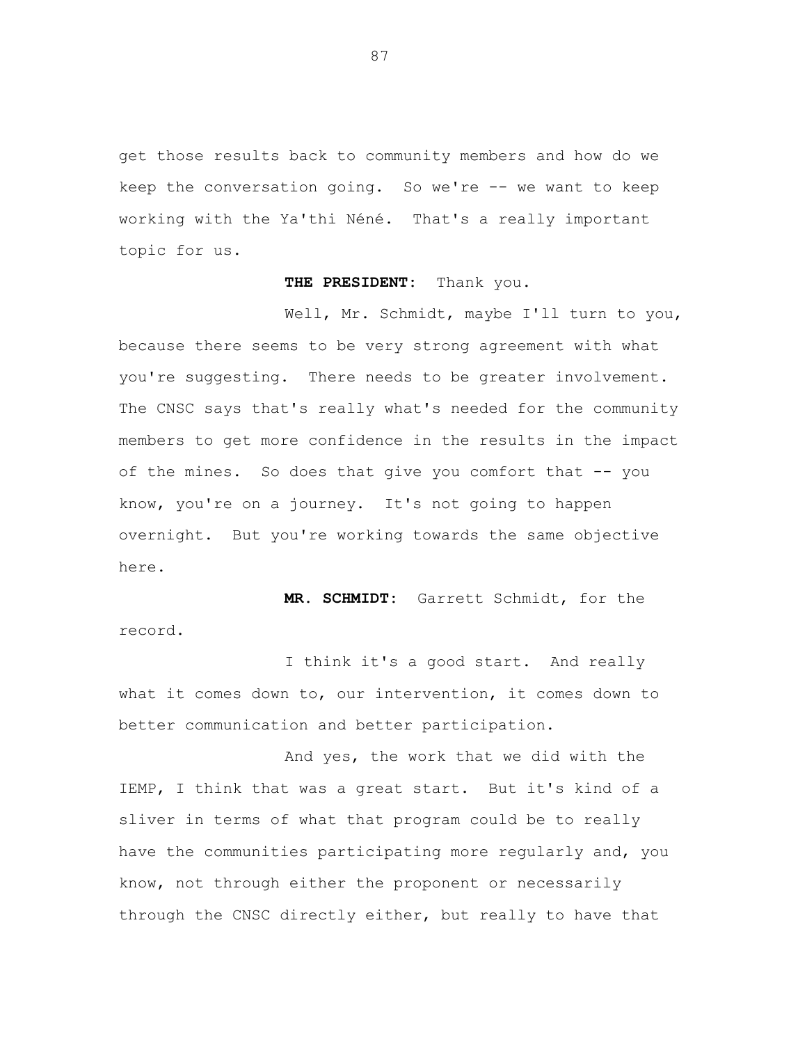get those results back to community members and how do we keep the conversation going. So we're -- we want to keep working with the Ya'thi Néné. That's a really important topic for us.

**THE PRESIDENT:** Thank you.

Well, Mr. Schmidt, maybe I'll turn to you, because there seems to be very strong agreement with what you're suggesting. There needs to be greater involvement. The CNSC says that's really what's needed for the community members to get more confidence in the results in the impact of the mines. So does that give you comfort that -- you know, you're on a journey. It's not going to happen overnight. But you're working towards the same objective here.

**MR. SCHMIDT:** Garrett Schmidt, for the record.

I think it's a good start. And really what it comes down to, our intervention, it comes down to better communication and better participation.

And yes, the work that we did with the IEMP, I think that was a great start. But it's kind of a sliver in terms of what that program could be to really have the communities participating more regularly and, you know, not through either the proponent or necessarily through the CNSC directly either, but really to have that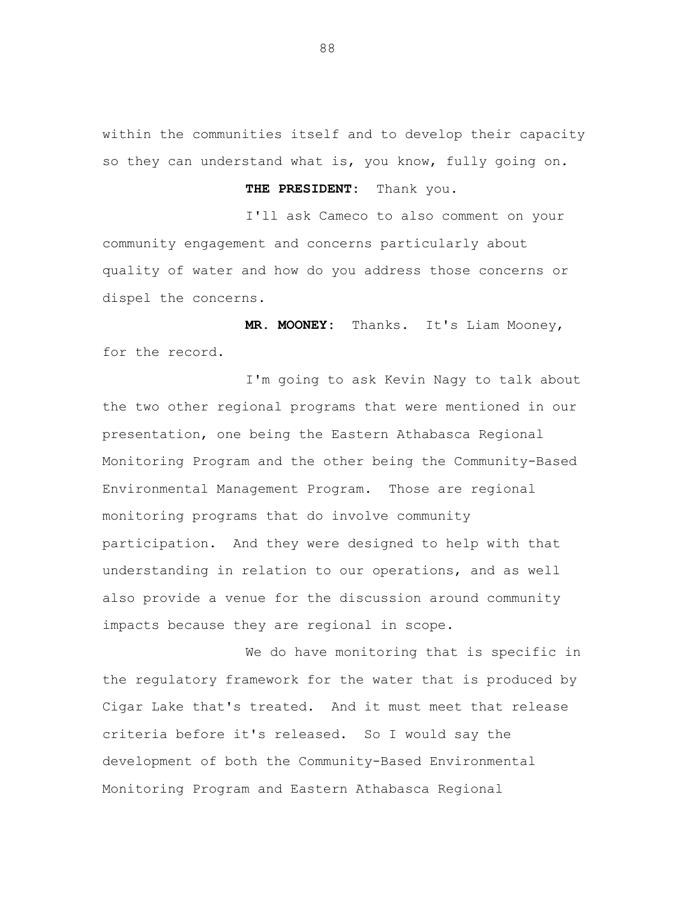within the communities itself and to develop their capacity so they can understand what is, you know, fully going on.

**THE PRESIDENT:** Thank you.

I'll ask Cameco to also comment on your community engagement and concerns particularly about quality of water and how do you address those concerns or dispel the concerns.

**MR. MOONEY:** Thanks. It's Liam Mooney, for the record.

I'm going to ask Kevin Nagy to talk about the two other regional programs that were mentioned in our presentation, one being the Eastern Athabasca Regional Monitoring Program and the other being the Community-Based Environmental Management Program. Those are regional monitoring programs that do involve community participation. And they were designed to help with that understanding in relation to our operations, and as well also provide a venue for the discussion around community impacts because they are regional in scope.

We do have monitoring that is specific in the regulatory framework for the water that is produced by Cigar Lake that's treated. And it must meet that release criteria before it's released. So I would say the development of both the Community-Based Environmental Monitoring Program and Eastern Athabasca Regional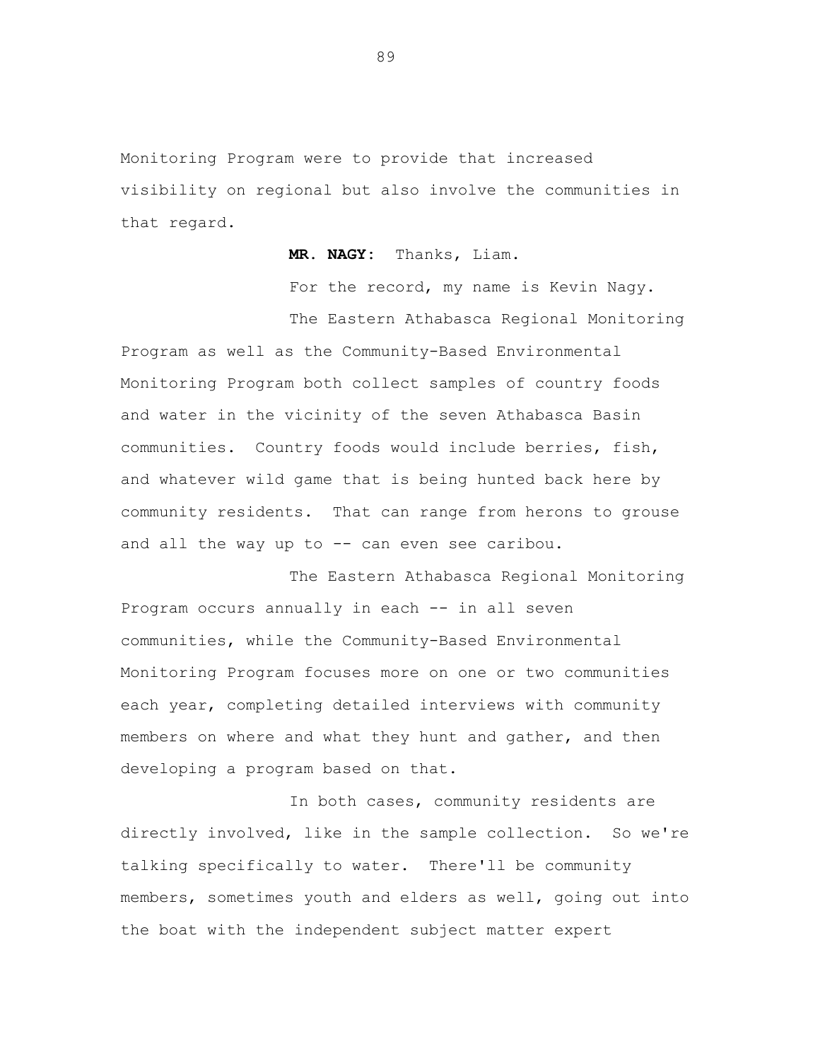Monitoring Program were to provide that increased visibility on regional but also involve the communities in that regard.

**MR. NAGY:** Thanks, Liam.

For the record, my name is Kevin Nagy.

The Eastern Athabasca Regional Monitoring Program as well as the Community-Based Environmental Monitoring Program both collect samples of country foods and water in the vicinity of the seven Athabasca Basin communities. Country foods would include berries, fish, and whatever wild game that is being hunted back here by community residents. That can range from herons to grouse and all the way up to -- can even see caribou.

The Eastern Athabasca Regional Monitoring Program occurs annually in each -- in all seven communities, while the Community-Based Environmental Monitoring Program focuses more on one or two communities each year, completing detailed interviews with community members on where and what they hunt and gather, and then developing a program based on that.

In both cases, community residents are directly involved, like in the sample collection. So we're talking specifically to water. There'll be community members, sometimes youth and elders as well, going out into the boat with the independent subject matter expert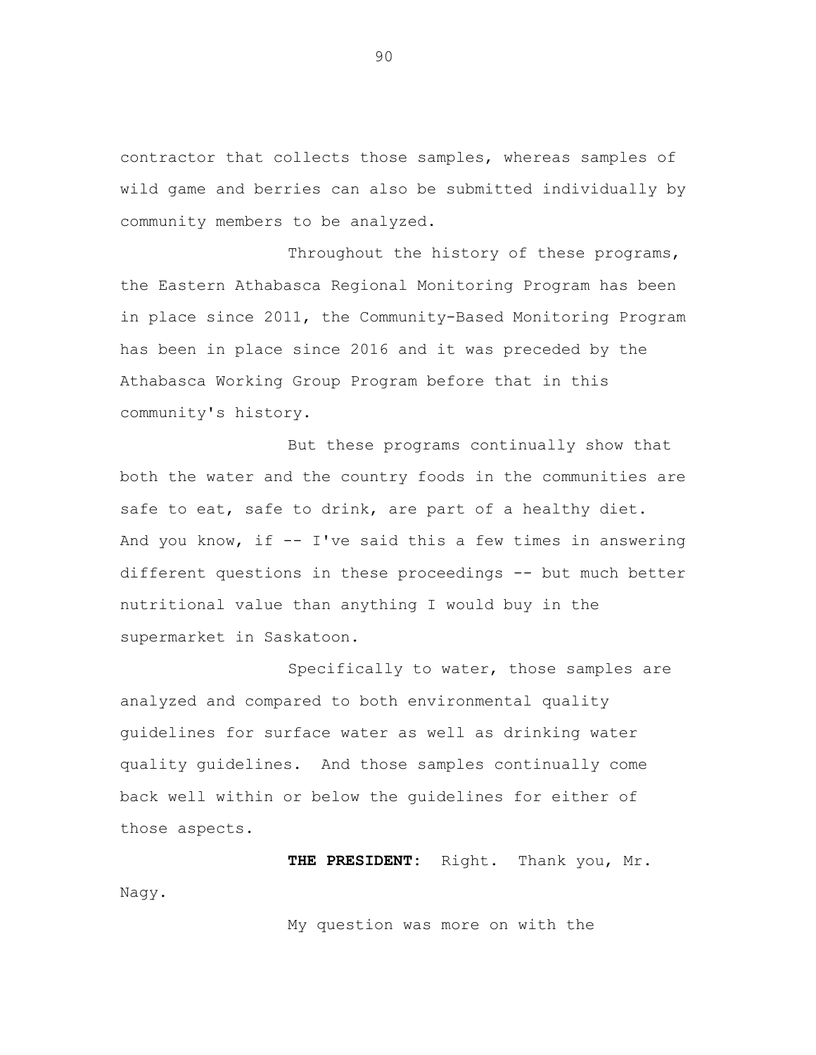contractor that collects those samples, whereas samples of wild game and berries can also be submitted individually by community members to be analyzed.

Throughout the history of these programs, the Eastern Athabasca Regional Monitoring Program has been in place since 2011, the Community-Based Monitoring Program has been in place since 2016 and it was preceded by the Athabasca Working Group Program before that in this community's history.

But these programs continually show that both the water and the country foods in the communities are safe to eat, safe to drink, are part of a healthy diet. And you know, if -- I've said this a few times in answering different questions in these proceedings -- but much better nutritional value than anything I would buy in the supermarket in Saskatoon.

Specifically to water, those samples are analyzed and compared to both environmental quality guidelines for surface water as well as drinking water quality guidelines. And those samples continually come back well within or below the guidelines for either of those aspects.

**THE PRESIDENT:** Right. Thank you, Mr. Nagy.

My question was more on with the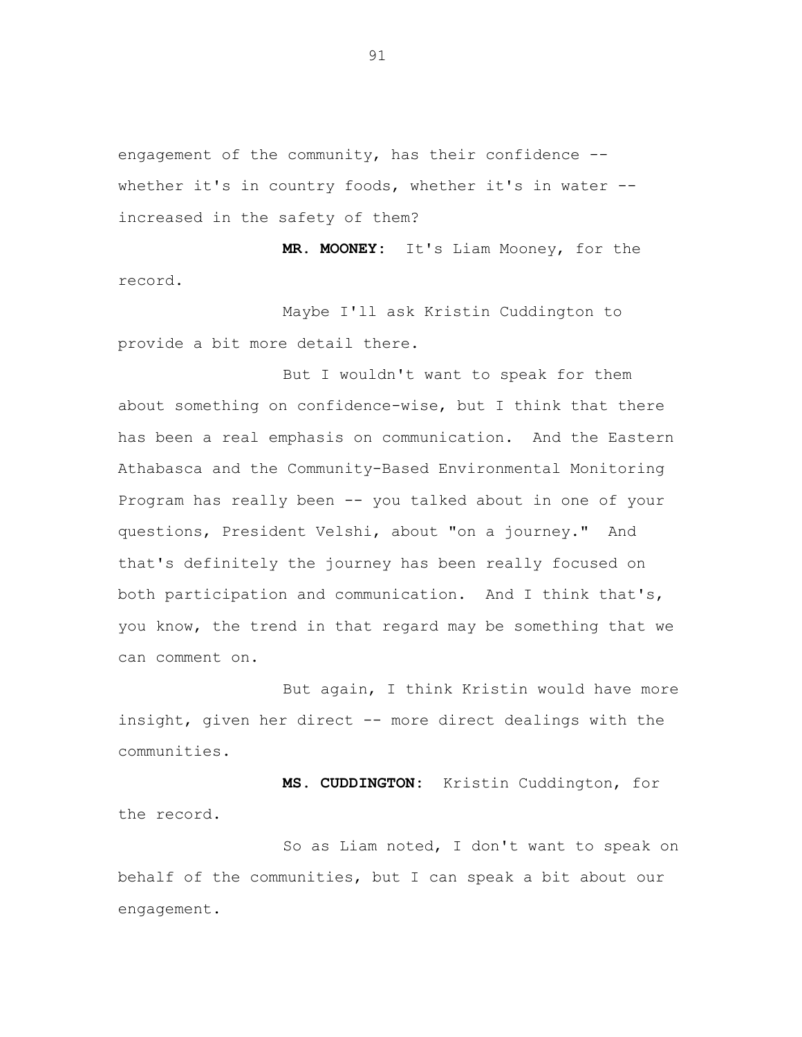engagement of the community, has their confidence -- whether it's in country foods, whether it's in water -- increased in the safety of them?

**MR. MOONEY:** It's Liam Mooney, for the record.

Maybe I'll ask Kristin Cuddington to provide a bit more detail there.

But I wouldn't want to speak for them about something on confidence-wise, but I think that there has been a real emphasis on communication. And the Eastern Athabasca and the Community-Based Environmental Monitoring Program has really been -- you talked about in one of your questions, President Velshi, about "on a journey." And that's definitely the journey has been really focused on both participation and communication. And I think that's, you know, the trend in that regard may be something that we can comment on.

But again, I think Kristin would have more insight, given her direct -- more direct dealings with the communities.

**MS. CUDDINGTON:** Kristin Cuddington, for the record.

So as Liam noted, I don't want to speak on behalf of the communities, but I can speak a bit about our engagement.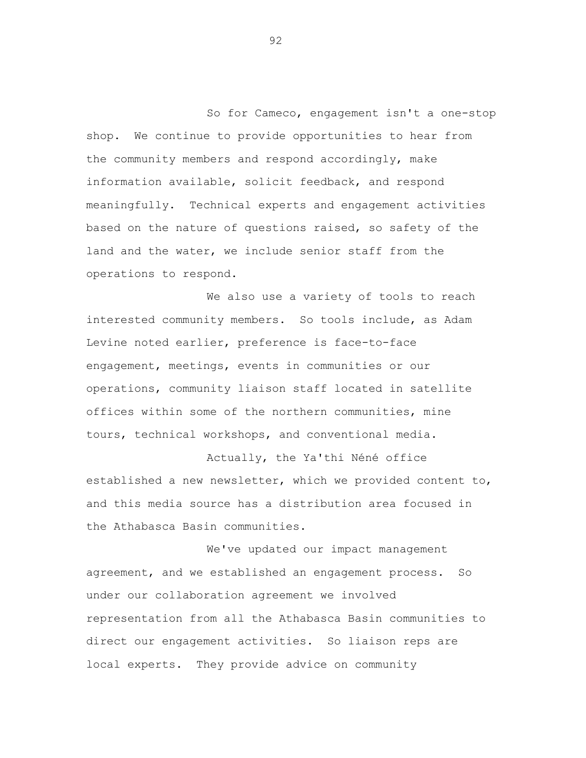So for Cameco, engagement isn't a one-stop shop. We continue to provide opportunities to hear from the community members and respond accordingly, make information available, solicit feedback, and respond meaningfully. Technical experts and engagement activities based on the nature of questions raised, so safety of the land and the water, we include senior staff from the operations to respond.

We also use a variety of tools to reach interested community members. So tools include, as Adam Levine noted earlier, preference is face-to-face engagement, meetings, events in communities or our operations, community liaison staff located in satellite offices within some of the northern communities, mine tours, technical workshops, and conventional media.

Actually, the Ya'thi Néné office established a new newsletter, which we provided content to, and this media source has a distribution area focused in the Athabasca Basin communities.

We've updated our impact management agreement, and we established an engagement process. So under our collaboration agreement we involved representation from all the Athabasca Basin communities to direct our engagement activities. So liaison reps are local experts. They provide advice on community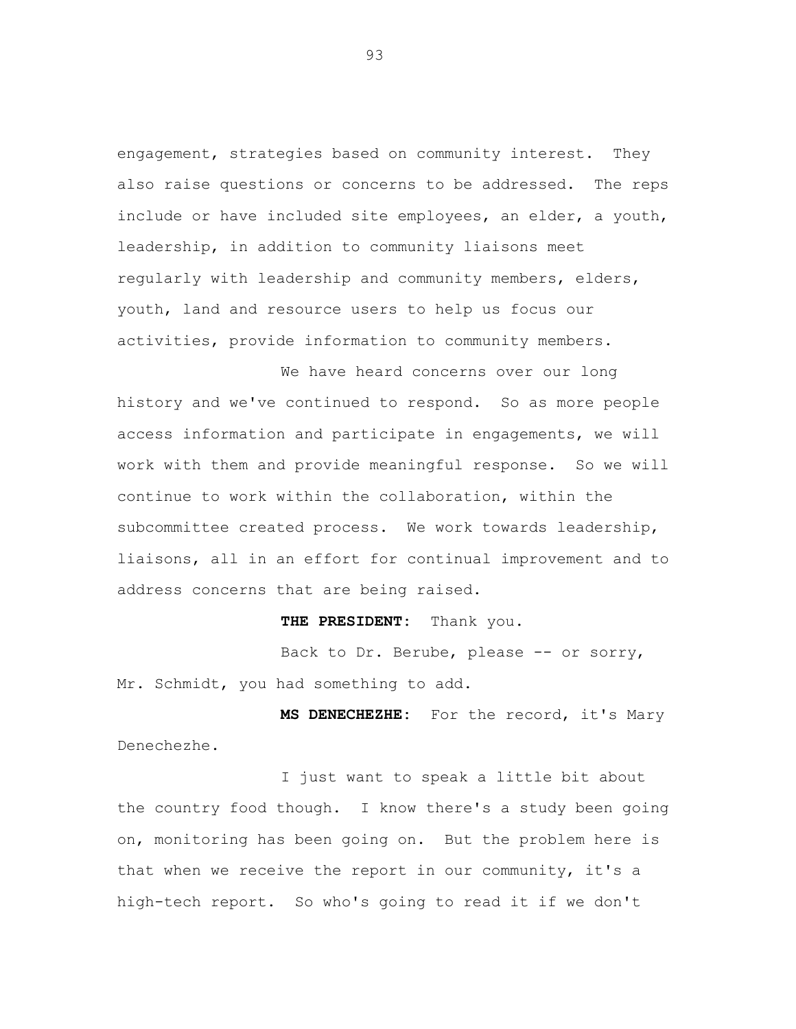engagement, strategies based on community interest. They also raise questions or concerns to be addressed. The reps include or have included site employees, an elder, a youth, leadership, in addition to community liaisons meet regularly with leadership and community members, elders, youth, land and resource users to help us focus our activities, provide information to community members.

We have heard concerns over our long history and we've continued to respond. So as more people access information and participate in engagements, we will work with them and provide meaningful response. So we will continue to work within the collaboration, within the subcommittee created process. We work towards leadership, liaisons, all in an effort for continual improvement and to address concerns that are being raised.

**THE PRESIDENT:** Thank you.

Back to Dr. Berube, please -- or sorry, Mr. Schmidt, you had something to add.

**MS DENECHEZHE:** For the record, it's Mary Denechezhe.

I just want to speak a little bit about the country food though. I know there's a study been going on, monitoring has been going on. But the problem here is that when we receive the report in our community, it's a high-tech report. So who's going to read it if we don't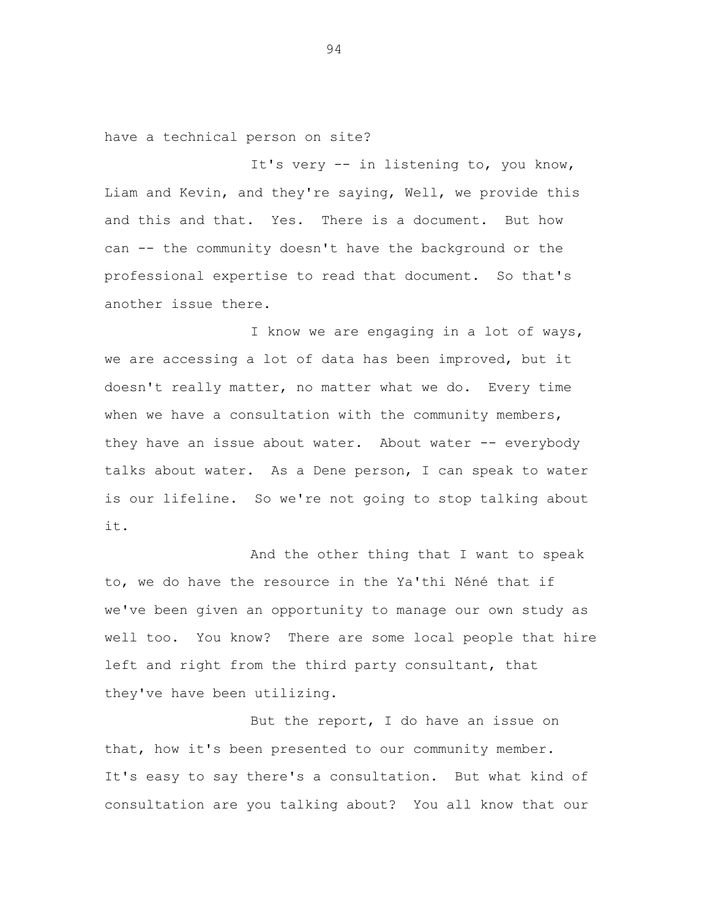have a technical person on site?

It's very -- in listening to, you know, Liam and Kevin, and they're saying, Well, we provide this and this and that. Yes. There is a document. But how can -- the community doesn't have the background or the professional expertise to read that document. So that's another issue there.

I know we are engaging in a lot of ways, we are accessing a lot of data has been improved, but it doesn't really matter, no matter what we do. Every time when we have a consultation with the community members, they have an issue about water. About water -- everybody talks about water. As a Dene person, I can speak to water is our lifeline. So we're not going to stop talking about it.

And the other thing that I want to speak to, we do have the resource in the Ya'thi Néné that if we've been given an opportunity to manage our own study as well too. You know? There are some local people that hire left and right from the third party consultant, that they've have been utilizing.

But the report, I do have an issue on that, how it's been presented to our community member. It's easy to say there's a consultation. But what kind of consultation are you talking about? You all know that our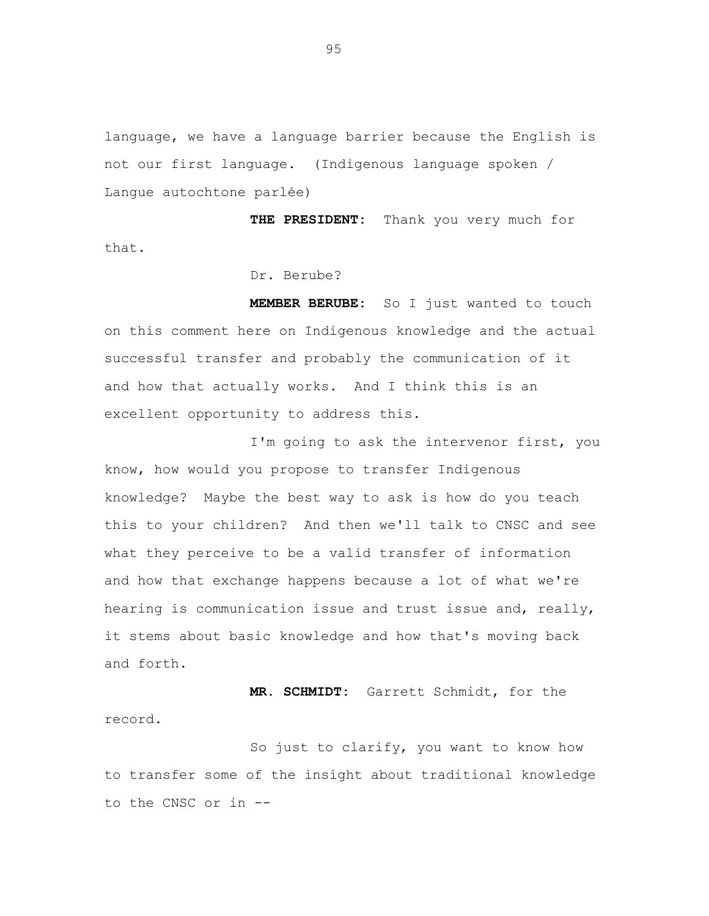language, we have a language barrier because the English is not our first language. (Indigenous language spoken / Langue autochtone parlée)

**THE PRESIDENT:** Thank you very much for that.

Dr. Berube?

**MEMBER BERUBE:** So I just wanted to touch on this comment here on Indigenous knowledge and the actual successful transfer and probably the communication of it and how that actually works. And I think this is an excellent opportunity to address this.

I'm going to ask the intervenor first, you know, how would you propose to transfer Indigenous knowledge? Maybe the best way to ask is how do you teach this to your children? And then we'll talk to CNSC and see what they perceive to be a valid transfer of information and how that exchange happens because a lot of what we're hearing is communication issue and trust issue and, really, it stems about basic knowledge and how that's moving back and forth.

**MR. SCHMIDT:** Garrett Schmidt, for the record.

So just to clarify, you want to know how to transfer some of the insight about traditional knowledge to the CNSC or in --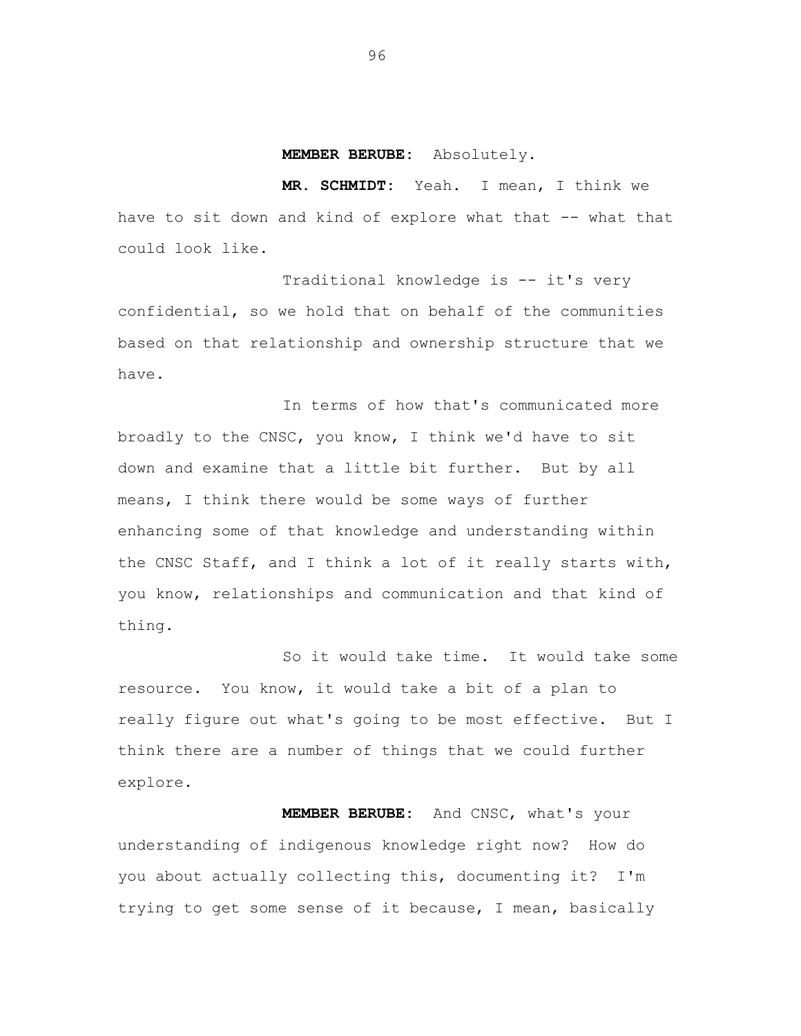**MEMBER BERUBE:** Absolutely.

**MR. SCHMIDT:** Yeah. I mean, I think we have to sit down and kind of explore what that -- what that could look like.

Traditional knowledge is -- it's very confidential, so we hold that on behalf of the communities based on that relationship and ownership structure that we have.

In terms of how that's communicated more broadly to the CNSC, you know, I think we'd have to sit down and examine that a little bit further. But by all means, I think there would be some ways of further enhancing some of that knowledge and understanding within the CNSC Staff, and I think a lot of it really starts with, you know, relationships and communication and that kind of thing.

So it would take time. It would take some resource. You know, it would take a bit of a plan to really figure out what's going to be most effective. But I think there are a number of things that we could further explore.

**MEMBER BERUBE:** And CNSC, what's your understanding of indigenous knowledge right now? How do you about actually collecting this, documenting it? I'm trying to get some sense of it because, I mean, basically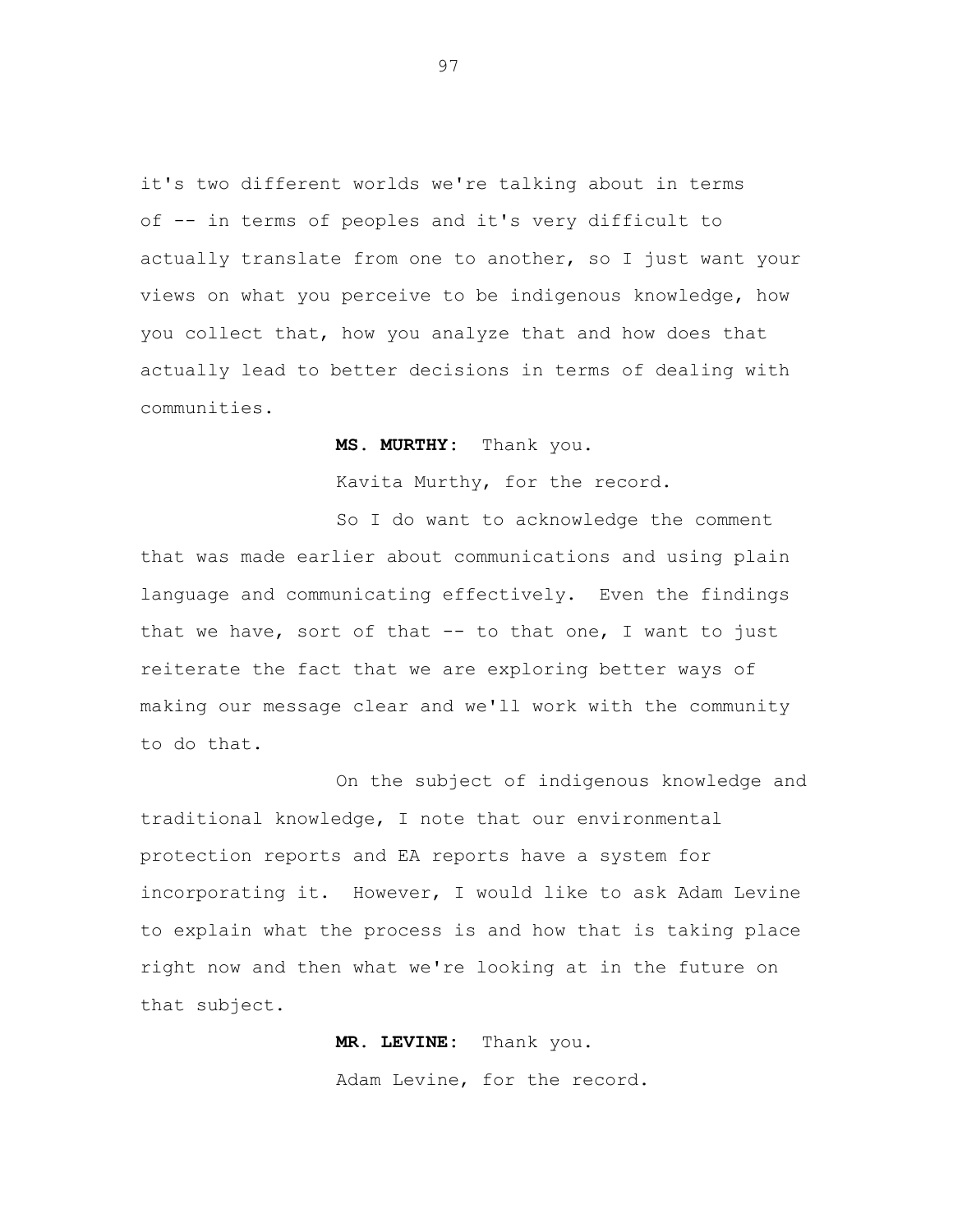it's two different worlds we're talking about in terms of -- in terms of peoples and it's very difficult to actually translate from one to another, so I just want your views on what you perceive to be indigenous knowledge, how you collect that, how you analyze that and how does that actually lead to better decisions in terms of dealing with communities.

**MS. MURTHY:** Thank you.

Kavita Murthy, for the record.

So I do want to acknowledge the comment that was made earlier about communications and using plain language and communicating effectively. Even the findings that we have, sort of that -- to that one, I want to just reiterate the fact that we are exploring better ways of making our message clear and we'll work with the community to do that.

On the subject of indigenous knowledge and traditional knowledge, I note that our environmental protection reports and EA reports have a system for incorporating it. However, I would like to ask Adam Levine to explain what the process is and how that is taking place right now and then what we're looking at in the future on that subject.

**MR. LEVINE:** Thank you.

Adam Levine, for the record.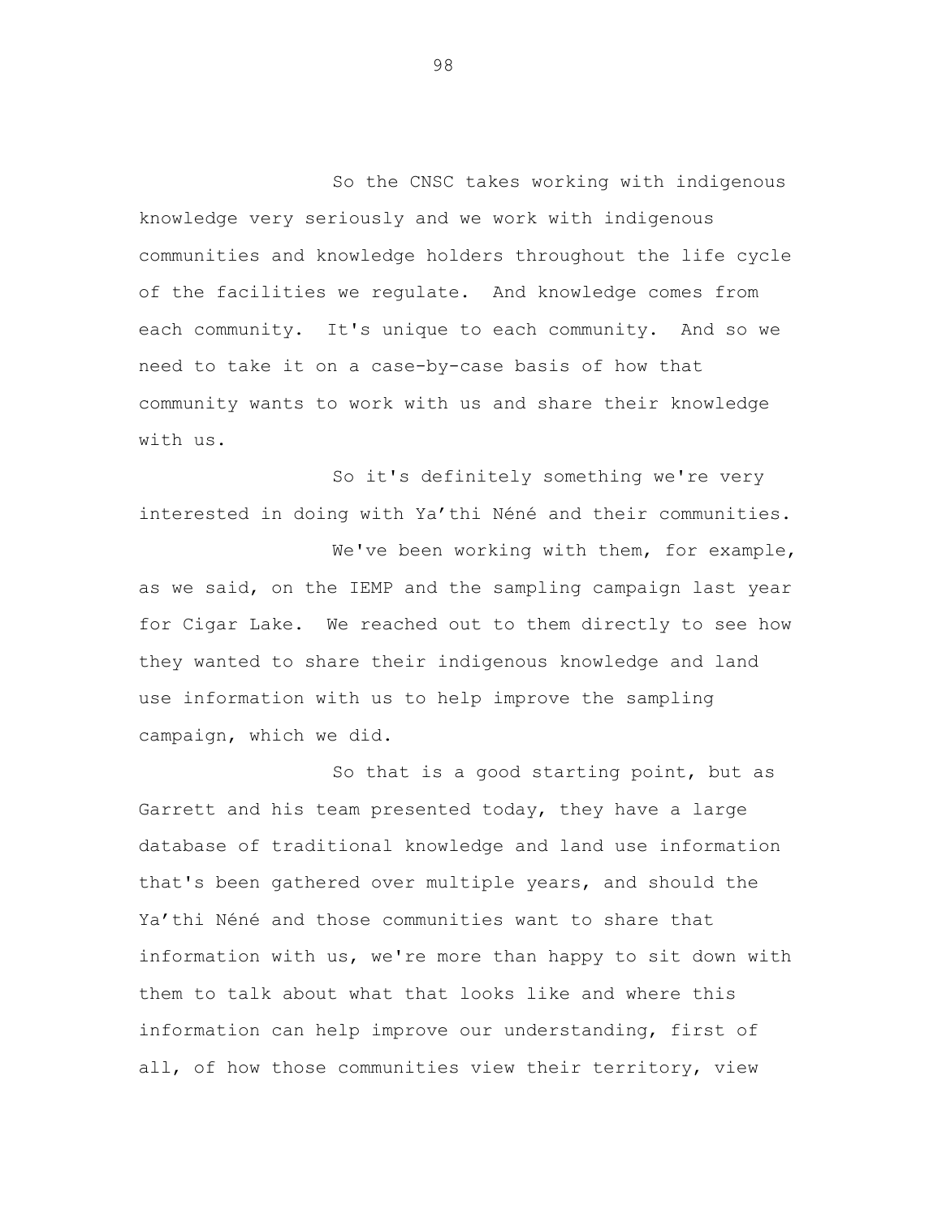So the CNSC takes working with indigenous knowledge very seriously and we work with indigenous communities and knowledge holders throughout the life cycle of the facilities we regulate. And knowledge comes from each community. It's unique to each community. And so we need to take it on a case-by-case basis of how that community wants to work with us and share their knowledge with us.

So it's definitely something we're very interested in doing with Ya'thi Néné and their communities.

We've been working with them, for example, as we said, on the IEMP and the sampling campaign last year for Cigar Lake. We reached out to them directly to see how they wanted to share their indigenous knowledge and land use information with us to help improve the sampling campaign, which we did.

So that is a good starting point, but as Garrett and his team presented today, they have a large database of traditional knowledge and land use information that's been gathered over multiple years, and should the Ya'thi Néné and those communities want to share that information with us, we're more than happy to sit down with them to talk about what that looks like and where this information can help improve our understanding, first of all, of how those communities view their territory, view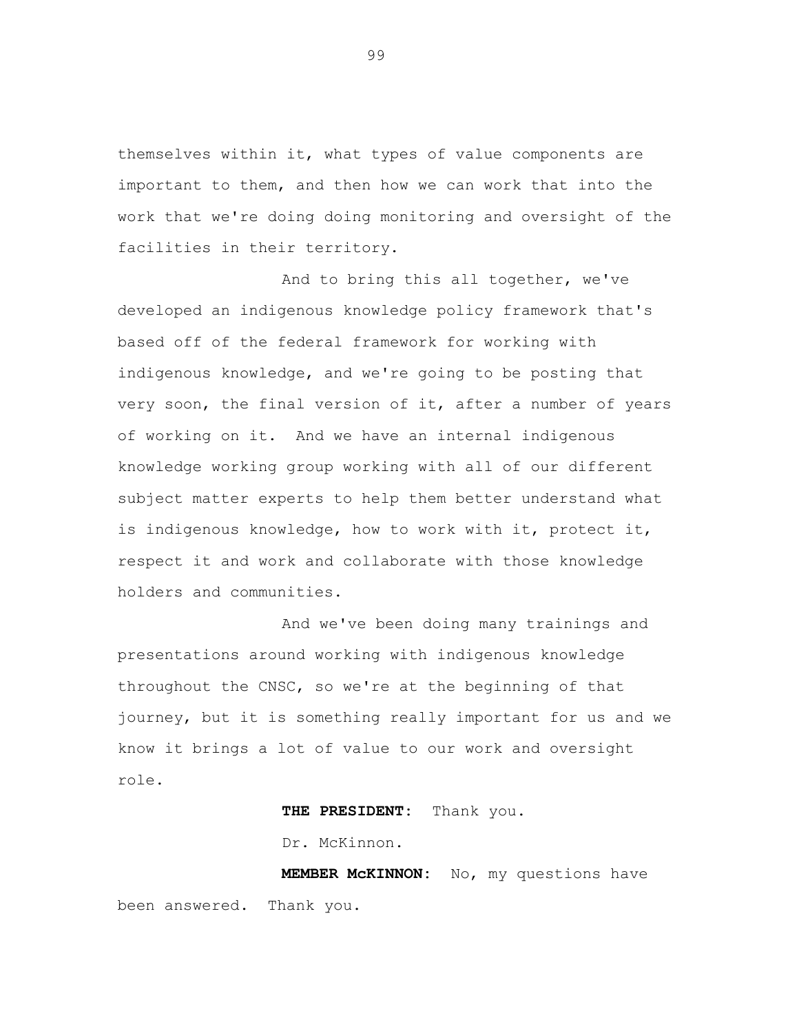themselves within it, what types of value components are important to them, and then how we can work that into the work that we're doing doing monitoring and oversight of the facilities in their territory.

And to bring this all together, we've developed an indigenous knowledge policy framework that's based off of the federal framework for working with indigenous knowledge, and we're going to be posting that very soon, the final version of it, after a number of years of working on it. And we have an internal indigenous knowledge working group working with all of our different subject matter experts to help them better understand what is indigenous knowledge, how to work with it, protect it, respect it and work and collaborate with those knowledge holders and communities.

And we've been doing many trainings and presentations around working with indigenous knowledge throughout the CNSC, so we're at the beginning of that journey, but it is something really important for us and we know it brings a lot of value to our work and oversight role.

**THE PRESIDENT:** Thank you.

Dr. McKinnon.

**MEMBER McKINNON:** No, my questions have been answered. Thank you.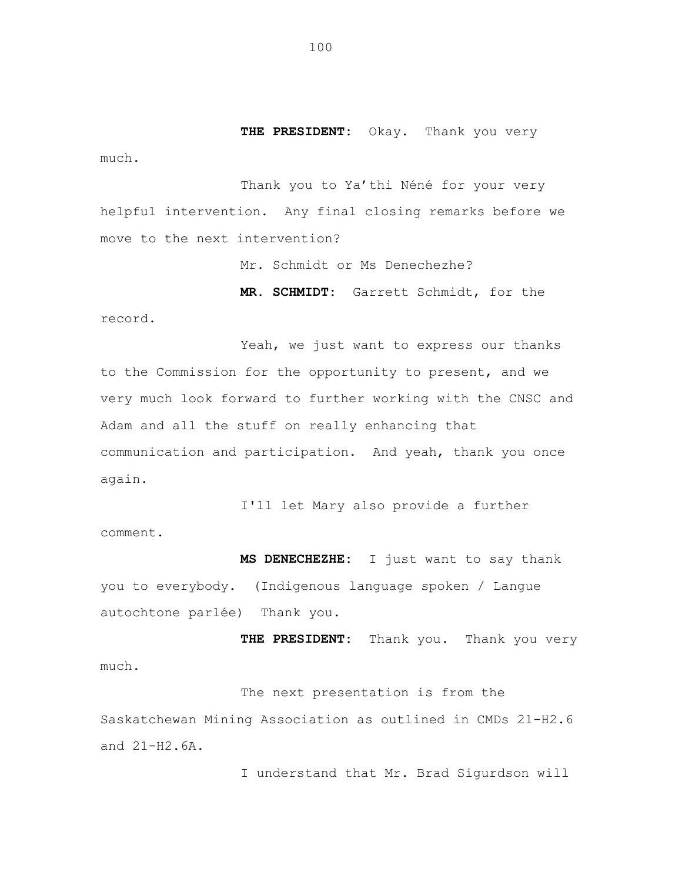**THE PRESIDENT:** Okay. Thank you very much.

Thank you to Ya'thi Néné for your very helpful intervention. Any final closing remarks before we move to the next intervention?

Mr. Schmidt or Ms Denechezhe?

**MR. SCHMIDT:** Garrett Schmidt, for the record.

Yeah, we just want to express our thanks to the Commission for the opportunity to present, and we very much look forward to further working with the CNSC and Adam and all the stuff on really enhancing that communication and participation. And yeah, thank you once again.

I'll let Mary also provide a further comment.

**MS DENECHEZHE:** I just want to say thank you to everybody. (Indigenous language spoken / Langue autochtone parlée) Thank you.

**THE PRESIDENT:** Thank you. Thank you very much.

The next presentation is from the Saskatchewan Mining Association as outlined in CMDs 21-H2.6 and 21-H2.6A.

I understand that Mr. Brad Sigurdson will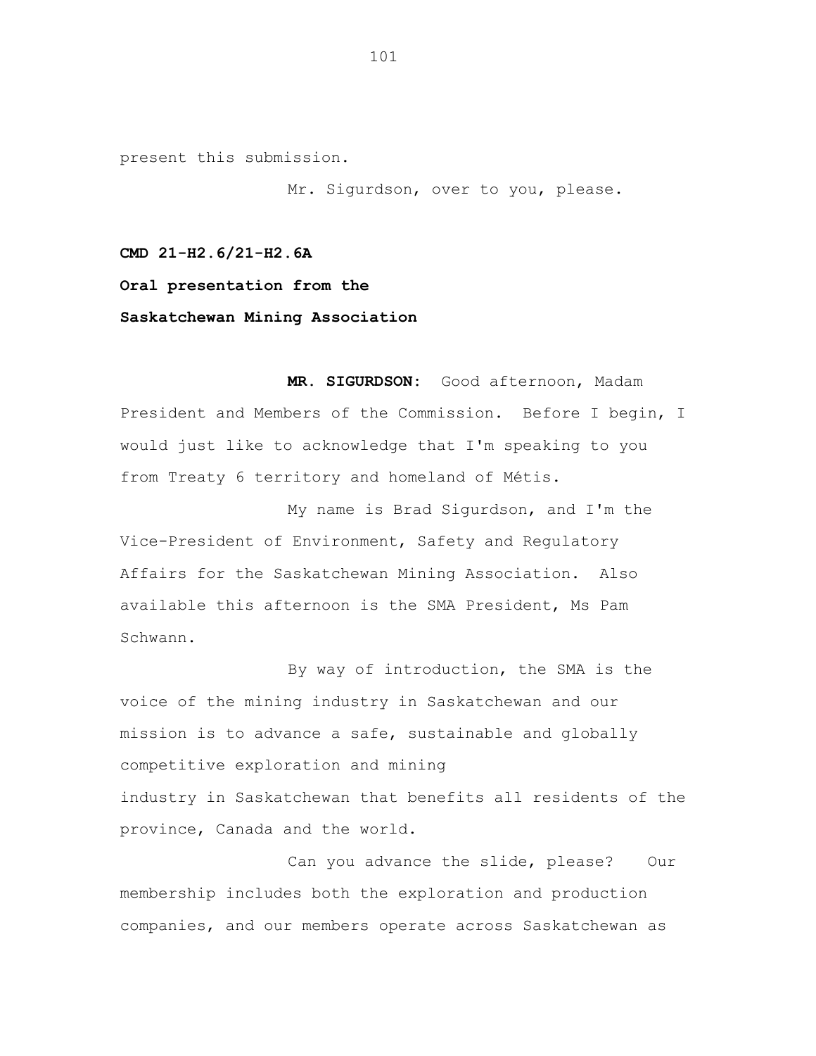present this submission.

Mr. Sigurdson, over to you, please.

**CMD 21-H2.6/21-H2.6A**

**Oral presentation from the**

**Saskatchewan Mining Association**

**MR. SIGURDSON:** Good afternoon, Madam President and Members of the Commission. Before I begin, I would just like to acknowledge that I'm speaking to you from Treaty 6 territory and homeland of Métis.

My name is Brad Sigurdson, and I'm the Vice-President of Environment, Safety and Regulatory Affairs for the Saskatchewan Mining Association. Also available this afternoon is the SMA President, Ms Pam Schwann.

By way of introduction, the SMA is the voice of the mining industry in Saskatchewan and our mission is to advance a safe, sustainable and globally competitive exploration and mining industry in Saskatchewan that benefits all residents of the province, Canada and the world.

Can you advance the slide, please? Our membership includes both the exploration and production companies, and our members operate across Saskatchewan as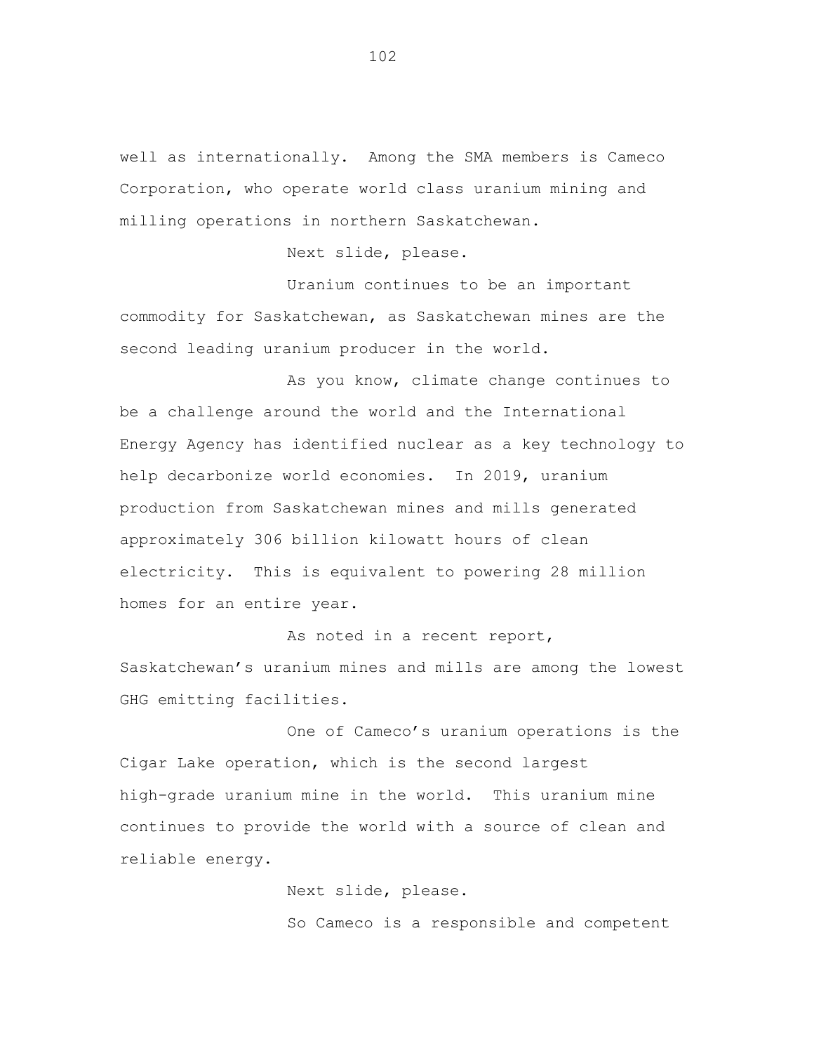well as internationally. Among the SMA members is Cameco Corporation, who operate world class uranium mining and milling operations in northern Saskatchewan.

Next slide, please.

Uranium continues to be an important commodity for Saskatchewan, as Saskatchewan mines are the second leading uranium producer in the world.

As you know, climate change continues to be a challenge around the world and the International Energy Agency has identified nuclear as a key technology to help decarbonize world economies. In 2019, uranium production from Saskatchewan mines and mills generated approximately 306 billion kilowatt hours of clean electricity. This is equivalent to powering 28 million homes for an entire year.

As noted in a recent report, Saskatchewan's uranium mines and mills are among the lowest GHG emitting facilities.

One of Cameco's uranium operations is the Cigar Lake operation, which is the second largest high-grade uranium mine in the world. This uranium mine continues to provide the world with a source of clean and reliable energy.

Next slide, please.

So Cameco is a responsible and competent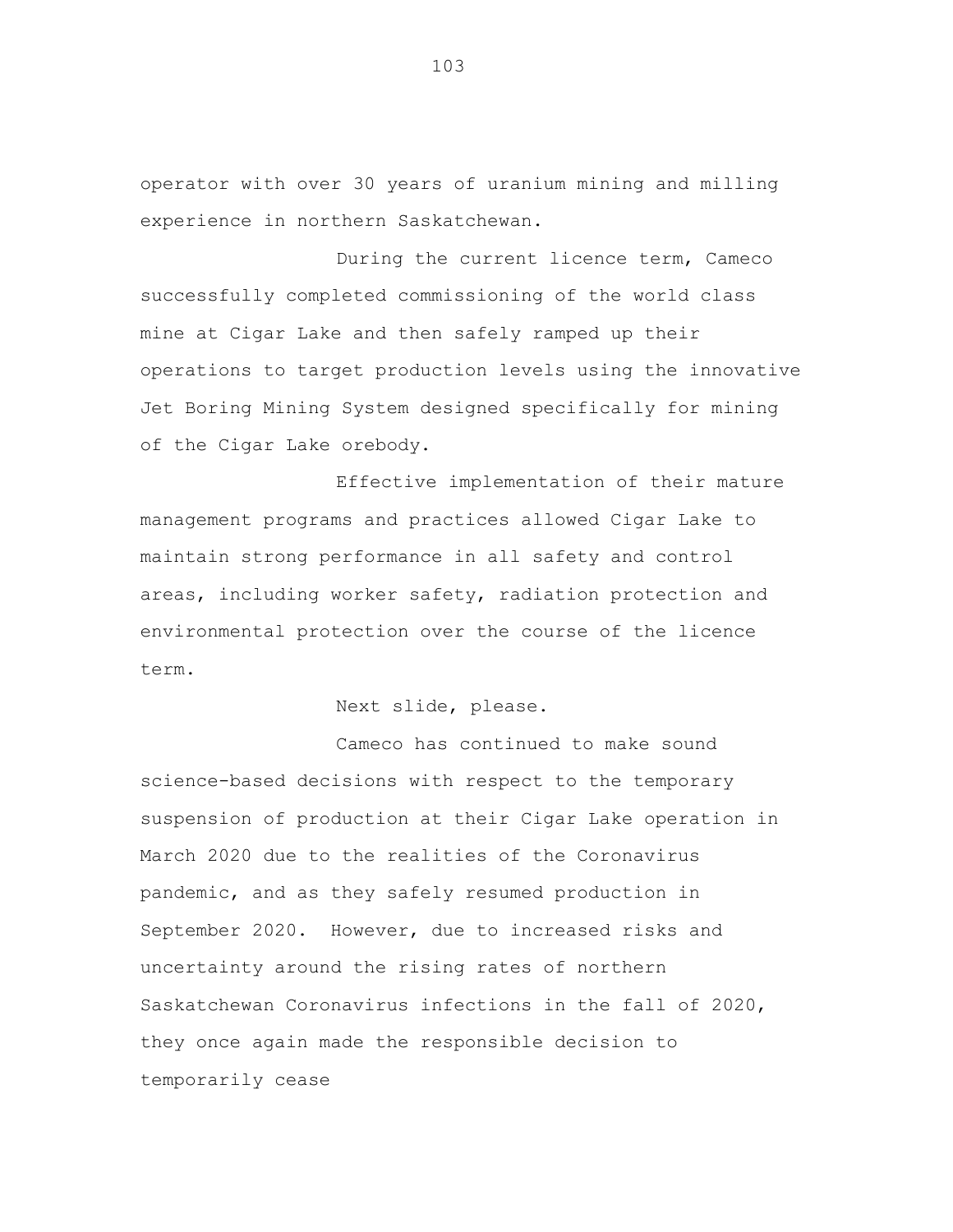operator with over 30 years of uranium mining and milling experience in northern Saskatchewan.

During the current licence term, Cameco successfully completed commissioning of the world class mine at Cigar Lake and then safely ramped up their operations to target production levels using the innovative Jet Boring Mining System designed specifically for mining of the Cigar Lake orebody.

Effective implementation of their mature management programs and practices allowed Cigar Lake to maintain strong performance in all safety and control areas, including worker safety, radiation protection and environmental protection over the course of the licence term.

Next slide, please.

Cameco has continued to make sound science-based decisions with respect to the temporary suspension of production at their Cigar Lake operation in March 2020 due to the realities of the Coronavirus pandemic, and as they safely resumed production in September 2020. However, due to increased risks and uncertainty around the rising rates of northern Saskatchewan Coronavirus infections in the fall of 2020, they once again made the responsible decision to temporarily cease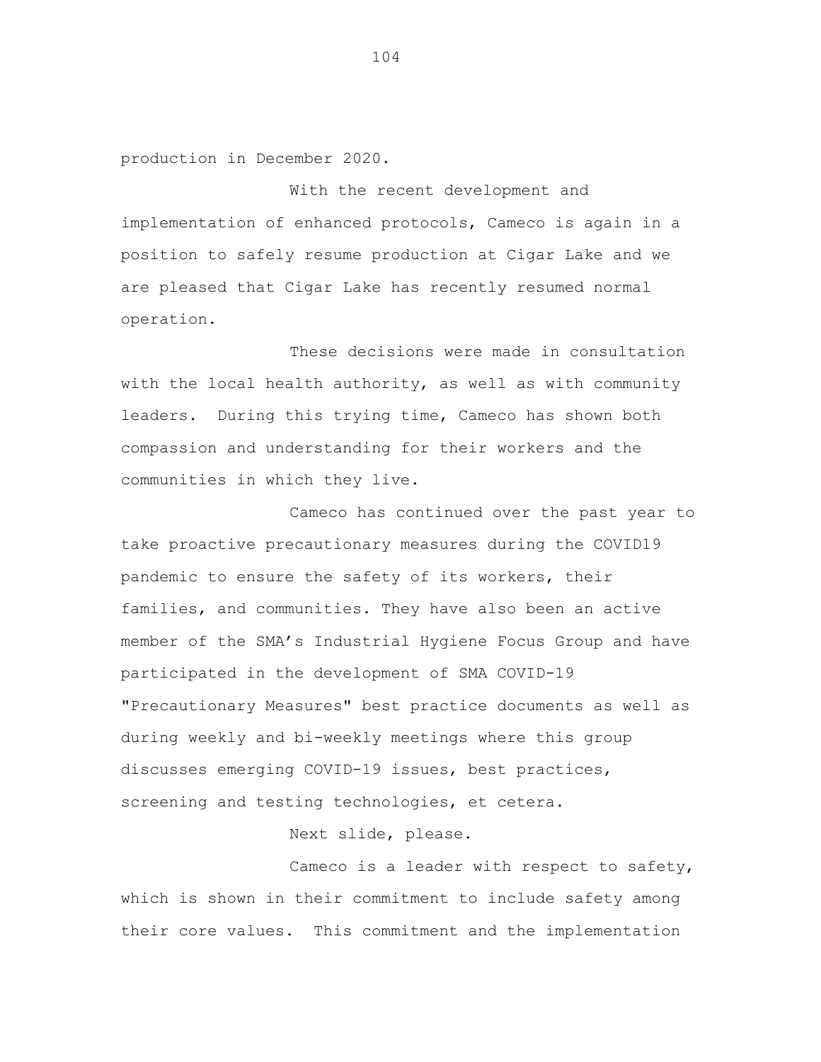production in December 2020.

With the recent development and implementation of enhanced protocols, Cameco is again in a position to safely resume production at Cigar Lake and we are pleased that Cigar Lake has recently resumed normal operation.

These decisions were made in consultation with the local health authority, as well as with community leaders. During this trying time, Cameco has shown both compassion and understanding for their workers and the communities in which they live.

Cameco has continued over the past year to take proactive precautionary measures during the COVID19 pandemic to ensure the safety of its workers, their families, and communities. They have also been an active member of the SMA's Industrial Hygiene Focus Group and have participated in the development of SMA COVID-19 "Precautionary Measures" best practice documents as well as during weekly and bi-weekly meetings where this group discusses emerging COVID-19 issues, best practices, screening and testing technologies, et cetera.

Next slide, please.

Cameco is a leader with respect to safety, which is shown in their commitment to include safety among their core values. This commitment and the implementation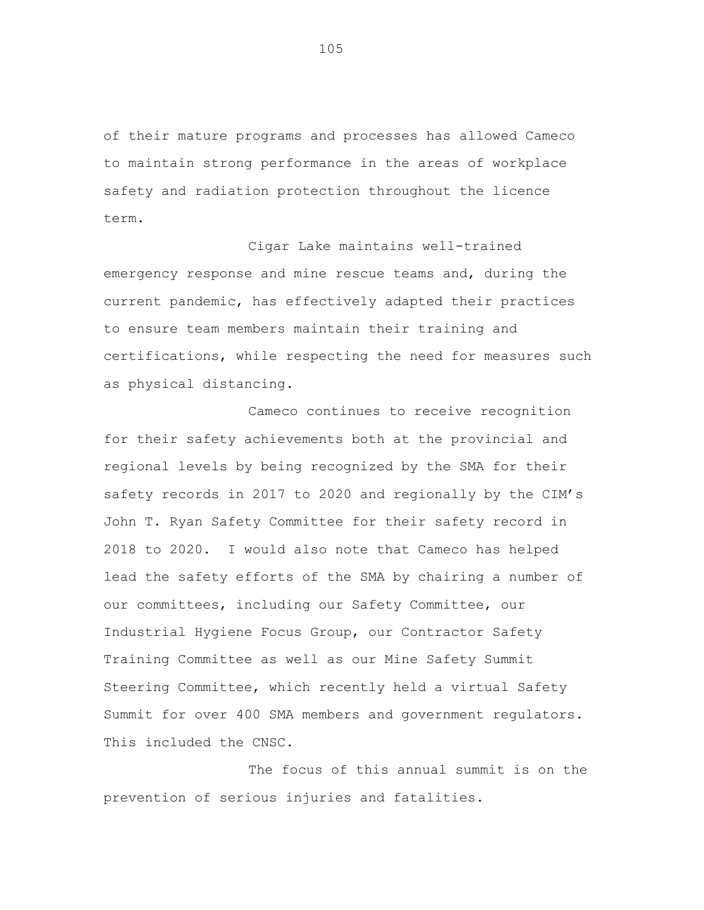of their mature programs and processes has allowed Cameco to maintain strong performance in the areas of workplace safety and radiation protection throughout the licence term.

Cigar Lake maintains well-trained emergency response and mine rescue teams and, during the current pandemic, has effectively adapted their practices to ensure team members maintain their training and certifications, while respecting the need for measures such as physical distancing.

Cameco continues to receive recognition for their safety achievements both at the provincial and regional levels by being recognized by the SMA for their safety records in 2017 to 2020 and regionally by the CIM's John T. Ryan Safety Committee for their safety record in 2018 to 2020. I would also note that Cameco has helped lead the safety efforts of the SMA by chairing a number of our committees, including our Safety Committee, our Industrial Hygiene Focus Group, our Contractor Safety Training Committee as well as our Mine Safety Summit Steering Committee, which recently held a virtual Safety Summit for over 400 SMA members and government regulators. This included the CNSC.

The focus of this annual summit is on the prevention of serious injuries and fatalities.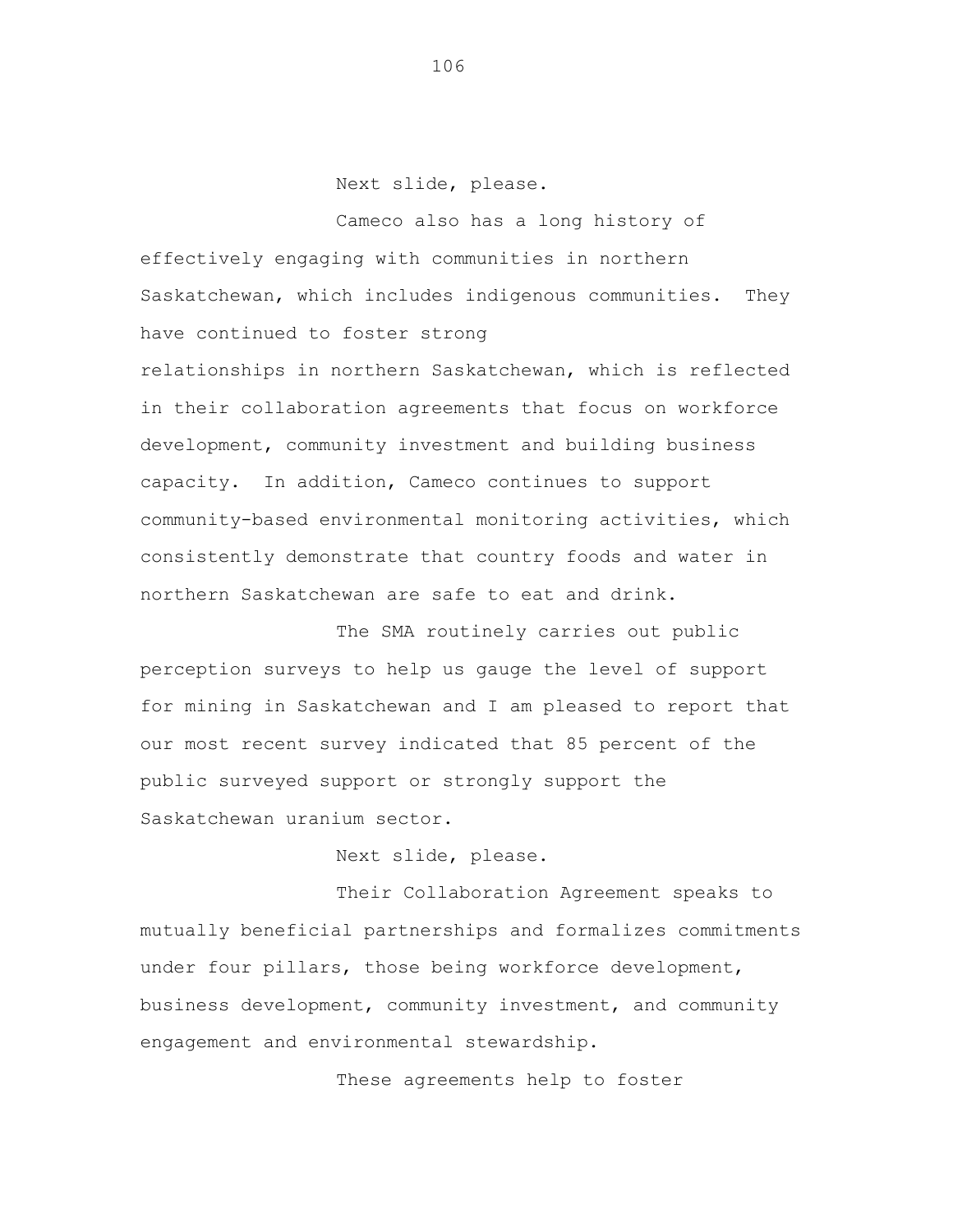Next slide, please.

Cameco also has a long history of effectively engaging with communities in northern Saskatchewan, which includes indigenous communities. They have continued to foster strong relationships in northern Saskatchewan, which is reflected in their collaboration agreements that focus on workforce development, community investment and building business capacity. In addition, Cameco continues to support community-based environmental monitoring activities, which consistently demonstrate that country foods and water in northern Saskatchewan are safe to eat and drink.

The SMA routinely carries out public perception surveys to help us gauge the level of support for mining in Saskatchewan and I am pleased to report that our most recent survey indicated that 85 percent of the public surveyed support or strongly support the Saskatchewan uranium sector.

Next slide, please.

Their Collaboration Agreement speaks to mutually beneficial partnerships and formalizes commitments under four pillars, those being workforce development, business development, community investment, and community engagement and environmental stewardship.

These agreements help to foster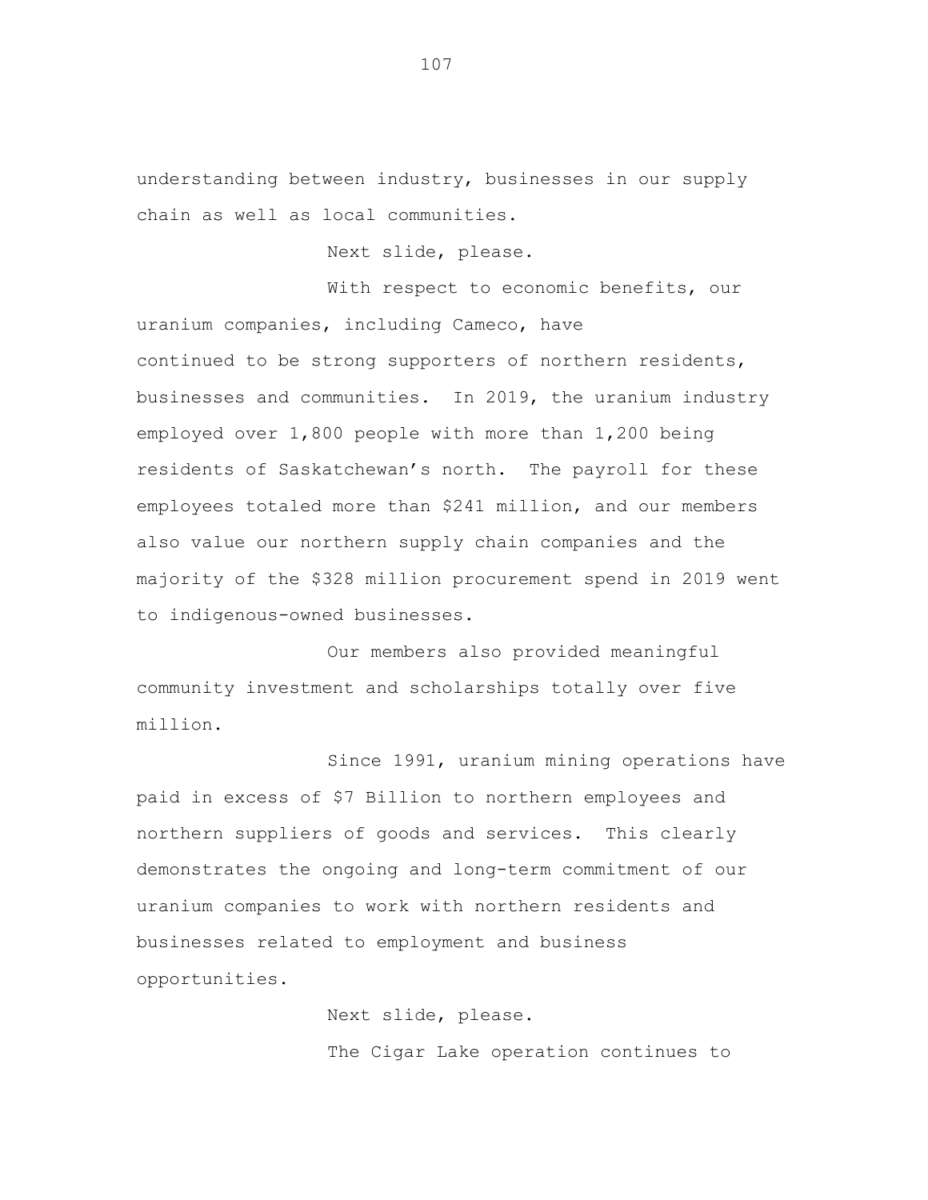understanding between industry, businesses in our supply chain as well as local communities.

Next slide, please.

With respect to economic benefits, our uranium companies, including Cameco, have continued to be strong supporters of northern residents, businesses and communities. In 2019, the uranium industry employed over 1,800 people with more than 1,200 being residents of Saskatchewan's north. The payroll for these employees totaled more than $241 million, and our members also value our northern supply chain companies and the majority of the $328 million procurement spend in 2019 went to indigenous-owned businesses.

Our members also provided meaningful community investment and scholarships totally over five million.

Since 1991, uranium mining operations have paid in excess of $7 Billion to northern employees and northern suppliers of goods and services. This clearly demonstrates the ongoing and long-term commitment of our uranium companies to work with northern residents and businesses related to employment and business opportunities.

Next slide, please.

The Cigar Lake operation continues to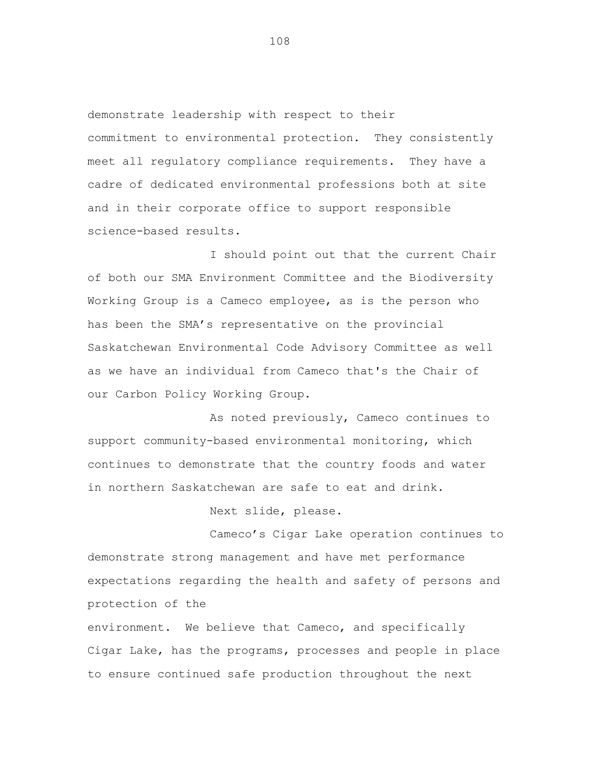demonstrate leadership with respect to their commitment to environmental protection. They consistently meet all regulatory compliance requirements. They have a cadre of dedicated environmental professions both at site and in their corporate office to support responsible science-based results.

I should point out that the current Chair of both our SMA Environment Committee and the Biodiversity Working Group is a Cameco employee, as is the person who has been the SMA's representative on the provincial Saskatchewan Environmental Code Advisory Committee as well as we have an individual from Cameco that's the Chair of our Carbon Policy Working Group.

As noted previously, Cameco continues to support community-based environmental monitoring, which continues to demonstrate that the country foods and water in northern Saskatchewan are safe to eat and drink.

Next slide, please.

Cameco's Cigar Lake operation continues to demonstrate strong management and have met performance expectations regarding the health and safety of persons and protection of the environment. We believe that Cameco, and specifically Cigar Lake, has the programs, processes and people in place to ensure continued safe production throughout the next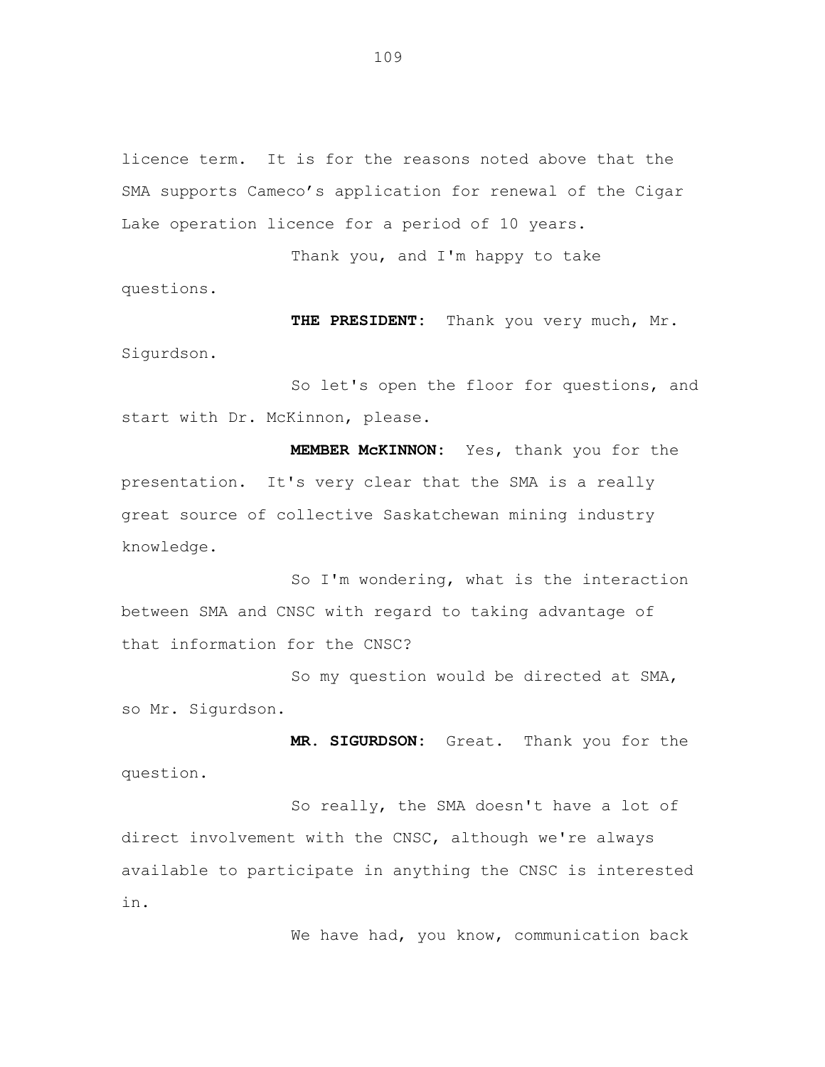licence term. It is for the reasons noted above that the SMA supports Cameco's application for renewal of the Cigar Lake operation licence for a period of 10 years.

Thank you, and I'm happy to take questions.

**THE PRESIDENT:** Thank you very much, Mr. Sigurdson.

So let's open the floor for questions, and start with Dr. McKinnon, please.

**MEMBER McKINNON:** Yes, thank you for the presentation. It's very clear that the SMA is a really great source of collective Saskatchewan mining industry knowledge.

So I'm wondering, what is the interaction between SMA and CNSC with regard to taking advantage of that information for the CNSC?

So my question would be directed at SMA, so Mr. Sigurdson.

**MR. SIGURDSON:** Great. Thank you for the question.

So really, the SMA doesn't have a lot of direct involvement with the CNSC, although we're always available to participate in anything the CNSC is interested in.

We have had, you know, communication back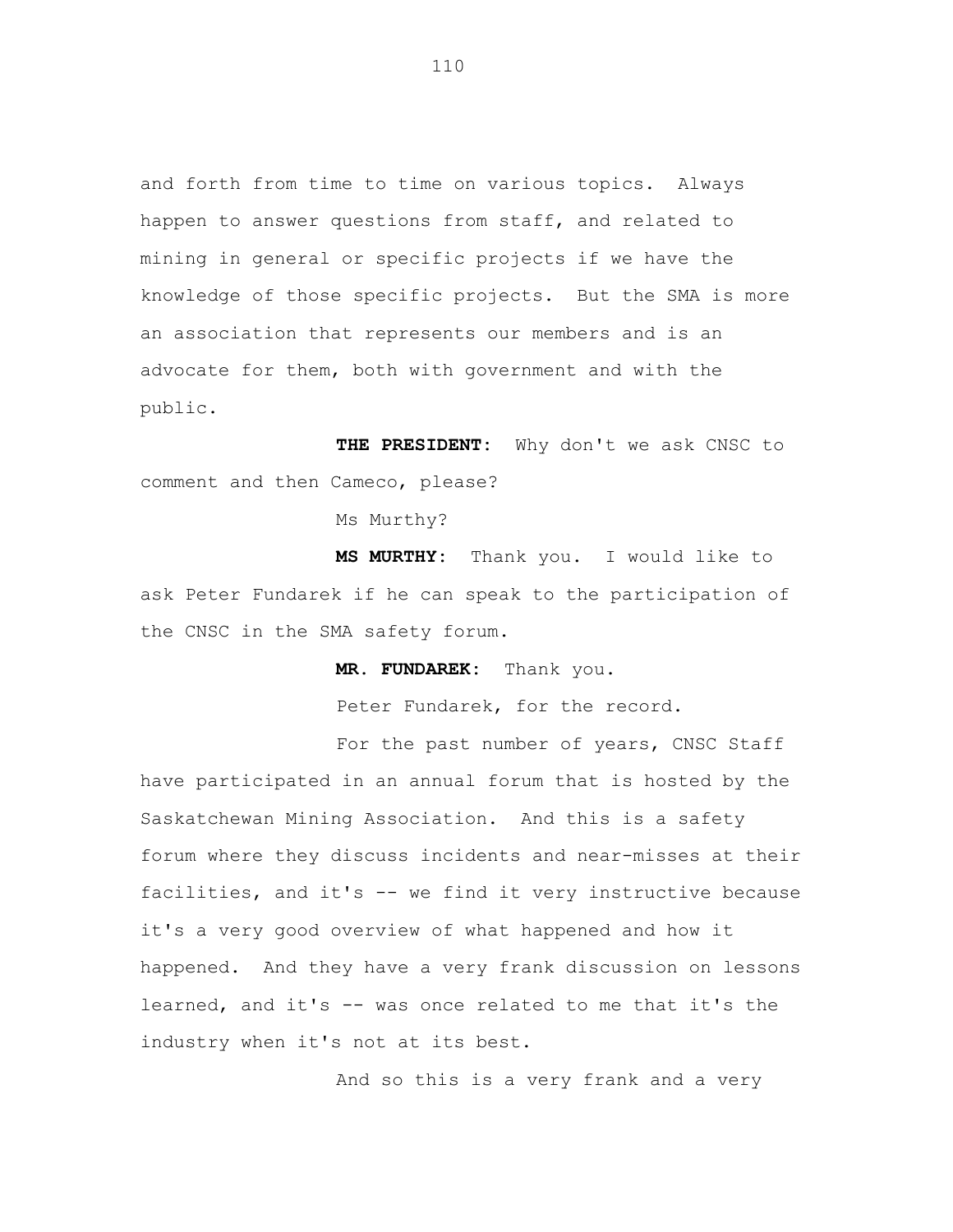and forth from time to time on various topics. Always happen to answer questions from staff, and related to mining in general or specific projects if we have the knowledge of those specific projects. But the SMA is more an association that represents our members and is an advocate for them, both with government and with the public.

**THE PRESIDENT:** Why don't we ask CNSC to comment and then Cameco, please?

Ms Murthy?

**MS MURTHY:** Thank you. I would like to ask Peter Fundarek if he can speak to the participation of the CNSC in the SMA safety forum.

**MR. FUNDAREK:** Thank you.

Peter Fundarek, for the record.

For the past number of years, CNSC Staff have participated in an annual forum that is hosted by the Saskatchewan Mining Association. And this is a safety forum where they discuss incidents and near-misses at their facilities, and it's -- we find it very instructive because it's a very good overview of what happened and how it happened. And they have a very frank discussion on lessons learned, and it's -- was once related to me that it's the industry when it's not at its best.

And so this is a very frank and a very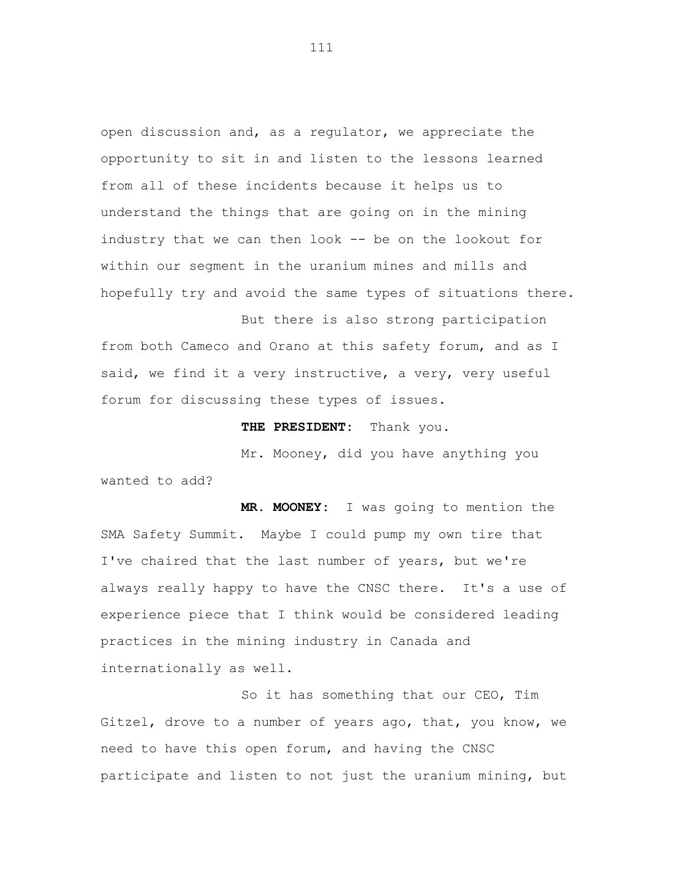open discussion and, as a regulator, we appreciate the opportunity to sit in and listen to the lessons learned from all of these incidents because it helps us to understand the things that are going on in the mining industry that we can then look -- be on the lookout for within our segment in the uranium mines and mills and hopefully try and avoid the same types of situations there.

But there is also strong participation from both Cameco and Orano at this safety forum, and as I said, we find it a very instructive, a very, very useful forum for discussing these types of issues.

**THE PRESIDENT:** Thank you.

Mr. Mooney, did you have anything you wanted to add?

**MR. MOONEY:** I was going to mention the SMA Safety Summit. Maybe I could pump my own tire that I've chaired that the last number of years, but we're always really happy to have the CNSC there. It's a use of experience piece that I think would be considered leading practices in the mining industry in Canada and internationally as well.

So it has something that our CEO, Tim Gitzel, drove to a number of years ago, that, you know, we need to have this open forum, and having the CNSC participate and listen to not just the uranium mining, but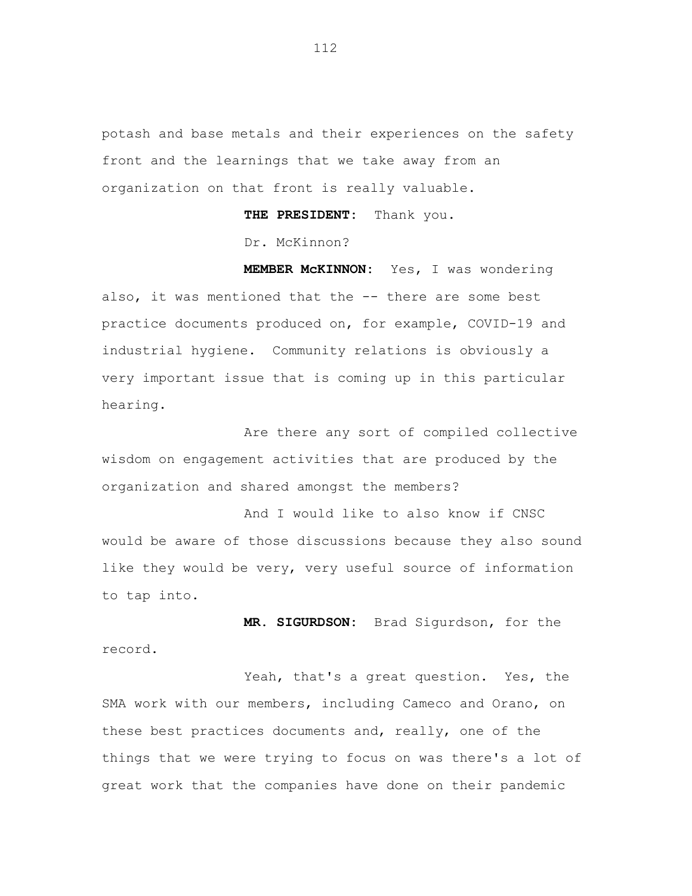potash and base metals and their experiences on the safety front and the learnings that we take away from an organization on that front is really valuable.

**THE PRESIDENT:** Thank you.

Dr. McKinnon?

**MEMBER McKINNON:** Yes, I was wondering also, it was mentioned that the -- there are some best practice documents produced on, for example, COVID-19 and industrial hygiene. Community relations is obviously a very important issue that is coming up in this particular hearing.

Are there any sort of compiled collective wisdom on engagement activities that are produced by the organization and shared amongst the members?

And I would like to also know if CNSC would be aware of those discussions because they also sound like they would be very, very useful source of information to tap into.

**MR. SIGURDSON:** Brad Sigurdson, for the record.

Yeah, that's a great question. Yes, the SMA work with our members, including Cameco and Orano, on these best practices documents and, really, one of the things that we were trying to focus on was there's a lot of great work that the companies have done on their pandemic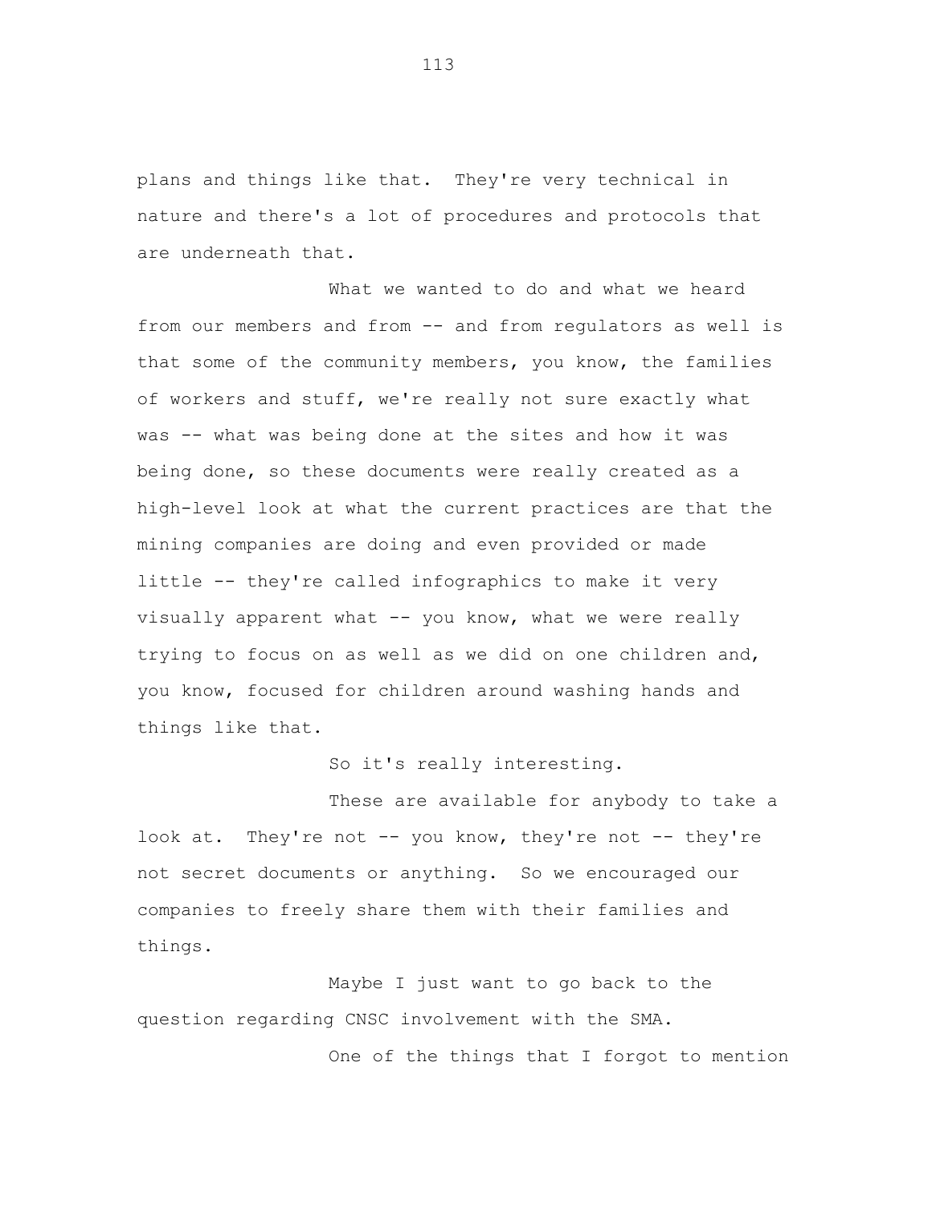plans and things like that. They're very technical in nature and there's a lot of procedures and protocols that are underneath that.

What we wanted to do and what we heard from our members and from -- and from regulators as well is that some of the community members, you know, the families of workers and stuff, we're really not sure exactly what was -- what was being done at the sites and how it was being done, so these documents were really created as a high-level look at what the current practices are that the mining companies are doing and even provided or made little -- they're called infographics to make it very visually apparent what -- you know, what we were really trying to focus on as well as we did on one children and, you know, focused for children around washing hands and things like that.

So it's really interesting.

These are available for anybody to take a look at. They're not -- you know, they're not -- they're not secret documents or anything. So we encouraged our companies to freely share them with their families and things.

Maybe I just want to go back to the question regarding CNSC involvement with the SMA.

One of the things that I forgot to mention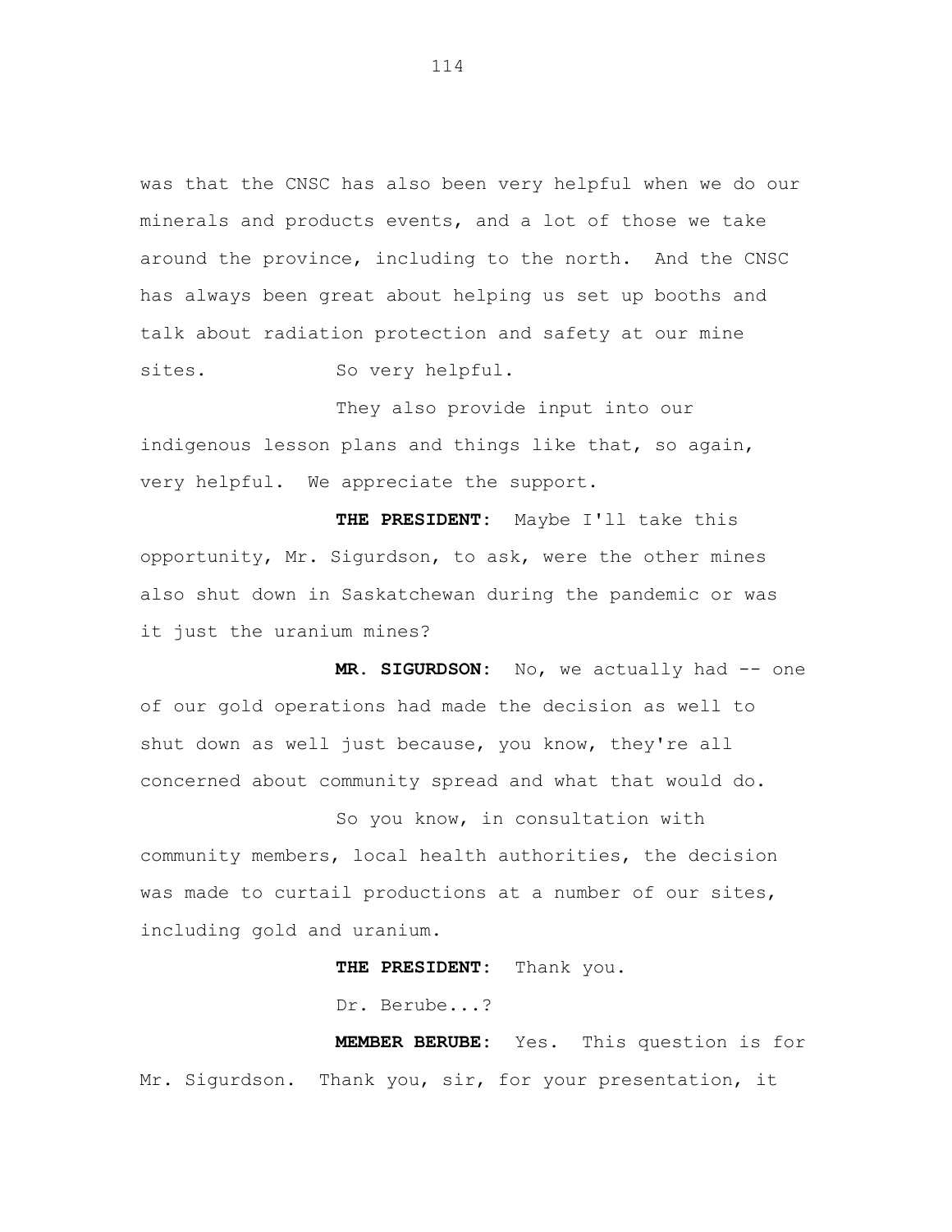was that the CNSC has also been very helpful when we do our minerals and products events, and a lot of those we take around the province, including to the north. And the CNSC has always been great about helping us set up booths and talk about radiation protection and safety at our mine sites. So very helpful.

They also provide input into our indigenous lesson plans and things like that, so again, very helpful. We appreciate the support.

**THE PRESIDENT:** Maybe I'll take this opportunity, Mr. Sigurdson, to ask, were the other mines also shut down in Saskatchewan during the pandemic or was it just the uranium mines?

**MR. SIGURDSON:** No, we actually had -- one of our gold operations had made the decision as well to shut down as well just because, you know, they're all concerned about community spread and what that would do.

So you know, in consultation with community members, local health authorities, the decision was made to curtail productions at a number of our sites, including gold and uranium.

**THE PRESIDENT:** Thank you.

Dr. Berube...?

**MEMBER BERUBE:** Yes. This question is for Mr. Sigurdson. Thank you, sir, for your presentation, it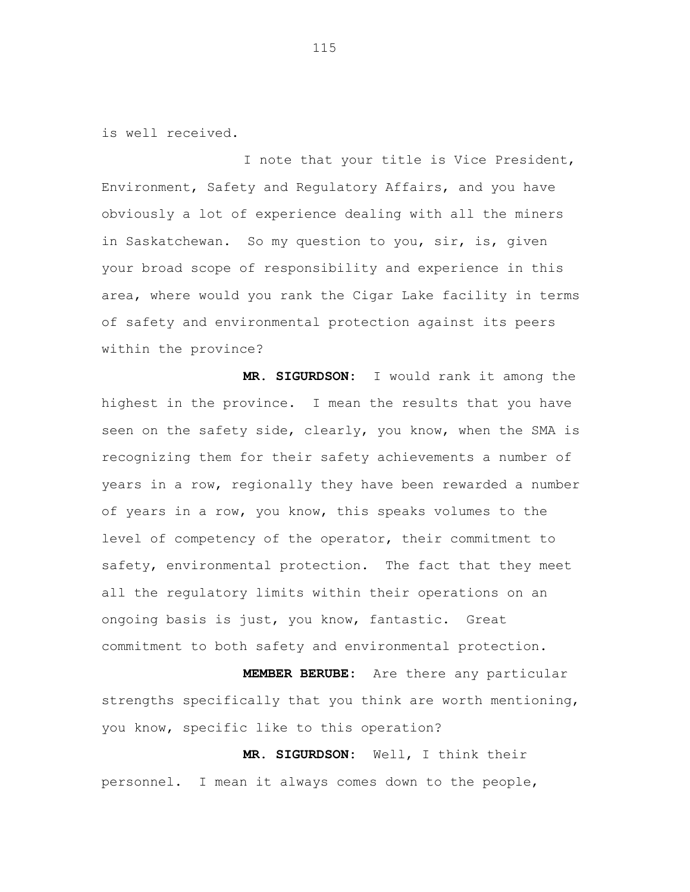is well received.

I note that your title is Vice President, Environment, Safety and Regulatory Affairs, and you have obviously a lot of experience dealing with all the miners in Saskatchewan. So my question to you, sir, is, given your broad scope of responsibility and experience in this area, where would you rank the Cigar Lake facility in terms of safety and environmental protection against its peers within the province?

**MR. SIGURDSON:** I would rank it among the highest in the province. I mean the results that you have seen on the safety side, clearly, you know, when the SMA is recognizing them for their safety achievements a number of years in a row, regionally they have been rewarded a number of years in a row, you know, this speaks volumes to the level of competency of the operator, their commitment to safety, environmental protection. The fact that they meet all the regulatory limits within their operations on an ongoing basis is just, you know, fantastic. Great commitment to both safety and environmental protection.

**MEMBER BERUBE:** Are there any particular strengths specifically that you think are worth mentioning, you know, specific like to this operation?

**MR. SIGURDSON:** Well, I think their personnel. I mean it always comes down to the people,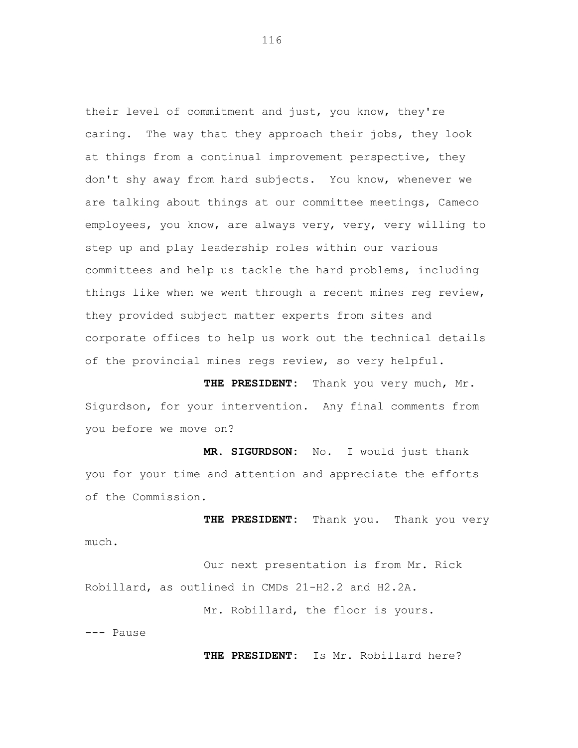their level of commitment and just, you know, they're caring. The way that they approach their jobs, they look at things from a continual improvement perspective, they don't shy away from hard subjects. You know, whenever we are talking about things at our committee meetings, Cameco employees, you know, are always very, very, very willing to step up and play leadership roles within our various committees and help us tackle the hard problems, including things like when we went through a recent mines reg review, they provided subject matter experts from sites and corporate offices to help us work out the technical details of the provincial mines regs review, so very helpful.

**THE PRESIDENT:** Thank you very much, Mr. Sigurdson, for your intervention. Any final comments from you before we move on?

**MR. SIGURDSON:** No. I would just thank you for your time and attention and appreciate the efforts of the Commission.

**THE PRESIDENT:** Thank you. Thank you very much.

Our next presentation is from Mr. Rick Robillard, as outlined in CMDs 21-H2.2 and H2.2A.

Mr. Robillard, the floor is yours.

--- Pause

**THE PRESIDENT:** Is Mr. Robillard here?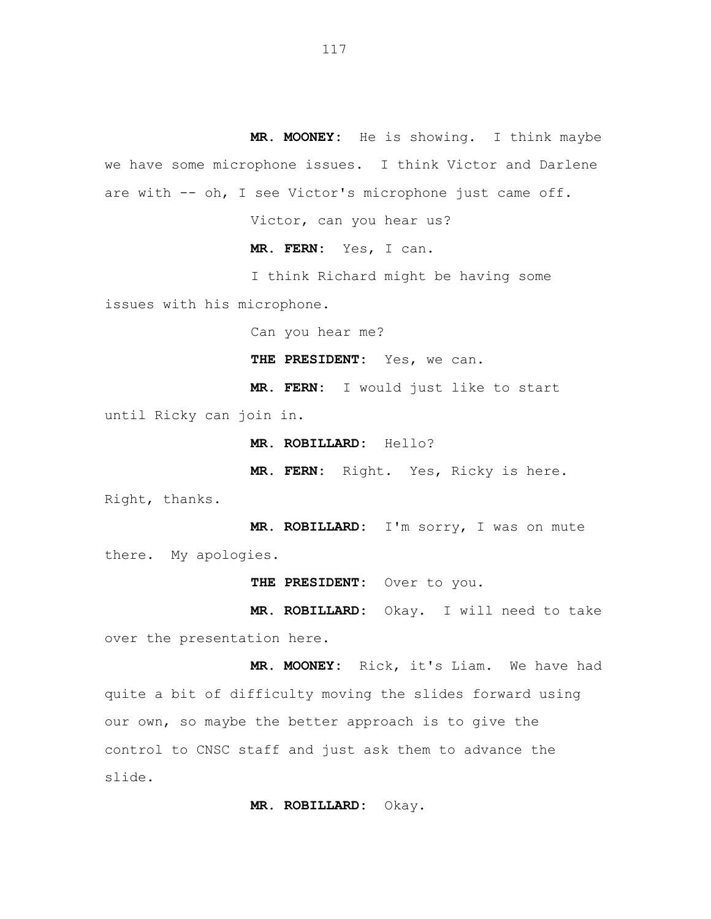**MR. MOONEY:** He is showing. I think maybe we have some microphone issues. I think Victor and Darlene are with -- oh, I see Victor's microphone just came off.

Victor, can you hear us?

**MR. FERN:** Yes, I can.

I think Richard might be having some issues with his microphone.

Can you hear me?

**THE PRESIDENT:** Yes, we can.

**MR. FERN:** I would just like to start until Ricky can join in.

**MR. ROBILLARD:** Hello?

**MR. FERN:** Right. Yes, Ricky is here. Right, thanks.

**MR. ROBILLARD:** I'm sorry, I was on mute there. My apologies.

**THE PRESIDENT:** Over to you.

**MR. ROBILLARD:** Okay. I will need to take over the presentation here.

**MR. MOONEY:** Rick, it's Liam. We have had quite a bit of difficulty moving the slides forward using our own, so maybe the better approach is to give the control to CNSC staff and just ask them to advance the slide.

**MR. ROBILLARD:** Okay.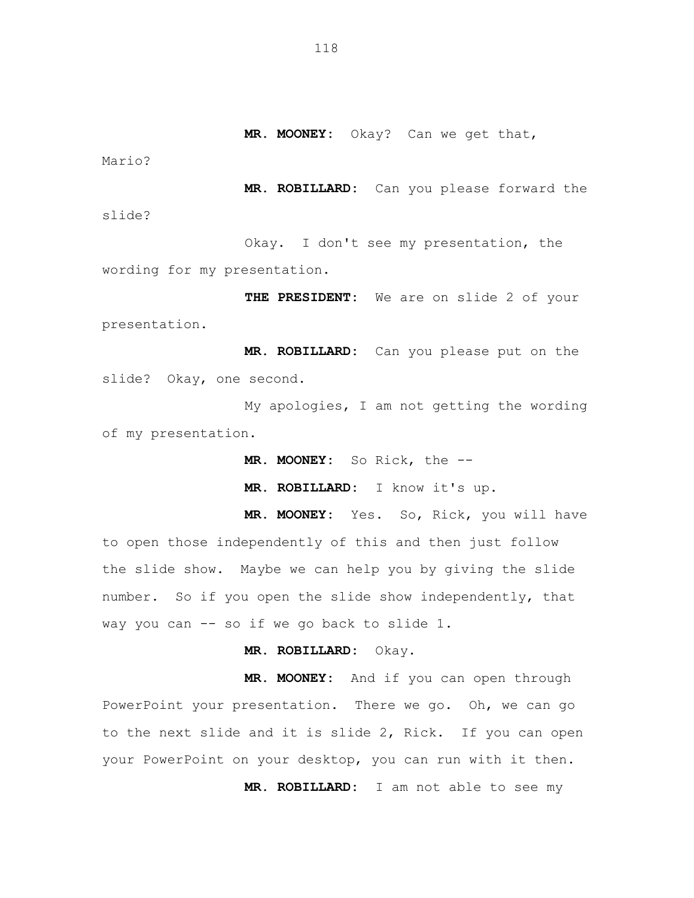**MR. MOONEY:** Okay? Can we get that, Mario?

**MR. ROBILLARD:** Can you please forward the slide?

Okay. I don't see my presentation, the wording for my presentation.

**THE PRESIDENT:** We are on slide 2 of your presentation.

**MR. ROBILLARD:** Can you please put on the slide? Okay, one second.

My apologies, I am not getting the wording of my presentation.

**MR. MOONEY:** So Rick, the --

**MR. ROBILLARD:** I know it's up.

**MR. MOONEY:** Yes. So, Rick, you will have to open those independently of this and then just follow the slide show. Maybe we can help you by giving the slide number. So if you open the slide show independently, that way you can -- so if we go back to slide 1.

**MR. ROBILLARD:** Okay.

**MR. MOONEY:** And if you can open through PowerPoint your presentation. There we go. Oh, we can go to the next slide and it is slide 2, Rick. If you can open your PowerPoint on your desktop, you can run with it then.

**MR. ROBILLARD:** I am not able to see my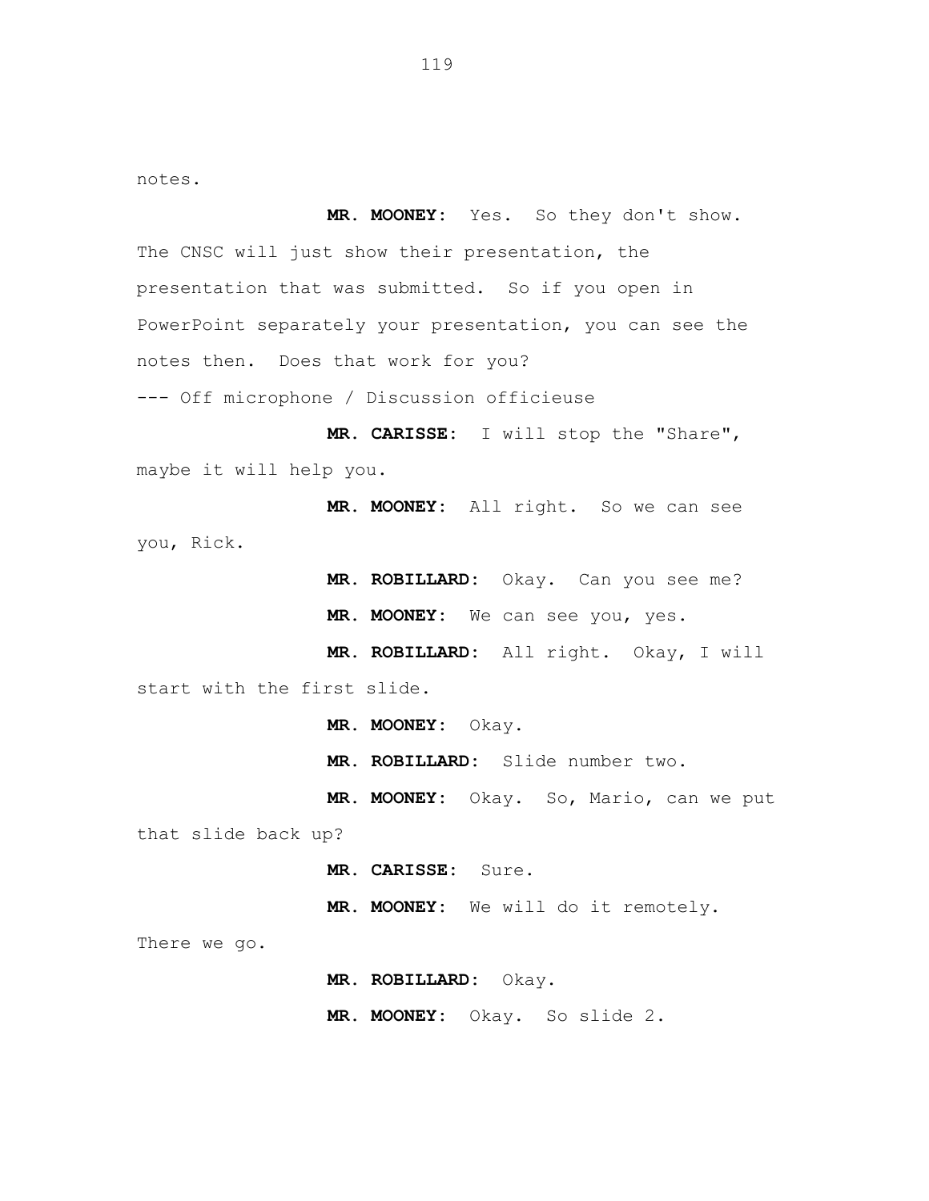notes.

**MR. MOONEY:** Yes. So they don't show. The CNSC will just show their presentation, the presentation that was submitted. So if you open in PowerPoint separately your presentation, you can see the notes then. Does that work for you?

--- Off microphone / Discussion officieuse

**MR. CARISSE:** I will stop the "Share", maybe it will help you.

**MR. MOONEY:** All right. So we can see you, Rick.

**MR. ROBILLARD:** Okay. Can you see me?

**MR. MOONEY:** We can see you, yes.

**MR. ROBILLARD:** All right. Okay, I will start with the first slide.

**MR. MOONEY:** Okay.

**MR. ROBILLARD:** Slide number two.

**MR. MOONEY:** Okay. So, Mario, can we put that slide back up?

**MR. CARISSE:** Sure.

**MR. MOONEY:** We will do it remotely. There we go.

**MR. ROBILLARD:** Okay.

**MR. MOONEY:** Okay. So slide 2.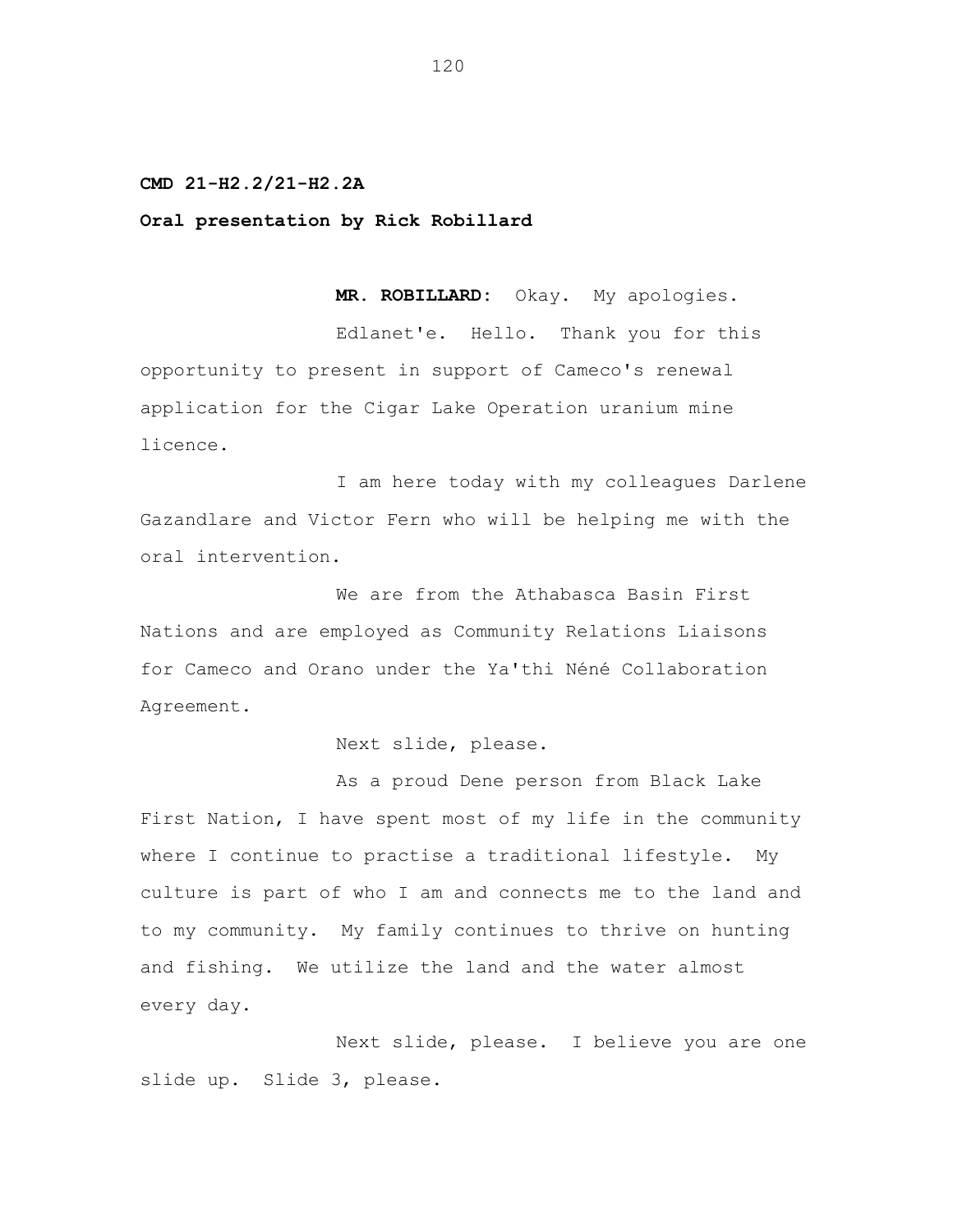**CMD 21-H2.2/21-H2.2A**

**Oral presentation by Rick Robillard**

**MR. ROBILLARD:** Okay. My apologies.

Edlanet'e. Hello. Thank you for this opportunity to present in support of Cameco's renewal application for the Cigar Lake Operation uranium mine licence.

I am here today with my colleagues Darlene Gazandlare and Victor Fern who will be helping me with the oral intervention.

We are from the Athabasca Basin First Nations and are employed as Community Relations Liaisons for Cameco and Orano under the Ya'thi Néné Collaboration Agreement.

Next slide, please.

As a proud Dene person from Black Lake First Nation, I have spent most of my life in the community where I continue to practise a traditional lifestyle. My culture is part of who I am and connects me to the land and to my community. My family continues to thrive on hunting and fishing. We utilize the land and the water almost every day.

Next slide, please. I believe you are one slide up. Slide 3, please.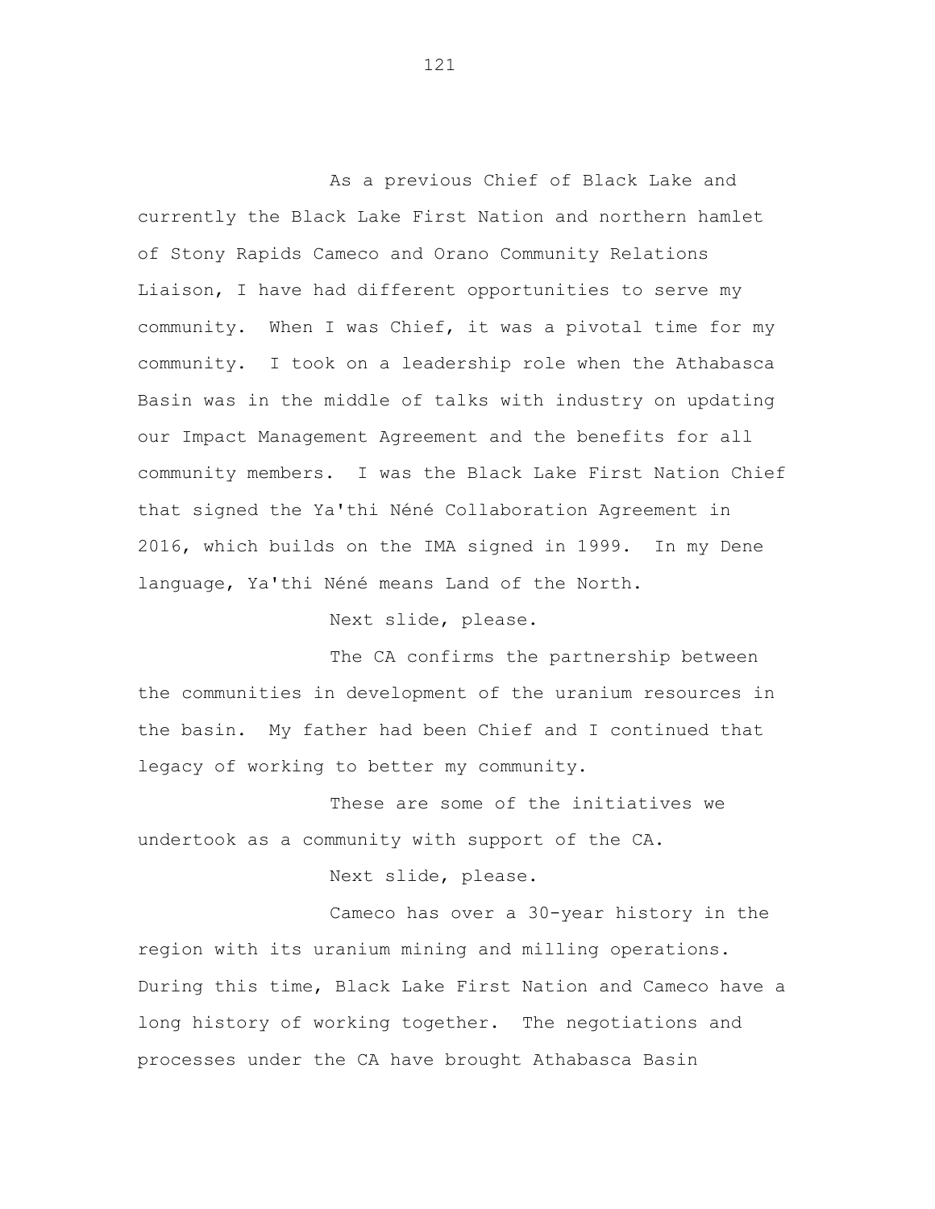As a previous Chief of Black Lake and currently the Black Lake First Nation and northern hamlet of Stony Rapids Cameco and Orano Community Relations Liaison, I have had different opportunities to serve my community. When I was Chief, it was a pivotal time for my community. I took on a leadership role when the Athabasca Basin was in the middle of talks with industry on updating our Impact Management Agreement and the benefits for all community members. I was the Black Lake First Nation Chief that signed the Ya'thi Néné Collaboration Agreement in 2016, which builds on the IMA signed in 1999. In my Dene language, Ya'thi Néné means Land of the North.

Next slide, please.

The CA confirms the partnership between the communities in development of the uranium resources in the basin. My father had been Chief and I continued that legacy of working to better my community.

These are some of the initiatives we undertook as a community with support of the CA.

Next slide, please.

Cameco has over a 30-year history in the region with its uranium mining and milling operations. During this time, Black Lake First Nation and Cameco have a long history of working together. The negotiations and processes under the CA have brought Athabasca Basin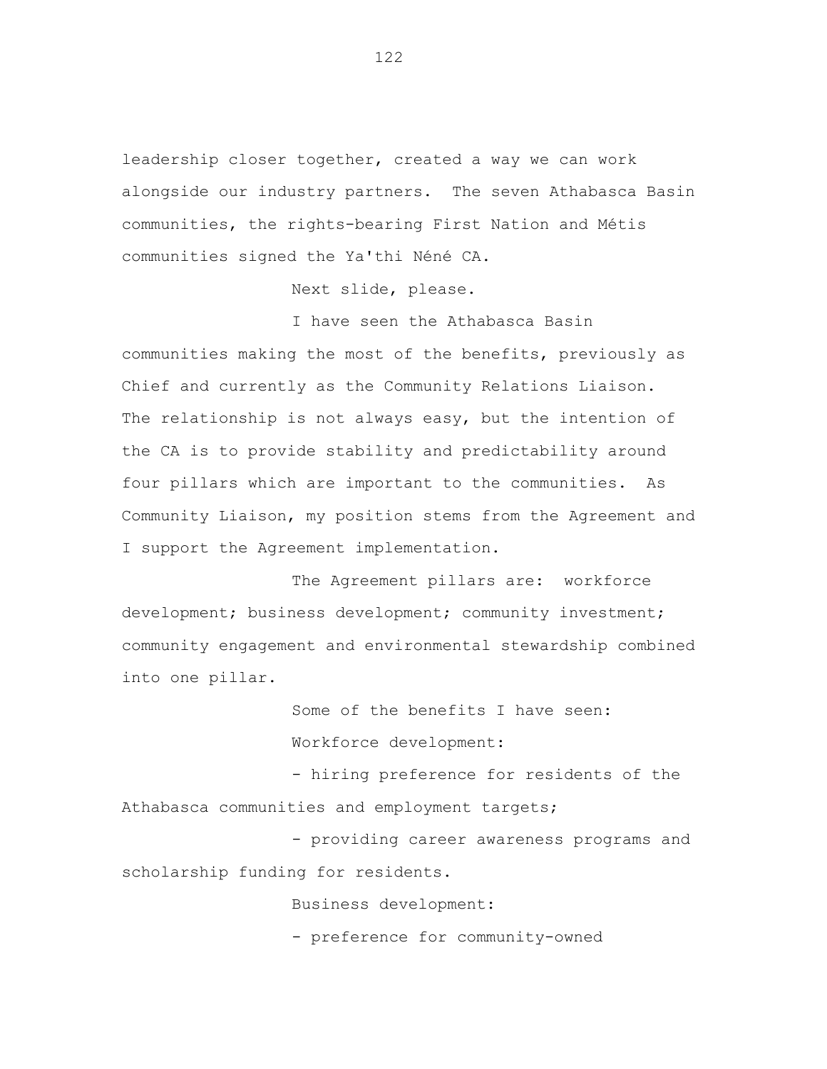leadership closer together, created a way we can work alongside our industry partners. The seven Athabasca Basin communities, the rights-bearing First Nation and Métis communities signed the Ya'thi Néné CA.

Next slide, please.

I have seen the Athabasca Basin communities making the most of the benefits, previously as Chief and currently as the Community Relations Liaison. The relationship is not always easy, but the intention of the CA is to provide stability and predictability around four pillars which are important to the communities. As Community Liaison, my position stems from the Agreement and I support the Agreement implementation.

The Agreement pillars are: workforce development; business development; community investment; community engagement and environmental stewardship combined into one pillar.

Some of the benefits I have seen:

Workforce development:

- hiring preference for residents of the Athabasca communities and employment targets;

- providing career awareness programs and scholarship funding for residents.

Business development:

- preference for community-owned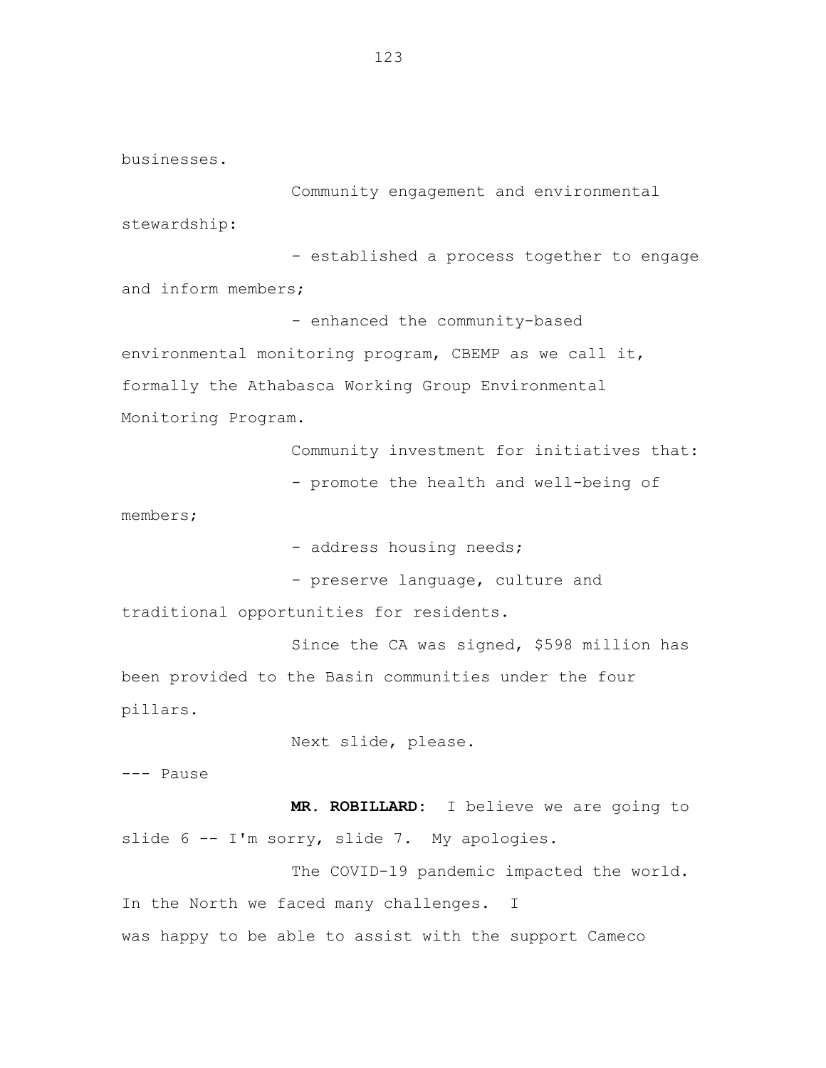businesses.

Community engagement and environmental stewardship:

- established a process together to engage and inform members;
- enhanced the community-based environmental monitoring program, CBEMP as we call it, formally the Athabasca Working Group Environmental Monitoring Program.

Community investment for initiatives that:

- promote the health and well-being of members;
- address housing needs;
- preserve language, culture and traditional opportunities for residents.

Since the CA was signed, $598 million has been provided to the Basin communities under the four pillars.

Next slide, please.

--- Pause

**MR. ROBILLARD:** I believe we are going to slide 6 -- I'm sorry, slide 7. My apologies.

The COVID-19 pandemic impacted the world. In the North we faced many challenges. I was happy to be able to assist with the support Cameco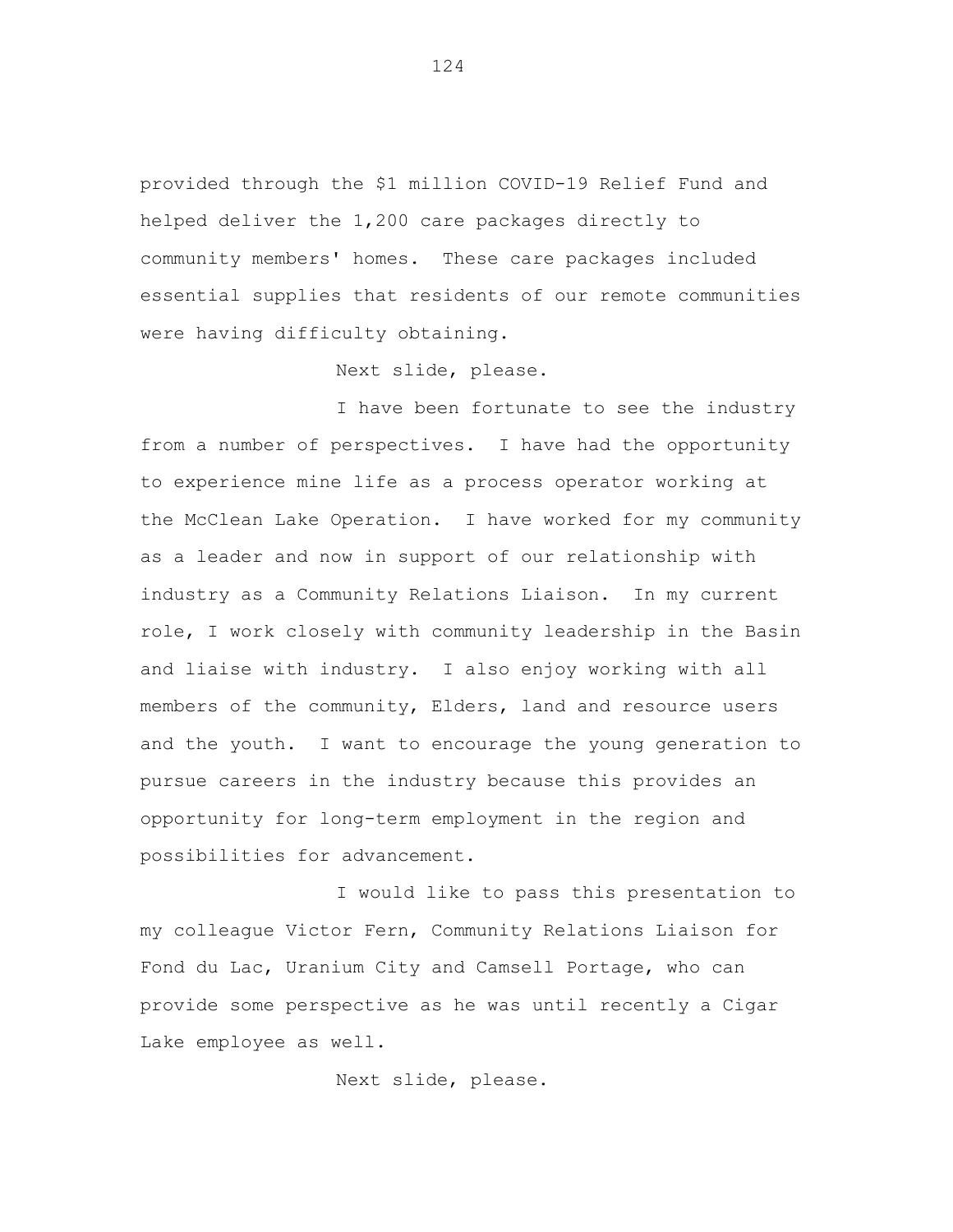provided through the $1 million COVID-19 Relief Fund and helped deliver the 1,200 care packages directly to community members' homes. These care packages included essential supplies that residents of our remote communities were having difficulty obtaining.

Next slide, please.

I have been fortunate to see the industry from a number of perspectives. I have had the opportunity to experience mine life as a process operator working at the McClean Lake Operation. I have worked for my community as a leader and now in support of our relationship with industry as a Community Relations Liaison. In my current role, I work closely with community leadership in the Basin and liaise with industry. I also enjoy working with all members of the community, Elders, land and resource users and the youth. I want to encourage the young generation to pursue careers in the industry because this provides an opportunity for long-term employment in the region and possibilities for advancement.

I would like to pass this presentation to my colleague Victor Fern, Community Relations Liaison for Fond du Lac, Uranium City and Camsell Portage, who can provide some perspective as he was until recently a Cigar Lake employee as well.

Next slide, please.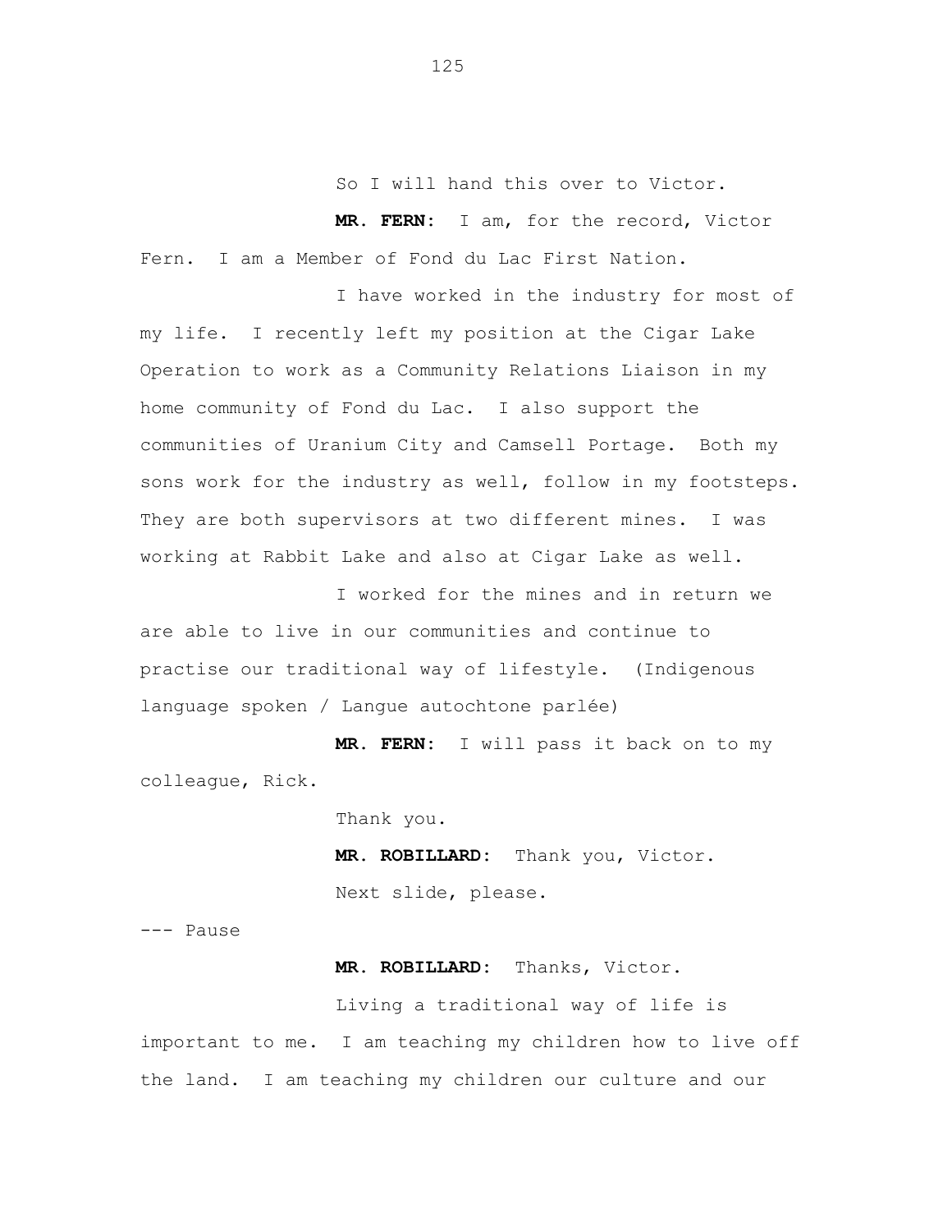So I will hand this over to Victor.

**MR. FERN:** I am, for the record, Victor Fern. I am a Member of Fond du Lac First Nation.

I have worked in the industry for most of my life. I recently left my position at the Cigar Lake Operation to work as a Community Relations Liaison in my home community of Fond du Lac. I also support the communities of Uranium City and Camsell Portage. Both my sons work for the industry as well, follow in my footsteps. They are both supervisors at two different mines. I was working at Rabbit Lake and also at Cigar Lake as well.

I worked for the mines and in return we are able to live in our communities and continue to practise our traditional way of lifestyle. (Indigenous language spoken / Langue autochtone parlée)

**MR. FERN:** I will pass it back on to my colleague, Rick.

Thank you.

**MR. ROBILLARD:** Thank you, Victor.

Next slide, please.

--- Pause

**MR. ROBILLARD:** Thanks, Victor.

Living a traditional way of life is important to me. I am teaching my children how to live off the land. I am teaching my children our culture and our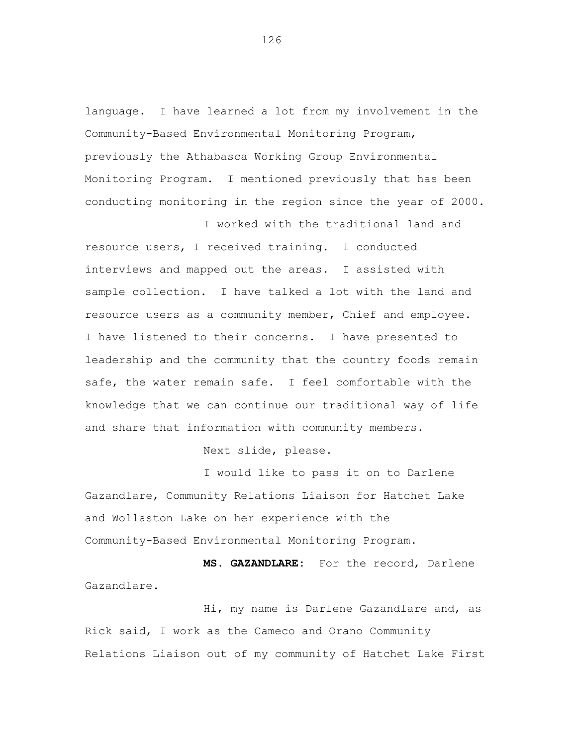language. I have learned a lot from my involvement in the Community-Based Environmental Monitoring Program, previously the Athabasca Working Group Environmental Monitoring Program. I mentioned previously that has been conducting monitoring in the region since the year of 2000.

I worked with the traditional land and resource users, I received training. I conducted interviews and mapped out the areas. I assisted with sample collection. I have talked a lot with the land and resource users as a community member, Chief and employee. I have listened to their concerns. I have presented to leadership and the community that the country foods remain safe, the water remain safe. I feel comfortable with the knowledge that we can continue our traditional way of life and share that information with community members.

Next slide, please.

I would like to pass it on to Darlene Gazandlare, Community Relations Liaison for Hatchet Lake and Wollaston Lake on her experience with the Community-Based Environmental Monitoring Program.

**MS. GAZANDLARE:** For the record, Darlene Gazandlare.

Hi, my name is Darlene Gazandlare and, as Rick said, I work as the Cameco and Orano Community Relations Liaison out of my community of Hatchet Lake First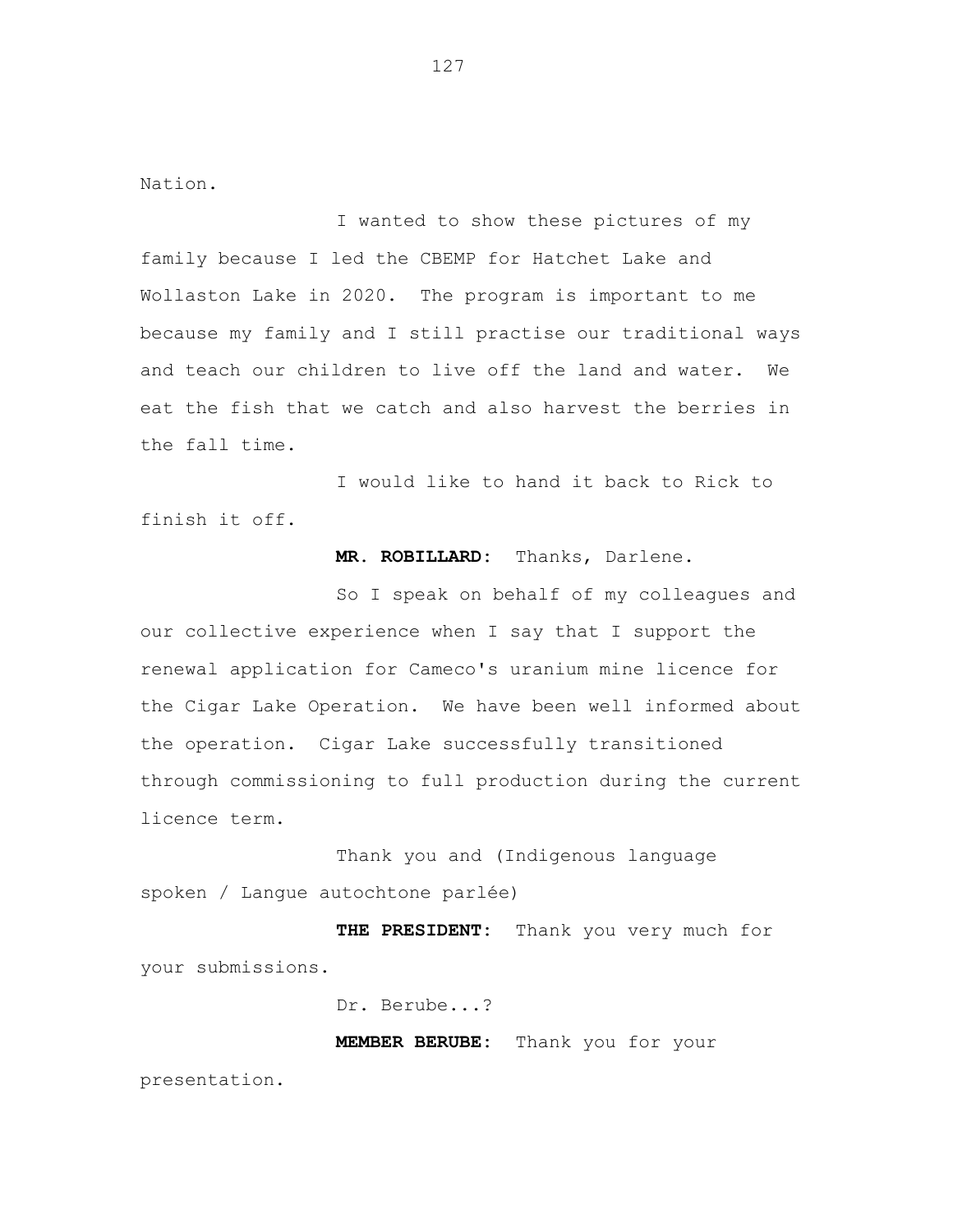Nation.

I wanted to show these pictures of my family because I led the CBEMP for Hatchet Lake and Wollaston Lake in 2020. The program is important to me because my family and I still practise our traditional ways and teach our children to live off the land and water. We eat the fish that we catch and also harvest the berries in the fall time.

I would like to hand it back to Rick to finish it off.

**MR. ROBILLARD:** Thanks, Darlene.

So I speak on behalf of my colleagues and our collective experience when I say that I support the renewal application for Cameco's uranium mine licence for the Cigar Lake Operation. We have been well informed about the operation. Cigar Lake successfully transitioned through commissioning to full production during the current licence term.

Thank you and (Indigenous language spoken / Langue autochtone parlée)

**THE PRESIDENT:** Thank you very much for your submissions.

Dr. Berube...?

**MEMBER BERUBE:** Thank you for your presentation.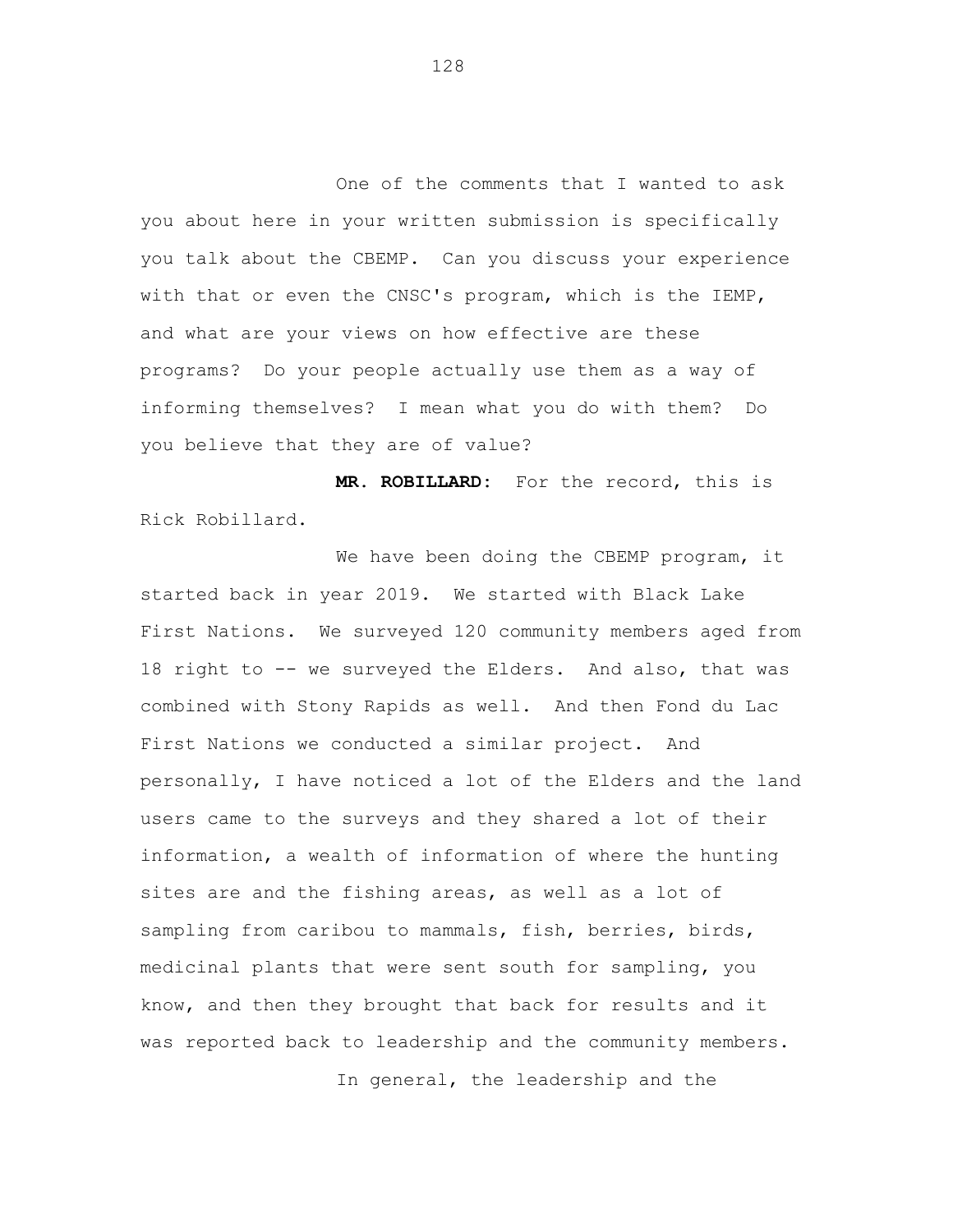One of the comments that I wanted to ask you about here in your written submission is specifically you talk about the CBEMP. Can you discuss your experience with that or even the CNSC's program, which is the IEMP, and what are your views on how effective are these programs? Do your people actually use them as a way of informing themselves? I mean what you do with them? Do you believe that they are of value?

**MR. ROBILLARD:** For the record, this is Rick Robillard.

We have been doing the CBEMP program, it started back in year 2019. We started with Black Lake First Nations. We surveyed 120 community members aged from 18 right to -- we surveyed the Elders. And also, that was combined with Stony Rapids as well. And then Fond du Lac First Nations we conducted a similar project. And personally, I have noticed a lot of the Elders and the land users came to the surveys and they shared a lot of their information, a wealth of information of where the hunting sites are and the fishing areas, as well as a lot of sampling from caribou to mammals, fish, berries, birds, medicinal plants that were sent south for sampling, you know, and then they brought that back for results and it was reported back to leadership and the community members.

In general, the leadership and the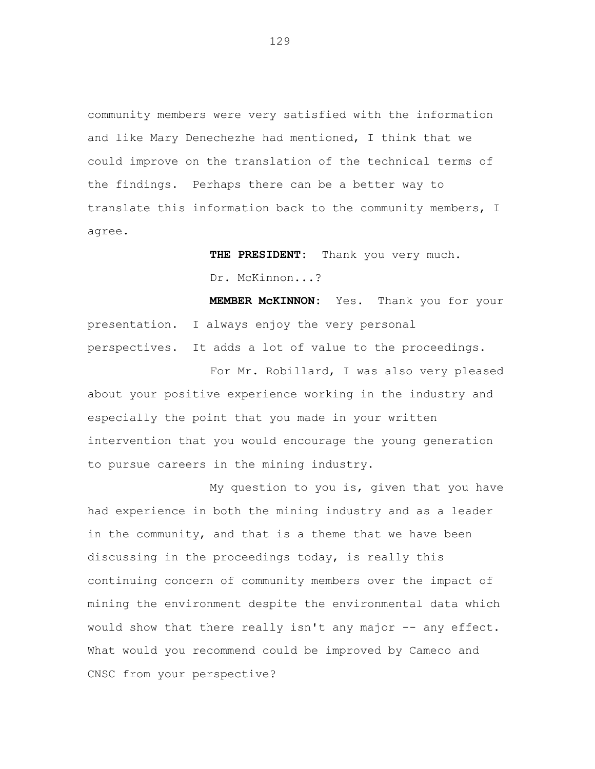community members were very satisfied with the information and like Mary Denechezhe had mentioned, I think that we could improve on the translation of the technical terms of the findings. Perhaps there can be a better way to translate this information back to the community members, I agree.

**THE PRESIDENT:** Thank you very much.

Dr. McKinnon...?

**MEMBER McKINNON:** Yes. Thank you for your presentation. I always enjoy the very personal perspectives. It adds a lot of value to the proceedings.

For Mr. Robillard, I was also very pleased about your positive experience working in the industry and especially the point that you made in your written intervention that you would encourage the young generation to pursue careers in the mining industry.

My question to you is, given that you have had experience in both the mining industry and as a leader in the community, and that is a theme that we have been discussing in the proceedings today, is really this continuing concern of community members over the impact of mining the environment despite the environmental data which would show that there really isn't any major -- any effect. What would you recommend could be improved by Cameco and CNSC from your perspective?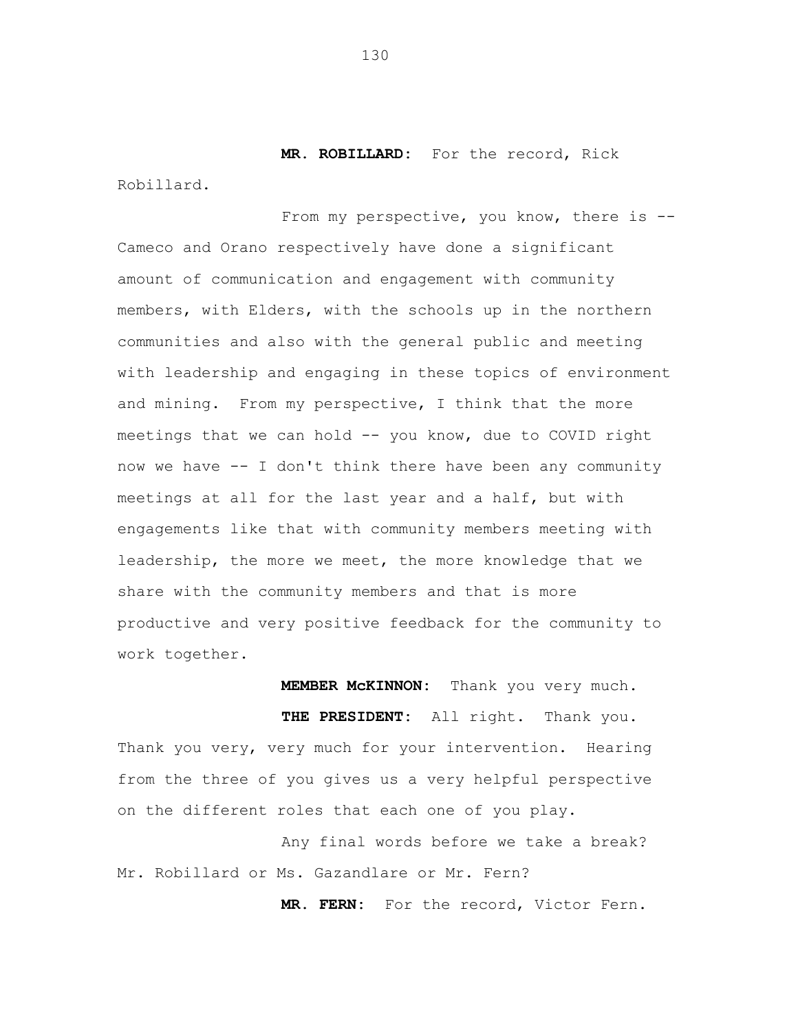**MR. ROBILLARD:** For the record, Rick Robillard.

From my perspective, you know, there is -- Cameco and Orano respectively have done a significant amount of communication and engagement with community members, with Elders, with the schools up in the northern communities and also with the general public and meeting with leadership and engaging in these topics of environment and mining. From my perspective, I think that the more meetings that we can hold -- you know, due to COVID right now we have -- I don't think there have been any community meetings at all for the last year and a half, but with engagements like that with community members meeting with leadership, the more we meet, the more knowledge that we share with the community members and that is more productive and very positive feedback for the community to work together.

**MEMBER McKINNON:** Thank you very much.

**THE PRESIDENT:** All right. Thank you. Thank you very, very much for your intervention. Hearing from the three of you gives us a very helpful perspective on the different roles that each one of you play.

Any final words before we take a break? Mr. Robillard or Ms. Gazandlare or Mr. Fern?

**MR. FERN:** For the record, Victor Fern.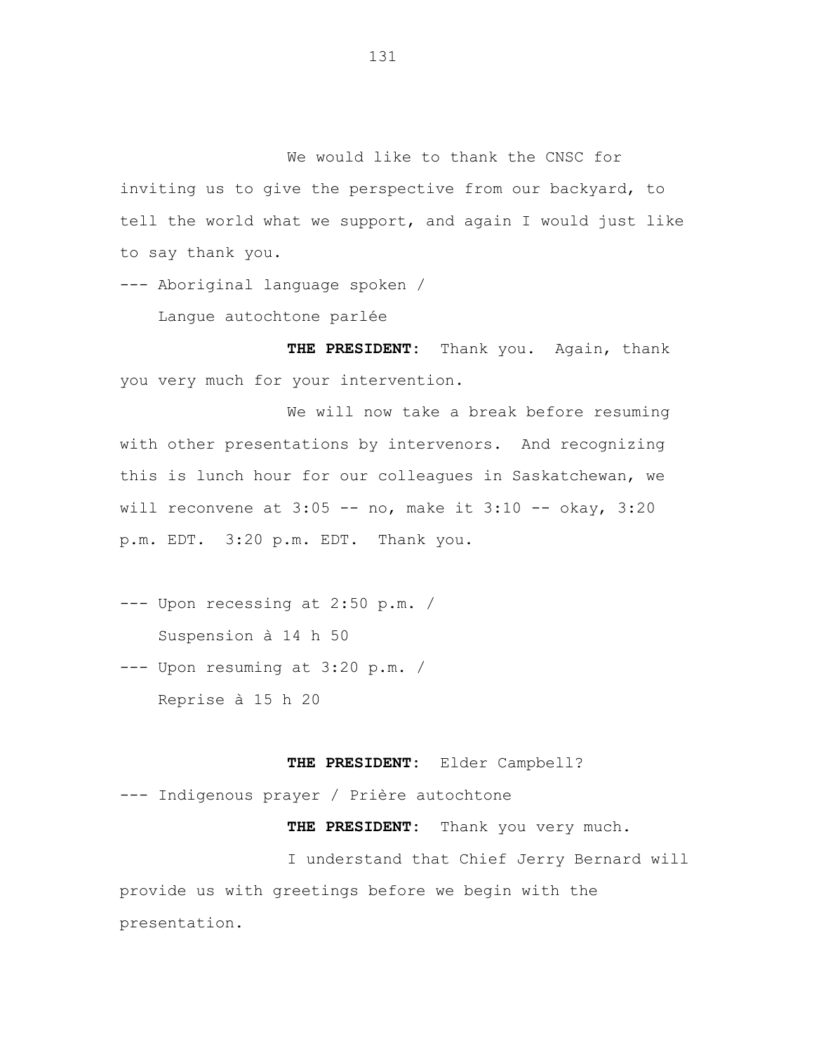We would like to thank the CNSC for inviting us to give the perspective from our backyard, to tell the world what we support, and again I would just like to say thank you.

--- Aboriginal language spoken /
    Langue autochtone parlée

**THE PRESIDENT:** Thank you. Again, thank you very much for your intervention.

We will now take a break before resuming with other presentations by intervenors. And recognizing this is lunch hour for our colleagues in Saskatchewan, we will reconvene at 3:05 -- no, make it 3:10 -- okay, 3:20 p.m. EDT. 3:20 p.m. EDT. Thank you.

--- Upon recessing at 2:50 p.m. /
    Suspension à 14 h 50

--- Upon resuming at 3:20 p.m. /
    Reprise à 15 h 20

**THE PRESIDENT:** Elder Campbell?

--- Indigenous prayer / Prière autochtone

**THE PRESIDENT:** Thank you very much.

I understand that Chief Jerry Bernard will provide us with greetings before we begin with the presentation.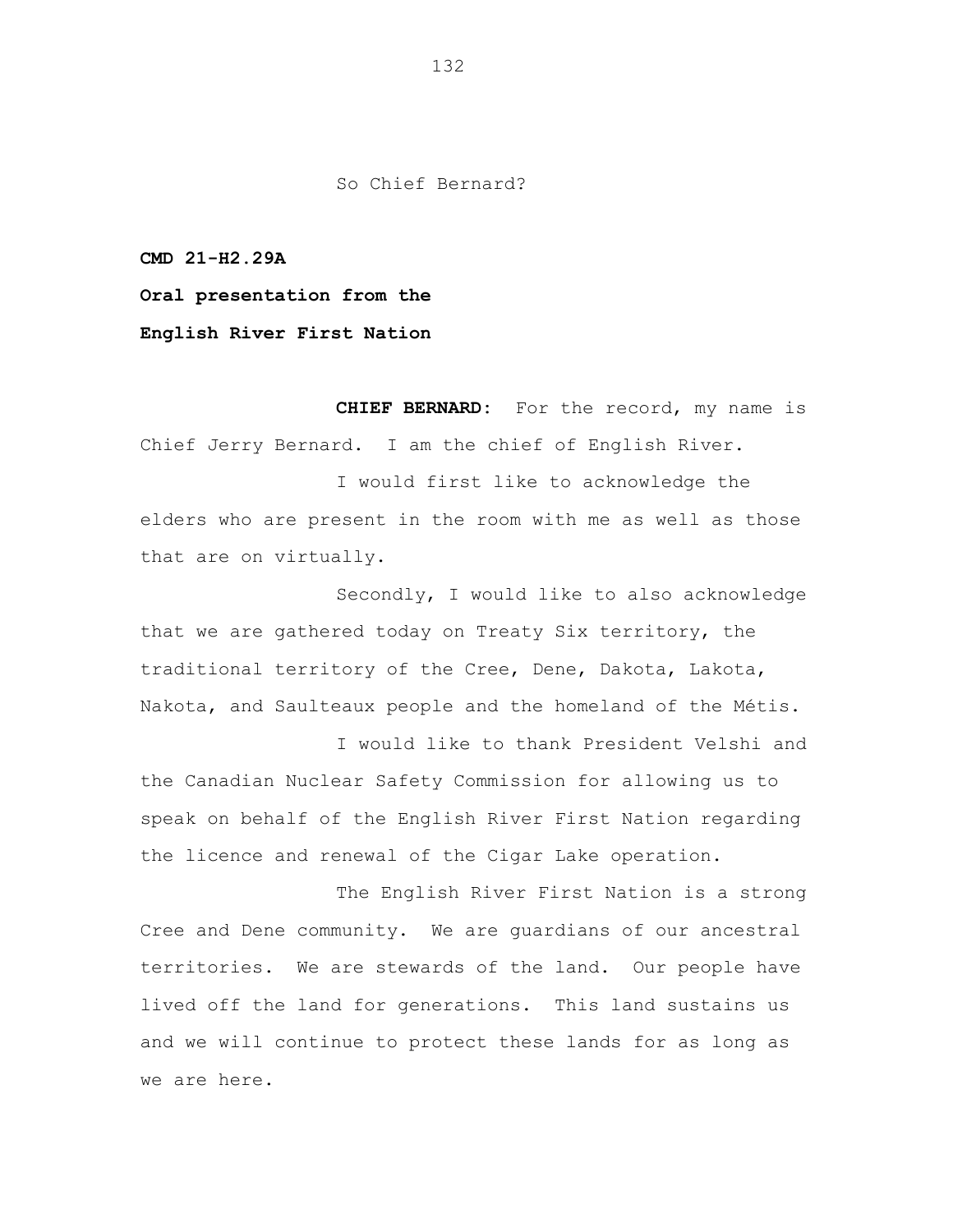So Chief Bernard?

**CMD 21-H2.29A**

**Oral presentation from the**

**English River First Nation**

**CHIEF BERNARD:** For the record, my name is Chief Jerry Bernard. I am the chief of English River.

I would first like to acknowledge the elders who are present in the room with me as well as those that are on virtually.

Secondly, I would like to also acknowledge that we are gathered today on Treaty Six territory, the traditional territory of the Cree, Dene, Dakota, Lakota, Nakota, and Saulteaux people and the homeland of the Métis.

I would like to thank President Velshi and the Canadian Nuclear Safety Commission for allowing us to speak on behalf of the English River First Nation regarding the licence and renewal of the Cigar Lake operation.

The English River First Nation is a strong Cree and Dene community. We are guardians of our ancestral territories. We are stewards of the land. Our people have lived off the land for generations. This land sustains us and we will continue to protect these lands for as long as we are here.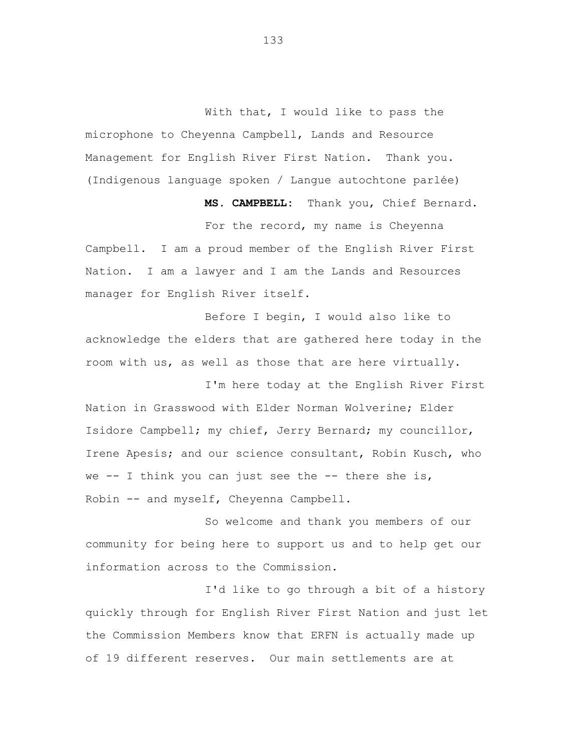With that, I would like to pass the microphone to Cheyenna Campbell, Lands and Resource Management for English River First Nation. Thank you. (Indigenous language spoken / Langue autochtone parlée)

**MS. CAMPBELL:** Thank you, Chief Bernard.

For the record, my name is Cheyenna Campbell. I am a proud member of the English River First Nation. I am a lawyer and I am the Lands and Resources manager for English River itself.

Before I begin, I would also like to acknowledge the elders that are gathered here today in the room with us, as well as those that are here virtually.

I'm here today at the English River First Nation in Grasswood with Elder Norman Wolverine; Elder Isidore Campbell; my chief, Jerry Bernard; my councillor, Irene Apesis; and our science consultant, Robin Kusch, who we -- I think you can just see the -- there she is, Robin -- and myself, Cheyenna Campbell.

So welcome and thank you members of our community for being here to support us and to help get our information across to the Commission.

I'd like to go through a bit of a history quickly through for English River First Nation and just let the Commission Members know that ERFN is actually made up of 19 different reserves. Our main settlements are at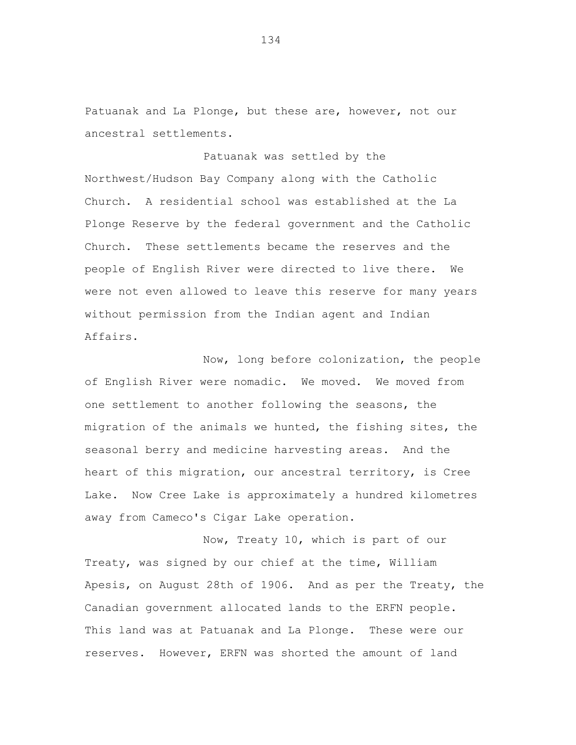Patuanak and La Plonge, but these are, however, not our ancestral settlements.

Patuanak was settled by the Northwest/Hudson Bay Company along with the Catholic Church. A residential school was established at the La Plonge Reserve by the federal government and the Catholic Church. These settlements became the reserves and the people of English River were directed to live there. We were not even allowed to leave this reserve for many years without permission from the Indian agent and Indian Affairs.

Now, long before colonization, the people of English River were nomadic. We moved. We moved from one settlement to another following the seasons, the migration of the animals we hunted, the fishing sites, the seasonal berry and medicine harvesting areas. And the heart of this migration, our ancestral territory, is Cree Lake. Now Cree Lake is approximately a hundred kilometres away from Cameco's Cigar Lake operation.

Now, Treaty 10, which is part of our Treaty, was signed by our chief at the time, William Apesis, on August 28th of 1906. And as per the Treaty, the Canadian government allocated lands to the ERFN people. This land was at Patuanak and La Plonge. These were our reserves. However, ERFN was shorted the amount of land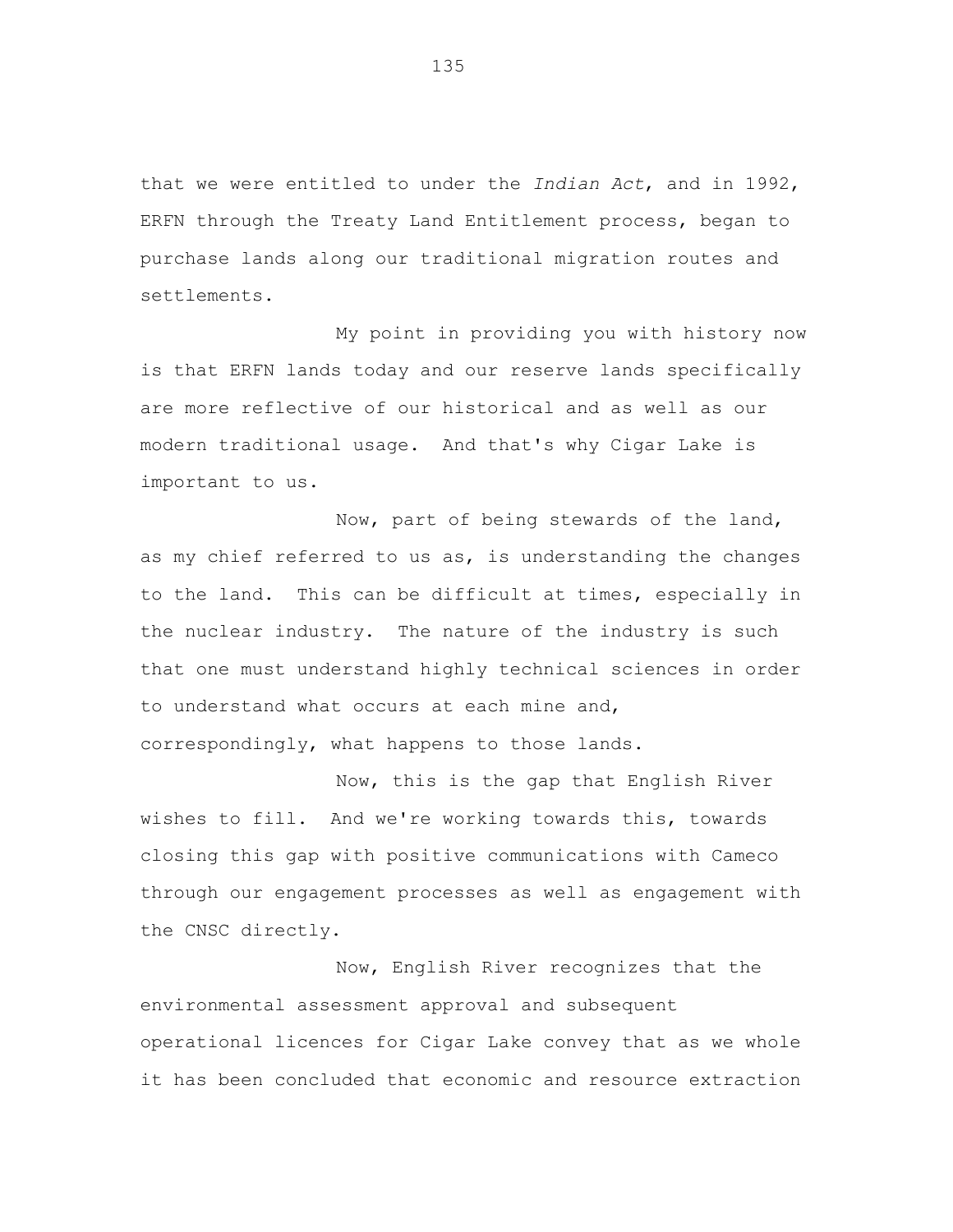that we were entitled to under the *Indian Act*, and in 1992, ERFN through the Treaty Land Entitlement process, began to purchase lands along our traditional migration routes and settlements.

My point in providing you with history now is that ERFN lands today and our reserve lands specifically are more reflective of our historical and as well as our modern traditional usage. And that's why Cigar Lake is important to us.

Now, part of being stewards of the land, as my chief referred to us as, is understanding the changes to the land. This can be difficult at times, especially in the nuclear industry. The nature of the industry is such that one must understand highly technical sciences in order to understand what occurs at each mine and, correspondingly, what happens to those lands.

Now, this is the gap that English River wishes to fill. And we're working towards this, towards closing this gap with positive communications with Cameco through our engagement processes as well as engagement with the CNSC directly.

Now, English River recognizes that the environmental assessment approval and subsequent operational licences for Cigar Lake convey that as we whole it has been concluded that economic and resource extraction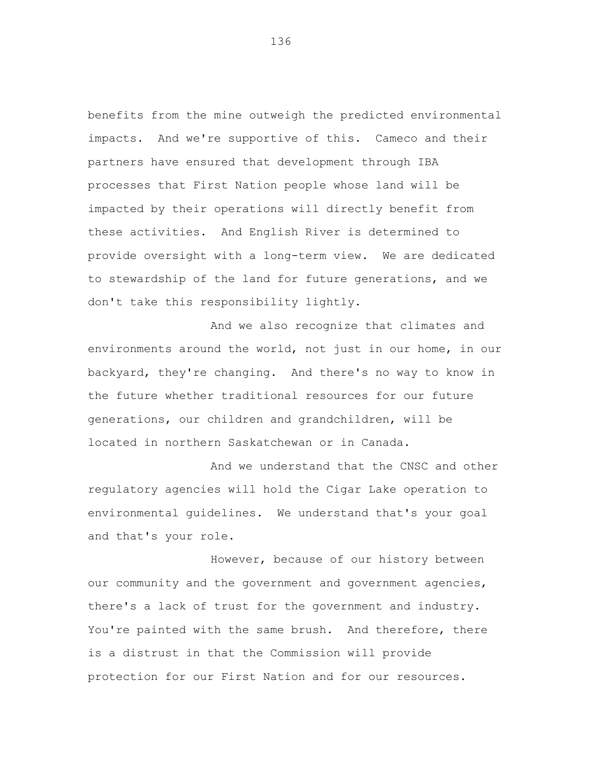benefits from the mine outweigh the predicted environmental impacts. And we're supportive of this. Cameco and their partners have ensured that development through IBA processes that First Nation people whose land will be impacted by their operations will directly benefit from these activities. And English River is determined to provide oversight with a long-term view. We are dedicated to stewardship of the land for future generations, and we don't take this responsibility lightly.

And we also recognize that climates and environments around the world, not just in our home, in our backyard, they're changing. And there's no way to know in the future whether traditional resources for our future generations, our children and grandchildren, will be located in northern Saskatchewan or in Canada.

And we understand that the CNSC and other regulatory agencies will hold the Cigar Lake operation to environmental guidelines. We understand that's your goal and that's your role.

However, because of our history between our community and the government and government agencies, there's a lack of trust for the government and industry. You're painted with the same brush. And therefore, there is a distrust in that the Commission will provide protection for our First Nation and for our resources.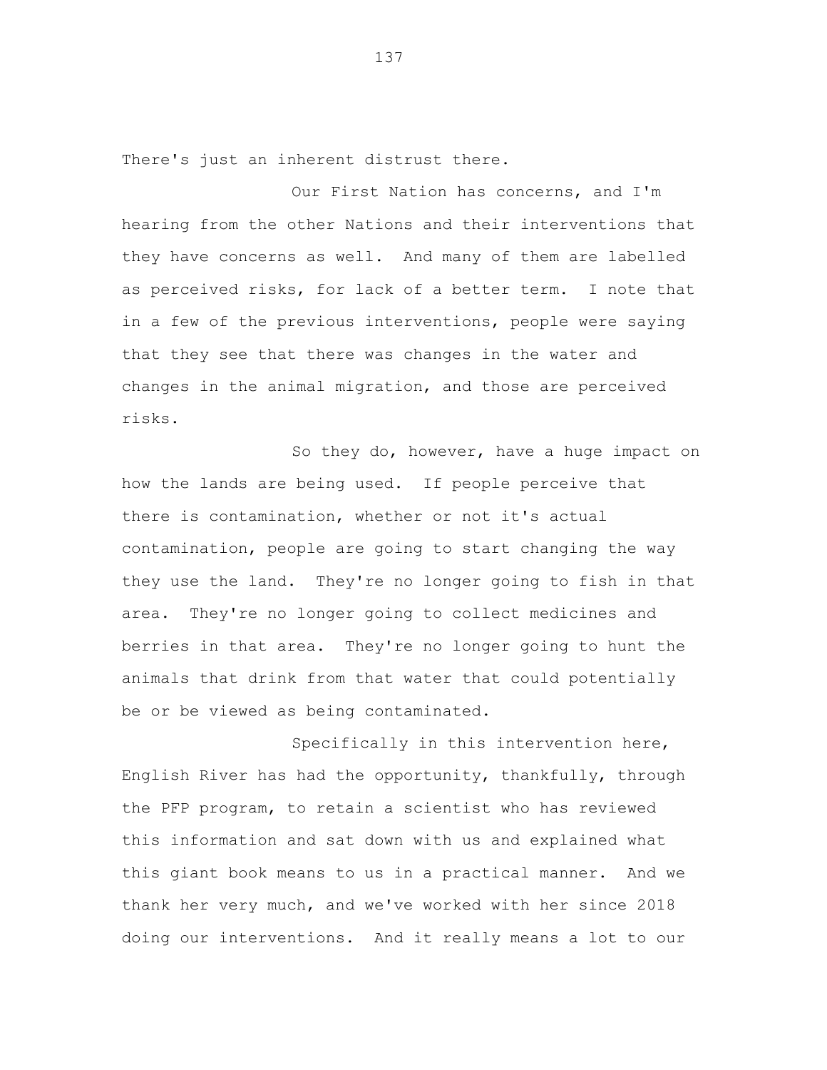There's just an inherent distrust there.

Our First Nation has concerns, and I'm hearing from the other Nations and their interventions that they have concerns as well. And many of them are labelled as perceived risks, for lack of a better term. I note that in a few of the previous interventions, people were saying that they see that there was changes in the water and changes in the animal migration, and those are perceived risks.

So they do, however, have a huge impact on how the lands are being used. If people perceive that there is contamination, whether or not it's actual contamination, people are going to start changing the way they use the land. They're no longer going to fish in that area. They're no longer going to collect medicines and berries in that area. They're no longer going to hunt the animals that drink from that water that could potentially be or be viewed as being contaminated.

Specifically in this intervention here, English River has had the opportunity, thankfully, through the PFP program, to retain a scientist who has reviewed this information and sat down with us and explained what this giant book means to us in a practical manner. And we thank her very much, and we've worked with her since 2018 doing our interventions. And it really means a lot to our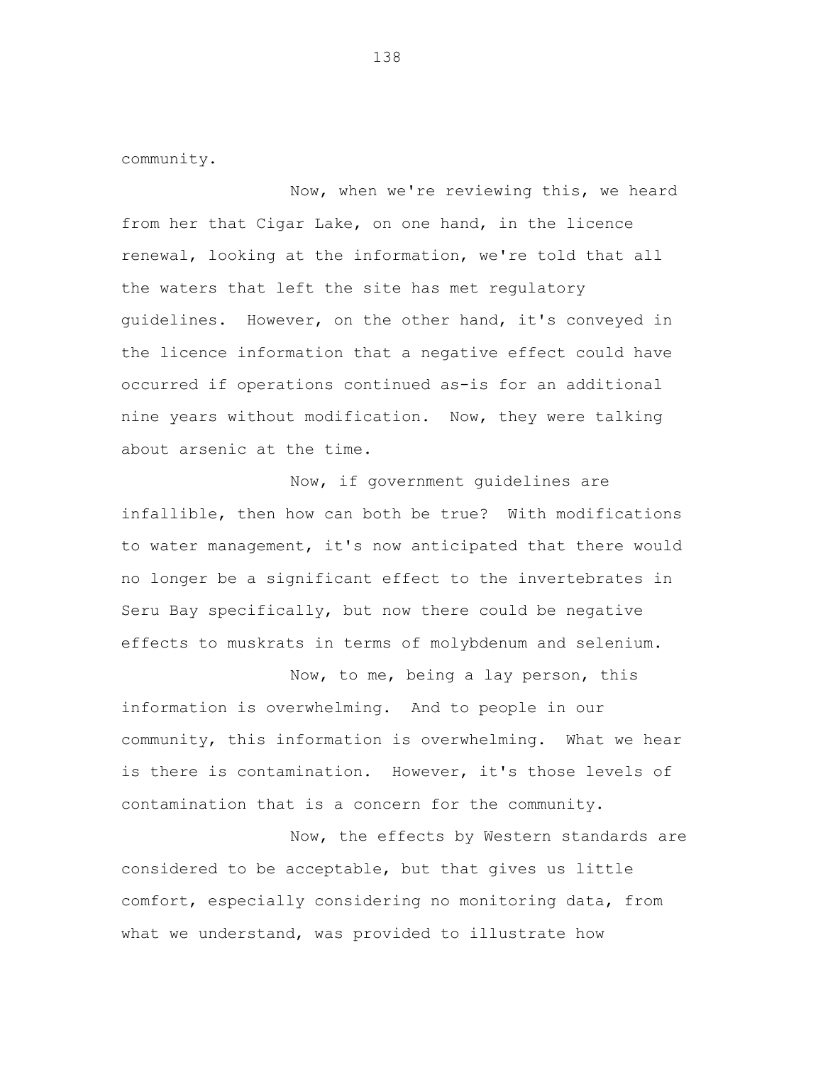community.

Now, when we're reviewing this, we heard from her that Cigar Lake, on one hand, in the licence renewal, looking at the information, we're told that all the waters that left the site has met regulatory guidelines. However, on the other hand, it's conveyed in the licence information that a negative effect could have occurred if operations continued as-is for an additional nine years without modification. Now, they were talking about arsenic at the time.

Now, if government guidelines are infallible, then how can both be true? With modifications to water management, it's now anticipated that there would no longer be a significant effect to the invertebrates in Seru Bay specifically, but now there could be negative effects to muskrats in terms of molybdenum and selenium.

Now, to me, being a lay person, this information is overwhelming. And to people in our community, this information is overwhelming. What we hear is there is contamination. However, it's those levels of contamination that is a concern for the community.

Now, the effects by Western standards are considered to be acceptable, but that gives us little comfort, especially considering no monitoring data, from what we understand, was provided to illustrate how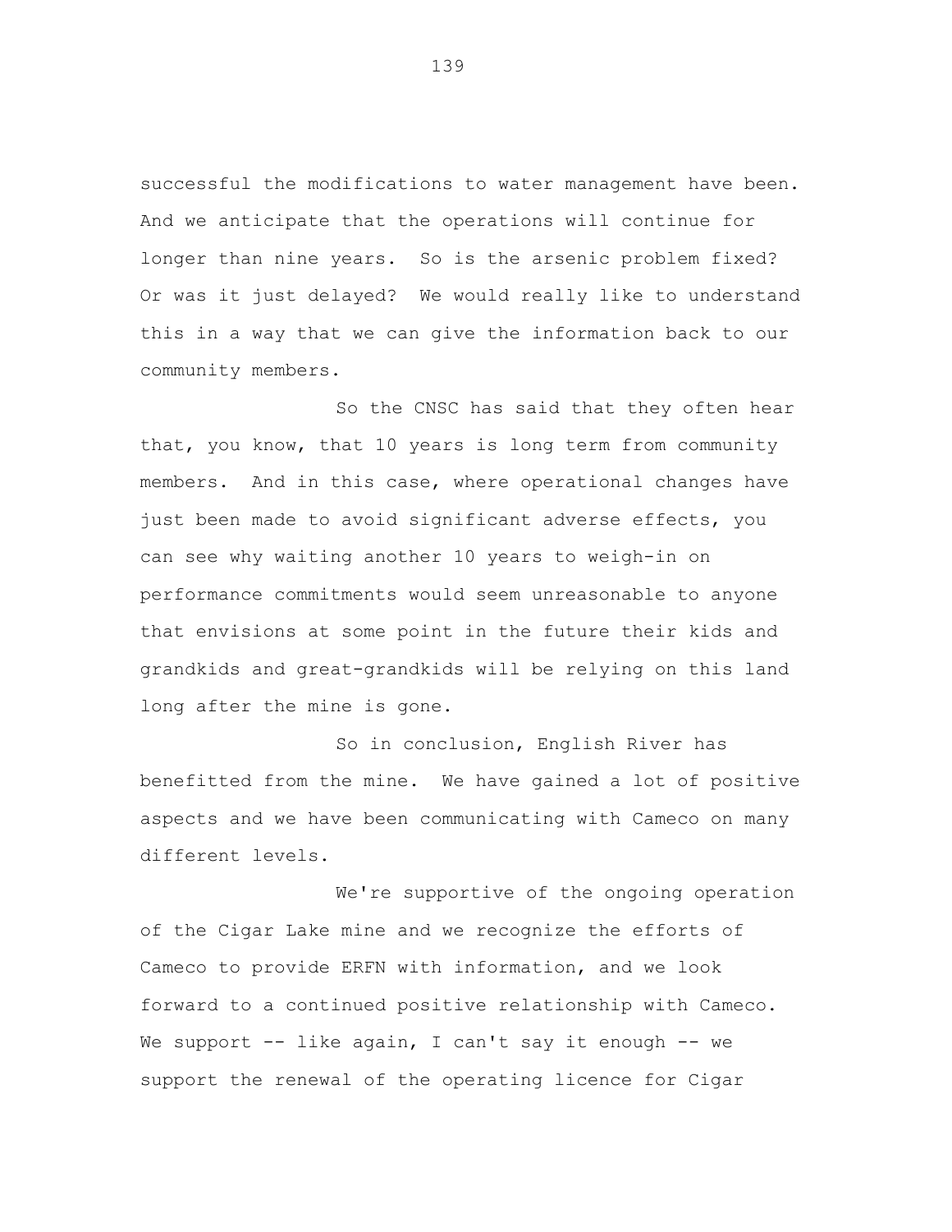successful the modifications to water management have been. And we anticipate that the operations will continue for longer than nine years. So is the arsenic problem fixed? Or was it just delayed? We would really like to understand this in a way that we can give the information back to our community members.

So the CNSC has said that they often hear that, you know, that 10 years is long term from community members. And in this case, where operational changes have just been made to avoid significant adverse effects, you can see why waiting another 10 years to weigh-in on performance commitments would seem unreasonable to anyone that envisions at some point in the future their kids and grandkids and great-grandkids will be relying on this land long after the mine is gone.

So in conclusion, English River has benefitted from the mine. We have gained a lot of positive aspects and we have been communicating with Cameco on many different levels.

We're supportive of the ongoing operation of the Cigar Lake mine and we recognize the efforts of Cameco to provide ERFN with information, and we look forward to a continued positive relationship with Cameco. We support -- like again, I can't say it enough -- we support the renewal of the operating licence for Cigar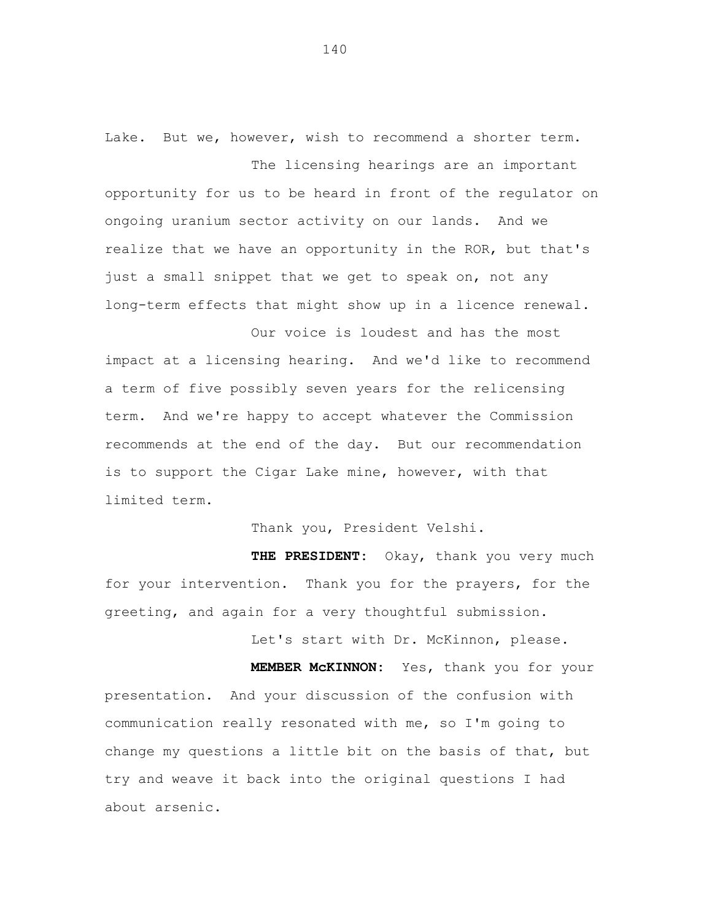Lake. But we, however, wish to recommend a shorter term.

The licensing hearings are an important opportunity for us to be heard in front of the regulator on ongoing uranium sector activity on our lands. And we realize that we have an opportunity in the ROR, but that's just a small snippet that we get to speak on, not any long-term effects that might show up in a licence renewal.

Our voice is loudest and has the most impact at a licensing hearing. And we'd like to recommend a term of five possibly seven years for the relicensing term. And we're happy to accept whatever the Commission recommends at the end of the day. But our recommendation is to support the Cigar Lake mine, however, with that limited term.

Thank you, President Velshi.

**THE PRESIDENT:** Okay, thank you very much for your intervention. Thank you for the prayers, for the greeting, and again for a very thoughtful submission.

Let's start with Dr. McKinnon, please.

**MEMBER McKINNON:** Yes, thank you for your presentation. And your discussion of the confusion with communication really resonated with me, so I'm going to change my questions a little bit on the basis of that, but try and weave it back into the original questions I had about arsenic.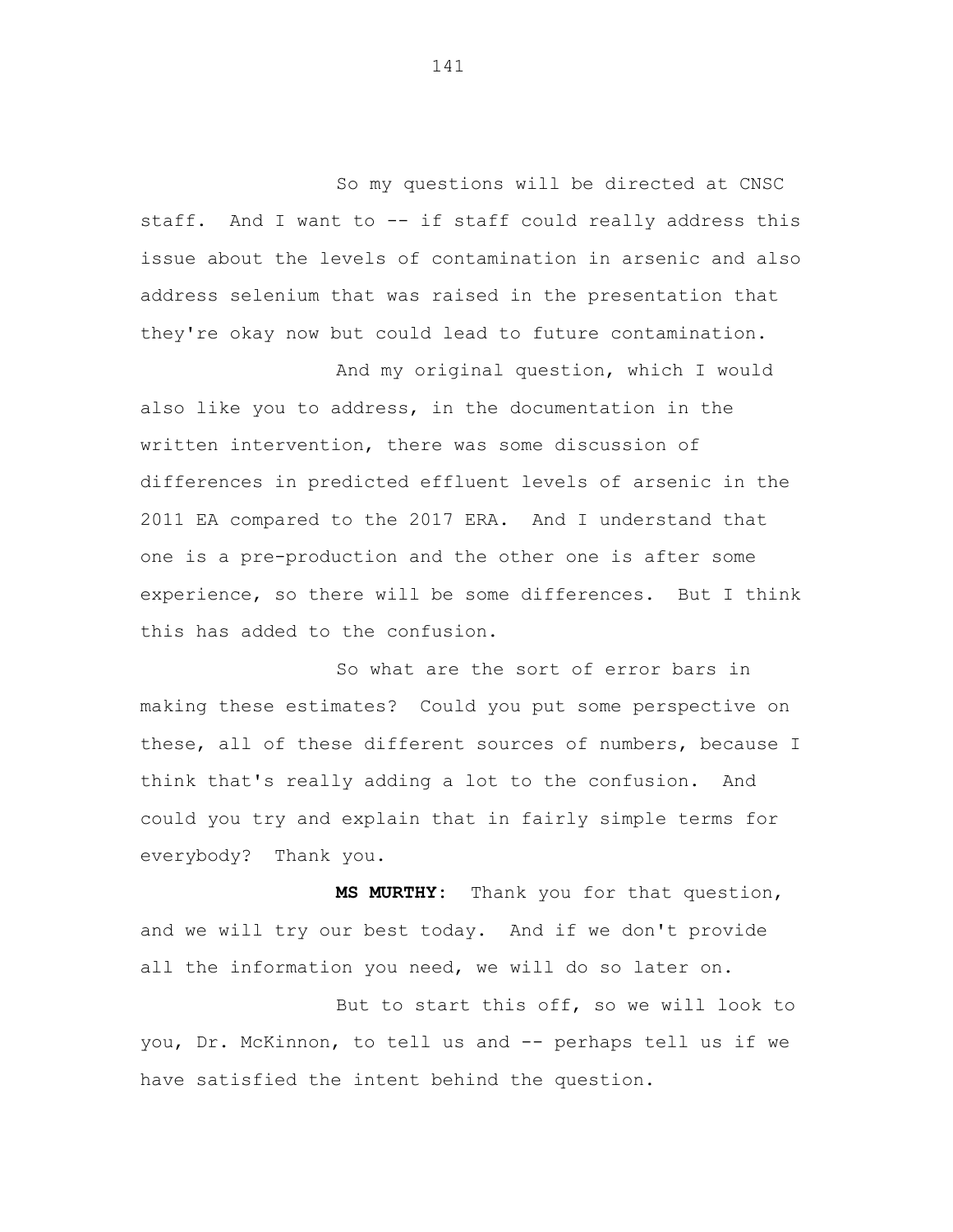So my questions will be directed at CNSC staff. And I want to -- if staff could really address this issue about the levels of contamination in arsenic and also address selenium that was raised in the presentation that they're okay now but could lead to future contamination.

And my original question, which I would also like you to address, in the documentation in the written intervention, there was some discussion of differences in predicted effluent levels of arsenic in the 2011 EA compared to the 2017 ERA. And I understand that one is a pre-production and the other one is after some experience, so there will be some differences. But I think this has added to the confusion.

So what are the sort of error bars in making these estimates? Could you put some perspective on these, all of these different sources of numbers, because I think that's really adding a lot to the confusion. And could you try and explain that in fairly simple terms for everybody? Thank you.

**MS MURTHY:** Thank you for that question, and we will try our best today. And if we don't provide all the information you need, we will do so later on.

But to start this off, so we will look to you, Dr. McKinnon, to tell us and -- perhaps tell us if we have satisfied the intent behind the question.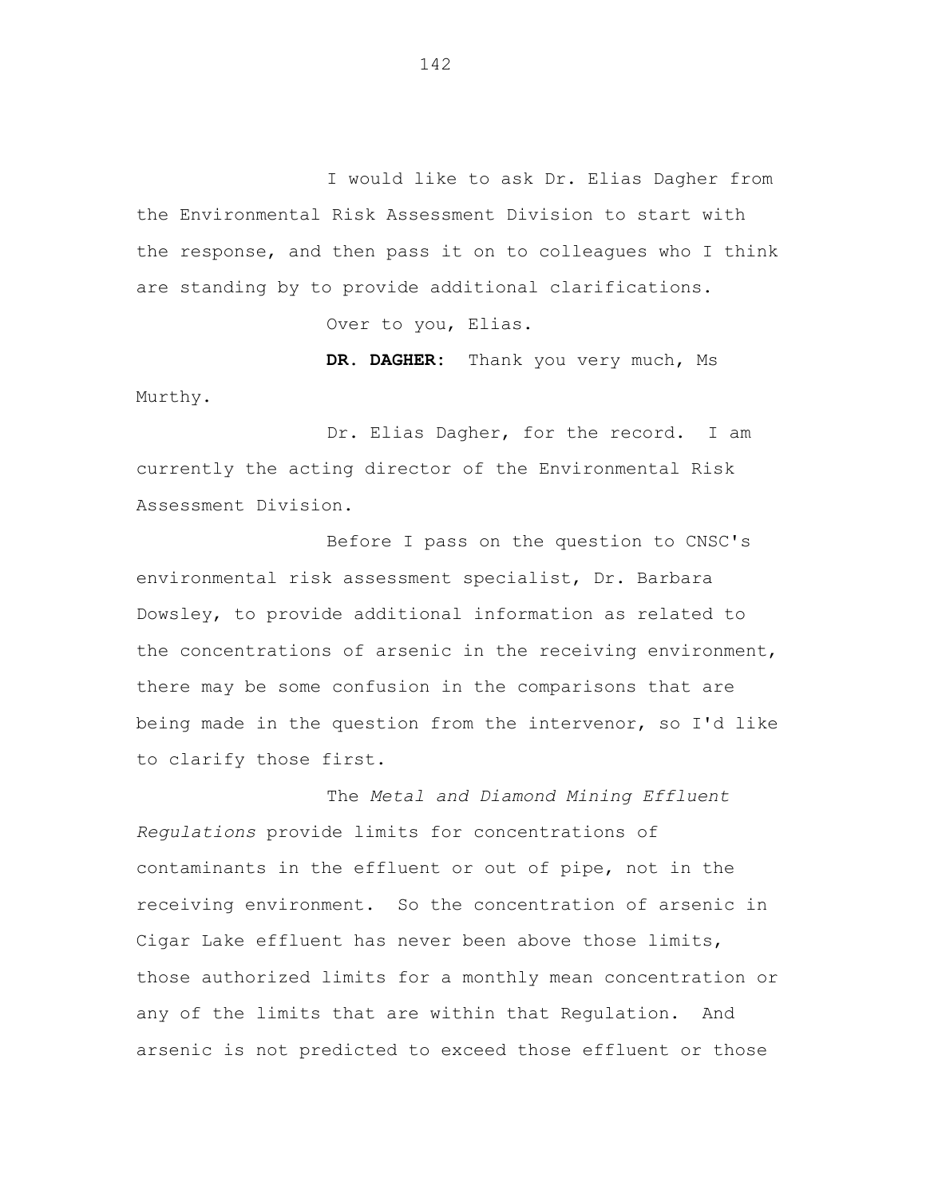I would like to ask Dr. Elias Dagher from the Environmental Risk Assessment Division to start with the response, and then pass it on to colleagues who I think are standing by to provide additional clarifications.

Over to you, Elias.

**DR. DAGHER:** Thank you very much, Ms Murthy.

Dr. Elias Dagher, for the record. I am currently the acting director of the Environmental Risk Assessment Division.

Before I pass on the question to CNSC's environmental risk assessment specialist, Dr. Barbara Dowsley, to provide additional information as related to the concentrations of arsenic in the receiving environment, there may be some confusion in the comparisons that are being made in the question from the intervenor, so I'd like to clarify those first.

The *Metal and Diamond Mining Effluent Regulations* provide limits for concentrations of contaminants in the effluent or out of pipe, not in the receiving environment. So the concentration of arsenic in Cigar Lake effluent has never been above those limits, those authorized limits for a monthly mean concentration or any of the limits that are within that Regulation. And arsenic is not predicted to exceed those effluent or those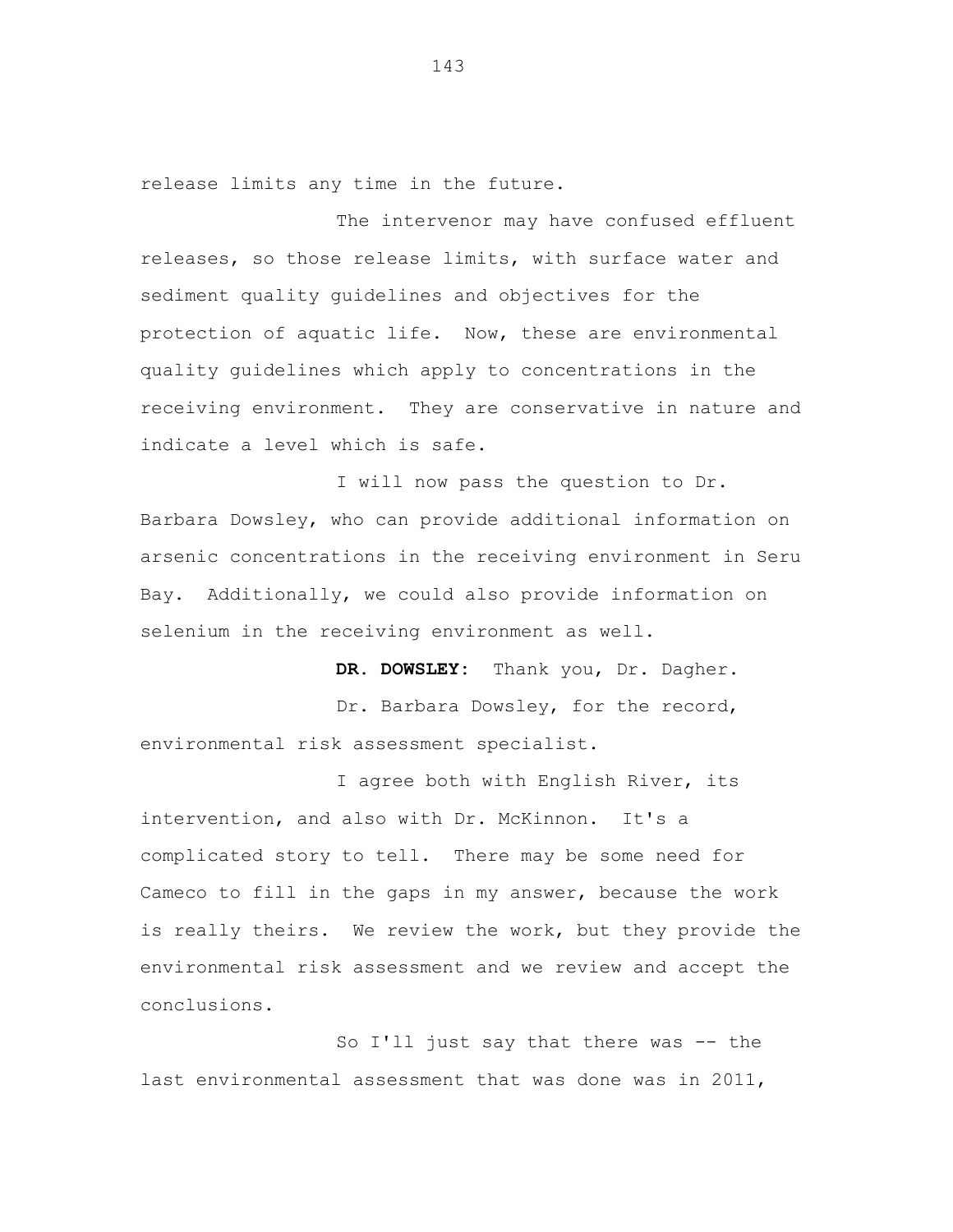release limits any time in the future.

The intervenor may have confused effluent releases, so those release limits, with surface water and sediment quality guidelines and objectives for the protection of aquatic life. Now, these are environmental quality guidelines which apply to concentrations in the receiving environment. They are conservative in nature and indicate a level which is safe.

I will now pass the question to Dr. Barbara Dowsley, who can provide additional information on arsenic concentrations in the receiving environment in Seru Bay. Additionally, we could also provide information on selenium in the receiving environment as well.

**DR. DOWSLEY:** Thank you, Dr. Dagher.

Dr. Barbara Dowsley, for the record, environmental risk assessment specialist.

I agree both with English River, its intervention, and also with Dr. McKinnon. It's a complicated story to tell. There may be some need for Cameco to fill in the gaps in my answer, because the work is really theirs. We review the work, but they provide the environmental risk assessment and we review and accept the conclusions.

So I'll just say that there was -- the last environmental assessment that was done was in 2011,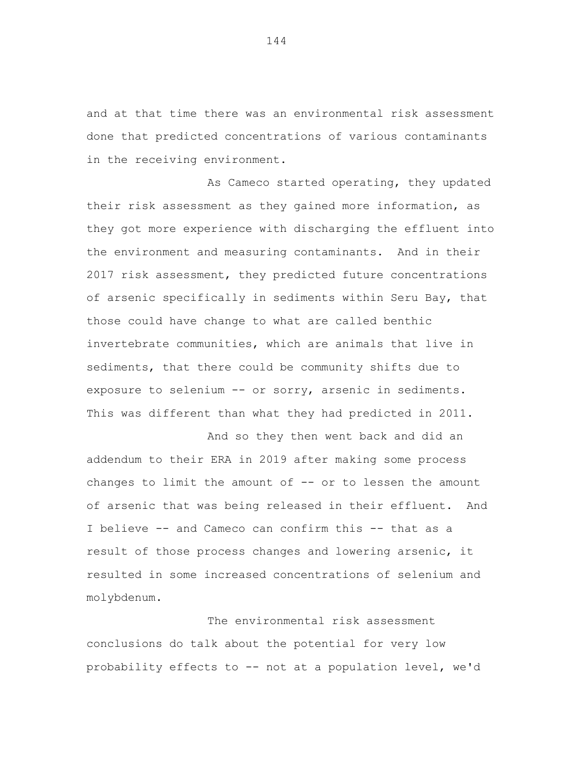and at that time there was an environmental risk assessment done that predicted concentrations of various contaminants in the receiving environment.

As Cameco started operating, they updated their risk assessment as they gained more information, as they got more experience with discharging the effluent into the environment and measuring contaminants. And in their 2017 risk assessment, they predicted future concentrations of arsenic specifically in sediments within Seru Bay, that those could have change to what are called benthic invertebrate communities, which are animals that live in sediments, that there could be community shifts due to exposure to selenium -- or sorry, arsenic in sediments. This was different than what they had predicted in 2011.

And so they then went back and did an addendum to their ERA in 2019 after making some process changes to limit the amount of -- or to lessen the amount of arsenic that was being released in their effluent. And I believe -- and Cameco can confirm this -- that as a result of those process changes and lowering arsenic, it resulted in some increased concentrations of selenium and molybdenum.

The environmental risk assessment conclusions do talk about the potential for very low probability effects to -- not at a population level, we'd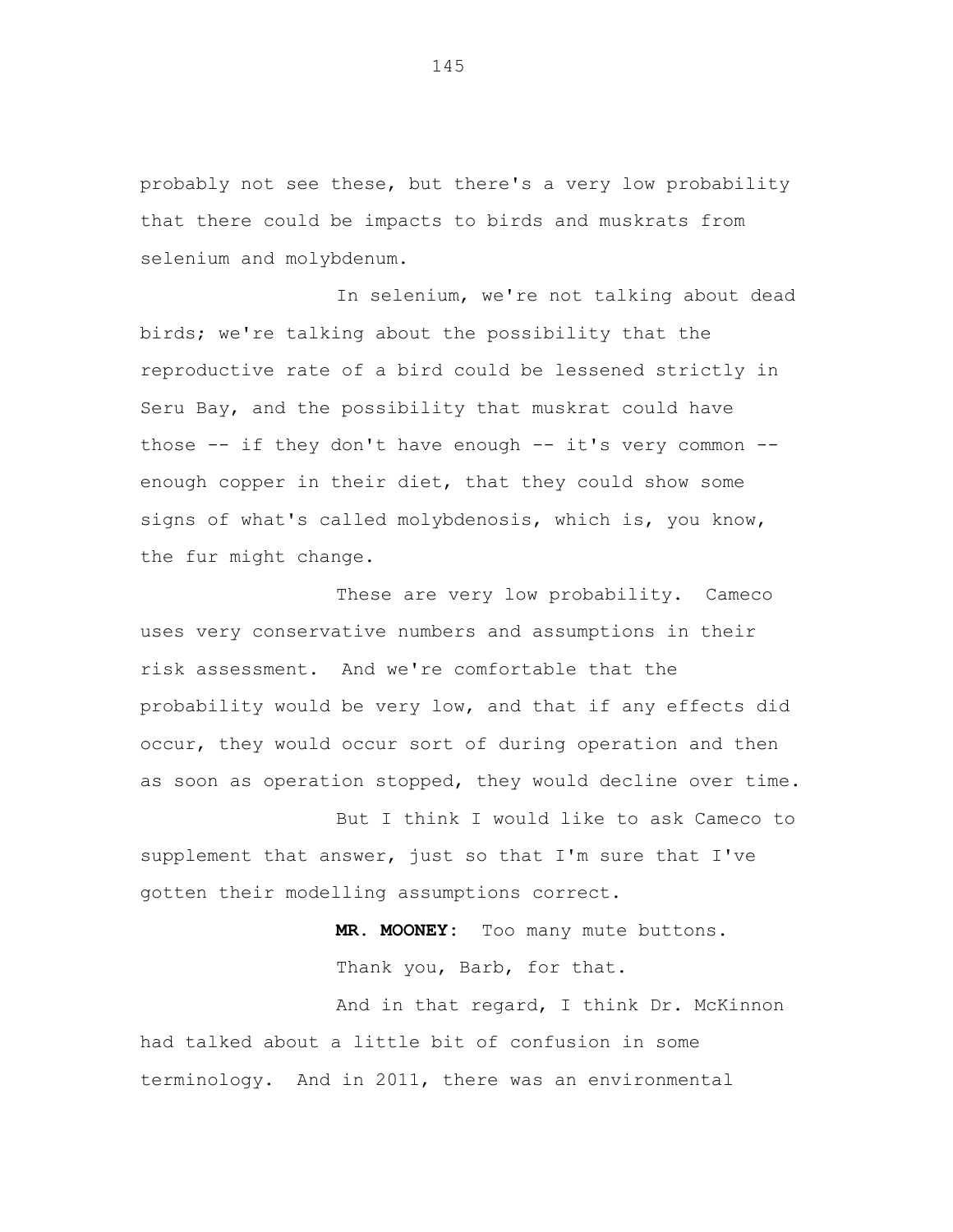probably not see these, but there's a very low probability that there could be impacts to birds and muskrats from selenium and molybdenum.

In selenium, we're not talking about dead birds; we're talking about the possibility that the reproductive rate of a bird could be lessened strictly in Seru Bay, and the possibility that muskrat could have those -- if they don't have enough -- it's very common -- enough copper in their diet, that they could show some signs of what's called molybdenosis, which is, you know, the fur might change.

These are very low probability. Cameco uses very conservative numbers and assumptions in their risk assessment. And we're comfortable that the probability would be very low, and that if any effects did occur, they would occur sort of during operation and then as soon as operation stopped, they would decline over time.

But I think I would like to ask Cameco to supplement that answer, just so that I'm sure that I've gotten their modelling assumptions correct.

**MR. MOONEY:** Too many mute buttons.

Thank you, Barb, for that.

And in that regard, I think Dr. McKinnon had talked about a little bit of confusion in some terminology. And in 2011, there was an environmental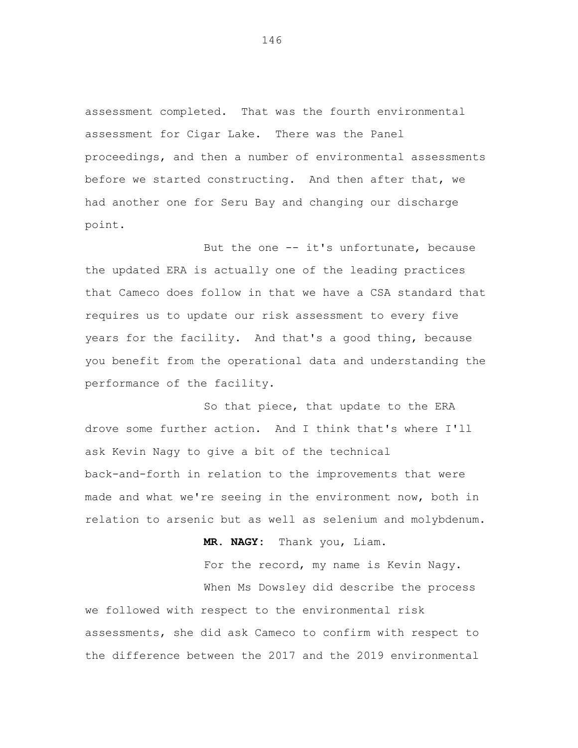assessment completed. That was the fourth environmental assessment for Cigar Lake. There was the Panel proceedings, and then a number of environmental assessments before we started constructing. And then after that, we had another one for Seru Bay and changing our discharge point.

But the one -- it's unfortunate, because the updated ERA is actually one of the leading practices that Cameco does follow in that we have a CSA standard that requires us to update our risk assessment to every five years for the facility. And that's a good thing, because you benefit from the operational data and understanding the performance of the facility.

So that piece, that update to the ERA drove some further action. And I think that's where I'll ask Kevin Nagy to give a bit of the technical back-and-forth in relation to the improvements that were made and what we're seeing in the environment now, both in relation to arsenic but as well as selenium and molybdenum.

**MR. NAGY:** Thank you, Liam.

For the record, my name is Kevin Nagy.

When Ms Dowsley did describe the process we followed with respect to the environmental risk assessments, she did ask Cameco to confirm with respect to the difference between the 2017 and the 2019 environmental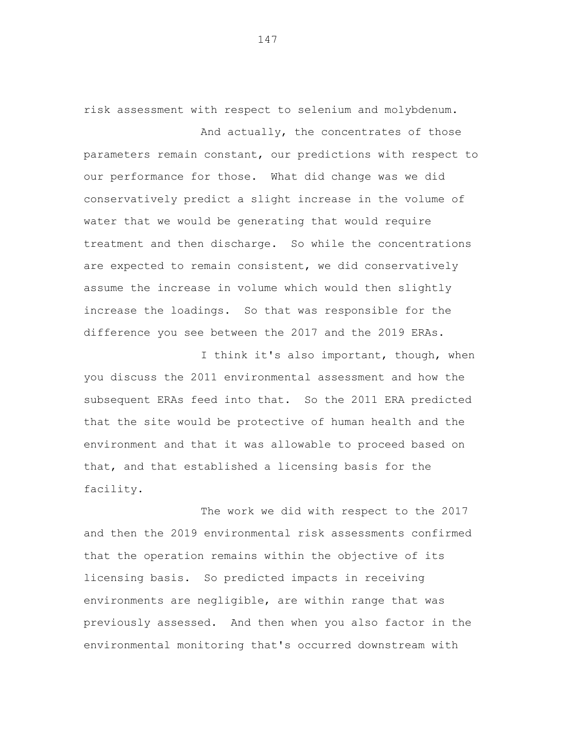risk assessment with respect to selenium and molybdenum.

And actually, the concentrates of those parameters remain constant, our predictions with respect to our performance for those. What did change was we did conservatively predict a slight increase in the volume of water that we would be generating that would require treatment and then discharge. So while the concentrations are expected to remain consistent, we did conservatively assume the increase in volume which would then slightly increase the loadings. So that was responsible for the difference you see between the 2017 and the 2019 ERAs.

I think it's also important, though, when you discuss the 2011 environmental assessment and how the subsequent ERAs feed into that. So the 2011 ERA predicted that the site would be protective of human health and the environment and that it was allowable to proceed based on that, and that established a licensing basis for the facility.

The work we did with respect to the 2017 and then the 2019 environmental risk assessments confirmed that the operation remains within the objective of its licensing basis. So predicted impacts in receiving environments are negligible, are within range that was previously assessed. And then when you also factor in the environmental monitoring that's occurred downstream with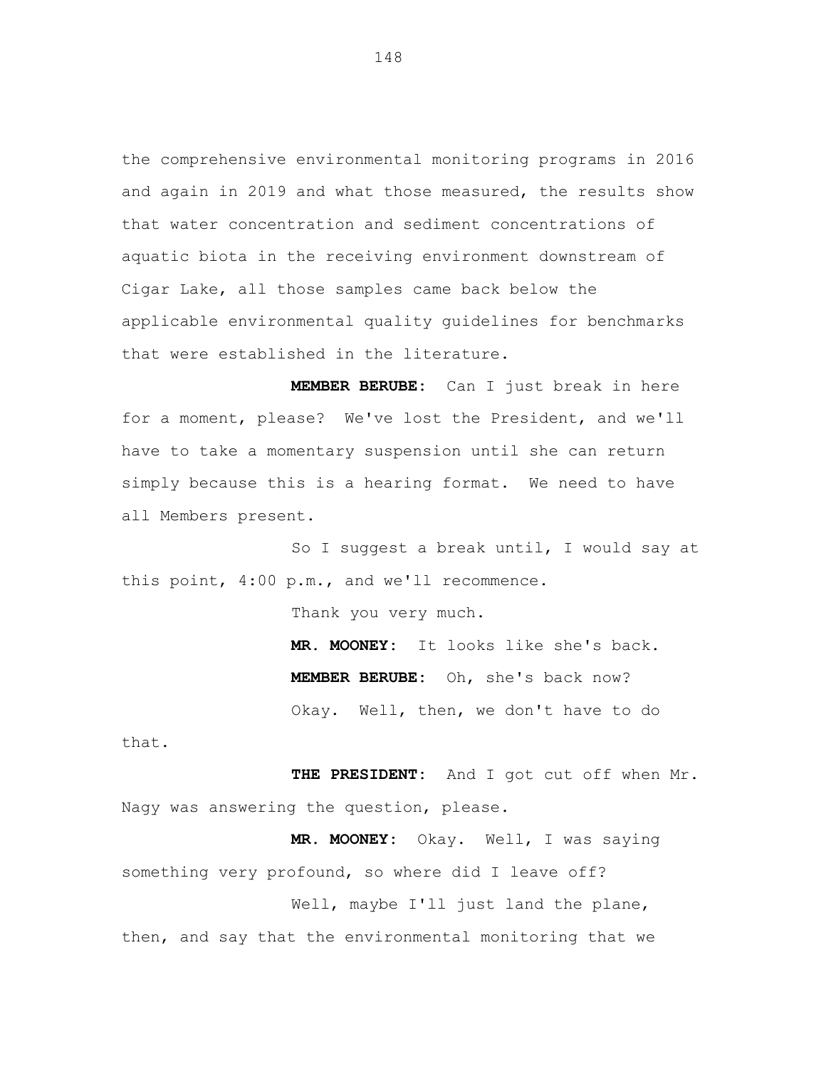the comprehensive environmental monitoring programs in 2016 and again in 2019 and what those measured, the results show that water concentration and sediment concentrations of aquatic biota in the receiving environment downstream of Cigar Lake, all those samples came back below the applicable environmental quality guidelines for benchmarks that were established in the literature.

**MEMBER BERUBE:** Can I just break in here for a moment, please? We've lost the President, and we'll have to take a momentary suspension until she can return simply because this is a hearing format. We need to have all Members present.

So I suggest a break until, I would say at this point, 4:00 p.m., and we'll recommence.

Thank you very much.

**MR. MOONEY:** It looks like she's back.

**MEMBER BERUBE:** Oh, she's back now?

Okay. Well, then, we don't have to do that.

**THE PRESIDENT:** And I got cut off when Mr. Nagy was answering the question, please.

**MR. MOONEY:** Okay. Well, I was saying something very profound, so where did I leave off?

Well, maybe I'll just land the plane, then, and say that the environmental monitoring that we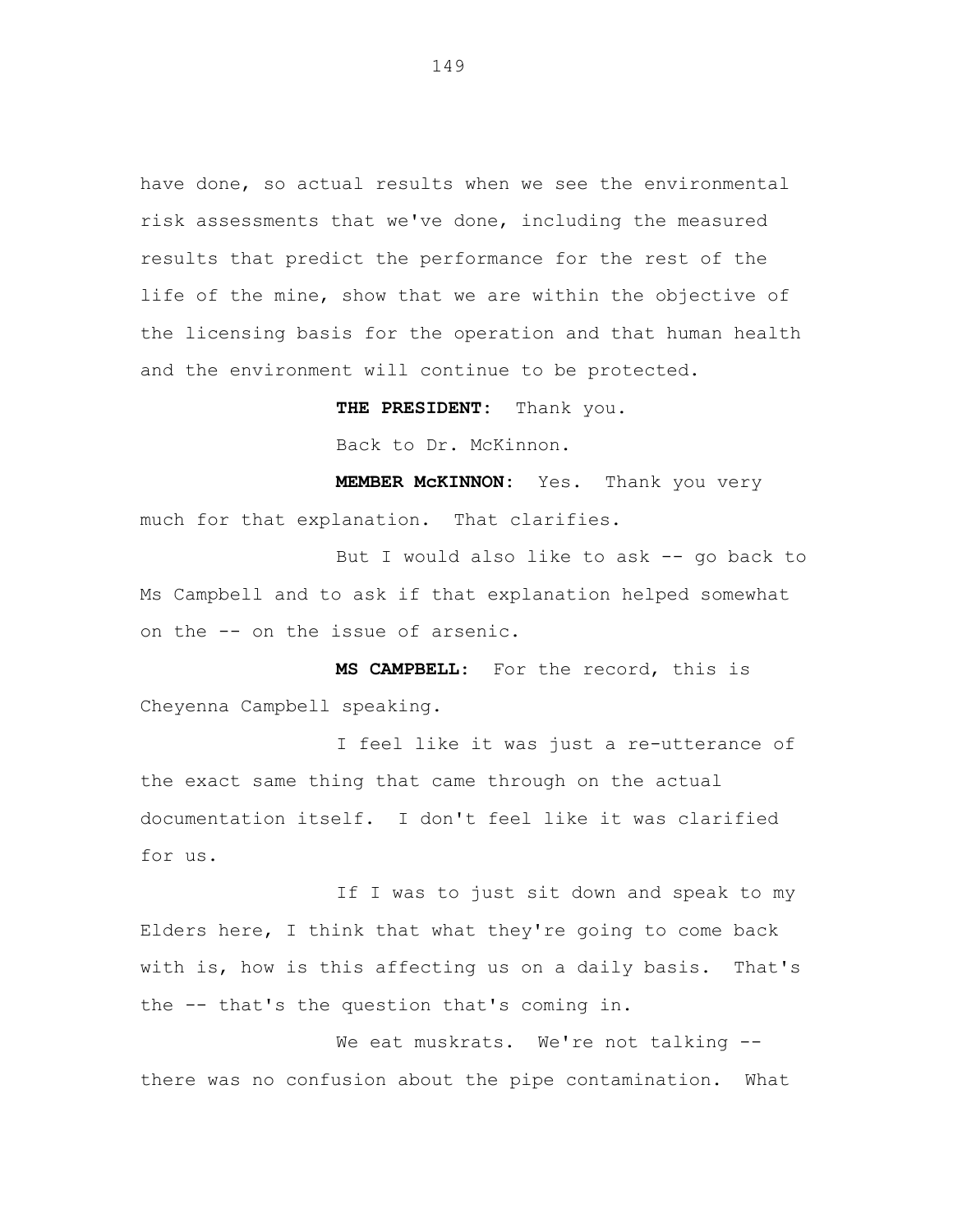have done, so actual results when we see the environmental risk assessments that we've done, including the measured results that predict the performance for the rest of the life of the mine, show that we are within the objective of the licensing basis for the operation and that human health and the environment will continue to be protected.

**THE PRESIDENT:** Thank you.

Back to Dr. McKinnon.

**MEMBER McKINNON:** Yes. Thank you very much for that explanation. That clarifies.

But I would also like to ask -- go back to Ms Campbell and to ask if that explanation helped somewhat on the -- on the issue of arsenic.

**MS CAMPBELL:** For the record, this is Cheyenna Campbell speaking.

I feel like it was just a re-utterance of the exact same thing that came through on the actual documentation itself. I don't feel like it was clarified for us.

If I was to just sit down and speak to my Elders here, I think that what they're going to come back with is, how is this affecting us on a daily basis. That's the -- that's the question that's coming in.

We eat muskrats. We're not talking -- there was no confusion about the pipe contamination. What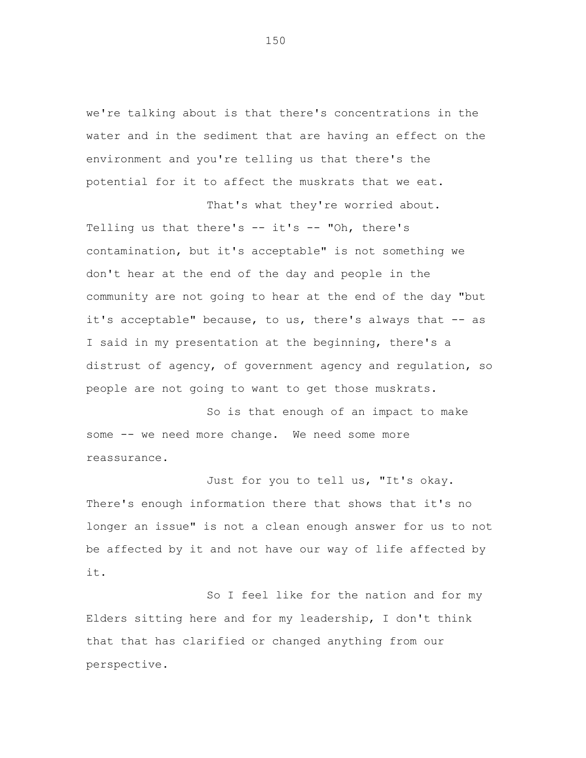we're talking about is that there's concentrations in the water and in the sediment that are having an effect on the environment and you're telling us that there's the potential for it to affect the muskrats that we eat.

That's what they're worried about. Telling us that there's -- it's -- "Oh, there's contamination, but it's acceptable" is not something we don't hear at the end of the day and people in the community are not going to hear at the end of the day "but it's acceptable" because, to us, there's always that -- as I said in my presentation at the beginning, there's a distrust of agency, of government agency and regulation, so people are not going to want to get those muskrats.

So is that enough of an impact to make some -- we need more change. We need some more reassurance.

Just for you to tell us, "It's okay. There's enough information there that shows that it's no longer an issue" is not a clean enough answer for us to not be affected by it and not have our way of life affected by it.

So I feel like for the nation and for my Elders sitting here and for my leadership, I don't think that that has clarified or changed anything from our perspective.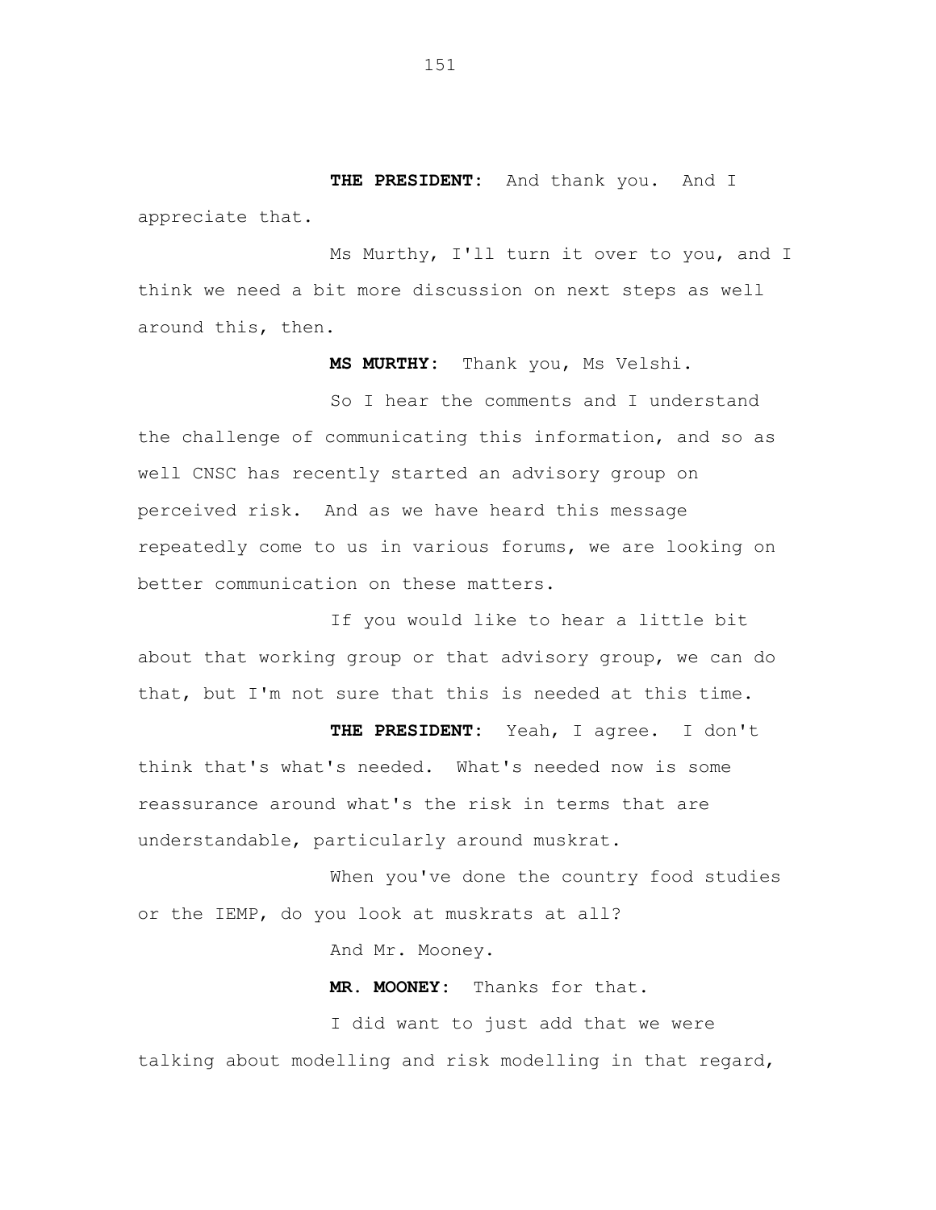**THE PRESIDENT:** And thank you. And I appreciate that.

Ms Murthy, I'll turn it over to you, and I think we need a bit more discussion on next steps as well around this, then.

**MS MURTHY:** Thank you, Ms Velshi.

So I hear the comments and I understand the challenge of communicating this information, and so as well CNSC has recently started an advisory group on perceived risk. And as we have heard this message repeatedly come to us in various forums, we are looking on better communication on these matters.

If you would like to hear a little bit about that working group or that advisory group, we can do that, but I'm not sure that this is needed at this time.

**THE PRESIDENT:** Yeah, I agree. I don't think that's what's needed. What's needed now is some reassurance around what's the risk in terms that are understandable, particularly around muskrat.

When you've done the country food studies or the IEMP, do you look at muskrats at all?

And Mr. Mooney.

**MR. MOONEY:** Thanks for that.

I did want to just add that we were talking about modelling and risk modelling in that regard,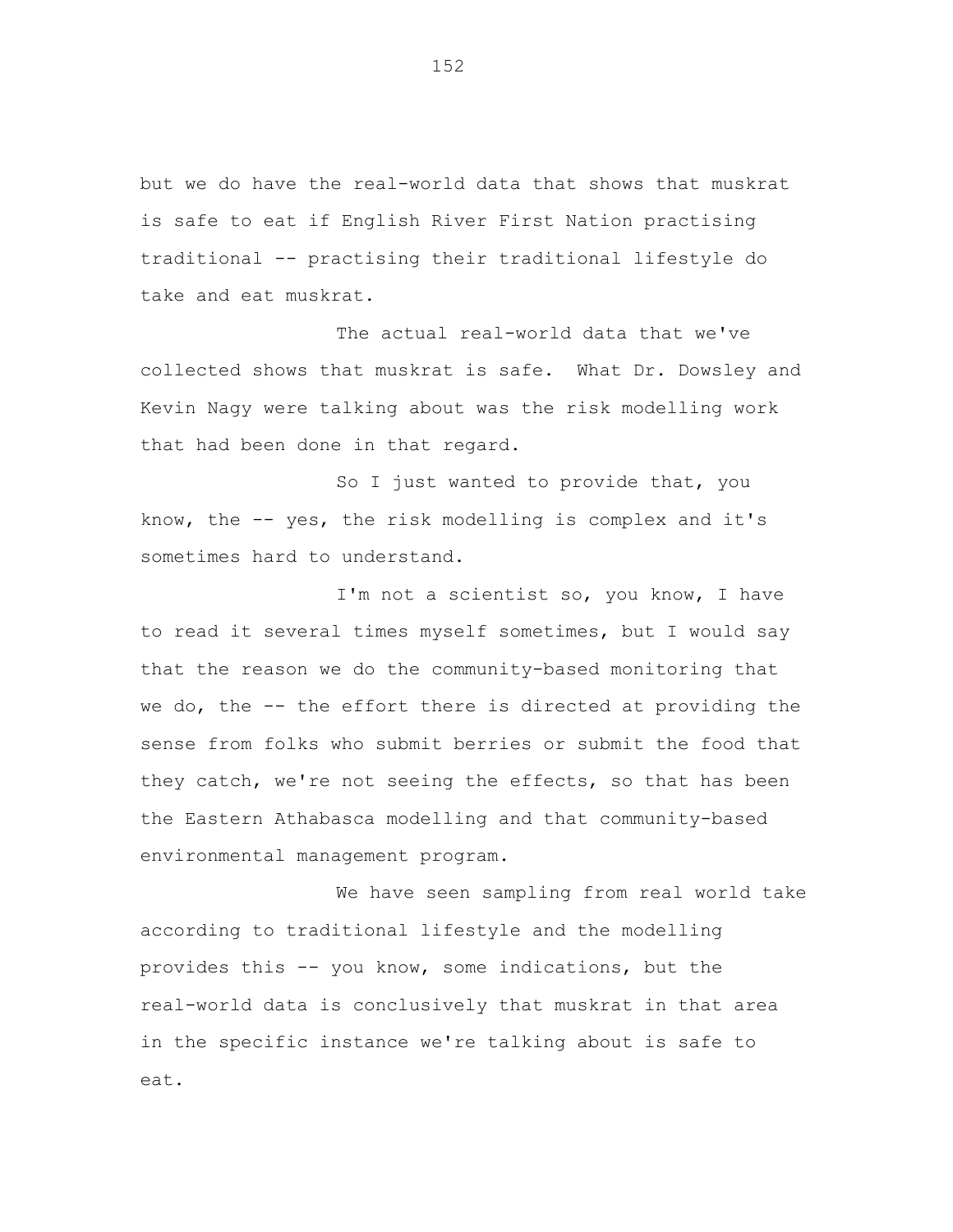but we do have the real-world data that shows that muskrat is safe to eat if English River First Nation practising traditional -- practising their traditional lifestyle do take and eat muskrat.

The actual real-world data that we've collected shows that muskrat is safe. What Dr. Dowsley and Kevin Nagy were talking about was the risk modelling work that had been done in that regard.

So I just wanted to provide that, you know, the -- yes, the risk modelling is complex and it's sometimes hard to understand.

I'm not a scientist so, you know, I have to read it several times myself sometimes, but I would say that the reason we do the community-based monitoring that we do, the -- the effort there is directed at providing the sense from folks who submit berries or submit the food that they catch, we're not seeing the effects, so that has been the Eastern Athabasca modelling and that community-based environmental management program.

We have seen sampling from real world take according to traditional lifestyle and the modelling provides this -- you know, some indications, but the real-world data is conclusively that muskrat in that area in the specific instance we're talking about is safe to eat.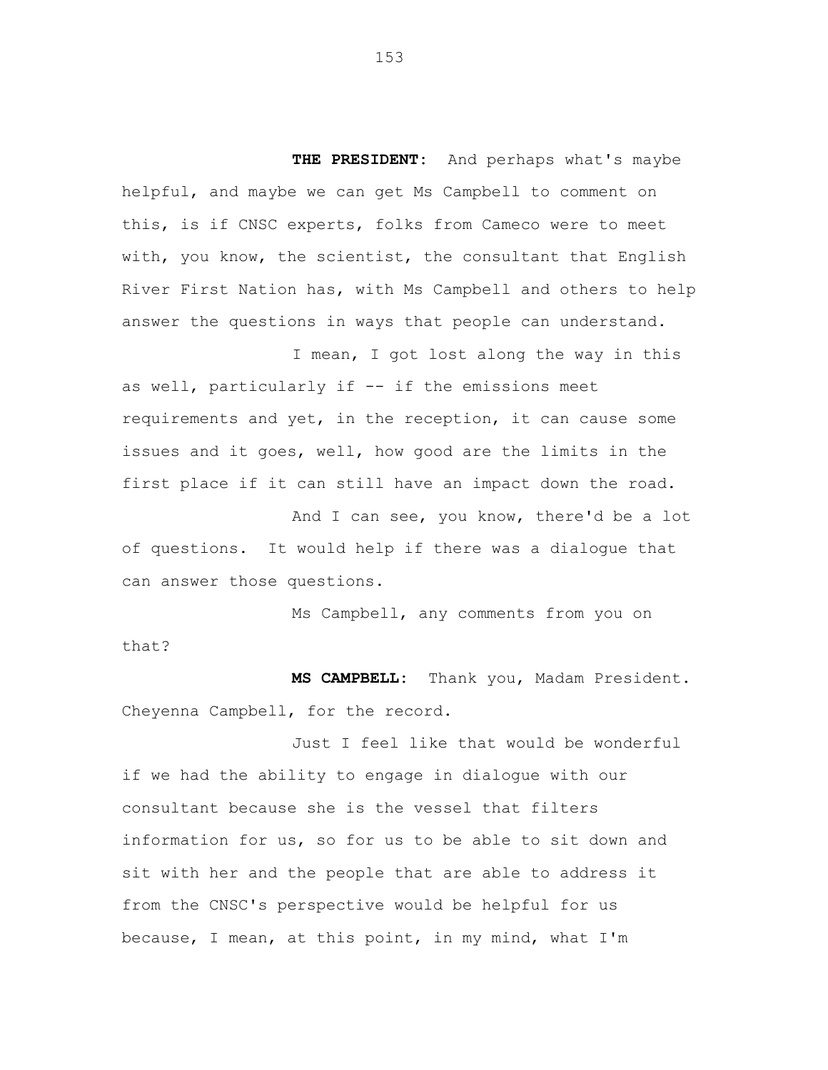**THE PRESIDENT:** And perhaps what's maybe helpful, and maybe we can get Ms Campbell to comment on this, is if CNSC experts, folks from Cameco were to meet with, you know, the scientist, the consultant that English River First Nation has, with Ms Campbell and others to help answer the questions in ways that people can understand.

I mean, I got lost along the way in this as well, particularly if -- if the emissions meet requirements and yet, in the reception, it can cause some issues and it goes, well, how good are the limits in the first place if it can still have an impact down the road.

And I can see, you know, there'd be a lot of questions. It would help if there was a dialogue that can answer those questions.

Ms Campbell, any comments from you on that?

**MS CAMPBELL:** Thank you, Madam President. Cheyenna Campbell, for the record.

Just I feel like that would be wonderful if we had the ability to engage in dialogue with our consultant because she is the vessel that filters information for us, so for us to be able to sit down and sit with her and the people that are able to address it from the CNSC's perspective would be helpful for us because, I mean, at this point, in my mind, what I'm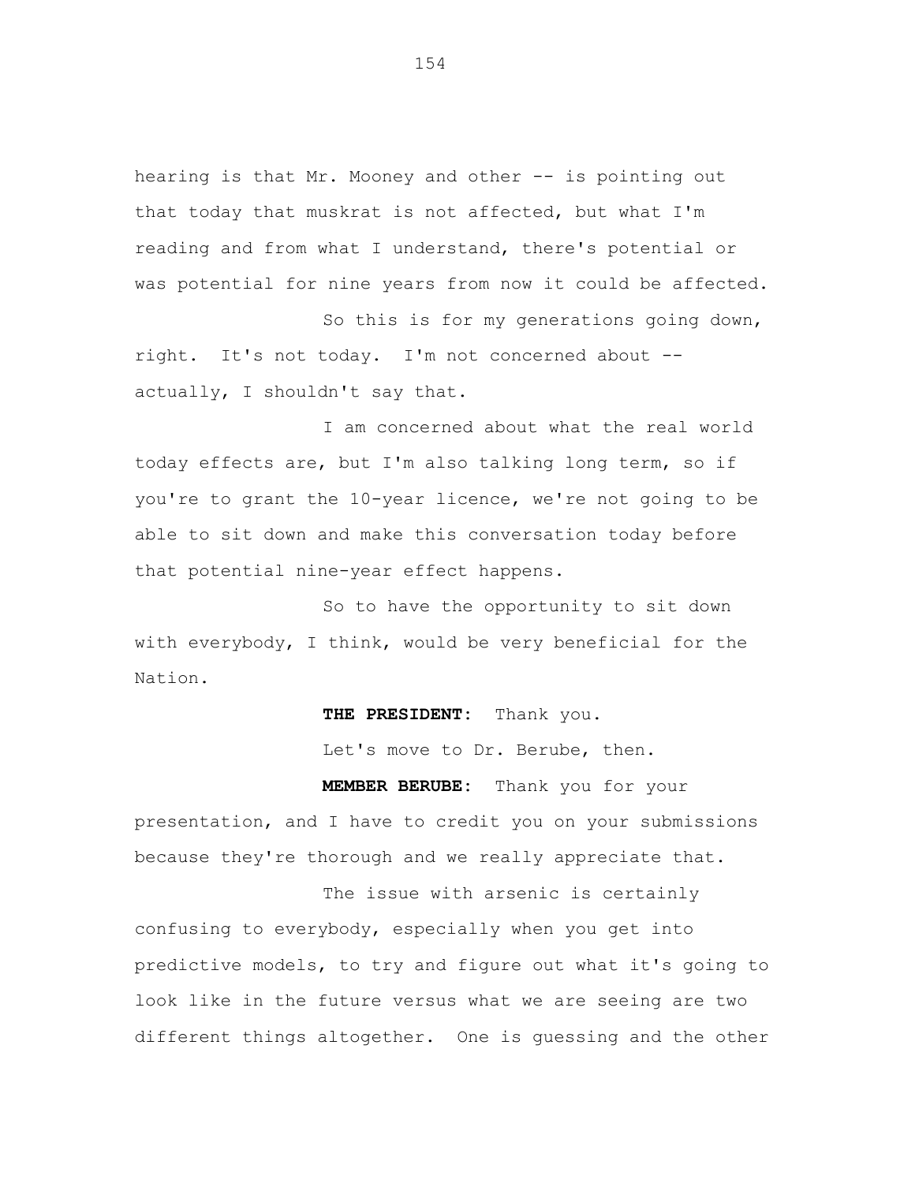hearing is that Mr. Mooney and other -- is pointing out that today that muskrat is not affected, but what I'm reading and from what I understand, there's potential or was potential for nine years from now it could be affected.

So this is for my generations going down, right. It's not today. I'm not concerned about -- actually, I shouldn't say that.

I am concerned about what the real world today effects are, but I'm also talking long term, so if you're to grant the 10-year licence, we're not going to be able to sit down and make this conversation today before that potential nine-year effect happens.

So to have the opportunity to sit down with everybody, I think, would be very beneficial for the Nation.

**THE PRESIDENT:** Thank you.

Let's move to Dr. Berube, then.

**MEMBER BERUBE:** Thank you for your presentation, and I have to credit you on your submissions because they're thorough and we really appreciate that.

The issue with arsenic is certainly confusing to everybody, especially when you get into predictive models, to try and figure out what it's going to look like in the future versus what we are seeing are two different things altogether. One is guessing and the other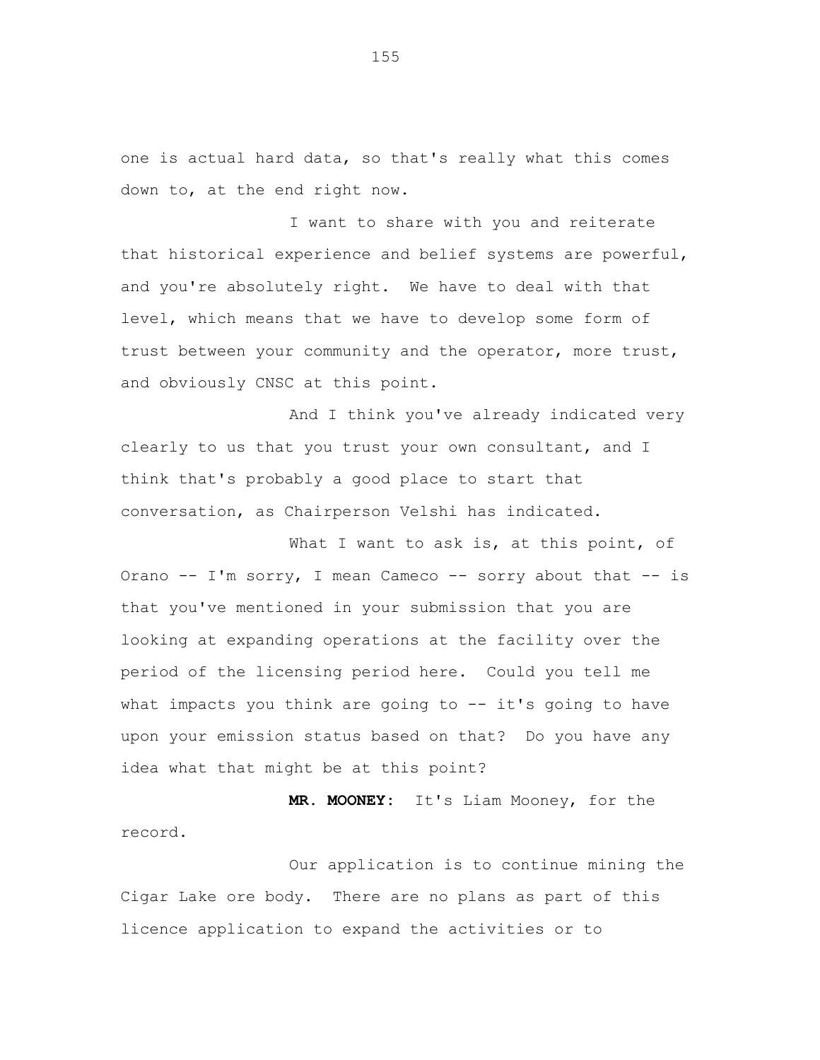one is actual hard data, so that's really what this comes down to, at the end right now.

I want to share with you and reiterate that historical experience and belief systems are powerful, and you're absolutely right. We have to deal with that level, which means that we have to develop some form of trust between your community and the operator, more trust, and obviously CNSC at this point.

And I think you've already indicated very clearly to us that you trust your own consultant, and I think that's probably a good place to start that conversation, as Chairperson Velshi has indicated.

What I want to ask is, at this point, of Orano -- I'm sorry, I mean Cameco -- sorry about that -- is that you've mentioned in your submission that you are looking at expanding operations at the facility over the period of the licensing period here. Could you tell me what impacts you think are going to -- it's going to have upon your emission status based on that? Do you have any idea what that might be at this point?

**MR. MOONEY:** It's Liam Mooney, for the record.

Our application is to continue mining the Cigar Lake ore body. There are no plans as part of this licence application to expand the activities or to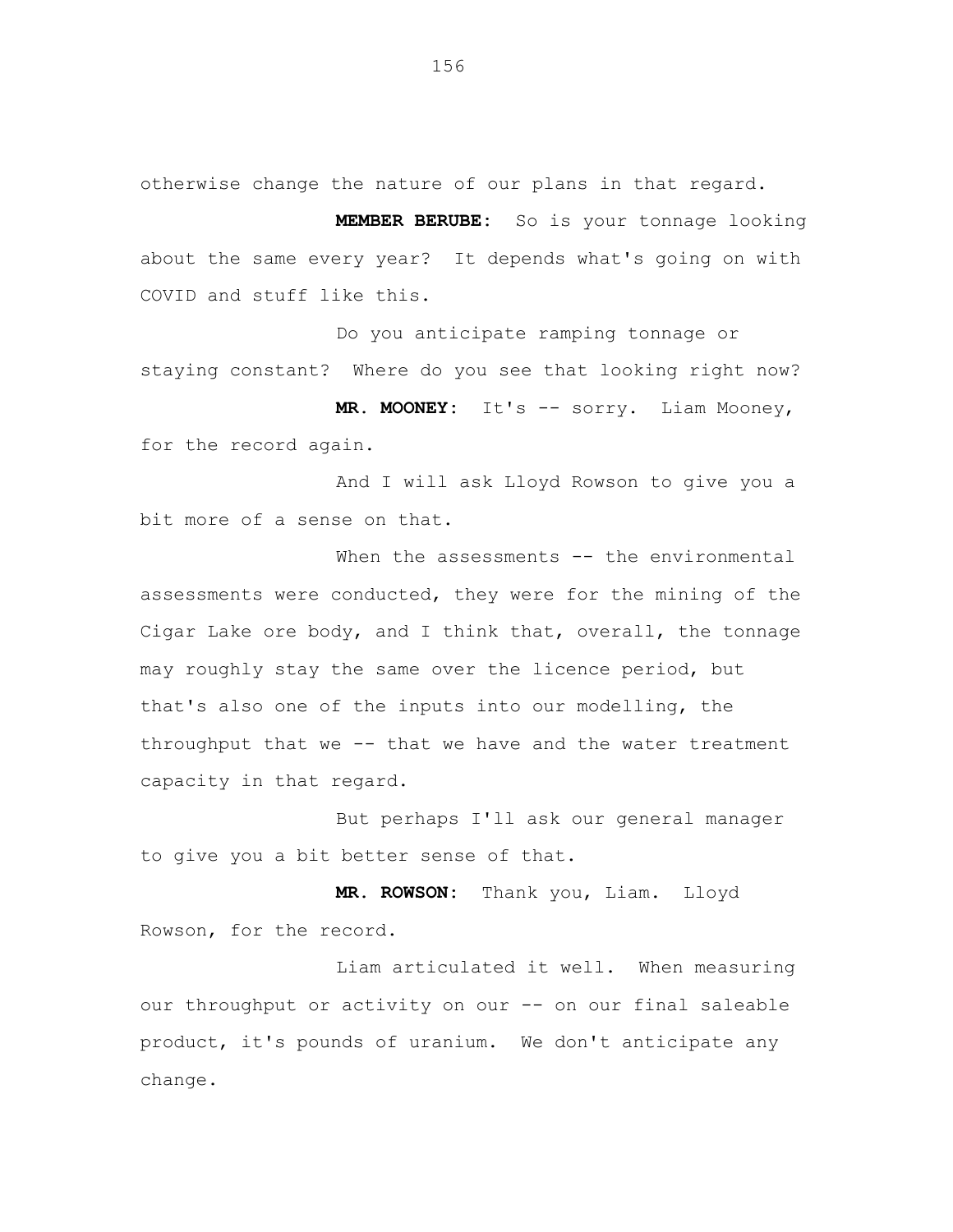otherwise change the nature of our plans in that regard.

**MEMBER BERUBE:** So is your tonnage looking about the same every year? It depends what's going on with COVID and stuff like this.

Do you anticipate ramping tonnage or staying constant? Where do you see that looking right now?

**MR. MOONEY:** It's -- sorry. Liam Mooney, for the record again.

And I will ask Lloyd Rowson to give you a bit more of a sense on that.

When the assessments -- the environmental assessments were conducted, they were for the mining of the Cigar Lake ore body, and I think that, overall, the tonnage may roughly stay the same over the licence period, but that's also one of the inputs into our modelling, the throughput that we -- that we have and the water treatment capacity in that regard.

But perhaps I'll ask our general manager to give you a bit better sense of that.

**MR. ROWSON:** Thank you, Liam. Lloyd Rowson, for the record.

Liam articulated it well. When measuring our throughput or activity on our -- on our final saleable product, it's pounds of uranium. We don't anticipate any change.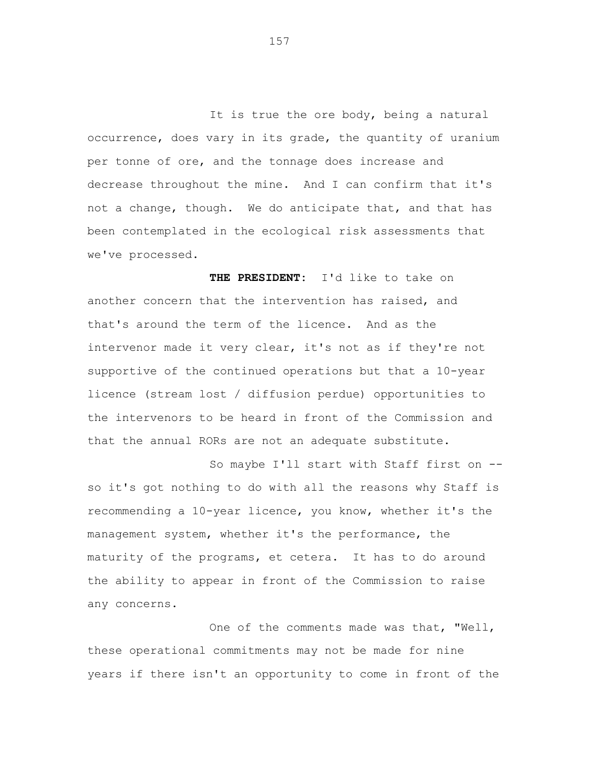It is true the ore body, being a natural occurrence, does vary in its grade, the quantity of uranium per tonne of ore, and the tonnage does increase and decrease throughout the mine. And I can confirm that it's not a change, though. We do anticipate that, and that has been contemplated in the ecological risk assessments that we've processed.

**THE PRESIDENT:** I'd like to take on another concern that the intervention has raised, and that's around the term of the licence. And as the intervenor made it very clear, it's not as if they're not supportive of the continued operations but that a 10-year licence (stream lost / diffusion perdue) opportunities to the intervenors to be heard in front of the Commission and that the annual RORs are not an adequate substitute.

So maybe I'll start with Staff first on -- so it's got nothing to do with all the reasons why Staff is recommending a 10-year licence, you know, whether it's the management system, whether it's the performance, the maturity of the programs, et cetera. It has to do around the ability to appear in front of the Commission to raise any concerns.

One of the comments made was that, "Well, these operational commitments may not be made for nine years if there isn't an opportunity to come in front of the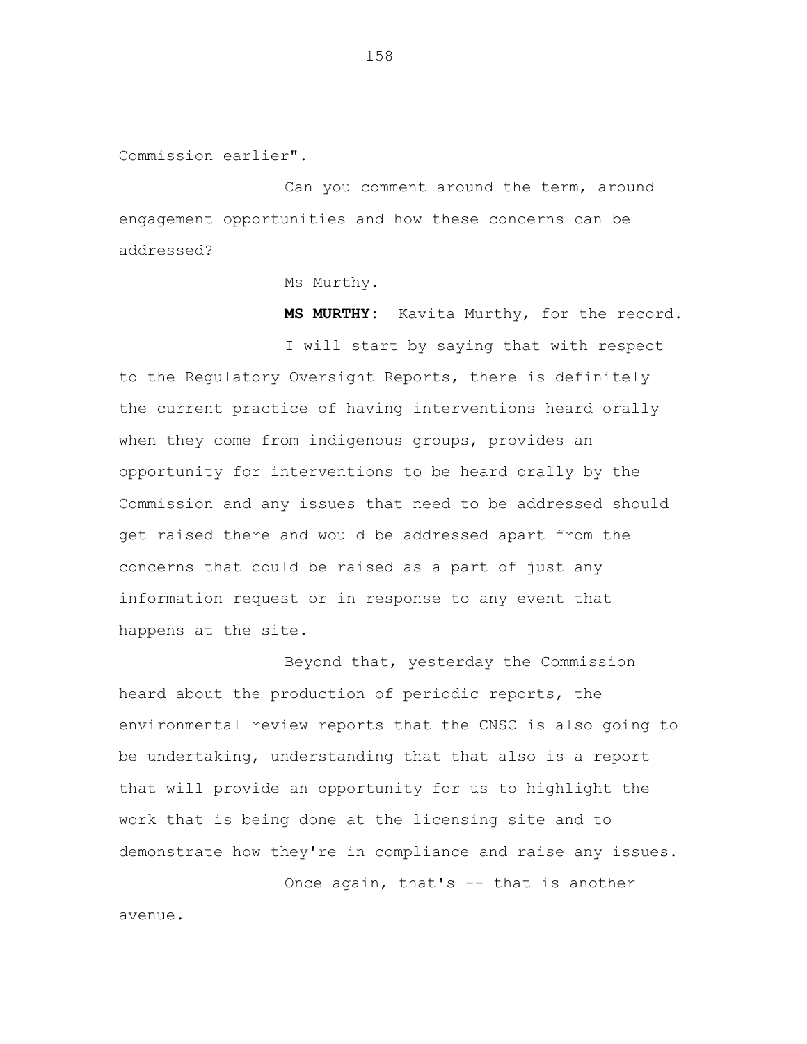Commission earlier".

Can you comment around the term, around engagement opportunities and how these concerns can be addressed?

Ms Murthy.

**MS MURTHY:** Kavita Murthy, for the record.

I will start by saying that with respect to the Regulatory Oversight Reports, there is definitely the current practice of having interventions heard orally when they come from indigenous groups, provides an opportunity for interventions to be heard orally by the Commission and any issues that need to be addressed should get raised there and would be addressed apart from the concerns that could be raised as a part of just any information request or in response to any event that happens at the site.

Beyond that, yesterday the Commission heard about the production of periodic reports, the environmental review reports that the CNSC is also going to be undertaking, understanding that that also is a report that will provide an opportunity for us to highlight the work that is being done at the licensing site and to demonstrate how they're in compliance and raise any issues.

Once again, that's -- that is another avenue.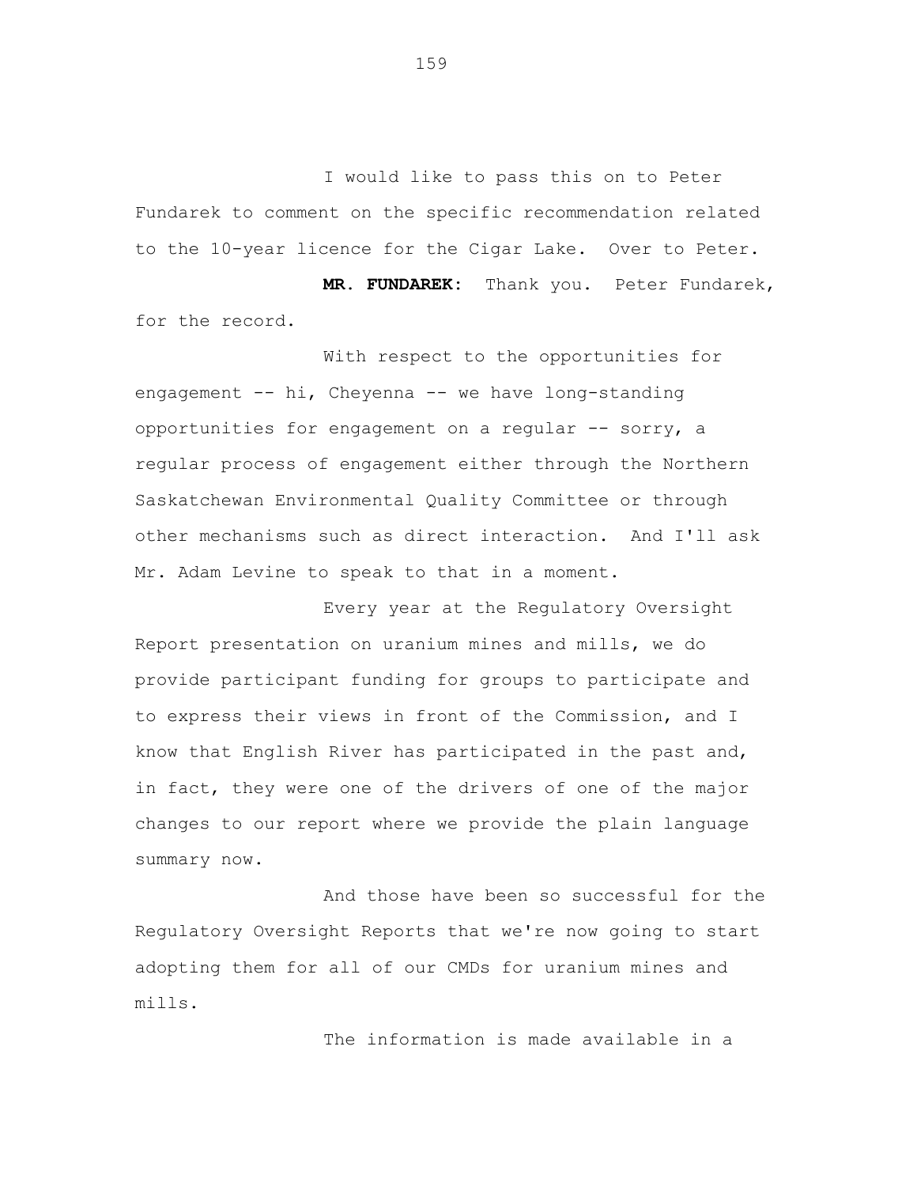I would like to pass this on to Peter Fundarek to comment on the specific recommendation related to the 10-year licence for the Cigar Lake. Over to Peter.

**MR. FUNDAREK:** Thank you. Peter Fundarek, for the record.

With respect to the opportunities for engagement -- hi, Cheyenna -- we have long-standing opportunities for engagement on a regular -- sorry, a regular process of engagement either through the Northern Saskatchewan Environmental Quality Committee or through other mechanisms such as direct interaction. And I'll ask Mr. Adam Levine to speak to that in a moment.

Every year at the Regulatory Oversight Report presentation on uranium mines and mills, we do provide participant funding for groups to participate and to express their views in front of the Commission, and I know that English River has participated in the past and, in fact, they were one of the drivers of one of the major changes to our report where we provide the plain language summary now.

And those have been so successful for the Regulatory Oversight Reports that we're now going to start adopting them for all of our CMDs for uranium mines and mills.

The information is made available in a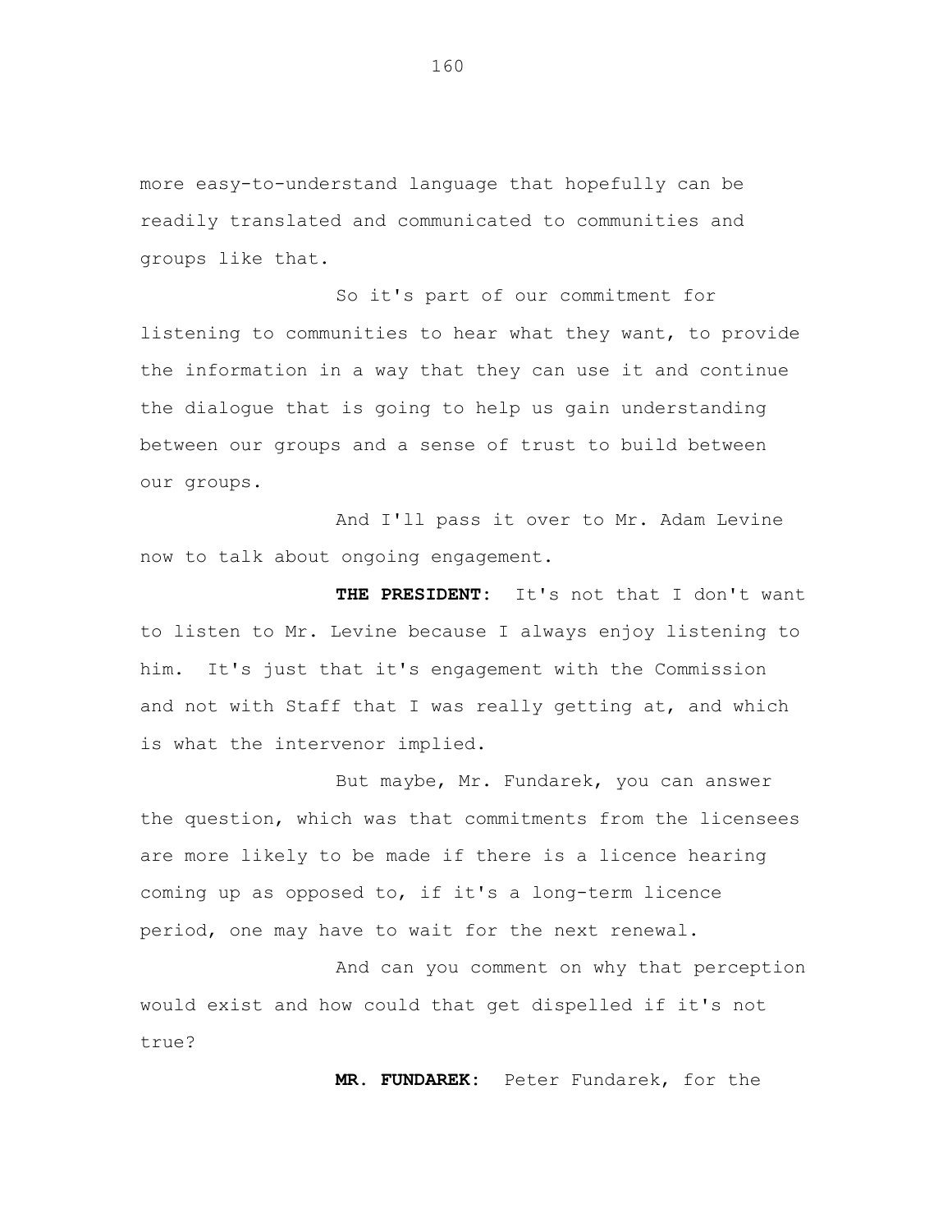more easy-to-understand language that hopefully can be readily translated and communicated to communities and groups like that.

So it's part of our commitment for listening to communities to hear what they want, to provide the information in a way that they can use it and continue the dialogue that is going to help us gain understanding between our groups and a sense of trust to build between our groups.

And I'll pass it over to Mr. Adam Levine now to talk about ongoing engagement.

**THE PRESIDENT:** It's not that I don't want to listen to Mr. Levine because I always enjoy listening to him. It's just that it's engagement with the Commission and not with Staff that I was really getting at, and which is what the intervenor implied.

But maybe, Mr. Fundarek, you can answer the question, which was that commitments from the licensees are more likely to be made if there is a licence hearing coming up as opposed to, if it's a long-term licence period, one may have to wait for the next renewal.

And can you comment on why that perception would exist and how could that get dispelled if it's not true?

**MR. FUNDAREK:** Peter Fundarek, for the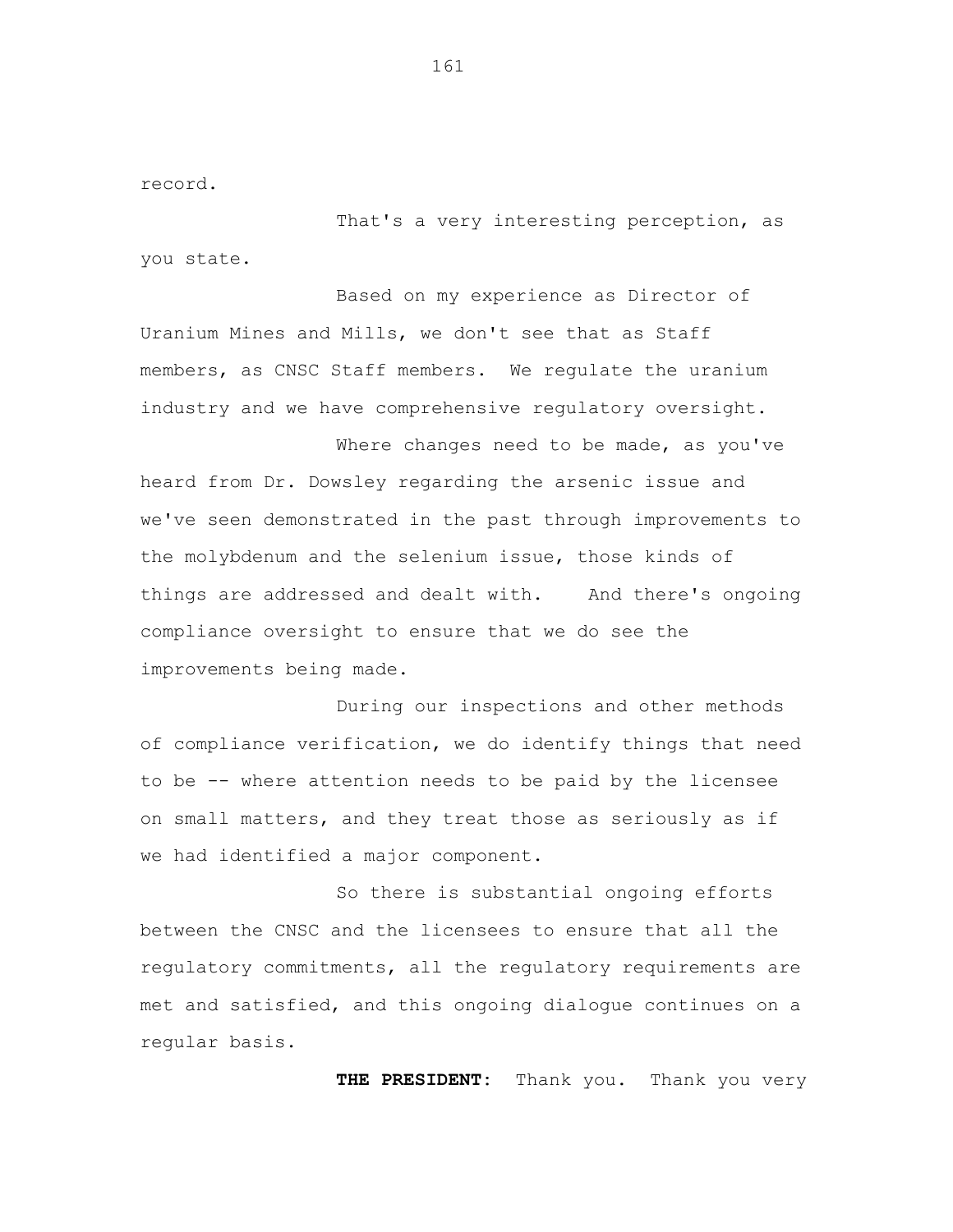record.

That's a very interesting perception, as you state.

Based on my experience as Director of Uranium Mines and Mills, we don't see that as Staff members, as CNSC Staff members. We regulate the uranium industry and we have comprehensive regulatory oversight.

Where changes need to be made, as you've heard from Dr. Dowsley regarding the arsenic issue and we've seen demonstrated in the past through improvements to the molybdenum and the selenium issue, those kinds of things are addressed and dealt with. And there's ongoing compliance oversight to ensure that we do see the improvements being made.

During our inspections and other methods of compliance verification, we do identify things that need to be -- where attention needs to be paid by the licensee on small matters, and they treat those as seriously as if we had identified a major component.

So there is substantial ongoing efforts between the CNSC and the licensees to ensure that all the regulatory commitments, all the regulatory requirements are met and satisfied, and this ongoing dialogue continues on a regular basis.

**THE PRESIDENT:** Thank you. Thank you very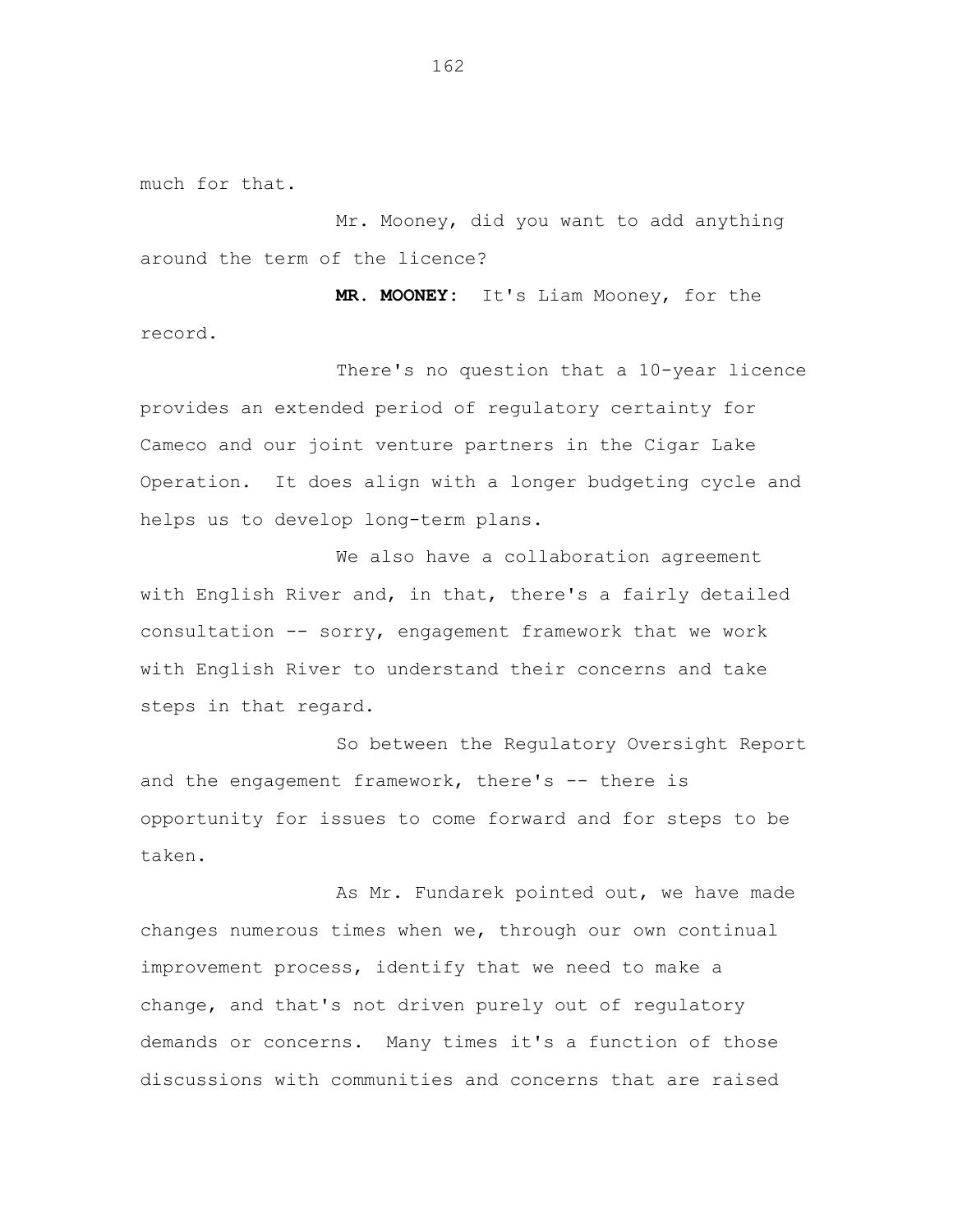much for that.

Mr. Mooney, did you want to add anything around the term of the licence?

**MR. MOONEY:** It's Liam Mooney, for the record.

There's no question that a 10-year licence provides an extended period of regulatory certainty for Cameco and our joint venture partners in the Cigar Lake Operation. It does align with a longer budgeting cycle and helps us to develop long-term plans.

We also have a collaboration agreement with English River and, in that, there's a fairly detailed consultation -- sorry, engagement framework that we work with English River to understand their concerns and take steps in that regard.

So between the Regulatory Oversight Report and the engagement framework, there's -- there is opportunity for issues to come forward and for steps to be taken.

As Mr. Fundarek pointed out, we have made changes numerous times when we, through our own continual improvement process, identify that we need to make a change, and that's not driven purely out of regulatory demands or concerns. Many times it's a function of those discussions with communities and concerns that are raised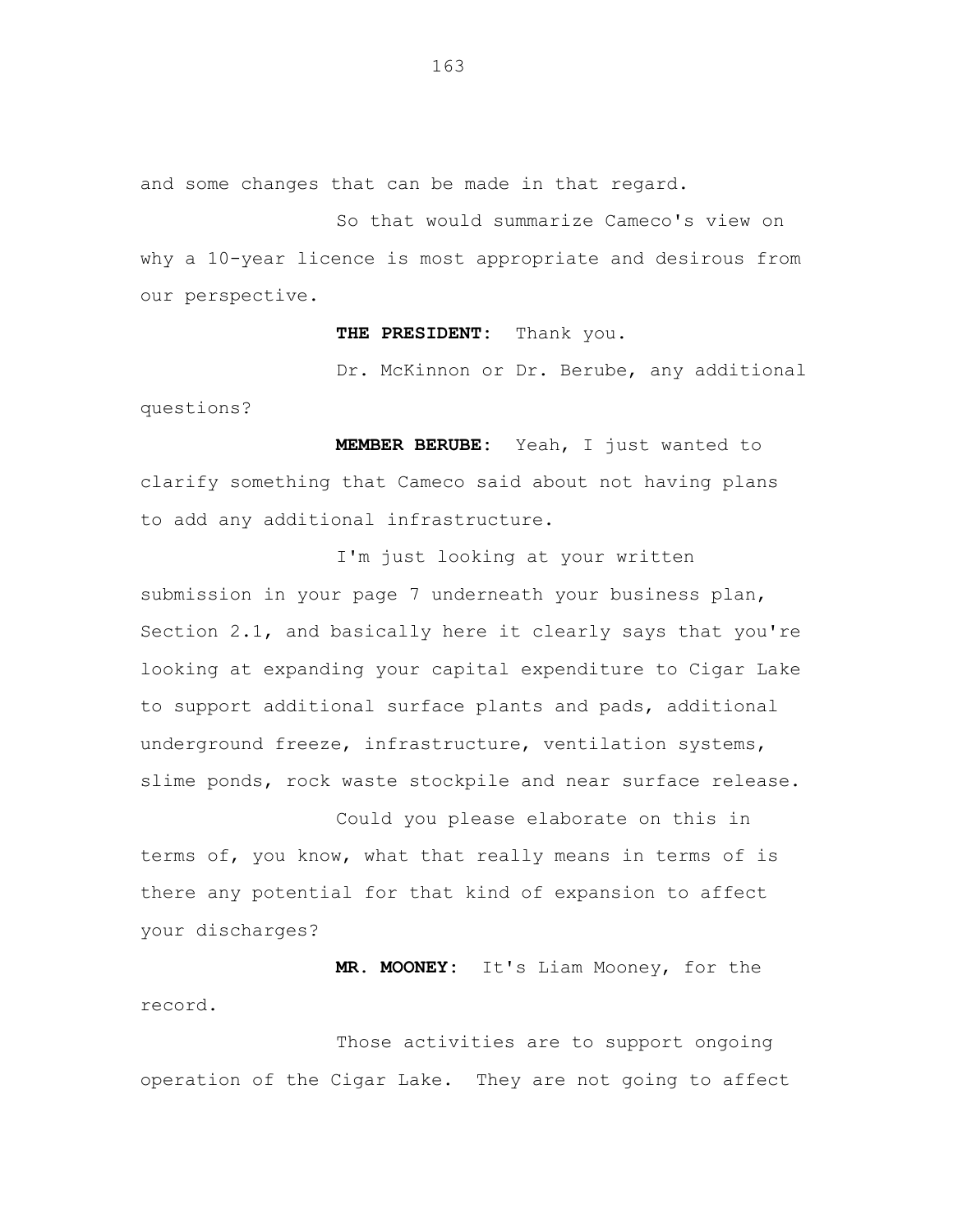and some changes that can be made in that regard.

So that would summarize Cameco's view on why a 10-year licence is most appropriate and desirous from our perspective.

**THE PRESIDENT:** Thank you.

Dr. McKinnon or Dr. Berube, any additional questions?

**MEMBER BERUBE:** Yeah, I just wanted to clarify something that Cameco said about not having plans to add any additional infrastructure.

I'm just looking at your written submission in your page 7 underneath your business plan, Section 2.1, and basically here it clearly says that you're looking at expanding your capital expenditure to Cigar Lake to support additional surface plants and pads, additional underground freeze, infrastructure, ventilation systems, slime ponds, rock waste stockpile and near surface release.

Could you please elaborate on this in terms of, you know, what that really means in terms of is there any potential for that kind of expansion to affect your discharges?

**MR. MOONEY:** It's Liam Mooney, for the record.

Those activities are to support ongoing operation of the Cigar Lake. They are not going to affect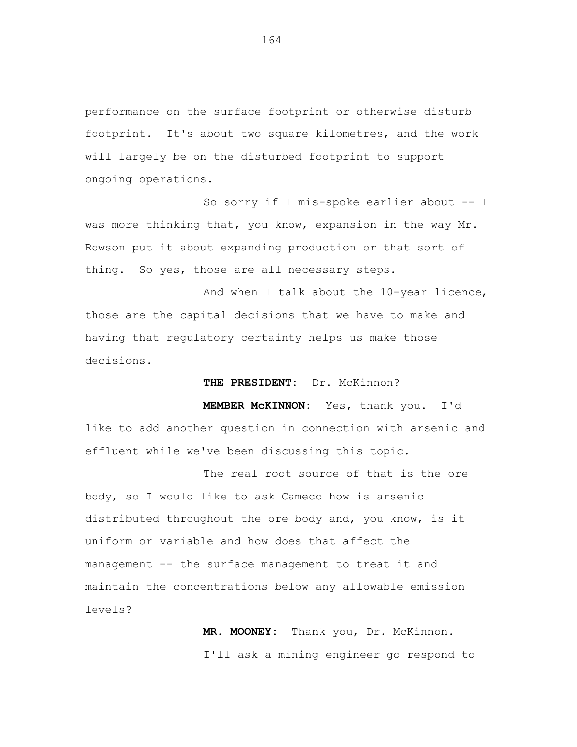performance on the surface footprint or otherwise disturb footprint. It's about two square kilometres, and the work will largely be on the disturbed footprint to support ongoing operations.

So sorry if I mis-spoke earlier about -- I was more thinking that, you know, expansion in the way Mr. Rowson put it about expanding production or that sort of thing. So yes, those are all necessary steps.

And when I talk about the 10-year licence, those are the capital decisions that we have to make and having that regulatory certainty helps us make those decisions.

**THE PRESIDENT:** Dr. McKinnon?

**MEMBER McKINNON:** Yes, thank you. I'd like to add another question in connection with arsenic and effluent while we've been discussing this topic.

The real root source of that is the ore body, so I would like to ask Cameco how is arsenic distributed throughout the ore body and, you know, is it uniform or variable and how does that affect the management -- the surface management to treat it and maintain the concentrations below any allowable emission levels?

**MR. MOONEY:** Thank you, Dr. McKinnon.

I'll ask a mining engineer go respond to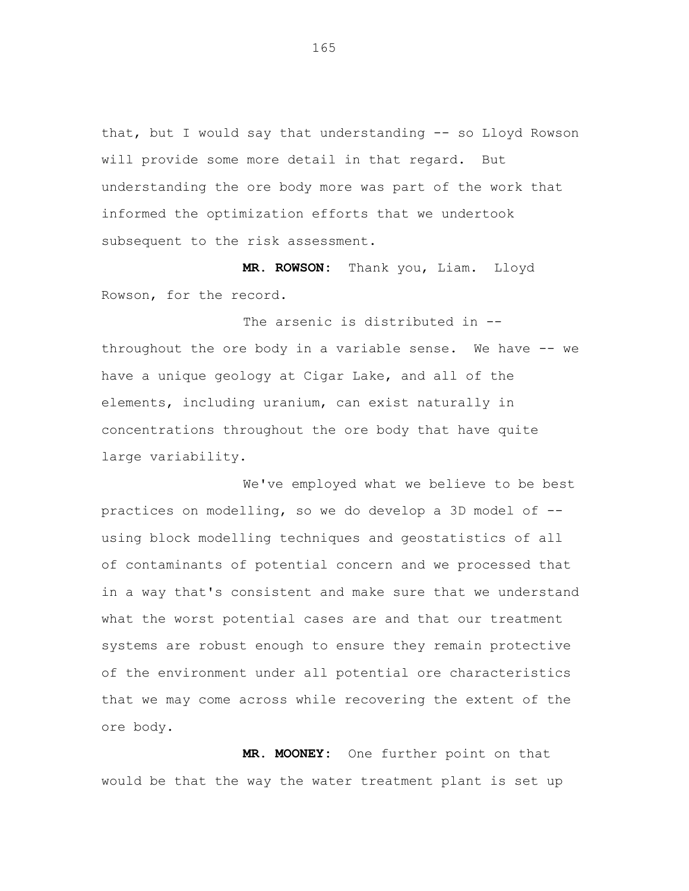that, but I would say that understanding -- so Lloyd Rowson will provide some more detail in that regard. But understanding the ore body more was part of the work that informed the optimization efforts that we undertook subsequent to the risk assessment.

**MR. ROWSON:** Thank you, Liam. Lloyd Rowson, for the record.

The arsenic is distributed in -- throughout the ore body in a variable sense. We have -- we have a unique geology at Cigar Lake, and all of the elements, including uranium, can exist naturally in concentrations throughout the ore body that have quite large variability.

We've employed what we believe to be best practices on modelling, so we do develop a 3D model of -- using block modelling techniques and geostatistics of all of contaminants of potential concern and we processed that in a way that's consistent and make sure that we understand what the worst potential cases are and that our treatment systems are robust enough to ensure they remain protective of the environment under all potential ore characteristics that we may come across while recovering the extent of the ore body.

**MR. MOONEY:** One further point on that would be that the way the water treatment plant is set up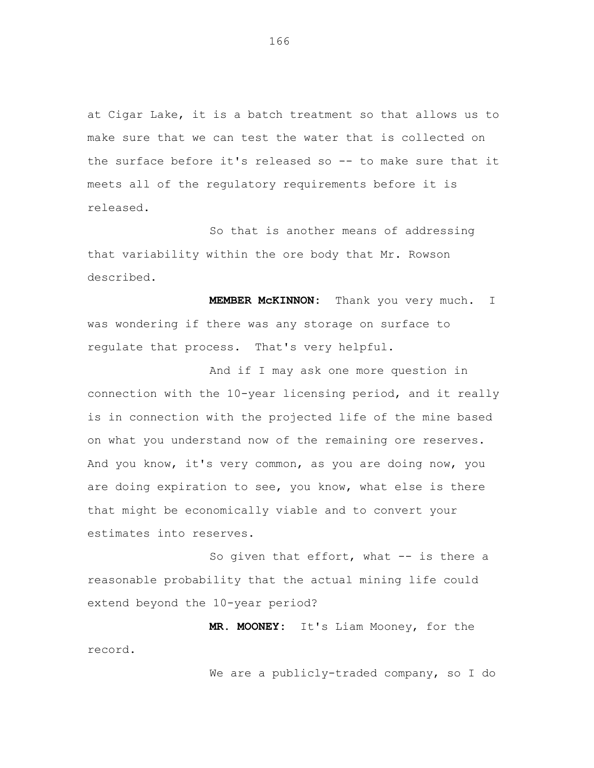at Cigar Lake, it is a batch treatment so that allows us to make sure that we can test the water that is collected on the surface before it's released so -- to make sure that it meets all of the regulatory requirements before it is released.

So that is another means of addressing that variability within the ore body that Mr. Rowson described.

**MEMBER McKINNON:** Thank you very much. I was wondering if there was any storage on surface to regulate that process. That's very helpful.

And if I may ask one more question in connection with the 10-year licensing period, and it really is in connection with the projected life of the mine based on what you understand now of the remaining ore reserves. And you know, it's very common, as you are doing now, you are doing expiration to see, you know, what else is there that might be economically viable and to convert your estimates into reserves.

So given that effort, what -- is there a reasonable probability that the actual mining life could extend beyond the 10-year period?

**MR. MOONEY:** It's Liam Mooney, for the record.

We are a publicly-traded company, so I do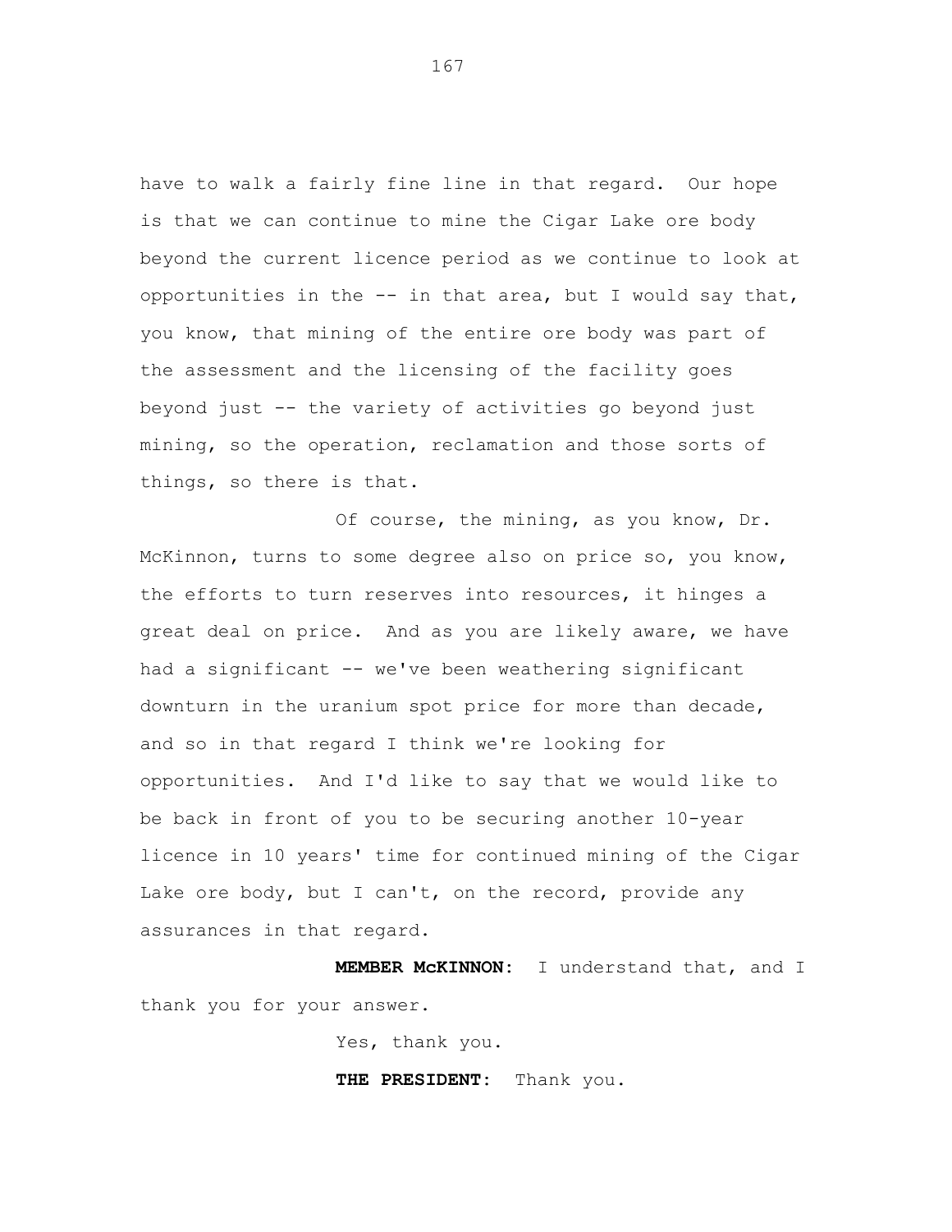have to walk a fairly fine line in that regard. Our hope is that we can continue to mine the Cigar Lake ore body beyond the current licence period as we continue to look at opportunities in the -- in that area, but I would say that, you know, that mining of the entire ore body was part of the assessment and the licensing of the facility goes beyond just -- the variety of activities go beyond just mining, so the operation, reclamation and those sorts of things, so there is that.

Of course, the mining, as you know, Dr. McKinnon, turns to some degree also on price so, you know, the efforts to turn reserves into resources, it hinges a great deal on price. And as you are likely aware, we have had a significant -- we've been weathering significant downturn in the uranium spot price for more than decade, and so in that regard I think we're looking for opportunities. And I'd like to say that we would like to be back in front of you to be securing another 10-year licence in 10 years' time for continued mining of the Cigar Lake ore body, but I can't, on the record, provide any assurances in that regard.

**MEMBER McKINNON:** I understand that, and I thank you for your answer.

Yes, thank you.

**THE PRESIDENT:** Thank you.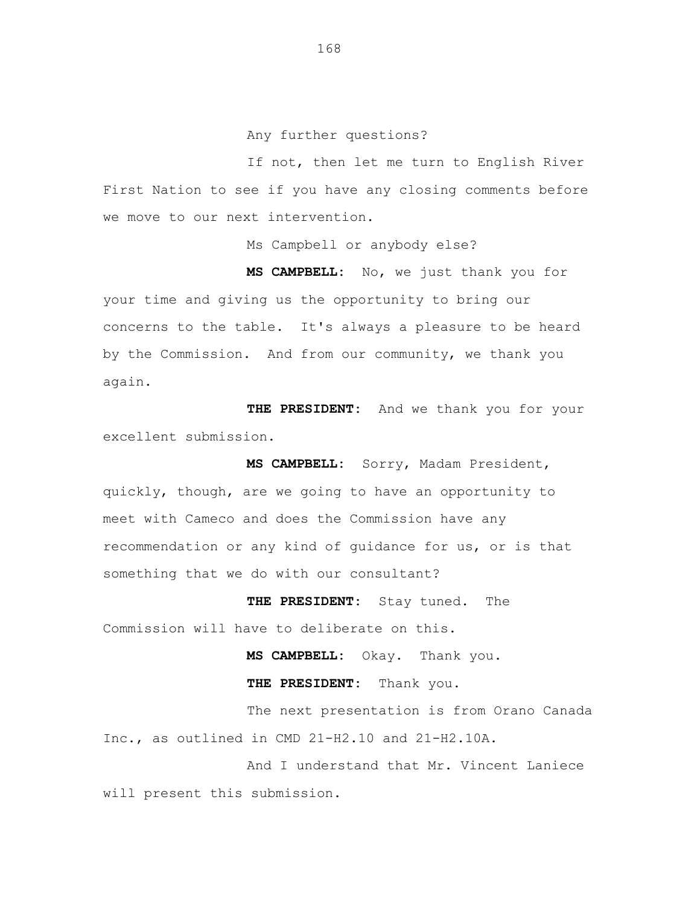Any further questions?

If not, then let me turn to English River First Nation to see if you have any closing comments before we move to our next intervention.

Ms Campbell or anybody else?

**MS CAMPBELL:** No, we just thank you for your time and giving us the opportunity to bring our concerns to the table. It's always a pleasure to be heard by the Commission. And from our community, we thank you again.

**THE PRESIDENT:** And we thank you for your excellent submission.

**MS CAMPBELL:** Sorry, Madam President, quickly, though, are we going to have an opportunity to meet with Cameco and does the Commission have any recommendation or any kind of guidance for us, or is that something that we do with our consultant?

**THE PRESIDENT:** Stay tuned. The Commission will have to deliberate on this.

**MS CAMPBELL:** Okay. Thank you.

**THE PRESIDENT:** Thank you.

The next presentation is from Orano Canada Inc., as outlined in CMD 21-H2.10 and 21-H2.10A.

And I understand that Mr. Vincent Laniece will present this submission.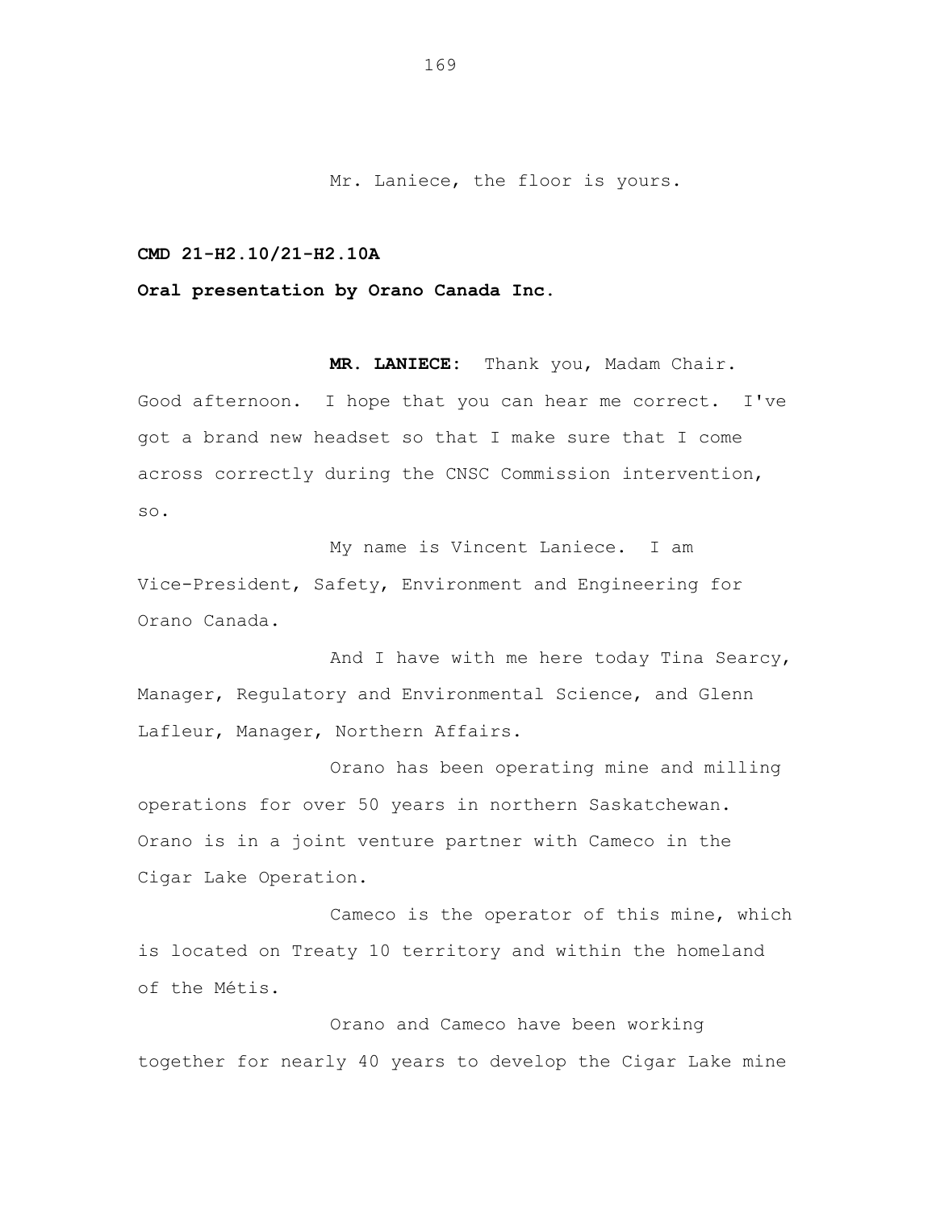Mr. Laniece, the floor is yours.

**CMD 21-H2.10/21-H2.10A**

**Oral presentation by Orano Canada Inc.**

**MR. LANIECE:** Thank you, Madam Chair. Good afternoon. I hope that you can hear me correct. I've got a brand new headset so that I make sure that I come across correctly during the CNSC Commission intervention, so.

My name is Vincent Laniece. I am Vice-President, Safety, Environment and Engineering for Orano Canada.

And I have with me here today Tina Searcy, Manager, Regulatory and Environmental Science, and Glenn Lafleur, Manager, Northern Affairs.

Orano has been operating mine and milling operations for over 50 years in northern Saskatchewan. Orano is in a joint venture partner with Cameco in the Cigar Lake Operation.

Cameco is the operator of this mine, which is located on Treaty 10 territory and within the homeland of the Métis.

Orano and Cameco have been working together for nearly 40 years to develop the Cigar Lake mine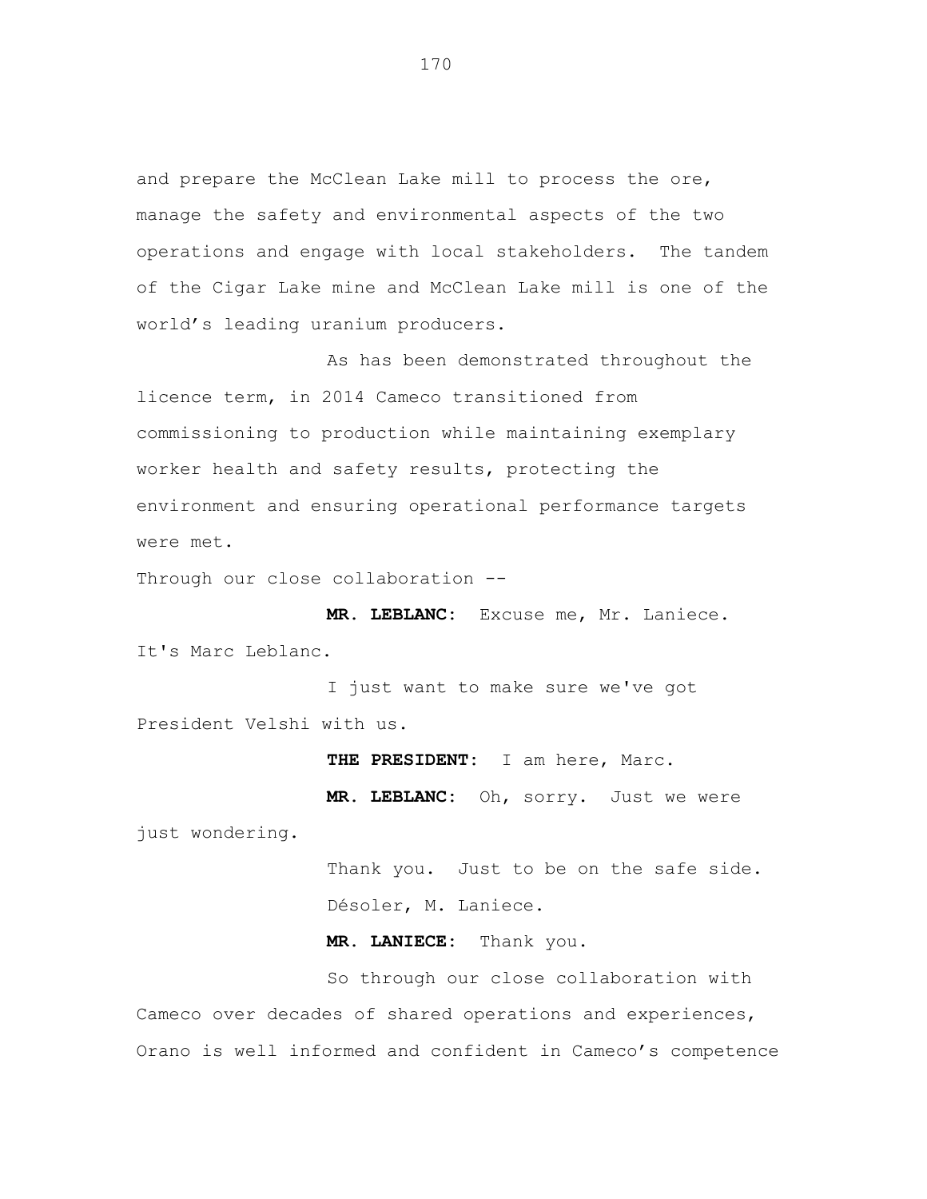and prepare the McClean Lake mill to process the ore, manage the safety and environmental aspects of the two operations and engage with local stakeholders. The tandem of the Cigar Lake mine and McClean Lake mill is one of the world's leading uranium producers.

As has been demonstrated throughout the licence term, in 2014 Cameco transitioned from commissioning to production while maintaining exemplary worker health and safety results, protecting the environment and ensuring operational performance targets were met.

Through our close collaboration --

**MR. LEBLANC:** Excuse me, Mr. Laniece. It's Marc Leblanc.

I just want to make sure we've got President Velshi with us.

**THE PRESIDENT:** I am here, Marc.

**MR. LEBLANC:** Oh, sorry. Just we were just wondering.

Thank you. Just to be on the safe side.

Désoler, M. Laniece.

**MR. LANIECE:** Thank you.

So through our close collaboration with Cameco over decades of shared operations and experiences, Orano is well informed and confident in Cameco's competence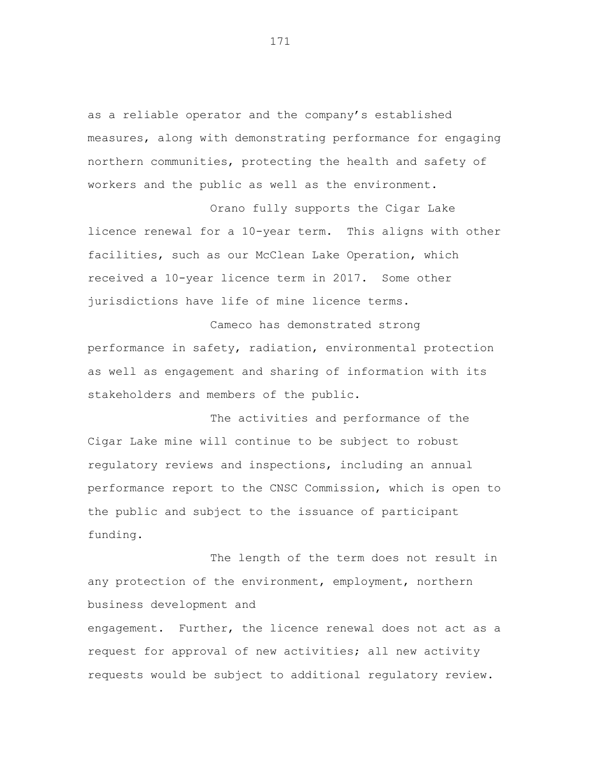as a reliable operator and the company's established measures, along with demonstrating performance for engaging northern communities, protecting the health and safety of workers and the public as well as the environment.

Orano fully supports the Cigar Lake licence renewal for a 10-year term. This aligns with other facilities, such as our McClean Lake Operation, which received a 10-year licence term in 2017. Some other jurisdictions have life of mine licence terms.

Cameco has demonstrated strong performance in safety, radiation, environmental protection as well as engagement and sharing of information with its stakeholders and members of the public.

The activities and performance of the Cigar Lake mine will continue to be subject to robust regulatory reviews and inspections, including an annual performance report to the CNSC Commission, which is open to the public and subject to the issuance of participant funding.

The length of the term does not result in any protection of the environment, employment, northern business development and engagement. Further, the licence renewal does not act as a request for approval of new activities; all new activity requests would be subject to additional regulatory review.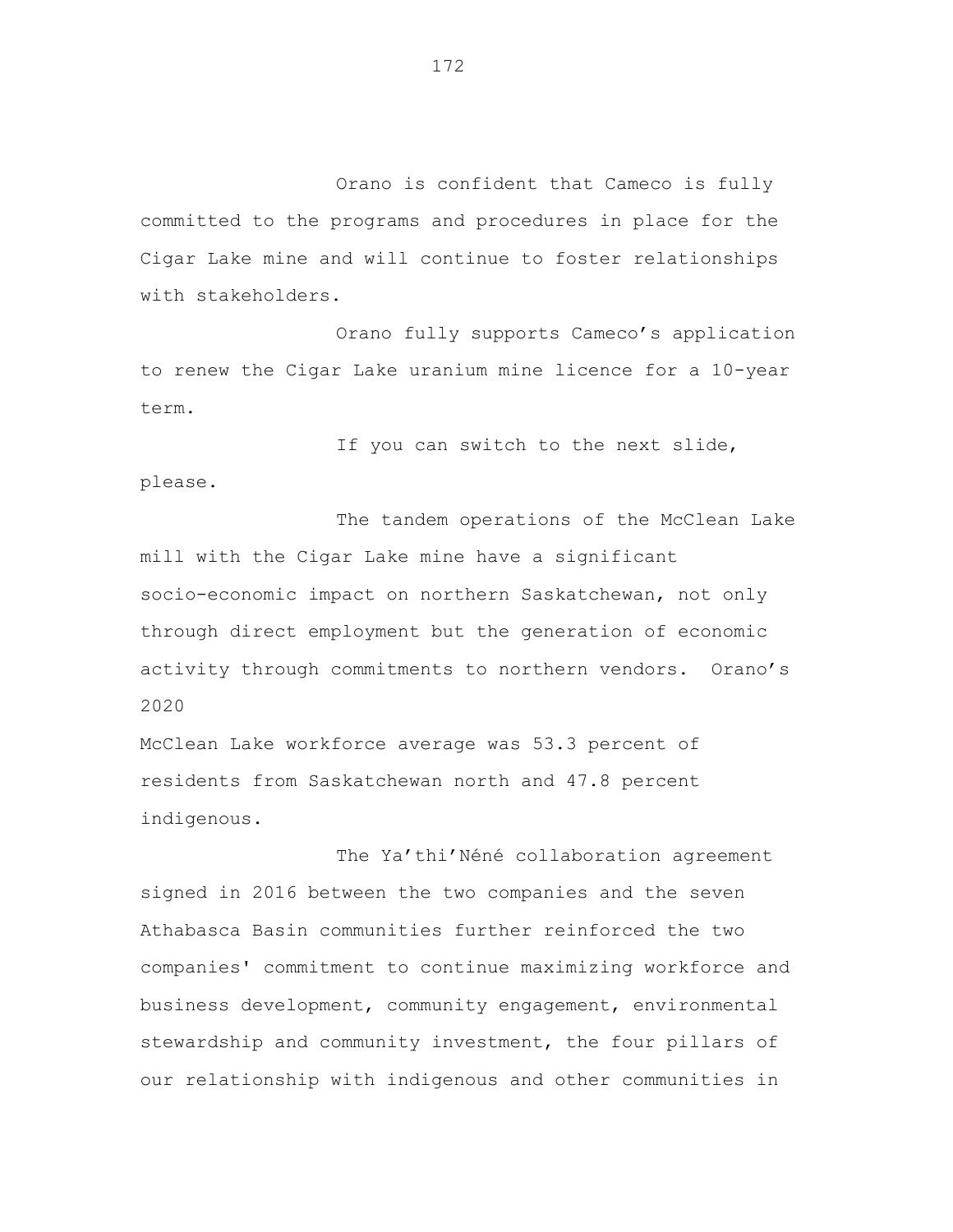Orano is confident that Cameco is fully committed to the programs and procedures in place for the Cigar Lake mine and will continue to foster relationships with stakeholders.

Orano fully supports Cameco's application to renew the Cigar Lake uranium mine licence for a 10-year term.

If you can switch to the next slide, please.

The tandem operations of the McClean Lake mill with the Cigar Lake mine have a significant socio-economic impact on northern Saskatchewan, not only through direct employment but the generation of economic activity through commitments to northern vendors. Orano's 2020
McClean Lake workforce average was 53.3 percent of residents from Saskatchewan north and 47.8 percent indigenous.

The Ya'thi'Néné collaboration agreement signed in 2016 between the two companies and the seven Athabasca Basin communities further reinforced the two companies' commitment to continue maximizing workforce and business development, community engagement, environmental stewardship and community investment, the four pillars of our relationship with indigenous and other communities in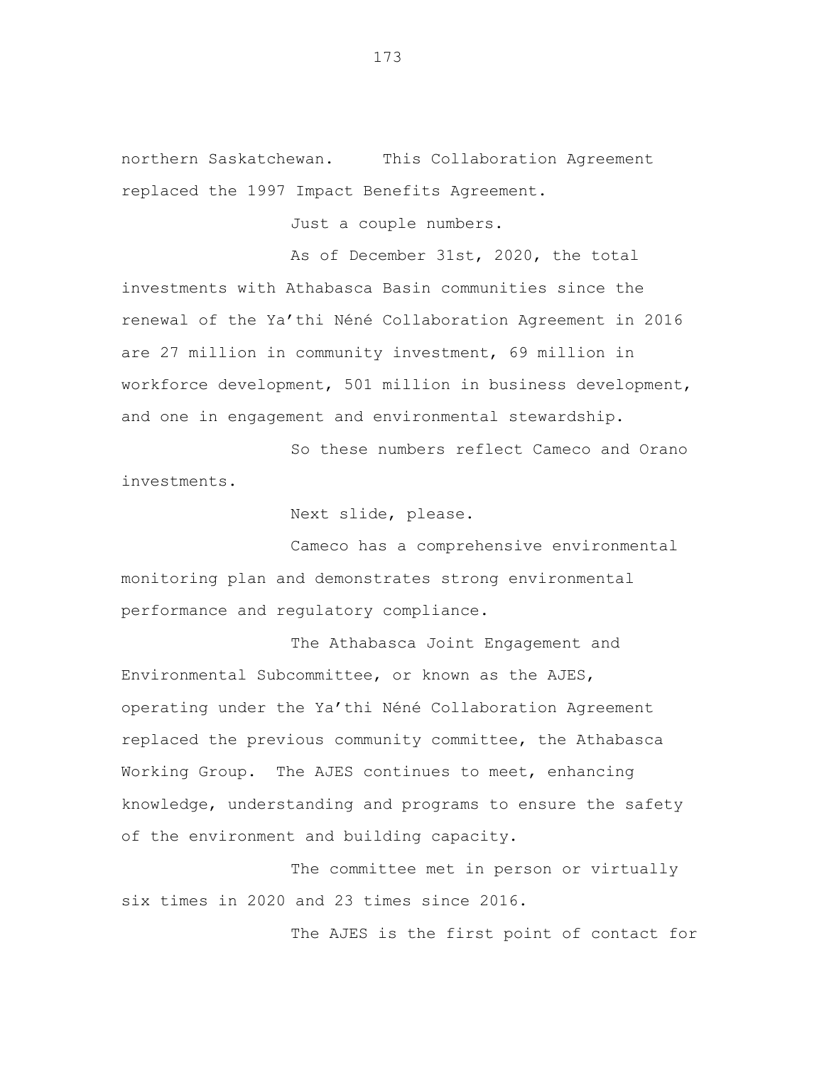northern Saskatchewan. This Collaboration Agreement replaced the 1997 Impact Benefits Agreement.

Just a couple numbers.

As of December 31st, 2020, the total investments with Athabasca Basin communities since the renewal of the Ya'thi Néné Collaboration Agreement in 2016 are 27 million in community investment, 69 million in workforce development, 501 million in business development, and one in engagement and environmental stewardship.

So these numbers reflect Cameco and Orano investments.

Next slide, please.

Cameco has a comprehensive environmental monitoring plan and demonstrates strong environmental performance and regulatory compliance.

The Athabasca Joint Engagement and Environmental Subcommittee, or known as the AJES, operating under the Ya'thi Néné Collaboration Agreement replaced the previous community committee, the Athabasca Working Group. The AJES continues to meet, enhancing knowledge, understanding and programs to ensure the safety of the environment and building capacity.

The committee met in person or virtually six times in 2020 and 23 times since 2016.

The AJES is the first point of contact for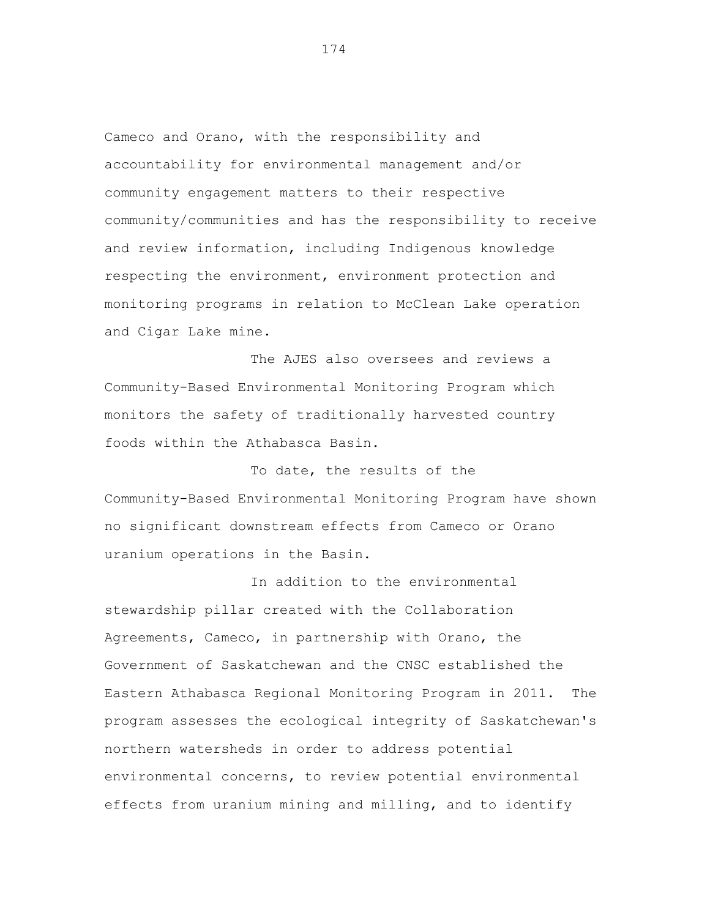Cameco and Orano, with the responsibility and accountability for environmental management and/or community engagement matters to their respective community/communities and has the responsibility to receive and review information, including Indigenous knowledge respecting the environment, environment protection and monitoring programs in relation to McClean Lake operation and Cigar Lake mine.

The AJES also oversees and reviews a Community-Based Environmental Monitoring Program which monitors the safety of traditionally harvested country foods within the Athabasca Basin.

To date, the results of the Community-Based Environmental Monitoring Program have shown no significant downstream effects from Cameco or Orano uranium operations in the Basin.

In addition to the environmental stewardship pillar created with the Collaboration Agreements, Cameco, in partnership with Orano, the Government of Saskatchewan and the CNSC established the Eastern Athabasca Regional Monitoring Program in 2011. The program assesses the ecological integrity of Saskatchewan's northern watersheds in order to address potential environmental concerns, to review potential environmental effects from uranium mining and milling, and to identify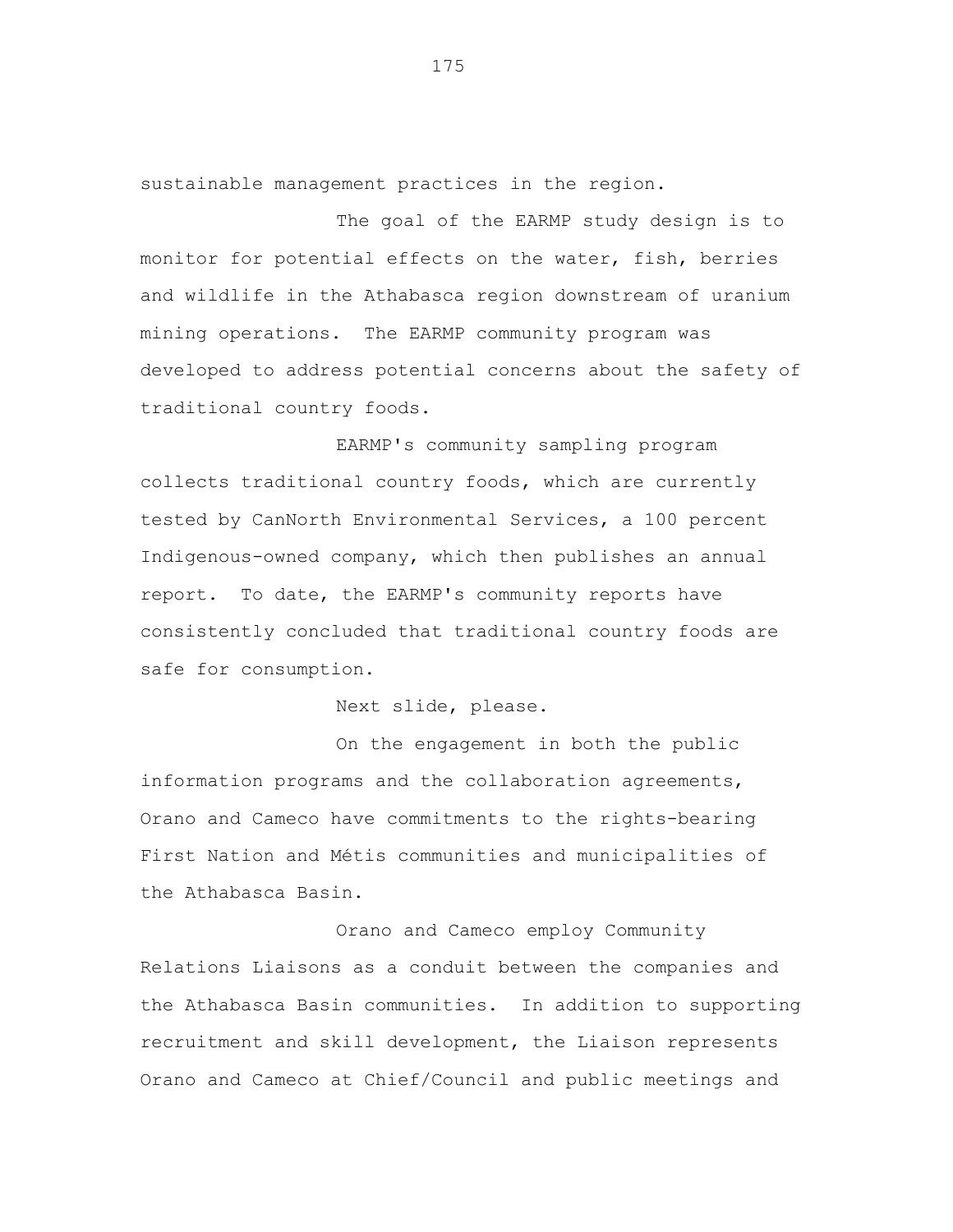sustainable management practices in the region.

The goal of the EARMP study design is to monitor for potential effects on the water, fish, berries and wildlife in the Athabasca region downstream of uranium mining operations. The EARMP community program was developed to address potential concerns about the safety of traditional country foods.

EARMP's community sampling program collects traditional country foods, which are currently tested by CanNorth Environmental Services, a 100 percent Indigenous-owned company, which then publishes an annual report. To date, the EARMP's community reports have consistently concluded that traditional country foods are safe for consumption.

Next slide, please.

On the engagement in both the public information programs and the collaboration agreements, Orano and Cameco have commitments to the rights-bearing First Nation and Métis communities and municipalities of the Athabasca Basin.

Orano and Cameco employ Community Relations Liaisons as a conduit between the companies and the Athabasca Basin communities. In addition to supporting recruitment and skill development, the Liaison represents Orano and Cameco at Chief/Council and public meetings and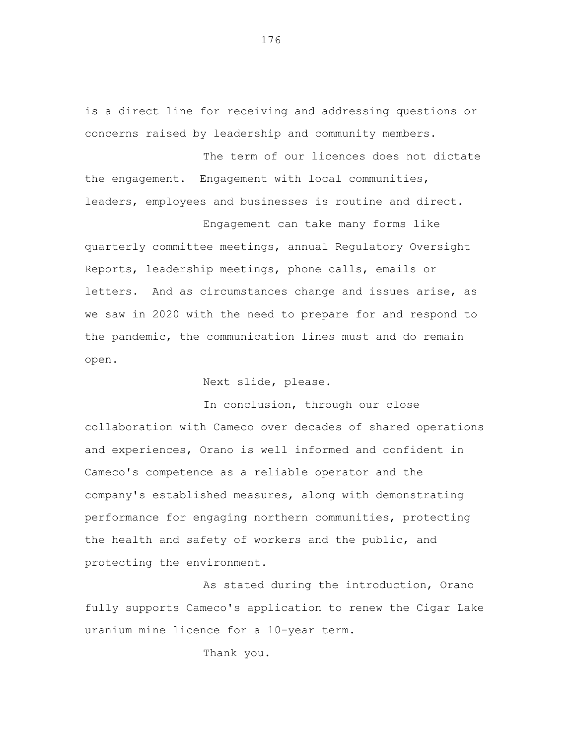is a direct line for receiving and addressing questions or concerns raised by leadership and community members.

The term of our licences does not dictate the engagement. Engagement with local communities, leaders, employees and businesses is routine and direct.

Engagement can take many forms like quarterly committee meetings, annual Regulatory Oversight Reports, leadership meetings, phone calls, emails or letters. And as circumstances change and issues arise, as we saw in 2020 with the need to prepare for and respond to the pandemic, the communication lines must and do remain open.

Next slide, please.

In conclusion, through our close collaboration with Cameco over decades of shared operations and experiences, Orano is well informed and confident in Cameco's competence as a reliable operator and the company's established measures, along with demonstrating performance for engaging northern communities, protecting the health and safety of workers and the public, and protecting the environment.

As stated during the introduction, Orano fully supports Cameco's application to renew the Cigar Lake uranium mine licence for a 10-year term.

Thank you.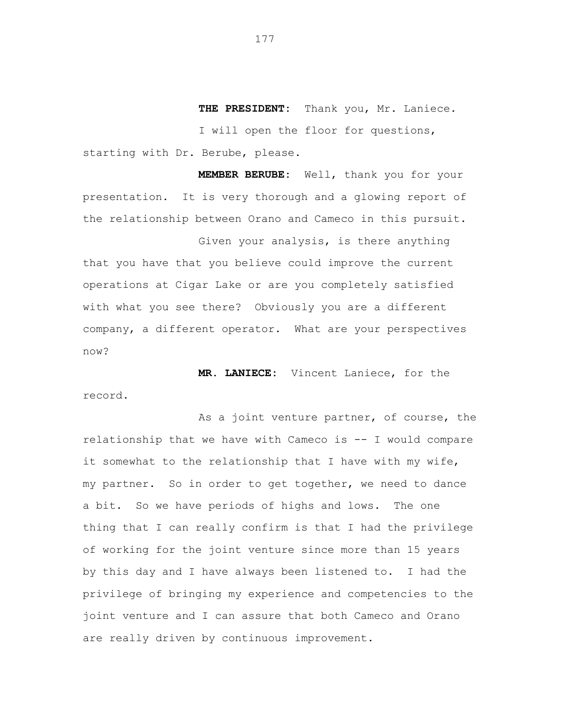**THE PRESIDENT:** Thank you, Mr. Laniece.

I will open the floor for questions, starting with Dr. Berube, please.

**MEMBER BERUBE:** Well, thank you for your presentation. It is very thorough and a glowing report of the relationship between Orano and Cameco in this pursuit.

Given your analysis, is there anything that you have that you believe could improve the current operations at Cigar Lake or are you completely satisfied with what you see there? Obviously you are a different company, a different operator. What are your perspectives now?

**MR. LANIECE:** Vincent Laniece, for the record.

As a joint venture partner, of course, the relationship that we have with Cameco is -- I would compare it somewhat to the relationship that I have with my wife, my partner. So in order to get together, we need to dance a bit. So we have periods of highs and lows. The one thing that I can really confirm is that I had the privilege of working for the joint venture since more than 15 years by this day and I have always been listened to. I had the privilege of bringing my experience and competencies to the joint venture and I can assure that both Cameco and Orano are really driven by continuous improvement.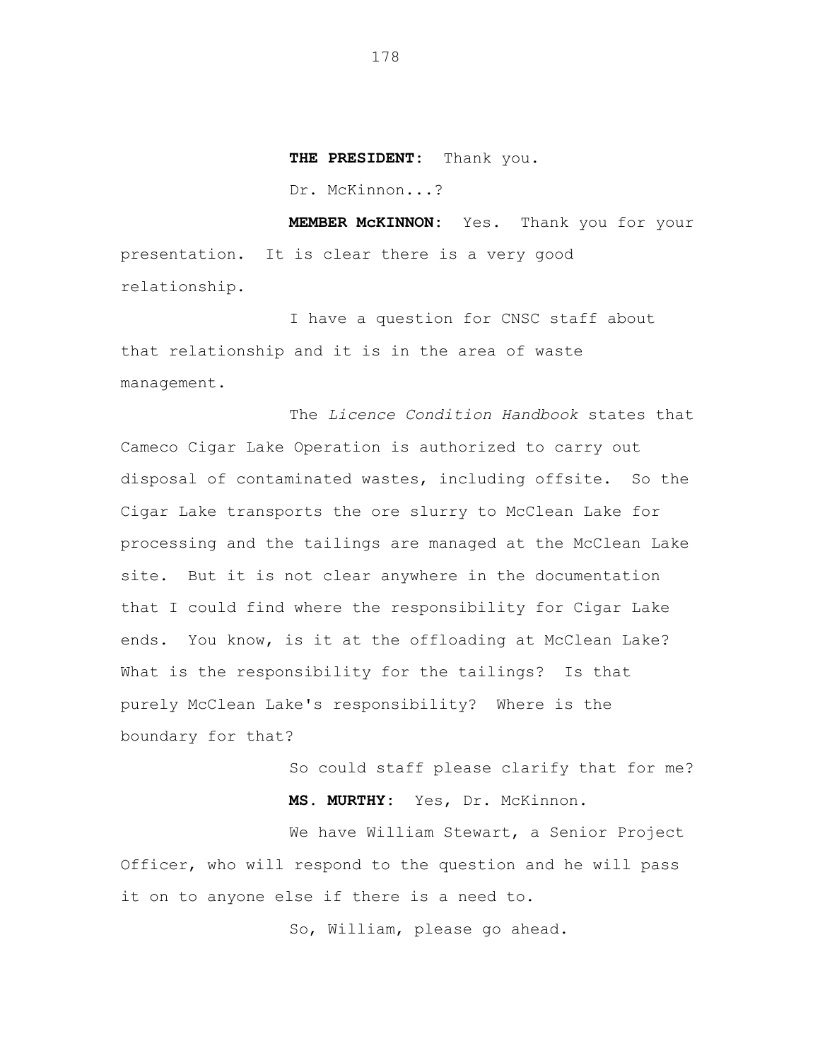**THE PRESIDENT:** Thank you.

Dr. McKinnon...?

**MEMBER McKINNON:** Yes. Thank you for your presentation. It is clear there is a very good relationship.

I have a question for CNSC staff about that relationship and it is in the area of waste management.

The *Licence Condition Handbook* states that Cameco Cigar Lake Operation is authorized to carry out disposal of contaminated wastes, including offsite. So the Cigar Lake transports the ore slurry to McClean Lake for processing and the tailings are managed at the McClean Lake site. But it is not clear anywhere in the documentation that I could find where the responsibility for Cigar Lake ends. You know, is it at the offloading at McClean Lake? What is the responsibility for the tailings? Is that purely McClean Lake's responsibility? Where is the boundary for that?

So could staff please clarify that for me?

**MS. MURTHY:** Yes, Dr. McKinnon.

We have William Stewart, a Senior Project Officer, who will respond to the question and he will pass it on to anyone else if there is a need to.

So, William, please go ahead.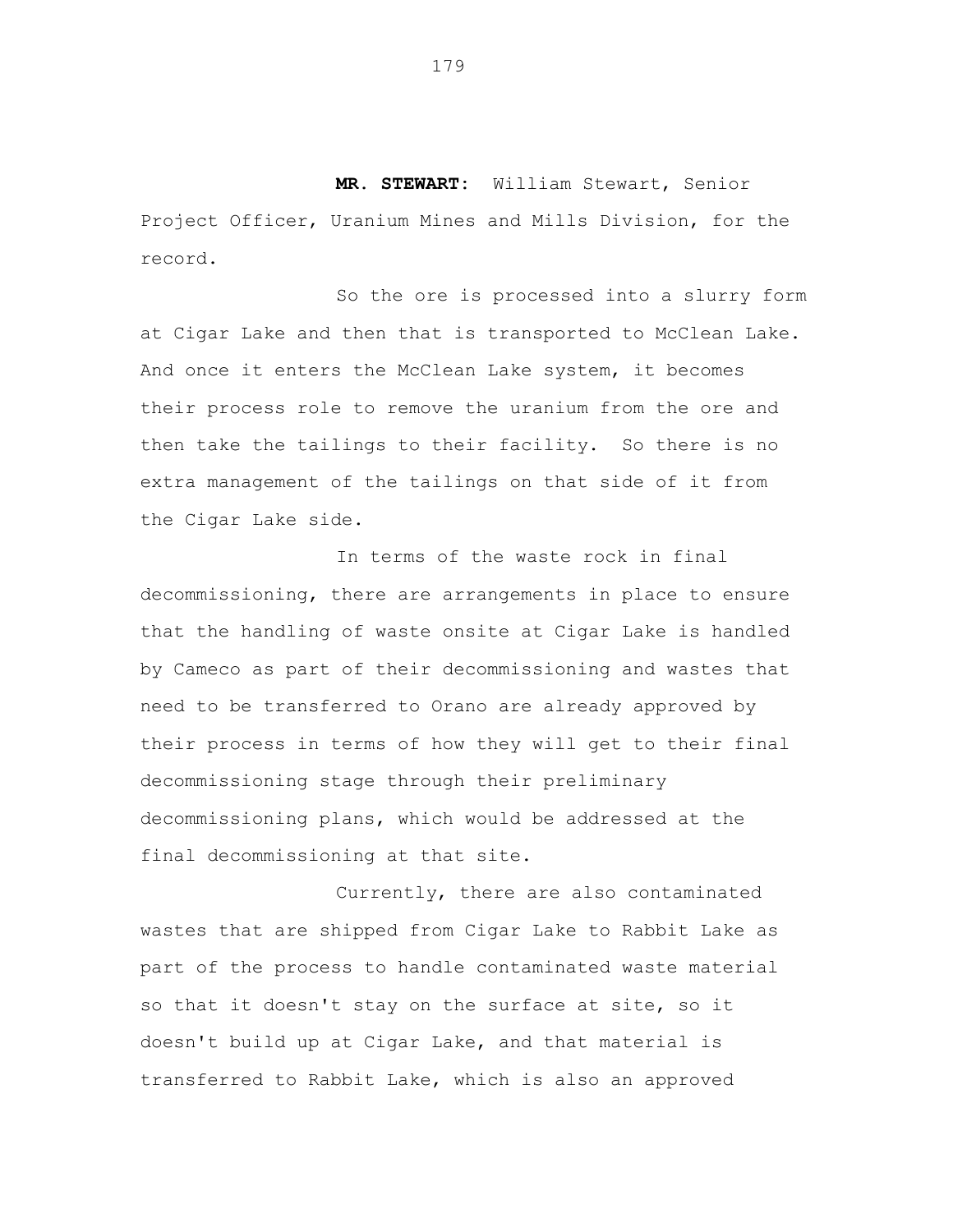**MR. STEWART:** William Stewart, Senior Project Officer, Uranium Mines and Mills Division, for the record.

So the ore is processed into a slurry form at Cigar Lake and then that is transported to McClean Lake. And once it enters the McClean Lake system, it becomes their process role to remove the uranium from the ore and then take the tailings to their facility. So there is no extra management of the tailings on that side of it from the Cigar Lake side.

In terms of the waste rock in final decommissioning, there are arrangements in place to ensure that the handling of waste onsite at Cigar Lake is handled by Cameco as part of their decommissioning and wastes that need to be transferred to Orano are already approved by their process in terms of how they will get to their final decommissioning stage through their preliminary decommissioning plans, which would be addressed at the final decommissioning at that site.

Currently, there are also contaminated wastes that are shipped from Cigar Lake to Rabbit Lake as part of the process to handle contaminated waste material so that it doesn't stay on the surface at site, so it doesn't build up at Cigar Lake, and that material is transferred to Rabbit Lake, which is also an approved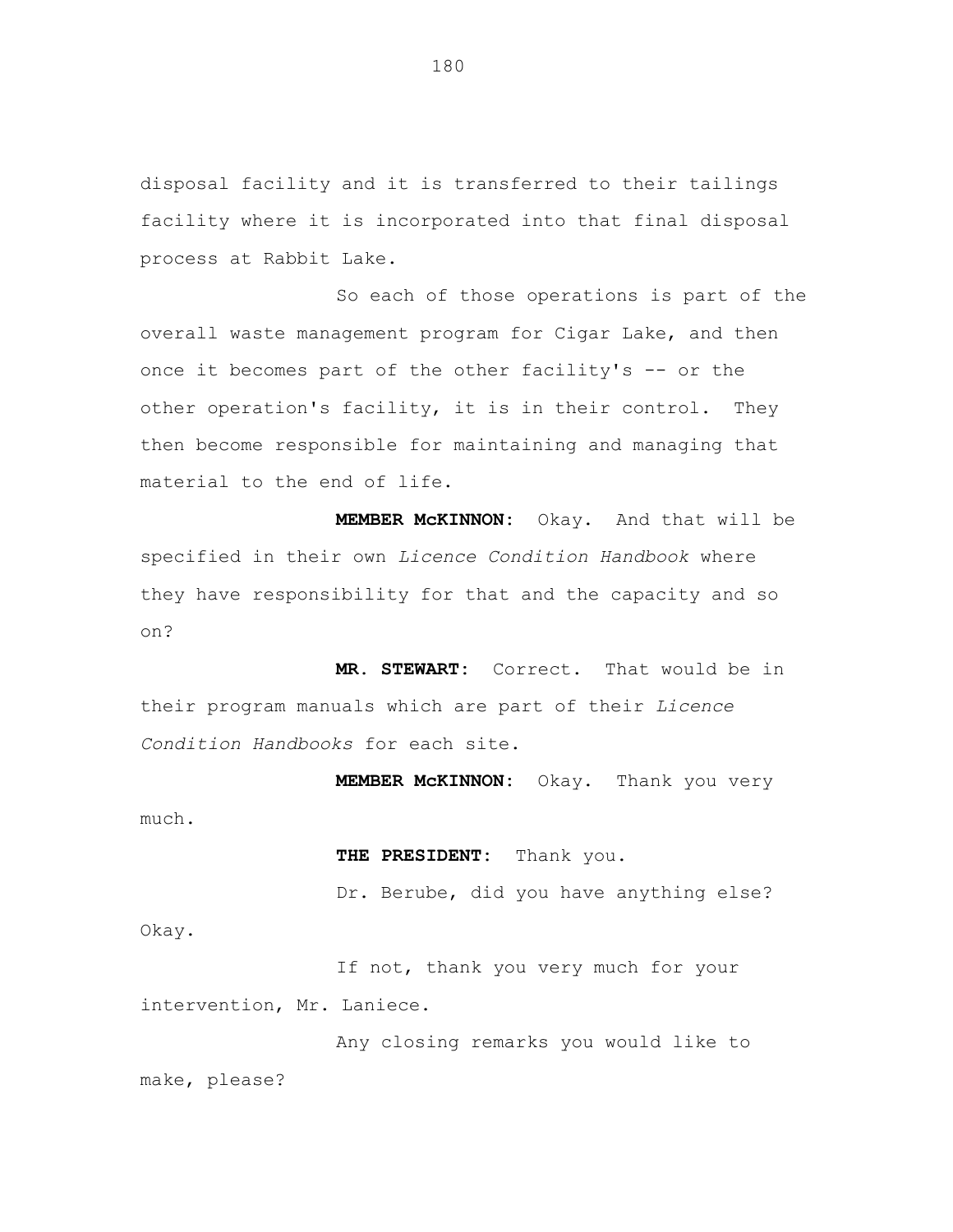disposal facility and it is transferred to their tailings facility where it is incorporated into that final disposal process at Rabbit Lake.

So each of those operations is part of the overall waste management program for Cigar Lake, and then once it becomes part of the other facility's -- or the other operation's facility, it is in their control. They then become responsible for maintaining and managing that material to the end of life.

**MEMBER McKINNON:** Okay. And that will be specified in their own *Licence Condition Handbook* where they have responsibility for that and the capacity and so on?

**MR. STEWART:** Correct. That would be in their program manuals which are part of their *Licence Condition Handbooks* for each site.

**MEMBER McKINNON:** Okay. Thank you very much.

**THE PRESIDENT:** Thank you.

Dr. Berube, did you have anything else? Okay.

If not, thank you very much for your intervention, Mr. Laniece.

Any closing remarks you would like to make, please?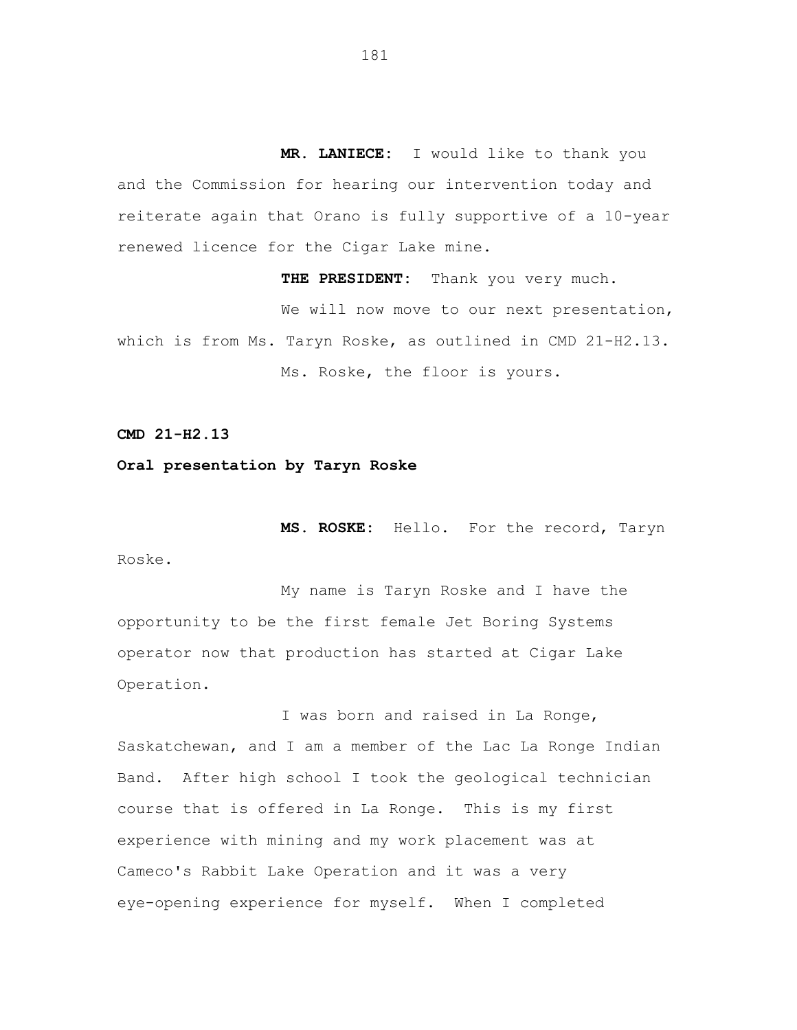**MR. LANIECE:** I would like to thank you and the Commission for hearing our intervention today and reiterate again that Orano is fully supportive of a 10-year renewed licence for the Cigar Lake mine.

**THE PRESIDENT:** Thank you very much.

We will now move to our next presentation, which is from Ms. Taryn Roske, as outlined in CMD 21-H2.13.

Ms. Roske, the floor is yours.

**CMD 21-H2.13**

**Oral presentation by Taryn Roske**

**MS. ROSKE:** Hello. For the record, Taryn Roske.

My name is Taryn Roske and I have the opportunity to be the first female Jet Boring Systems operator now that production has started at Cigar Lake Operation.

I was born and raised in La Ronge, Saskatchewan, and I am a member of the Lac La Ronge Indian Band. After high school I took the geological technician course that is offered in La Ronge. This is my first experience with mining and my work placement was at Cameco's Rabbit Lake Operation and it was a very eye-opening experience for myself. When I completed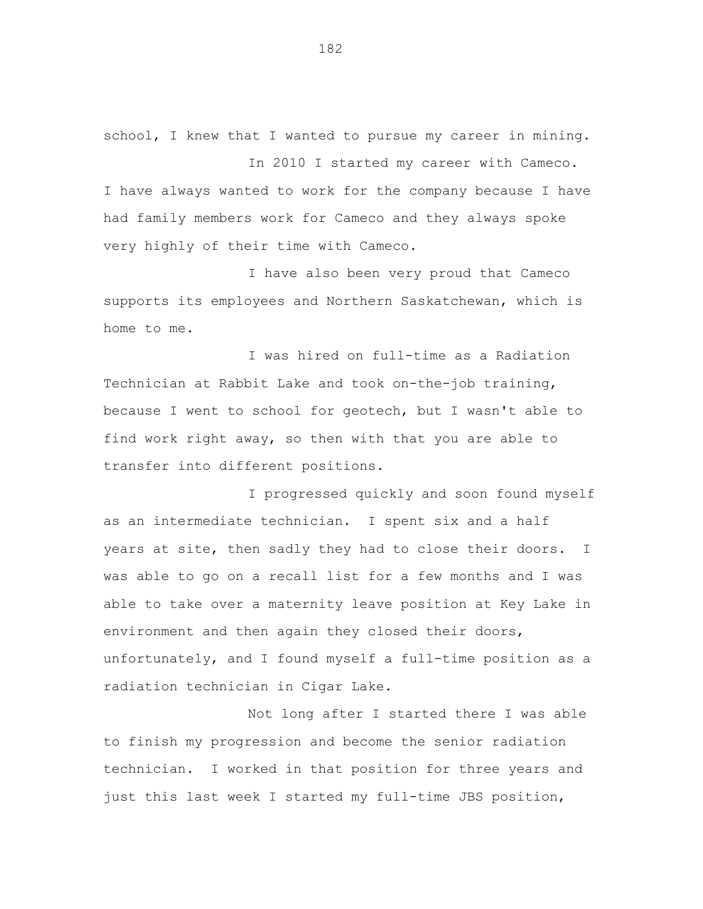school, I knew that I wanted to pursue my career in mining.

In 2010 I started my career with Cameco. I have always wanted to work for the company because I have had family members work for Cameco and they always spoke very highly of their time with Cameco.

I have also been very proud that Cameco supports its employees and Northern Saskatchewan, which is home to me.

I was hired on full-time as a Radiation Technician at Rabbit Lake and took on-the-job training, because I went to school for geotech, but I wasn't able to find work right away, so then with that you are able to transfer into different positions.

I progressed quickly and soon found myself as an intermediate technician. I spent six and a half years at site, then sadly they had to close their doors. I was able to go on a recall list for a few months and I was able to take over a maternity leave position at Key Lake in environment and then again they closed their doors, unfortunately, and I found myself a full-time position as a radiation technician in Cigar Lake.

Not long after I started there I was able to finish my progression and become the senior radiation technician. I worked in that position for three years and just this last week I started my full-time JBS position,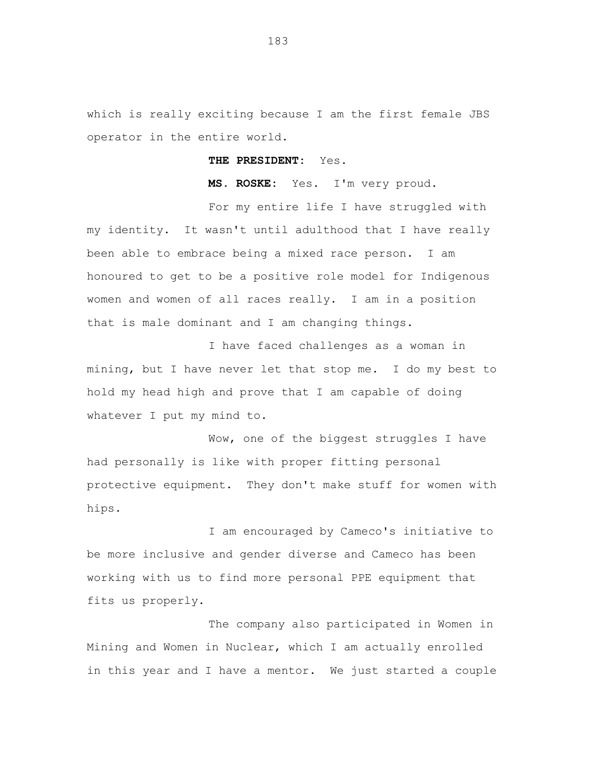which is really exciting because I am the first female JBS operator in the entire world.

**THE PRESIDENT:** Yes.

**MS. ROSKE:** Yes. I'm very proud.

For my entire life I have struggled with my identity. It wasn't until adulthood that I have really been able to embrace being a mixed race person. I am honoured to get to be a positive role model for Indigenous women and women of all races really. I am in a position that is male dominant and I am changing things.

I have faced challenges as a woman in mining, but I have never let that stop me. I do my best to hold my head high and prove that I am capable of doing whatever I put my mind to.

Wow, one of the biggest struggles I have had personally is like with proper fitting personal protective equipment. They don't make stuff for women with hips.

I am encouraged by Cameco's initiative to be more inclusive and gender diverse and Cameco has been working with us to find more personal PPE equipment that fits us properly.

The company also participated in Women in Mining and Women in Nuclear, which I am actually enrolled in this year and I have a mentor. We just started a couple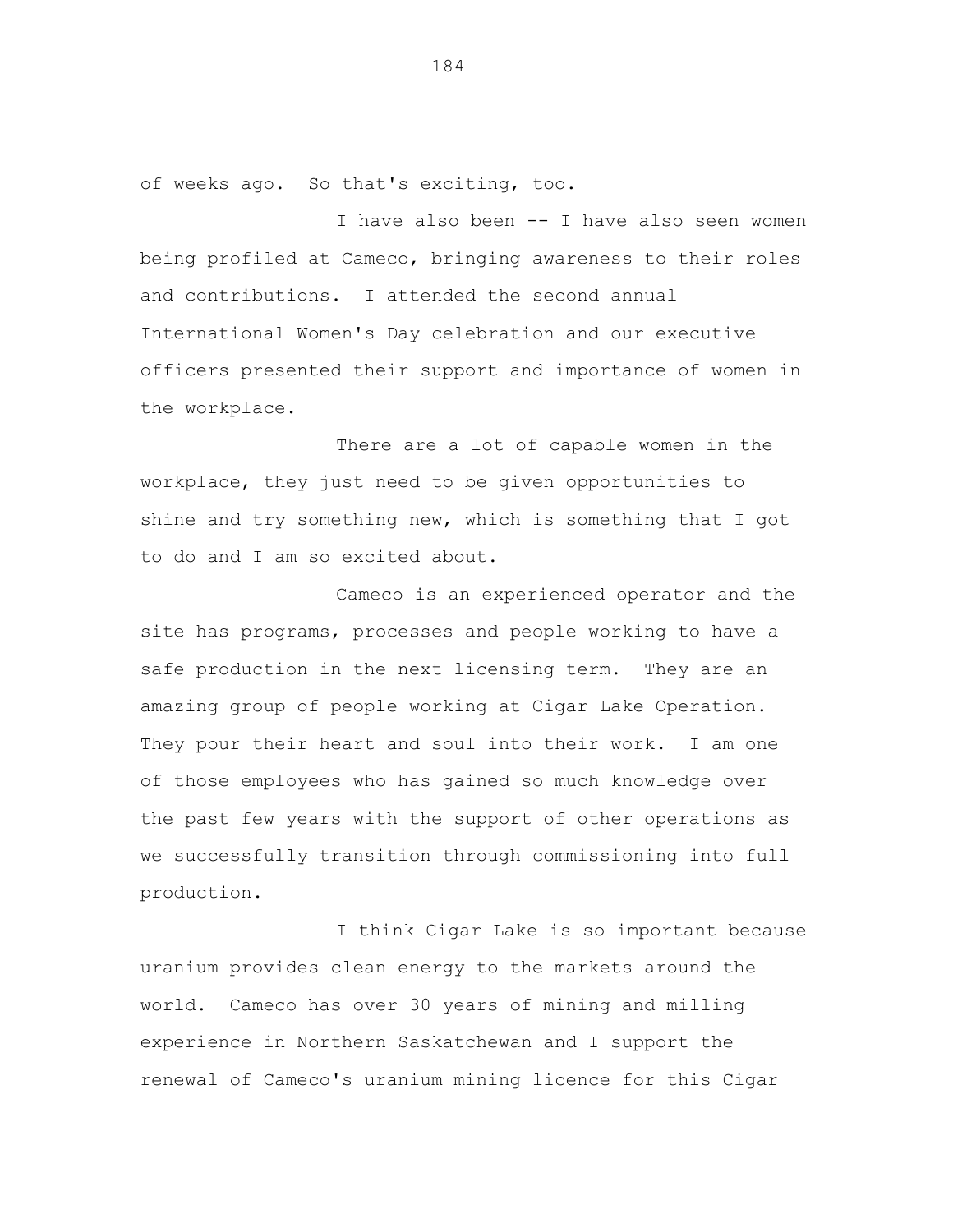of weeks ago. So that's exciting, too.

I have also been -- I have also seen women being profiled at Cameco, bringing awareness to their roles and contributions. I attended the second annual International Women's Day celebration and our executive officers presented their support and importance of women in the workplace.

There are a lot of capable women in the workplace, they just need to be given opportunities to shine and try something new, which is something that I got to do and I am so excited about.

Cameco is an experienced operator and the site has programs, processes and people working to have a safe production in the next licensing term. They are an amazing group of people working at Cigar Lake Operation. They pour their heart and soul into their work. I am one of those employees who has gained so much knowledge over the past few years with the support of other operations as we successfully transition through commissioning into full production.

I think Cigar Lake is so important because uranium provides clean energy to the markets around the world. Cameco has over 30 years of mining and milling experience in Northern Saskatchewan and I support the renewal of Cameco's uranium mining licence for this Cigar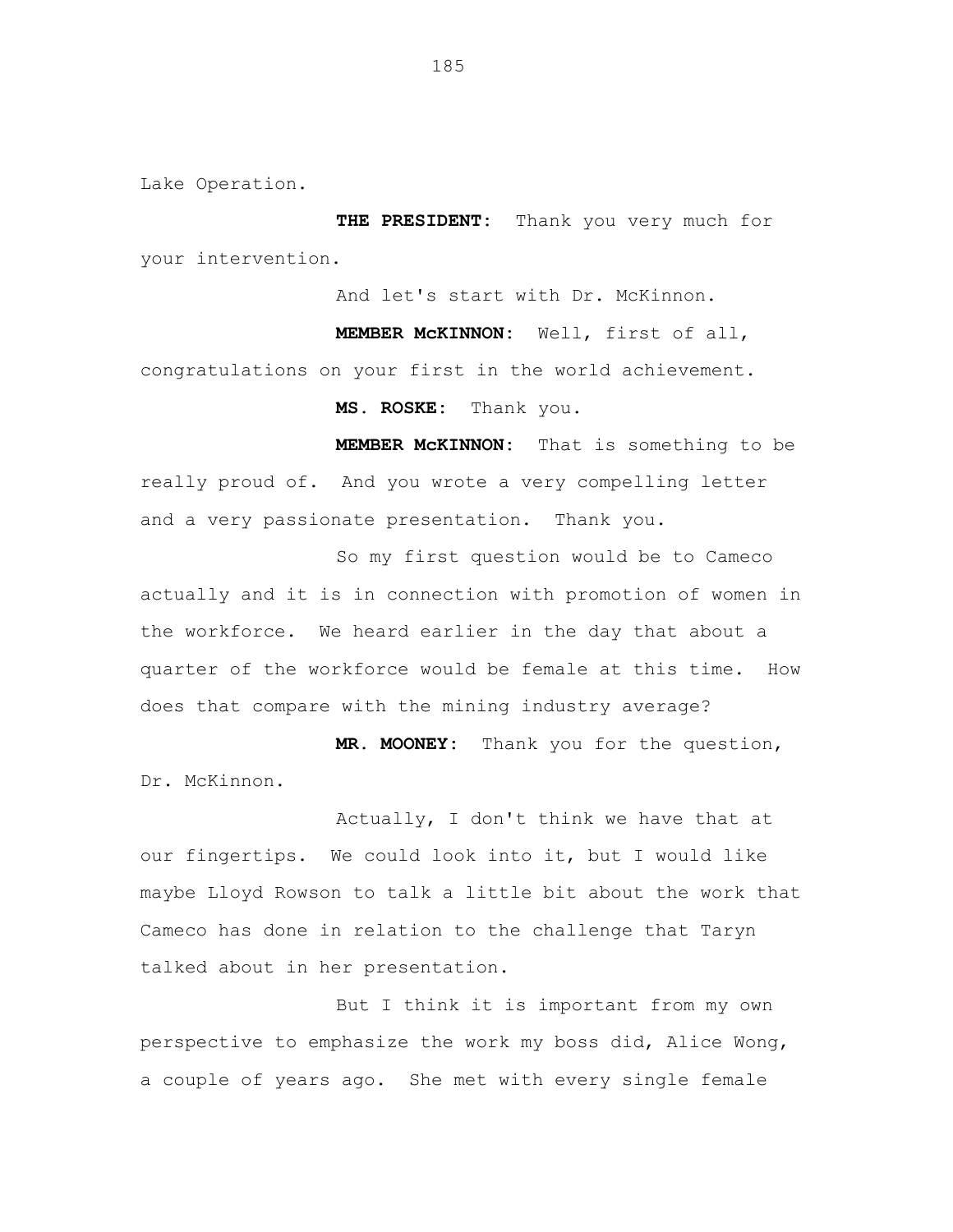Lake Operation.

**THE PRESIDENT:** Thank you very much for your intervention.

And let's start with Dr. McKinnon.

**MEMBER McKINNON:** Well, first of all, congratulations on your first in the world achievement.

**MS. ROSKE:** Thank you.

**MEMBER McKINNON:** That is something to be really proud of. And you wrote a very compelling letter and a very passionate presentation. Thank you.

So my first question would be to Cameco actually and it is in connection with promotion of women in the workforce. We heard earlier in the day that about a quarter of the workforce would be female at this time. How does that compare with the mining industry average?

**MR. MOONEY:** Thank you for the question, Dr. McKinnon.

Actually, I don't think we have that at our fingertips. We could look into it, but I would like maybe Lloyd Rowson to talk a little bit about the work that Cameco has done in relation to the challenge that Taryn talked about in her presentation.

But I think it is important from my own perspective to emphasize the work my boss did, Alice Wong, a couple of years ago. She met with every single female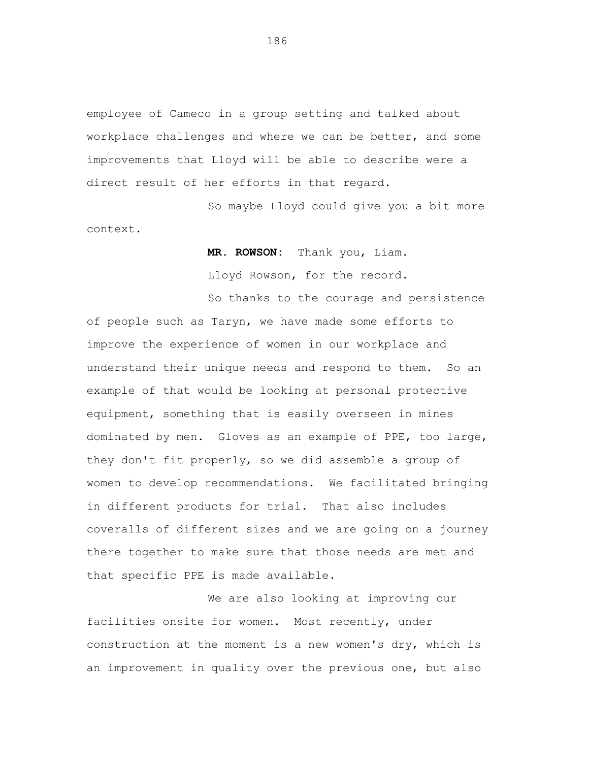employee of Cameco in a group setting and talked about workplace challenges and where we can be better, and some improvements that Lloyd will be able to describe were a direct result of her efforts in that regard.

So maybe Lloyd could give you a bit more context.

**MR. ROWSON:** Thank you, Liam.

Lloyd Rowson, for the record.

So thanks to the courage and persistence of people such as Taryn, we have made some efforts to improve the experience of women in our workplace and understand their unique needs and respond to them. So an example of that would be looking at personal protective equipment, something that is easily overseen in mines dominated by men. Gloves as an example of PPE, too large, they don't fit properly, so we did assemble a group of women to develop recommendations. We facilitated bringing in different products for trial. That also includes coveralls of different sizes and we are going on a journey there together to make sure that those needs are met and that specific PPE is made available.

We are also looking at improving our facilities onsite for women. Most recently, under construction at the moment is a new women's dry, which is an improvement in quality over the previous one, but also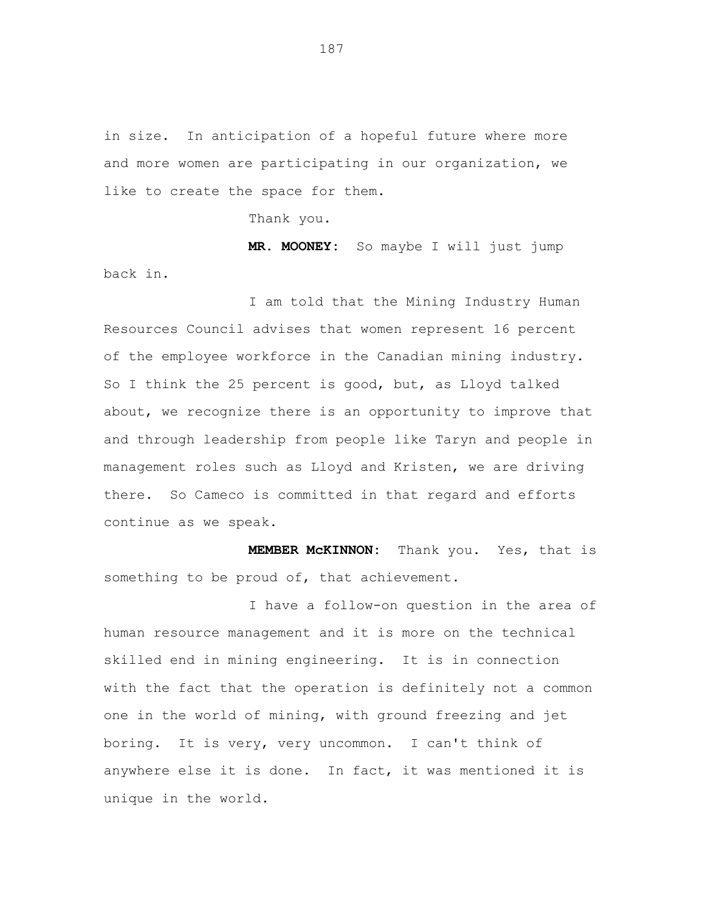in size. In anticipation of a hopeful future where more and more women are participating in our organization, we like to create the space for them.

Thank you.

**MR. MOONEY:** So maybe I will just jump back in.

I am told that the Mining Industry Human Resources Council advises that women represent 16 percent of the employee workforce in the Canadian mining industry. So I think the 25 percent is good, but, as Lloyd talked about, we recognize there is an opportunity to improve that and through leadership from people like Taryn and people in management roles such as Lloyd and Kristen, we are driving there. So Cameco is committed in that regard and efforts continue as we speak.

**MEMBER McKINNON:** Thank you. Yes, that is something to be proud of, that achievement.

I have a follow-on question in the area of human resource management and it is more on the technical skilled end in mining engineering. It is in connection with the fact that the operation is definitely not a common one in the world of mining, with ground freezing and jet boring. It is very, very uncommon. I can't think of anywhere else it is done. In fact, it was mentioned it is unique in the world.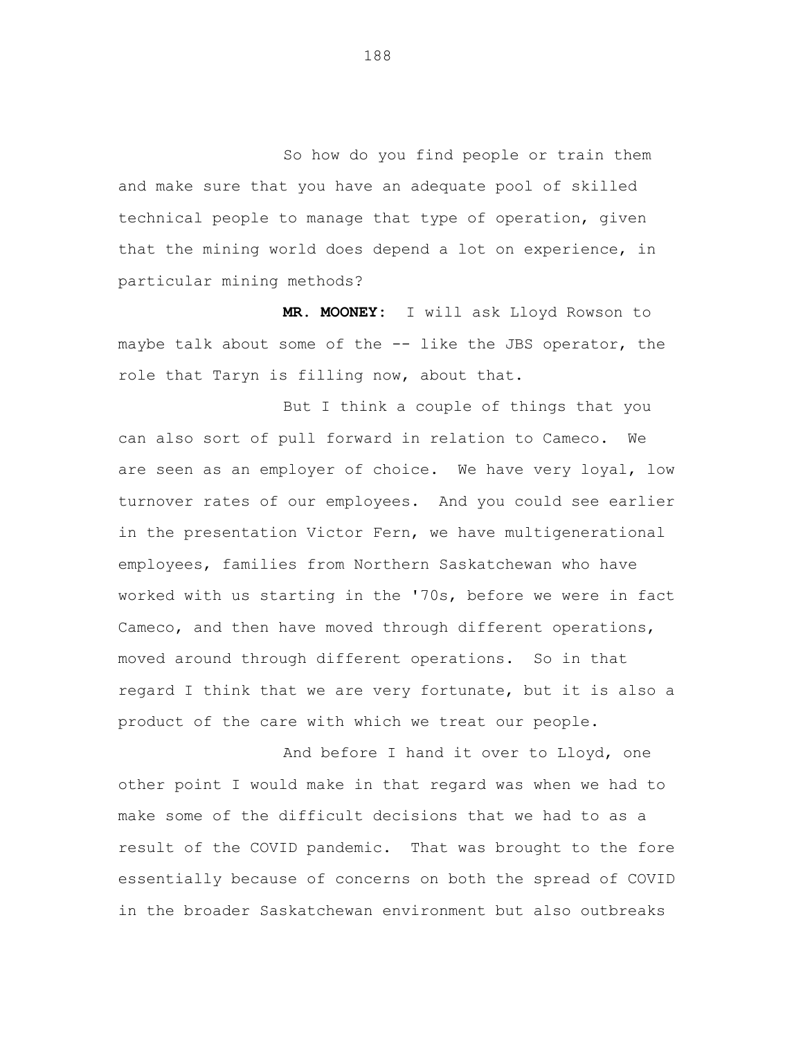So how do you find people or train them and make sure that you have an adequate pool of skilled technical people to manage that type of operation, given that the mining world does depend a lot on experience, in particular mining methods?

**MR. MOONEY:** I will ask Lloyd Rowson to maybe talk about some of the -- like the JBS operator, the role that Taryn is filling now, about that.

But I think a couple of things that you can also sort of pull forward in relation to Cameco. We are seen as an employer of choice. We have very loyal, low turnover rates of our employees. And you could see earlier in the presentation Victor Fern, we have multigenerational employees, families from Northern Saskatchewan who have worked with us starting in the '70s, before we were in fact Cameco, and then have moved through different operations, moved around through different operations. So in that regard I think that we are very fortunate, but it is also a product of the care with which we treat our people.

And before I hand it over to Lloyd, one other point I would make in that regard was when we had to make some of the difficult decisions that we had to as a result of the COVID pandemic. That was brought to the fore essentially because of concerns on both the spread of COVID in the broader Saskatchewan environment but also outbreaks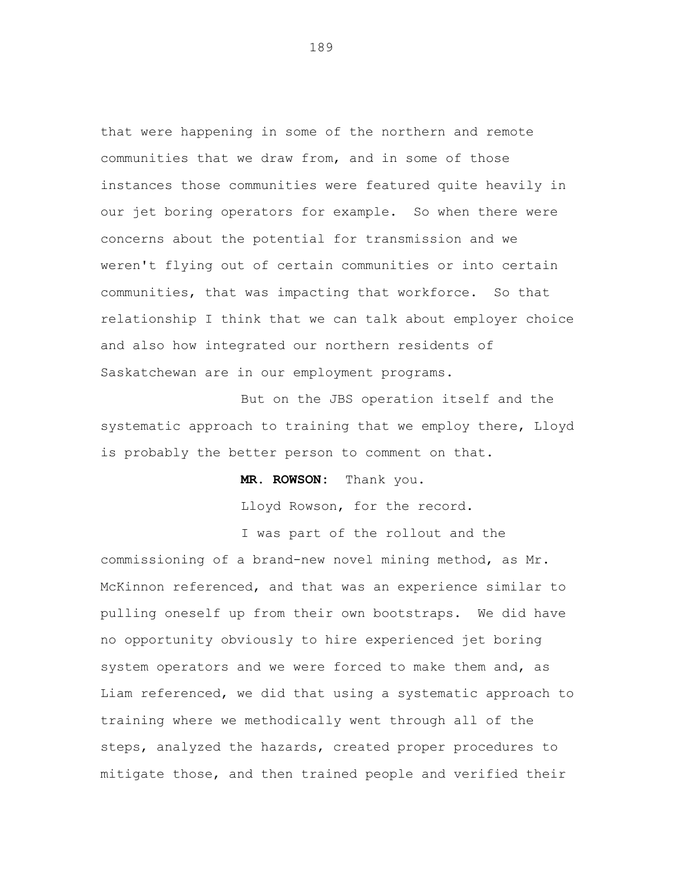that were happening in some of the northern and remote communities that we draw from, and in some of those instances those communities were featured quite heavily in our jet boring operators for example. So when there were concerns about the potential for transmission and we weren't flying out of certain communities or into certain communities, that was impacting that workforce. So that relationship I think that we can talk about employer choice and also how integrated our northern residents of Saskatchewan are in our employment programs.

But on the JBS operation itself and the systematic approach to training that we employ there, Lloyd is probably the better person to comment on that.

**MR. ROWSON:** Thank you.

Lloyd Rowson, for the record.

I was part of the rollout and the commissioning of a brand-new novel mining method, as Mr. McKinnon referenced, and that was an experience similar to pulling oneself up from their own bootstraps. We did have no opportunity obviously to hire experienced jet boring system operators and we were forced to make them and, as Liam referenced, we did that using a systematic approach to training where we methodically went through all of the steps, analyzed the hazards, created proper procedures to mitigate those, and then trained people and verified their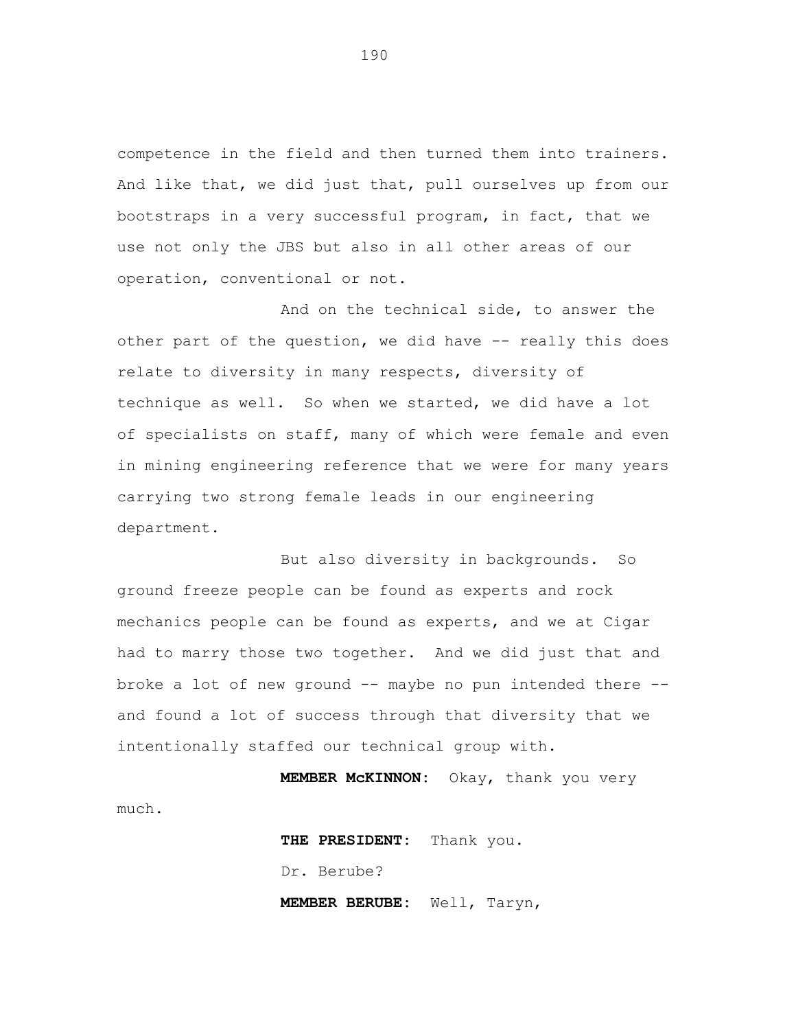competence in the field and then turned them into trainers. And like that, we did just that, pull ourselves up from our bootstraps in a very successful program, in fact, that we use not only the JBS but also in all other areas of our operation, conventional or not.

And on the technical side, to answer the other part of the question, we did have -- really this does relate to diversity in many respects, diversity of technique as well. So when we started, we did have a lot of specialists on staff, many of which were female and even in mining engineering reference that we were for many years carrying two strong female leads in our engineering department.

But also diversity in backgrounds. So ground freeze people can be found as experts and rock mechanics people can be found as experts, and we at Cigar had to marry those two together. And we did just that and broke a lot of new ground -- maybe no pun intended there -- and found a lot of success through that diversity that we intentionally staffed our technical group with.

**MEMBER McKINNON:** Okay, thank you very much.

**THE PRESIDENT:** Thank you.

Dr. Berube?

**MEMBER BERUBE:** Well, Taryn,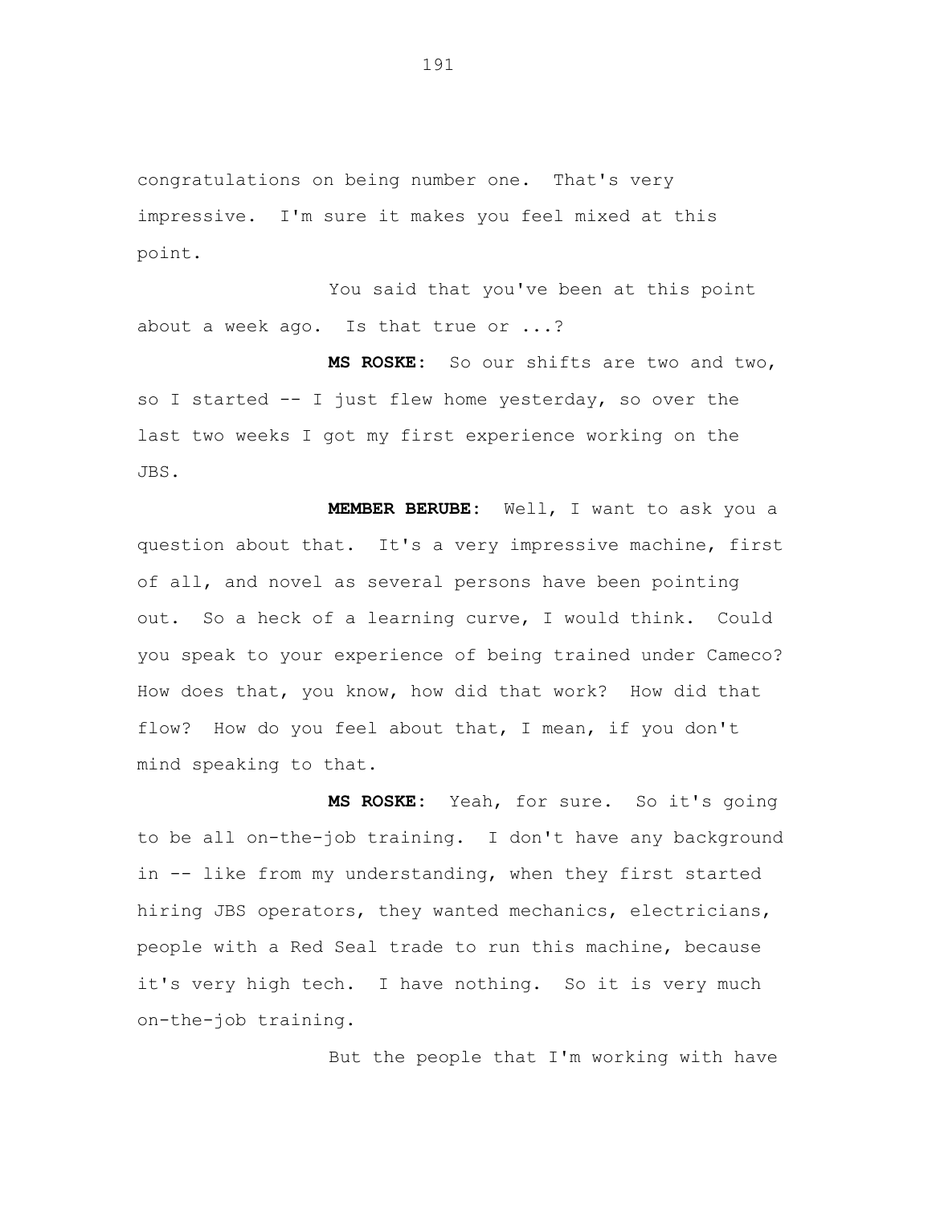congratulations on being number one. That's very impressive. I'm sure it makes you feel mixed at this point.

You said that you've been at this point about a week ago. Is that true or ...?

**MS ROSKE:** So our shifts are two and two, so I started -- I just flew home yesterday, so over the last two weeks I got my first experience working on the JBS.

**MEMBER BERUBE:** Well, I want to ask you a question about that. It's a very impressive machine, first of all, and novel as several persons have been pointing out. So a heck of a learning curve, I would think. Could you speak to your experience of being trained under Cameco? How does that, you know, how did that work? How did that flow? How do you feel about that, I mean, if you don't mind speaking to that.

**MS ROSKE:** Yeah, for sure. So it's going to be all on-the-job training. I don't have any background in -- like from my understanding, when they first started hiring JBS operators, they wanted mechanics, electricians, people with a Red Seal trade to run this machine, because it's very high tech. I have nothing. So it is very much on-the-job training.

But the people that I'm working with have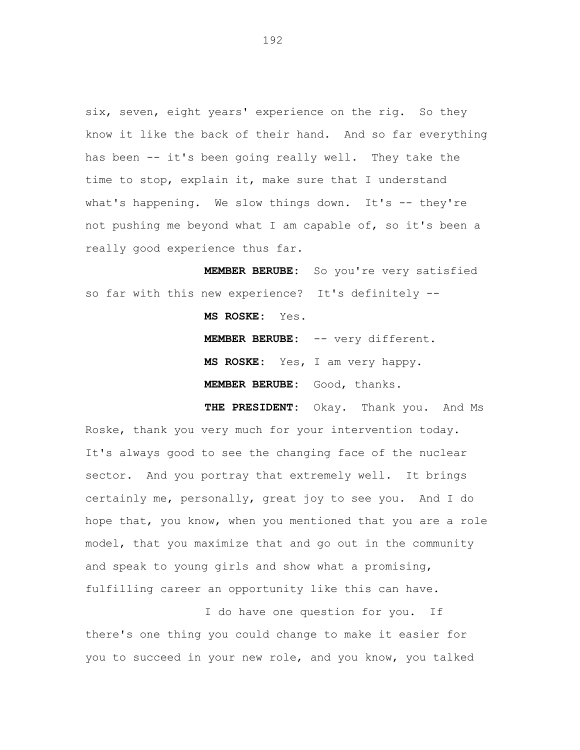six, seven, eight years' experience on the rig. So they know it like the back of their hand. And so far everything has been -- it's been going really well. They take the time to stop, explain it, make sure that I understand what's happening. We slow things down. It's -- they're not pushing me beyond what I am capable of, so it's been a really good experience thus far.

**MEMBER BERUBE:** So you're very satisfied so far with this new experience? It's definitely --

**MS ROSKE:** Yes.

**MEMBER BERUBE:** -- very different.

**MS ROSKE:** Yes, I am very happy.

**MEMBER BERUBE:** Good, thanks.

**THE PRESIDENT:** Okay. Thank you. And Ms Roske, thank you very much for your intervention today. It's always good to see the changing face of the nuclear sector. And you portray that extremely well. It brings certainly me, personally, great joy to see you. And I do hope that, you know, when you mentioned that you are a role model, that you maximize that and go out in the community and speak to young girls and show what a promising, fulfilling career an opportunity like this can have.

I do have one question for you. If there's one thing you could change to make it easier for you to succeed in your new role, and you know, you talked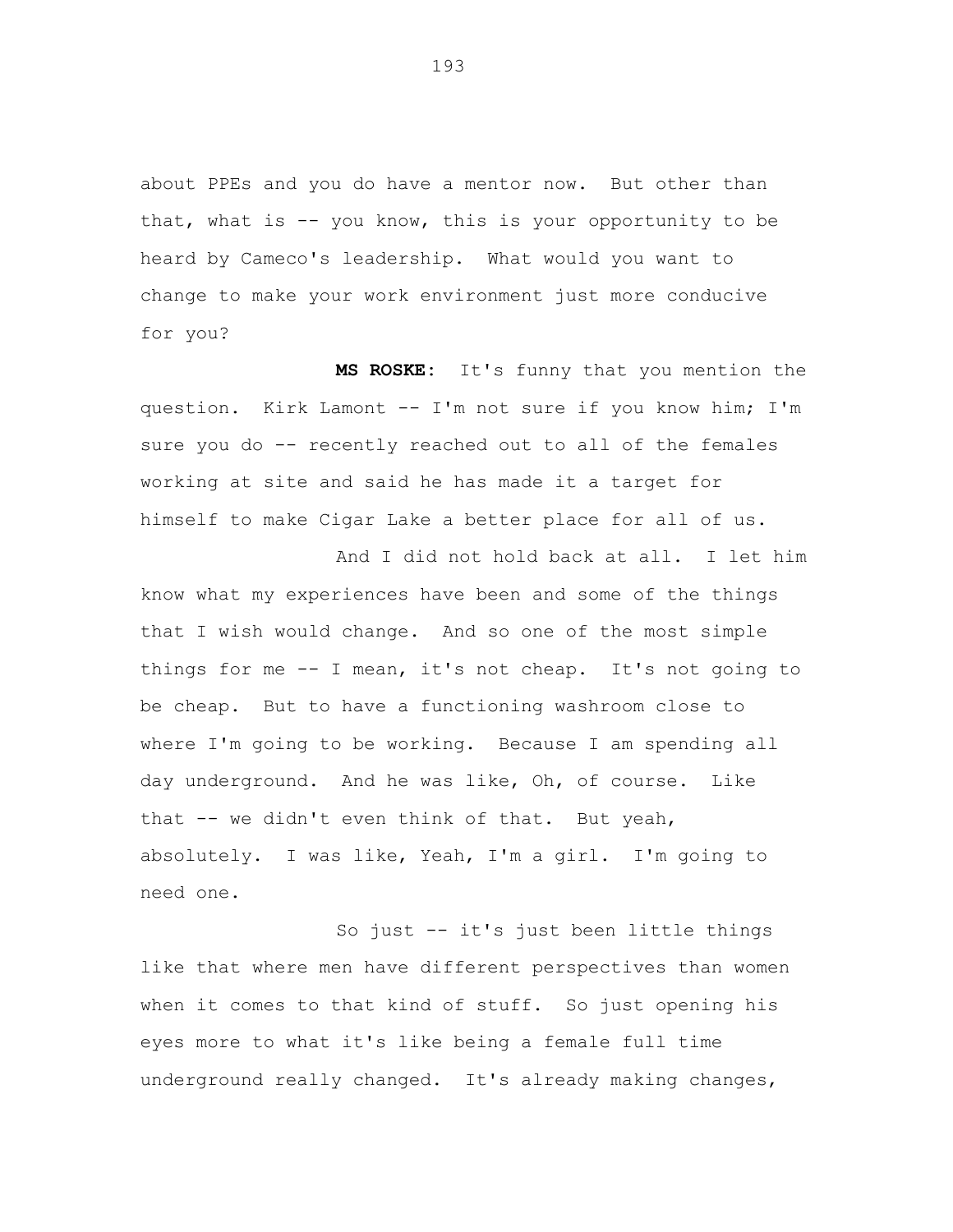about PPEs and you do have a mentor now. But other than that, what is -- you know, this is your opportunity to be heard by Cameco's leadership. What would you want to change to make your work environment just more conducive for you?

**MS ROSKE:** It's funny that you mention the question. Kirk Lamont -- I'm not sure if you know him; I'm sure you do -- recently reached out to all of the females working at site and said he has made it a target for himself to make Cigar Lake a better place for all of us.

And I did not hold back at all. I let him know what my experiences have been and some of the things that I wish would change. And so one of the most simple things for me -- I mean, it's not cheap. It's not going to be cheap. But to have a functioning washroom close to where I'm going to be working. Because I am spending all day underground. And he was like, Oh, of course. Like that -- we didn't even think of that. But yeah, absolutely. I was like, Yeah, I'm a girl. I'm going to need one.

So just -- it's just been little things like that where men have different perspectives than women when it comes to that kind of stuff. So just opening his eyes more to what it's like being a female full time underground really changed. It's already making changes,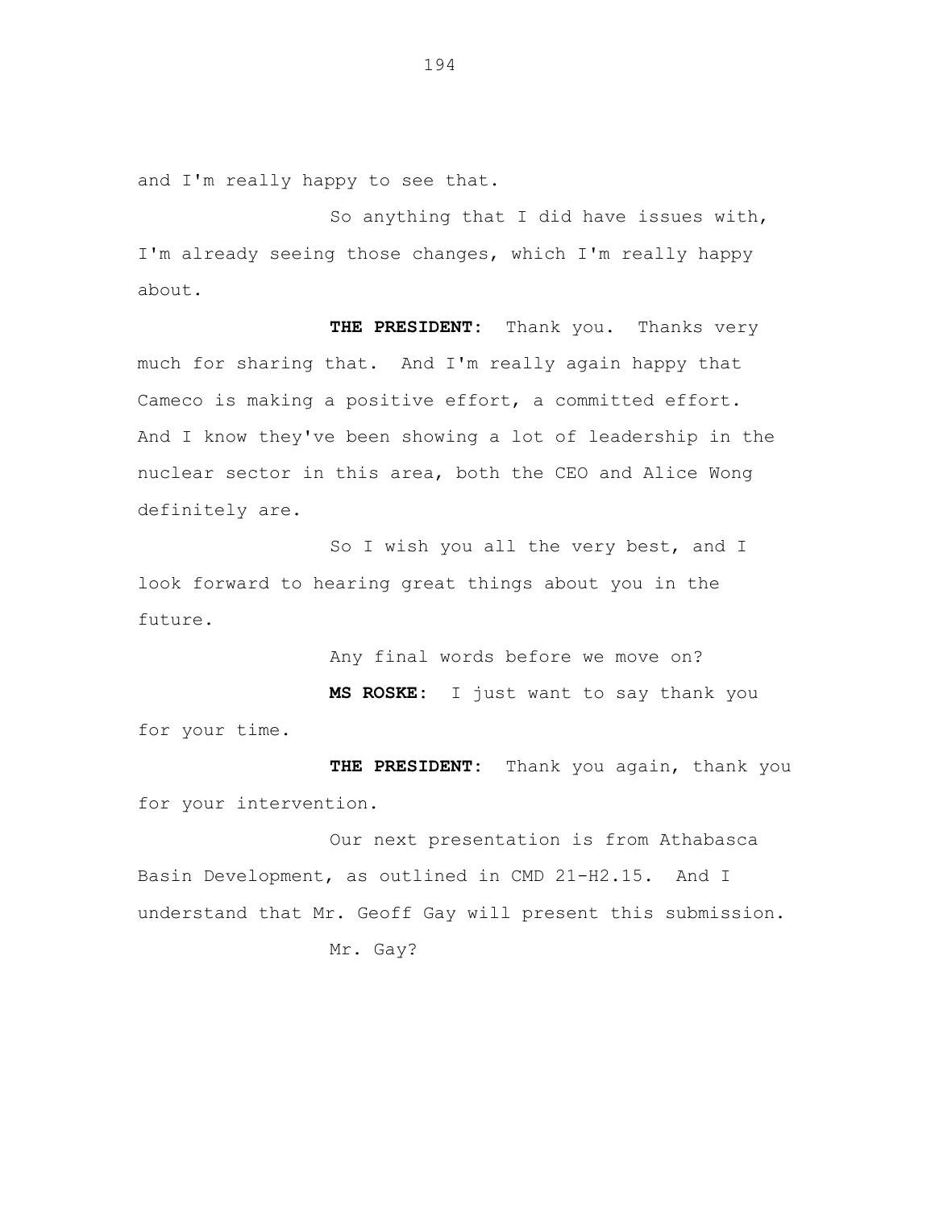and I'm really happy to see that.

So anything that I did have issues with, I'm already seeing those changes, which I'm really happy about.

**THE PRESIDENT:** Thank you. Thanks very much for sharing that. And I'm really again happy that Cameco is making a positive effort, a committed effort. And I know they've been showing a lot of leadership in the nuclear sector in this area, both the CEO and Alice Wong definitely are.

So I wish you all the very best, and I look forward to hearing great things about you in the future.

Any final words before we move on?

**MS ROSKE:** I just want to say thank you for your time.

**THE PRESIDENT:** Thank you again, thank you for your intervention.

Our next presentation is from Athabasca Basin Development, as outlined in CMD 21-H2.15. And I understand that Mr. Geoff Gay will present this submission.

Mr. Gay?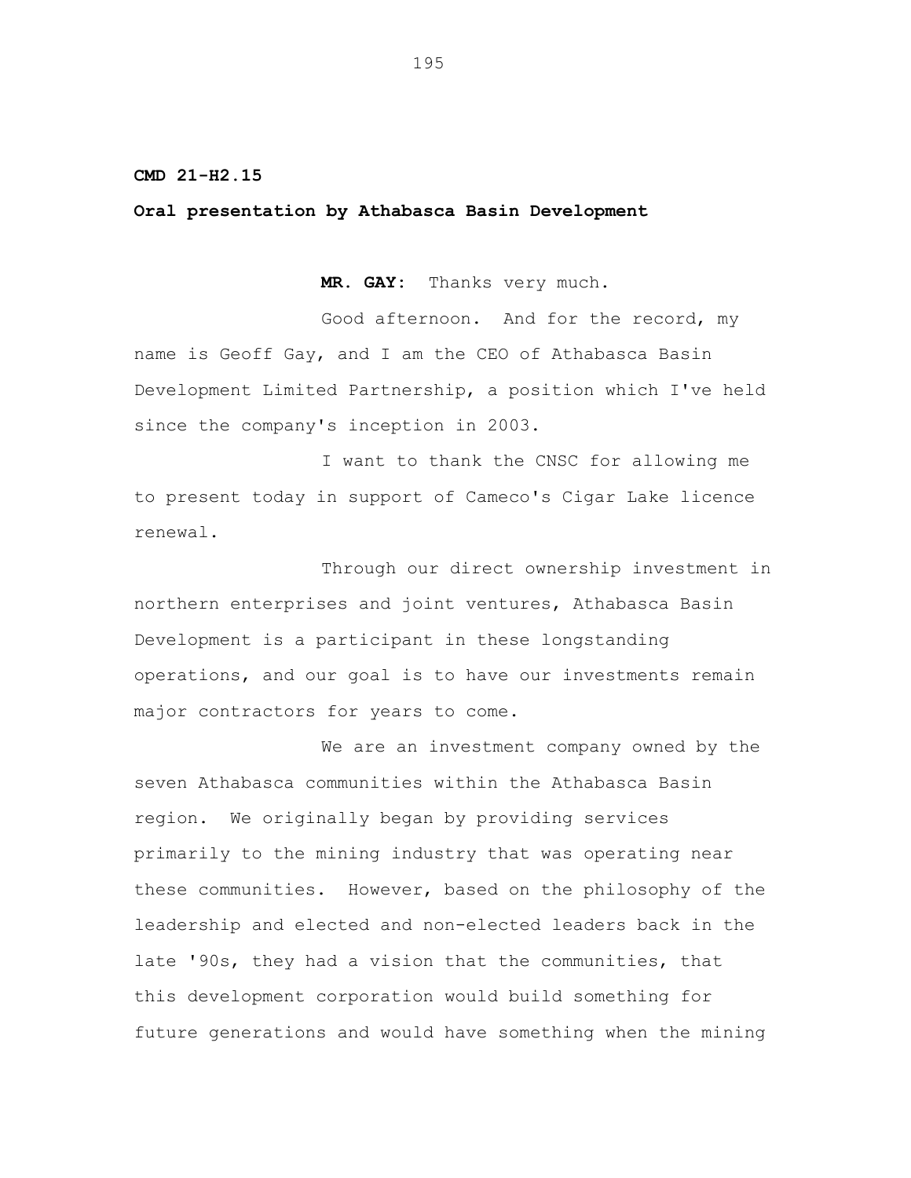**CMD 21-H2.15**

**Oral presentation by Athabasca Basin Development**

**MR. GAY:** Thanks very much.

Good afternoon. And for the record, my name is Geoff Gay, and I am the CEO of Athabasca Basin Development Limited Partnership, a position which I've held since the company's inception in 2003.

I want to thank the CNSC for allowing me to present today in support of Cameco's Cigar Lake licence renewal.

Through our direct ownership investment in northern enterprises and joint ventures, Athabasca Basin Development is a participant in these longstanding operations, and our goal is to have our investments remain major contractors for years to come.

We are an investment company owned by the seven Athabasca communities within the Athabasca Basin region. We originally began by providing services primarily to the mining industry that was operating near these communities. However, based on the philosophy of the leadership and elected and non-elected leaders back in the late '90s, they had a vision that the communities, that this development corporation would build something for future generations and would have something when the mining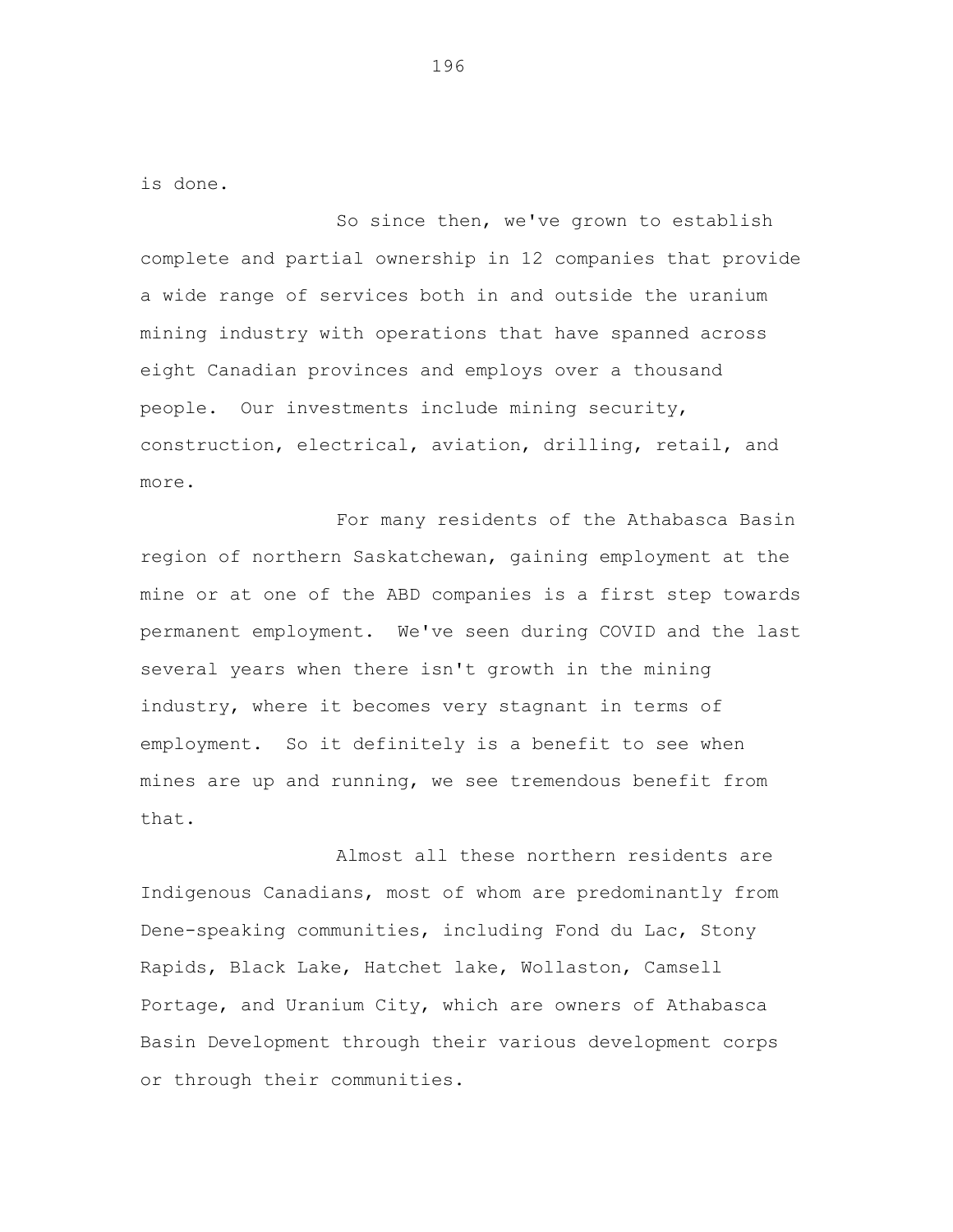is done.

So since then, we've grown to establish complete and partial ownership in 12 companies that provide a wide range of services both in and outside the uranium mining industry with operations that have spanned across eight Canadian provinces and employs over a thousand people. Our investments include mining security, construction, electrical, aviation, drilling, retail, and more.

For many residents of the Athabasca Basin region of northern Saskatchewan, gaining employment at the mine or at one of the ABD companies is a first step towards permanent employment. We've seen during COVID and the last several years when there isn't growth in the mining industry, where it becomes very stagnant in terms of employment. So it definitely is a benefit to see when mines are up and running, we see tremendous benefit from that.

Almost all these northern residents are Indigenous Canadians, most of whom are predominantly from Dene-speaking communities, including Fond du Lac, Stony Rapids, Black Lake, Hatchet lake, Wollaston, Camsell Portage, and Uranium City, which are owners of Athabasca Basin Development through their various development corps or through their communities.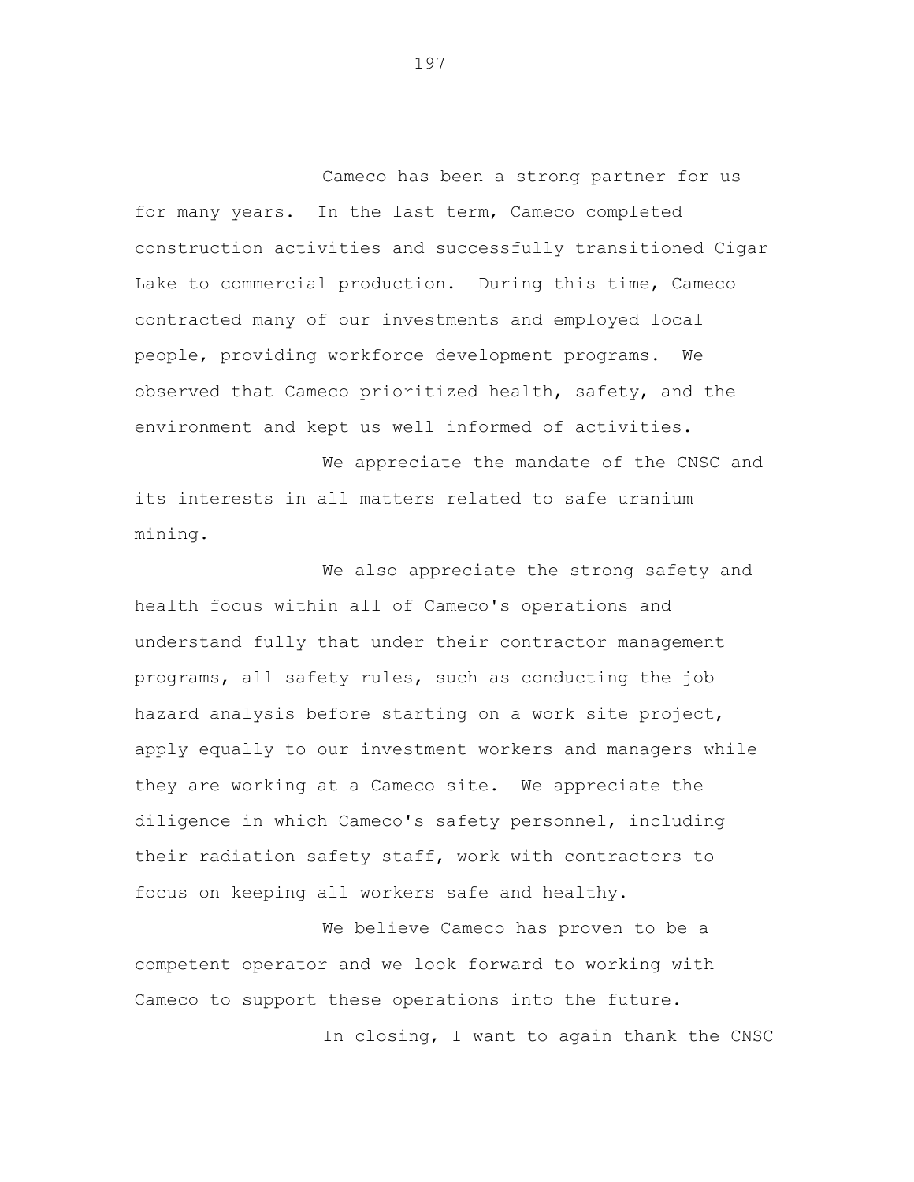Cameco has been a strong partner for us for many years. In the last term, Cameco completed construction activities and successfully transitioned Cigar Lake to commercial production. During this time, Cameco contracted many of our investments and employed local people, providing workforce development programs. We observed that Cameco prioritized health, safety, and the environment and kept us well informed of activities.

We appreciate the mandate of the CNSC and its interests in all matters related to safe uranium mining.

We also appreciate the strong safety and health focus within all of Cameco's operations and understand fully that under their contractor management programs, all safety rules, such as conducting the job hazard analysis before starting on a work site project, apply equally to our investment workers and managers while they are working at a Cameco site. We appreciate the diligence in which Cameco's safety personnel, including their radiation safety staff, work with contractors to focus on keeping all workers safe and healthy.

We believe Cameco has proven to be a competent operator and we look forward to working with Cameco to support these operations into the future.

In closing, I want to again thank the CNSC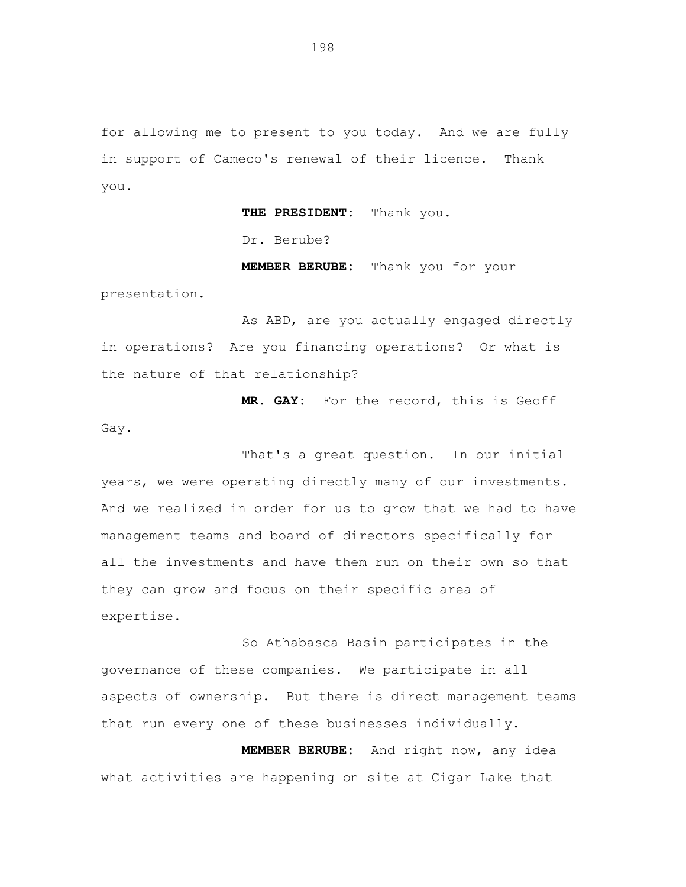for allowing me to present to you today. And we are fully in support of Cameco's renewal of their licence. Thank you.

**THE PRESIDENT:** Thank you.

Dr. Berube?

**MEMBER BERUBE:** Thank you for your presentation.

As ABD, are you actually engaged directly in operations? Are you financing operations? Or what is the nature of that relationship?

**MR. GAY:** For the record, this is Geoff Gay.

That's a great question. In our initial years, we were operating directly many of our investments. And we realized in order for us to grow that we had to have management teams and board of directors specifically for all the investments and have them run on their own so that they can grow and focus on their specific area of expertise.

So Athabasca Basin participates in the governance of these companies. We participate in all aspects of ownership. But there is direct management teams that run every one of these businesses individually.

**MEMBER BERUBE:** And right now, any idea what activities are happening on site at Cigar Lake that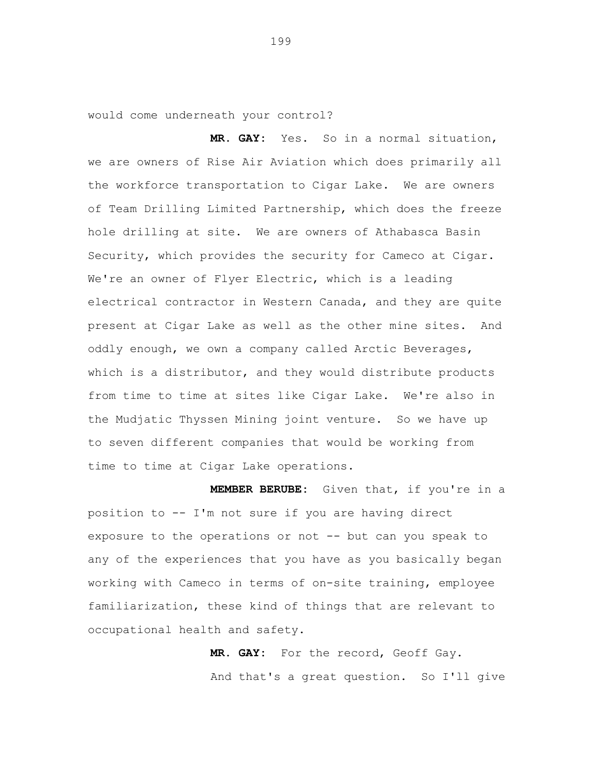would come underneath your control?

**MR. GAY:** Yes. So in a normal situation, we are owners of Rise Air Aviation which does primarily all the workforce transportation to Cigar Lake. We are owners of Team Drilling Limited Partnership, which does the freeze hole drilling at site. We are owners of Athabasca Basin Security, which provides the security for Cameco at Cigar. We're an owner of Flyer Electric, which is a leading electrical contractor in Western Canada, and they are quite present at Cigar Lake as well as the other mine sites. And oddly enough, we own a company called Arctic Beverages, which is a distributor, and they would distribute products from time to time at sites like Cigar Lake. We're also in the Mudjatic Thyssen Mining joint venture. So we have up to seven different companies that would be working from time to time at Cigar Lake operations.

**MEMBER BERUBE:** Given that, if you're in a position to -- I'm not sure if you are having direct exposure to the operations or not -- but can you speak to any of the experiences that you have as you basically began working with Cameco in terms of on-site training, employee familiarization, these kind of things that are relevant to occupational health and safety.

**MR. GAY:** For the record, Geoff Gay.

And that's a great question. So I'll give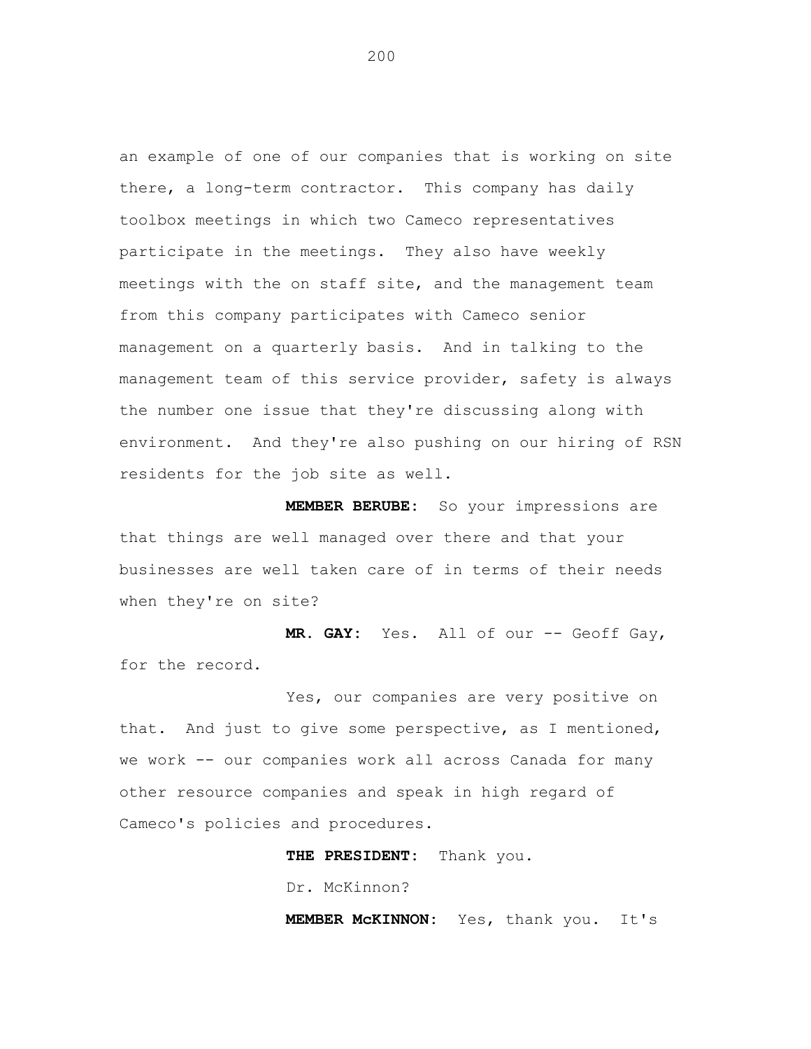an example of one of our companies that is working on site there, a long-term contractor. This company has daily toolbox meetings in which two Cameco representatives participate in the meetings. They also have weekly meetings with the on staff site, and the management team from this company participates with Cameco senior management on a quarterly basis. And in talking to the management team of this service provider, safety is always the number one issue that they're discussing along with environment. And they're also pushing on our hiring of RSN residents for the job site as well.

**MEMBER BERUBE:** So your impressions are that things are well managed over there and that your businesses are well taken care of in terms of their needs when they're on site?

**MR. GAY:** Yes. All of our -- Geoff Gay, for the record.

Yes, our companies are very positive on that. And just to give some perspective, as I mentioned, we work -- our companies work all across Canada for many other resource companies and speak in high regard of Cameco's policies and procedures.

**THE PRESIDENT:** Thank you.

Dr. McKinnon?

**MEMBER McKINNON:** Yes, thank you. It's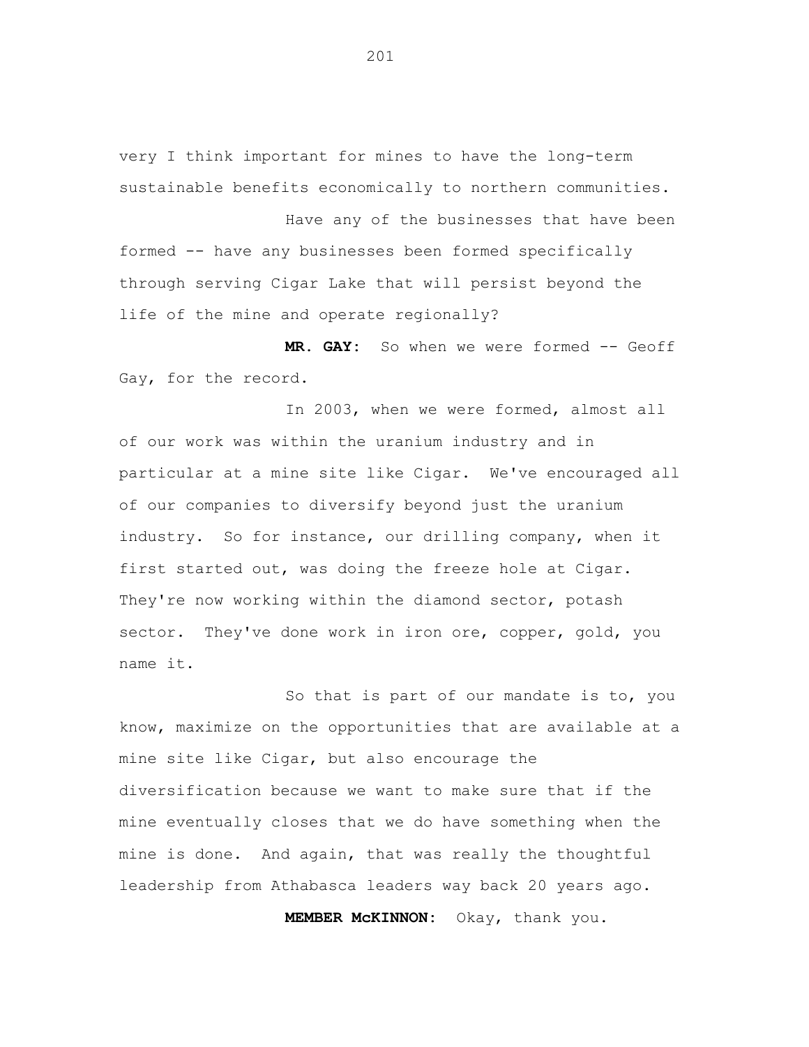very I think important for mines to have the long-term sustainable benefits economically to northern communities.

Have any of the businesses that have been formed -- have any businesses been formed specifically through serving Cigar Lake that will persist beyond the life of the mine and operate regionally?

**MR. GAY:** So when we were formed -- Geoff Gay, for the record.

In 2003, when we were formed, almost all of our work was within the uranium industry and in particular at a mine site like Cigar. We've encouraged all of our companies to diversify beyond just the uranium industry. So for instance, our drilling company, when it first started out, was doing the freeze hole at Cigar. They're now working within the diamond sector, potash sector. They've done work in iron ore, copper, gold, you name it.

So that is part of our mandate is to, you know, maximize on the opportunities that are available at a mine site like Cigar, but also encourage the diversification because we want to make sure that if the mine eventually closes that we do have something when the mine is done. And again, that was really the thoughtful leadership from Athabasca leaders way back 20 years ago.

**MEMBER McKINNON:** Okay, thank you.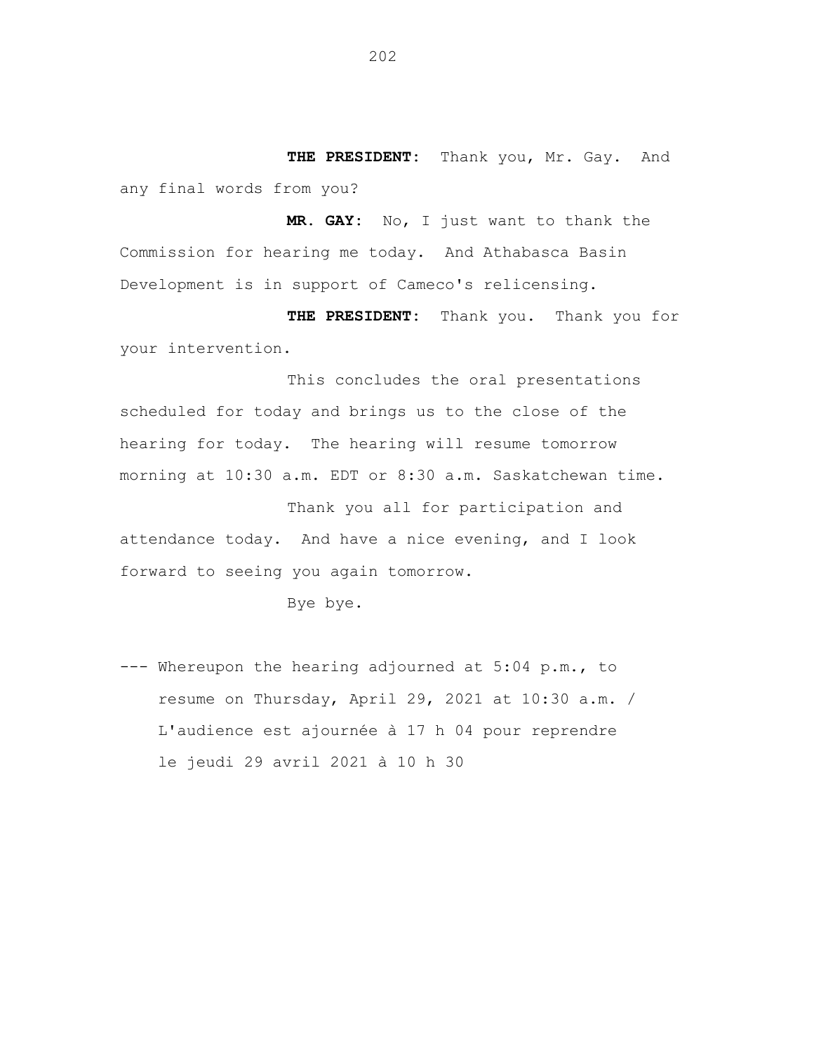**THE PRESIDENT:** Thank you, Mr. Gay. And any final words from you?

**MR. GAY:** No, I just want to thank the Commission for hearing me today. And Athabasca Basin Development is in support of Cameco's relicensing.

**THE PRESIDENT:** Thank you. Thank you for your intervention.

This concludes the oral presentations scheduled for today and brings us to the close of the hearing for today. The hearing will resume tomorrow morning at 10:30 a.m. EDT or 8:30 a.m. Saskatchewan time.

Thank you all for participation and attendance today. And have a nice evening, and I look forward to seeing you again tomorrow.

Bye bye.

--- Whereupon the hearing adjourned at 5:04 p.m., to resume on Thursday, April 29, 2021 at 10:30 a.m. / L'audience est ajournée à 17 h 04 pour reprendre le jeudi 29 avril 2021 à 10 h 30